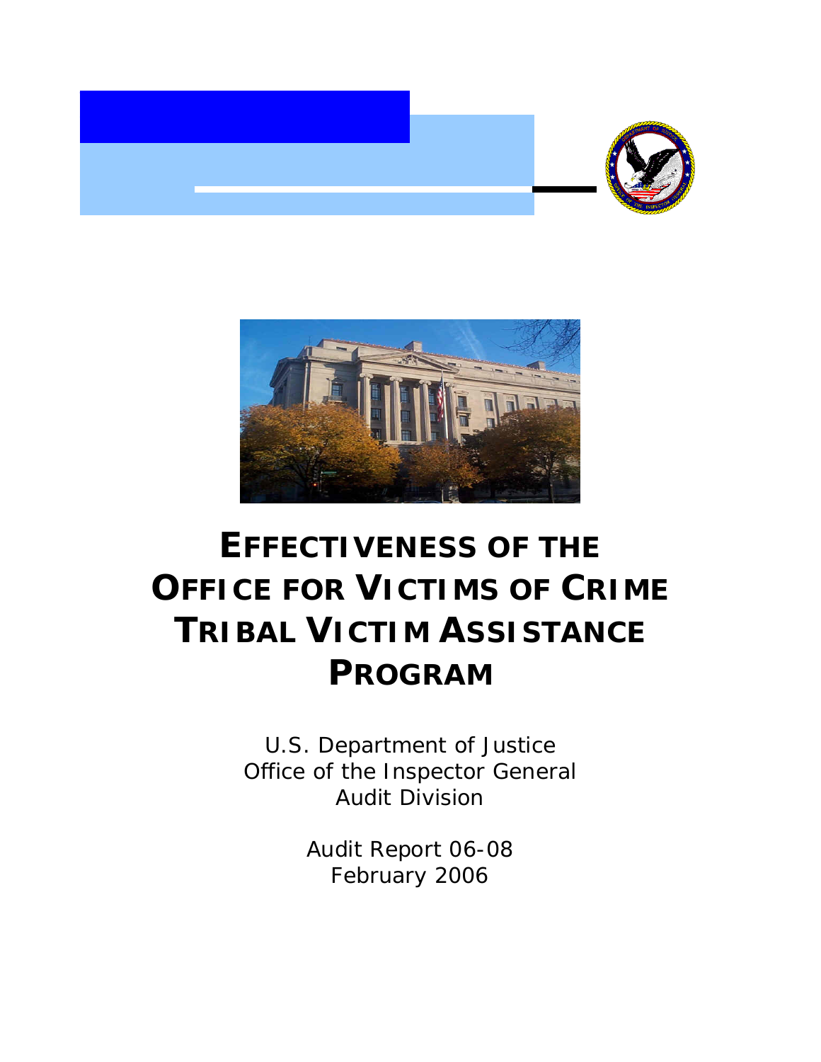# EFFECTIVENESS OF THE OFFICE FOR VICTIMS OF CRIME TRIBAL VICTIM ASSISTANCE PROGRAM

U.S. Department of Justice
Office of the Inspector General
Audit Division

Audit Report 06-08
February 2006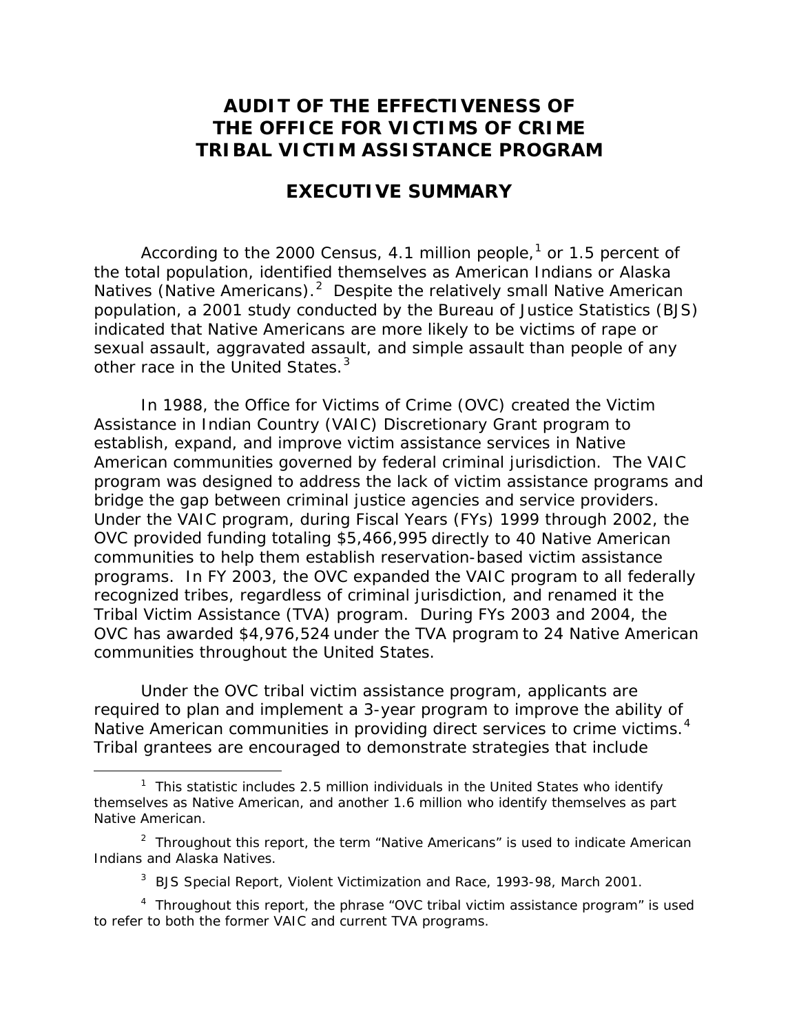# AUDIT OF THE EFFECTIVENESS OF THE OFFICE FOR VICTIMS OF CRIME TRIBAL VICTIM ASSISTANCE PROGRAM

## EXECUTIVE SUMMARY

According to the 2000 Census, 4.1 million people,[1] or 1.5 percent of the total population, identified themselves as American Indians or Alaska Natives (Native Americans).[2] Despite the relatively small Native American population, a 2001 study conducted by the Bureau of Justice Statistics (BJS) indicated that Native Americans are more likely to be victims of rape or sexual assault, aggravated assault, and simple assault than people of any other race in the United States.[3]

In 1988, the Office for Victims of Crime (OVC) created the Victim Assistance in Indian Country (VAIC) Discretionary Grant program to establish, expand, and improve victim assistance services in Native American communities governed by federal criminal jurisdiction. The VAIC program was designed to address the lack of victim assistance programs and bridge the gap between criminal justice agencies and service providers. Under the VAIC program, during Fiscal Years (FYs) 1999 through 2002, the OVC provided funding totaling $5,466,995 directly to 40 Native American communities to help them establish reservation-based victim assistance programs. In FY 2003, the OVC expanded the VAIC program to all federally recognized tribes, regardless of criminal jurisdiction, and renamed it the Tribal Victim Assistance (TVA) program. During FYs 2003 and 2004, the OVC has awarded $4,976,524 under the TVA program to 24 Native American communities throughout the United States.

Under the OVC tribal victim assistance program, applicants are required to plan and implement a 3-year program to improve the ability of Native American communities in providing direct services to crime victims.[4] Tribal grantees are encouraged to demonstrate strategies that include

---

[1] This statistic includes 2.5 million individuals in the United States who identify themselves as Native American, and another 1.6 million who identify themselves as part Native American.

[2] Throughout this report, the term "Native Americans" is used to indicate American Indians and Alaska Natives.

[3] BJS Special Report, Violent Victimization and Race, 1993-98, March 2001.

[4] Throughout this report, the phrase "OVC tribal victim assistance program" is used to refer to both the former VAIC and current TVA programs.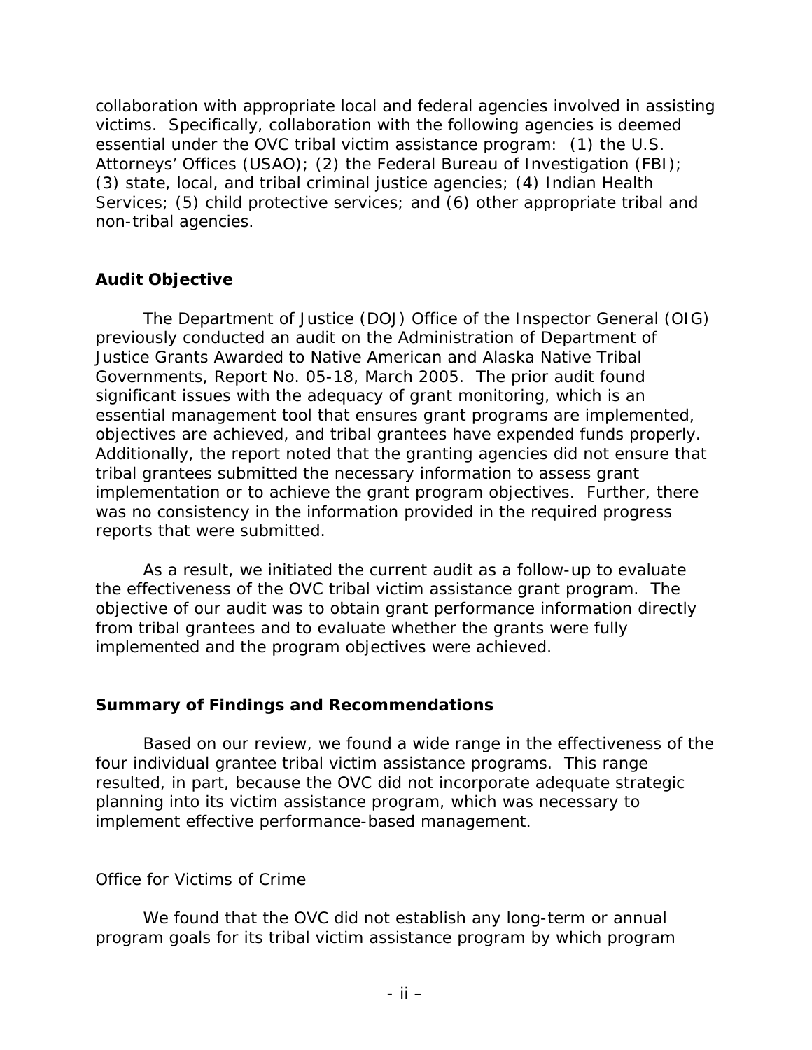collaboration with appropriate local and federal agencies involved in assisting victims. Specifically, collaboration with the following agencies is deemed essential under the OVC tribal victim assistance program: (1) the U.S. Attorneys' Offices (USAO); (2) the Federal Bureau of Investigation (FBI); (3) state, local, and tribal criminal justice agencies; (4) Indian Health Services; (5) child protective services; and (6) other appropriate tribal and non-tribal agencies.

## Audit Objective

The Department of Justice (DOJ) Office of the Inspector General (OIG) previously conducted an audit on the Administration of Department of Justice Grants Awarded to Native American and Alaska Native Tribal Governments, Report No. 05-18, March 2005. The prior audit found significant issues with the adequacy of grant monitoring, which is an essential management tool that ensures grant programs are implemented, objectives are achieved, and tribal grantees have expended funds properly. Additionally, the report noted that the granting agencies did not ensure that tribal grantees submitted the necessary information to assess grant implementation or to achieve the grant program objectives. Further, there was no consistency in the information provided in the required progress reports that were submitted.

As a result, we initiated the current audit as a follow-up to evaluate the effectiveness of the OVC tribal victim assistance grant program. The objective of our audit was to obtain grant performance information directly from tribal grantees and to evaluate whether the grants were fully implemented and the program objectives were achieved.

## Summary of Findings and Recommendations

Based on our review, we found a wide range in the effectiveness of the four individual grantee tribal victim assistance programs. This range resulted, in part, because the OVC did not incorporate adequate strategic planning into its victim assistance program, which was necessary to implement effective performance-based management.

### *Office for Victims of Crime*

We found that the OVC did not establish any long-term or annual program goals for its tribal victim assistance program by which program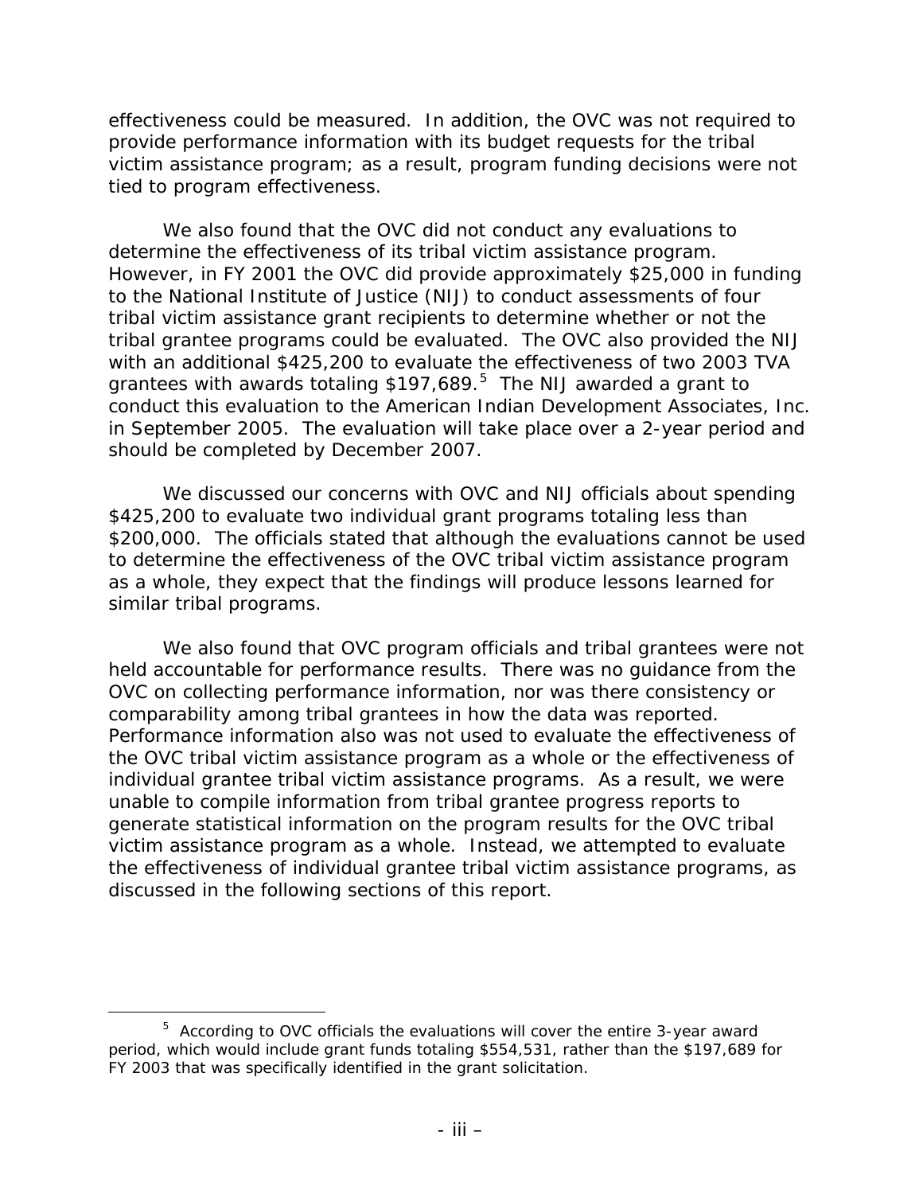effectiveness could be measured. In addition, the OVC was not required to provide performance information with its budget requests for the tribal victim assistance program; as a result, program funding decisions were not tied to program effectiveness.

We also found that the OVC did not conduct any evaluations to determine the effectiveness of its tribal victim assistance program. However, in FY 2001 the OVC did provide approximately $25,000 in funding to the National Institute of Justice (NIJ) to conduct assessments of four tribal victim assistance grant recipients to determine whether or not the tribal grantee programs could be evaluated. The OVC also provided the NIJ with an additional $425,200 to evaluate the effectiveness of two 2003 TVA grantees with awards totaling $197,689.[5] The NIJ awarded a grant to conduct this evaluation to the American Indian Development Associates, Inc. in September 2005. The evaluation will take place over a 2-year period and should be completed by December 2007.

We discussed our concerns with OVC and NIJ officials about spending $425,200 to evaluate two individual grant programs totaling less than $200,000. The officials stated that although the evaluations cannot be used to determine the effectiveness of the OVC tribal victim assistance program as a whole, they expect that the findings will produce lessons learned for similar tribal programs.

We also found that OVC program officials and tribal grantees were not held accountable for performance results. There was no guidance from the OVC on collecting performance information, nor was there consistency or comparability among tribal grantees in how the data was reported. Performance information also was not used to evaluate the effectiveness of the OVC tribal victim assistance program as a whole or the effectiveness of individual grantee tribal victim assistance programs. As a result, we were unable to compile information from tribal grantee progress reports to generate statistical information on the program results for the OVC tribal victim assistance program as a whole. Instead, we attempted to evaluate the effectiveness of individual grantee tribal victim assistance programs, as discussed in the following sections of this report.

[5] According to OVC officials the evaluations will cover the entire 3-year award period, which would include grant funds totaling $554,531, rather than the $197,689 for FY 2003 that was specifically identified in the grant solicitation.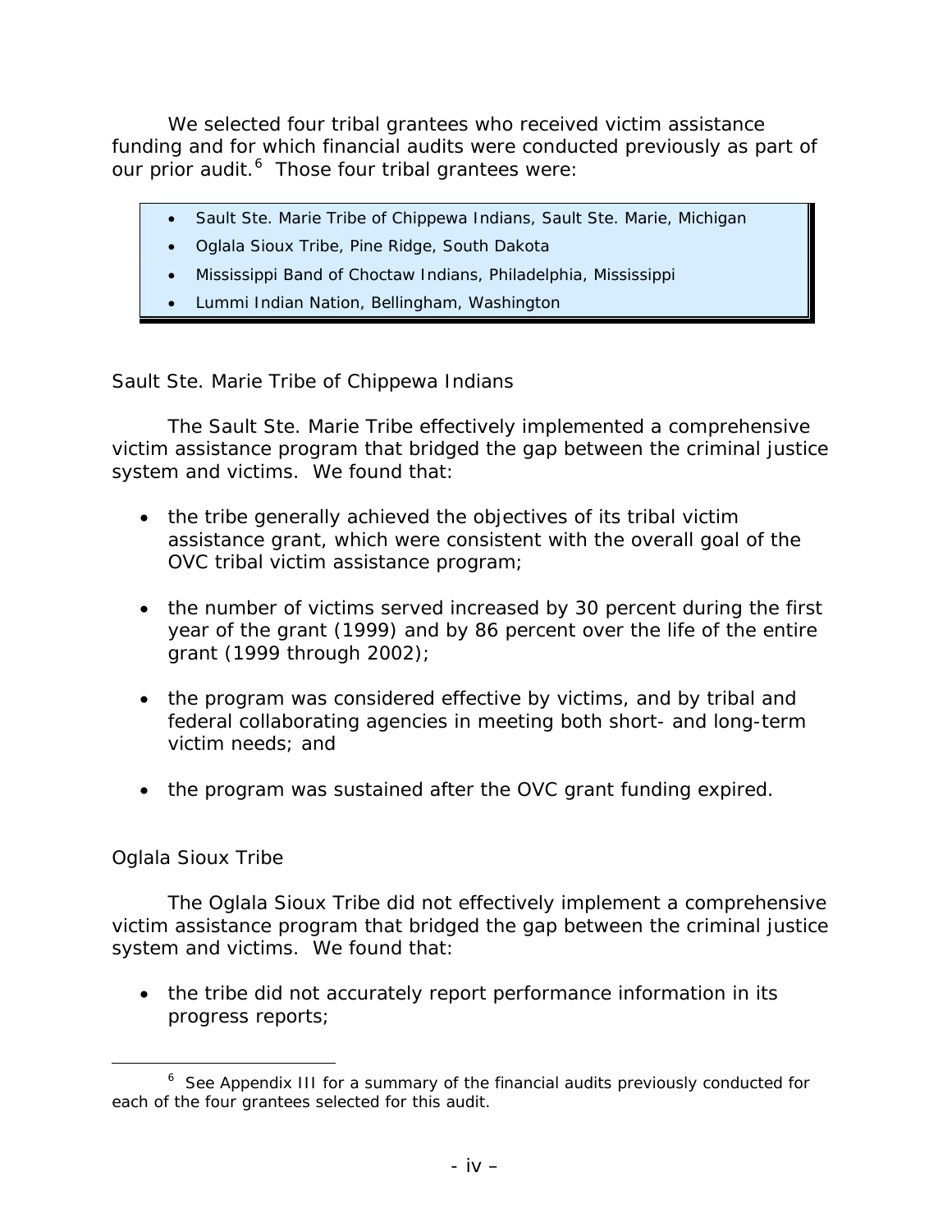We selected four tribal grantees who received victim assistance funding and for which financial audits were conducted previously as part of our prior audit.[6] Those four tribal grantees were:

- Sault Ste. Marie Tribe of Chippewa Indians, Sault Ste. Marie, Michigan
- Oglala Sioux Tribe, Pine Ridge, South Dakota
- Mississippi Band of Choctaw Indians, Philadelphia, Mississippi
- Lummi Indian Nation, Bellingham, Washington

### Sault Ste. Marie Tribe of Chippewa Indians

The Sault Ste. Marie Tribe effectively implemented a comprehensive victim assistance program that bridged the gap between the criminal justice system and victims. We found that:

- the tribe generally achieved the objectives of its tribal victim assistance grant, which were consistent with the overall goal of the OVC tribal victim assistance program;
- the number of victims served increased by 30 percent during the first year of the grant (1999) and by 86 percent over the life of the entire grant (1999 through 2002);
- the program was considered effective by victims, and by tribal and federal collaborating agencies in meeting both short- and long-term victim needs; and
- the program was sustained after the OVC grant funding expired.

### Oglala Sioux Tribe

The Oglala Sioux Tribe did not effectively implement a comprehensive victim assistance program that bridged the gap between the criminal justice system and victims. We found that:

- the tribe did not accurately report performance information in its progress reports;

[6] See Appendix III for a summary of the financial audits previously conducted for each of the four grantees selected for this audit.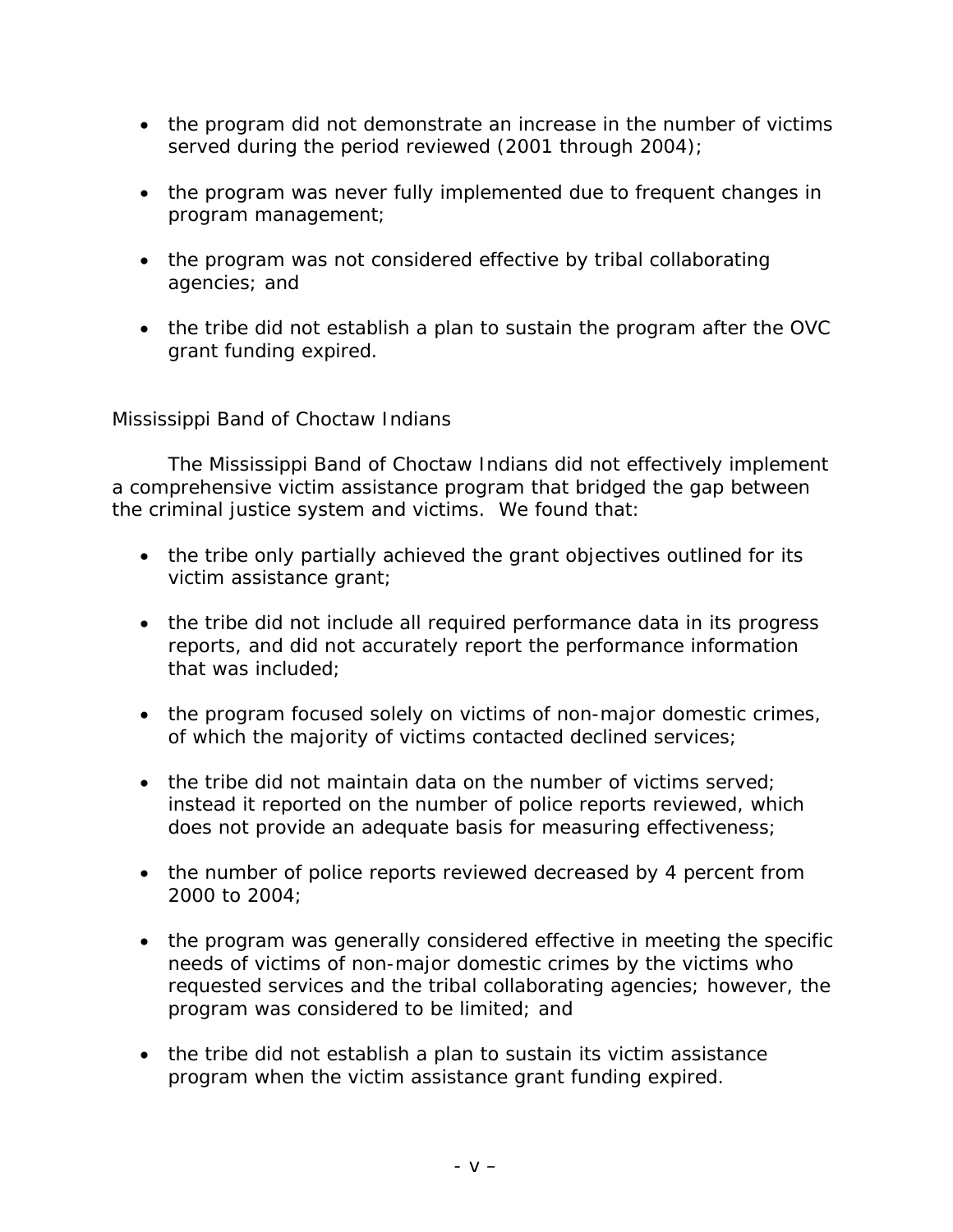- the program did not demonstrate an increase in the number of victims served during the period reviewed (2001 through 2004);

- the program was never fully implemented due to frequent changes in program management;

- the program was not considered effective by tribal collaborating agencies; and

- the tribe did not establish a plan to sustain the program after the OVC grant funding expired.

### Mississippi Band of Choctaw Indians

The Mississippi Band of Choctaw Indians did not effectively implement a comprehensive victim assistance program that bridged the gap between the criminal justice system and victims. We found that:

- the tribe only partially achieved the grant objectives outlined for its victim assistance grant;

- the tribe did not include all required performance data in its progress reports, and did not accurately report the performance information that was included;

- the program focused solely on victims of non-major domestic crimes, of which the majority of victims contacted declined services;

- the tribe did not maintain data on the number of victims served; instead it reported on the number of police reports reviewed, which does not provide an adequate basis for measuring effectiveness;

- the number of police reports reviewed decreased by 4 percent from 2000 to 2004;

- the program was generally considered effective in meeting the specific needs of victims of non-major domestic crimes by the victims who requested services and the tribal collaborating agencies; however, the program was considered to be limited; and

- the tribe did not establish a plan to sustain its victim assistance program when the victim assistance grant funding expired.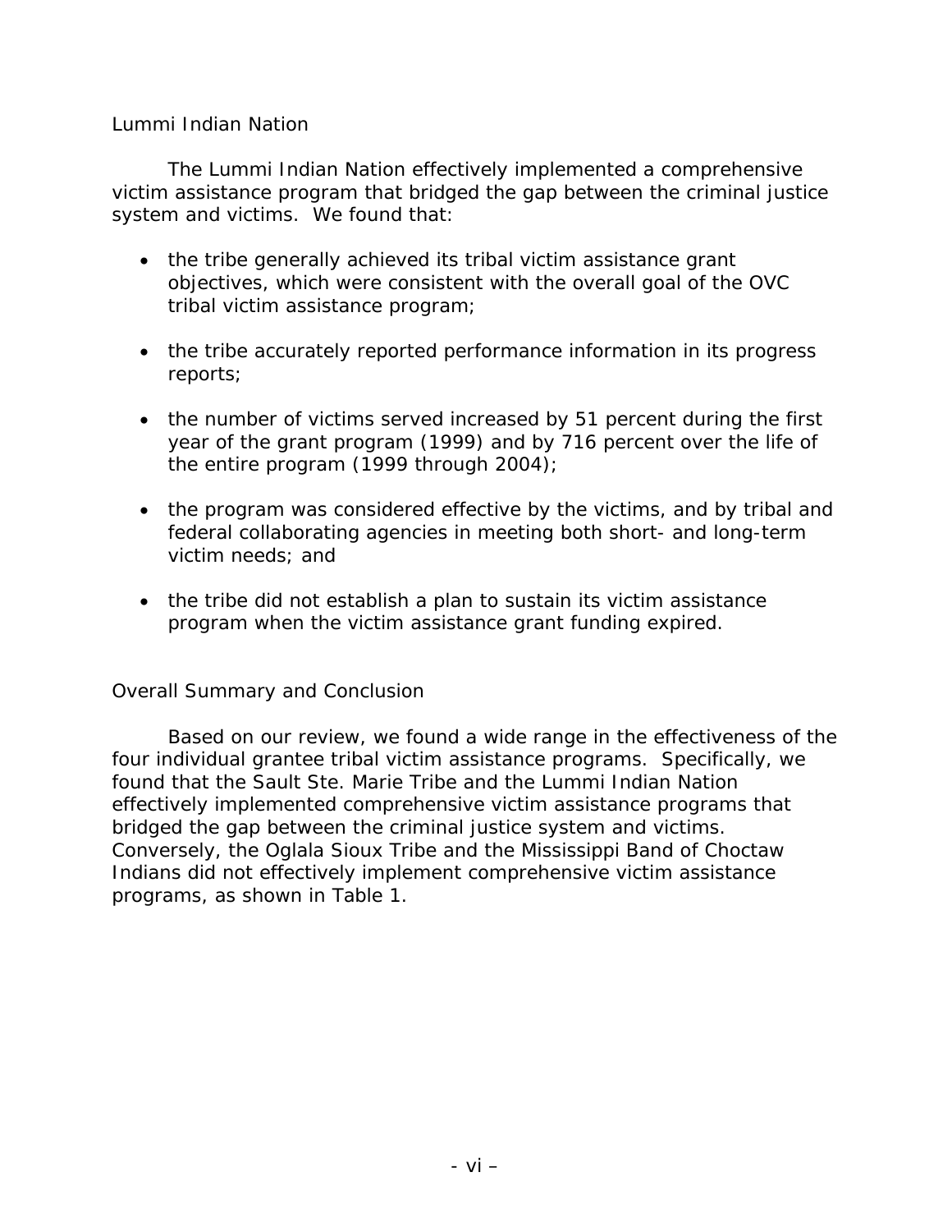### Lummi Indian Nation

The Lummi Indian Nation effectively implemented a comprehensive victim assistance program that bridged the gap between the criminal justice system and victims. We found that:

- the tribe generally achieved its tribal victim assistance grant objectives, which were consistent with the overall goal of the OVC tribal victim assistance program;
- the tribe accurately reported performance information in its progress reports;
- the number of victims served increased by 51 percent during the first year of the grant program (1999) and by 716 percent over the life of the entire program (1999 through 2004);
- the program was considered effective by the victims, and by tribal and federal collaborating agencies in meeting both short- and long-term victim needs; and
- the tribe did not establish a plan to sustain its victim assistance program when the victim assistance grant funding expired.

### Overall Summary and Conclusion

Based on our review, we found a wide range in the effectiveness of the four individual grantee tribal victim assistance programs. Specifically, we found that the Sault Ste. Marie Tribe and the Lummi Indian Nation effectively implemented comprehensive victim assistance programs that bridged the gap between the criminal justice system and victims. Conversely, the Oglala Sioux Tribe and the Mississippi Band of Choctaw Indians did not effectively implement comprehensive victim assistance programs, as shown in Table 1.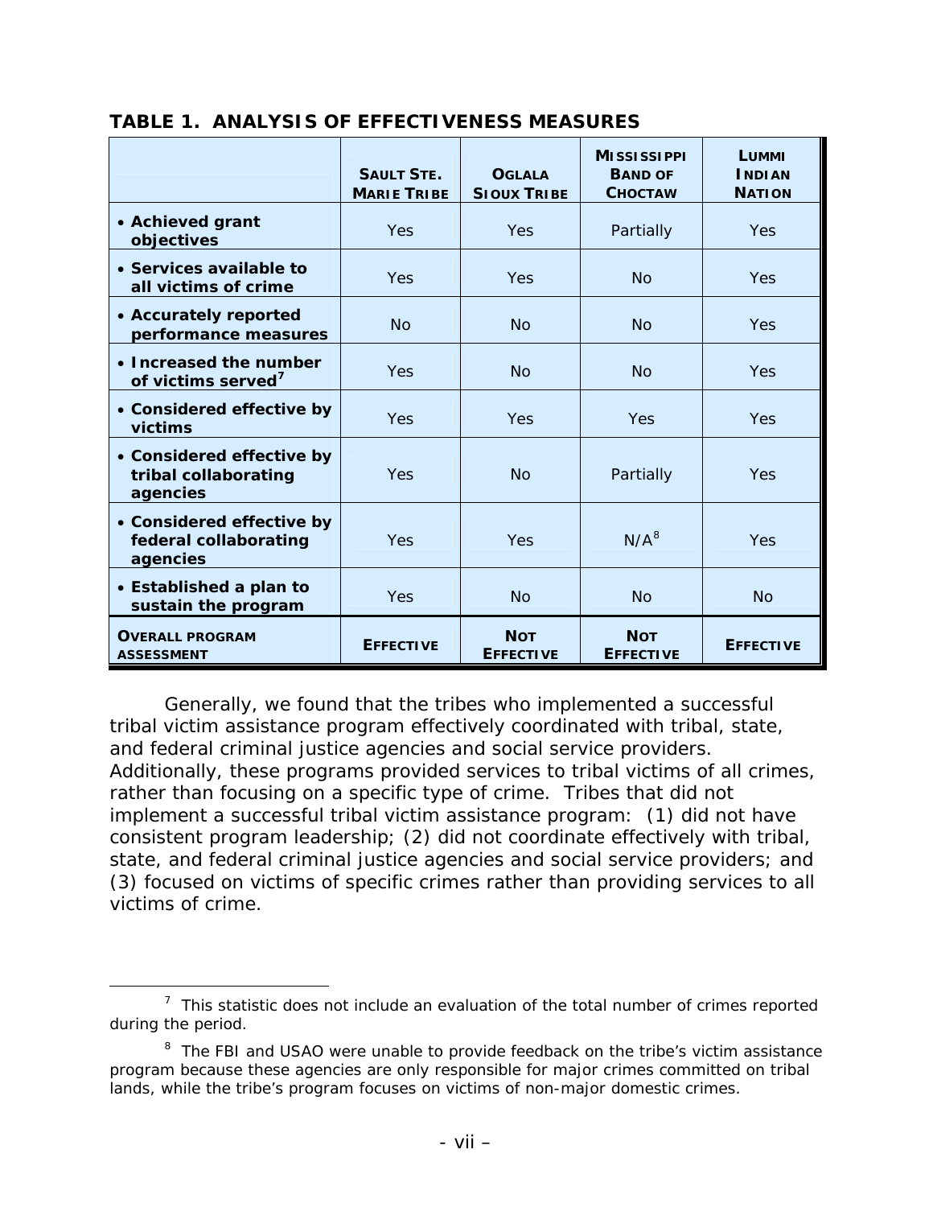**TABLE 1. ANALYSIS OF EFFECTIVENESS MEASURES**

| | SAULT STE. MARIE TRIBE | OGLALA SIOUX TRIBE | MISSISSIPPI BAND OF CHOCTAW | LUMMI INDIAN NATION |
|---|---|---|---|---|
| • **Achieved grant objectives** | Yes | Yes | Partially | Yes |
| • **Services available to all victims of crime** | Yes | Yes | No | Yes |
| • **Accurately reported performance measures** | No | No | No | Yes |
| • **Increased the number of victims served**[7] | Yes | No | No | Yes |
| • **Considered effective by victims** | Yes | Yes | Yes | Yes |
| • **Considered effective by tribal collaborating agencies** | Yes | No | Partially | Yes |
| • **Considered effective by federal collaborating agencies** | Yes | Yes | N/A[8] | Yes |
| • **Established a plan to sustain the program** | Yes | No | No | No |
| **OVERALL PROGRAM ASSESSMENT** | **EFFECTIVE** | **NOT EFFECTIVE** | **NOT EFFECTIVE** | **EFFECTIVE** |

Generally, we found that the tribes who implemented a successful tribal victim assistance program effectively coordinated with tribal, state, and federal criminal justice agencies and social service providers. Additionally, these programs provided services to tribal victims of all crimes, rather than focusing on a specific type of crime. Tribes that did not implement a successful tribal victim assistance program: (1) did not have consistent program leadership; (2) did not coordinate effectively with tribal, state, and federal criminal justice agencies and social service providers; and (3) focused on victims of specific crimes rather than providing services to all victims of crime.

---

[7] This statistic does not include an evaluation of the total number of crimes reported during the period.

[8] The FBI and USAO were unable to provide feedback on the tribe's victim assistance program because these agencies are only responsible for major crimes committed on tribal lands, while the tribe's program focuses on victims of non-major domestic crimes.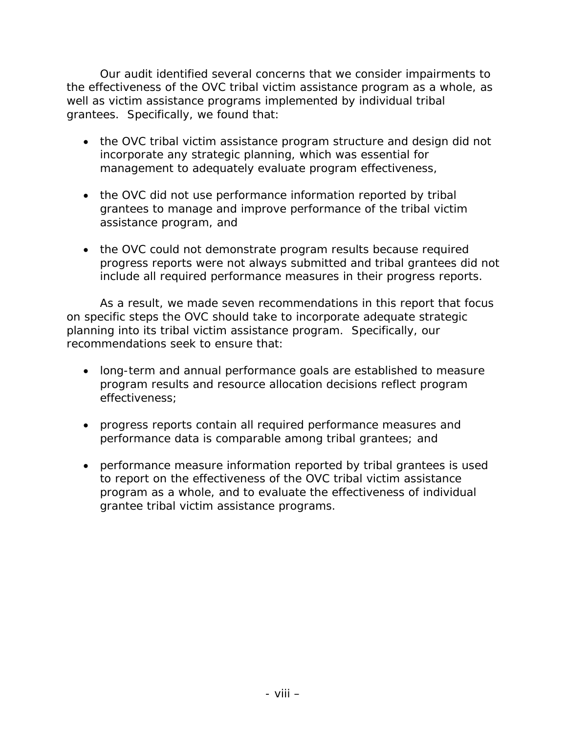Our audit identified several concerns that we consider impairments to the effectiveness of the OVC tribal victim assistance program as a whole, as well as victim assistance programs implemented by individual tribal grantees. Specifically, we found that:

- the OVC tribal victim assistance program structure and design did not incorporate any strategic planning, which was essential for management to adequately evaluate program effectiveness,
- the OVC did not use performance information reported by tribal grantees to manage and improve performance of the tribal victim assistance program, and
- the OVC could not demonstrate program results because required progress reports were not always submitted and tribal grantees did not include all required performance measures in their progress reports.

As a result, we made seven recommendations in this report that focus on specific steps the OVC should take to incorporate adequate strategic planning into its tribal victim assistance program. Specifically, our recommendations seek to ensure that:

- long-term and annual performance goals are established to measure program results and resource allocation decisions reflect program effectiveness;
- progress reports contain all required performance measures and performance data is comparable among tribal grantees; and
- performance measure information reported by tribal grantees is used to report on the effectiveness of the OVC tribal victim assistance program as a whole, and to evaluate the effectiveness of individual grantee tribal victim assistance programs.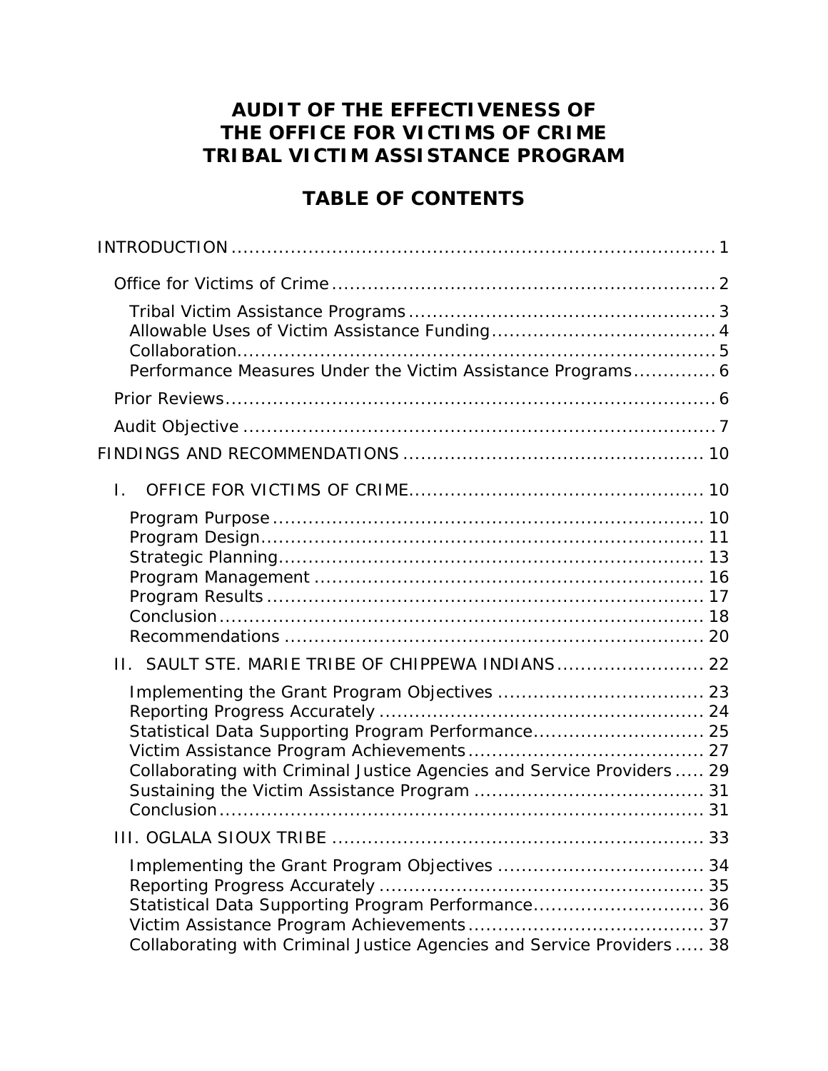# AUDIT OF THE EFFECTIVENESS OF THE OFFICE FOR VICTIMS OF CRIME TRIBAL VICTIM ASSISTANCE PROGRAM

## TABLE OF CONTENTS

INTRODUCTION ..... 1

- Office for Victims of Crime ..... 2
  - Tribal Victim Assistance Programs ..... 3
  - Allowable Uses of Victim Assistance Funding ..... 4
  - Collaboration ..... 5
  - Performance Measures Under the Victim Assistance Programs ..... 6
- Prior Reviews ..... 6
- Audit Objective ..... 7

FINDINGS AND RECOMMENDATIONS ..... 10

- I. OFFICE FOR VICTIMS OF CRIME ..... 10
  - Program Purpose ..... 10
  - Program Design ..... 11
  - Strategic Planning ..... 13
  - Program Management ..... 16
  - Program Results ..... 17
  - Conclusion ..... 18
  - Recommendations ..... 20
- II. SAULT STE. MARIE TRIBE OF CHIPPEWA INDIANS ..... 22
  - Implementing the Grant Program Objectives ..... 23
  - Reporting Progress Accurately ..... 24
  - Statistical Data Supporting Program Performance ..... 25
  - Victim Assistance Program Achievements ..... 27
  - Collaborating with Criminal Justice Agencies and Service Providers ..... 29
  - Sustaining the Victim Assistance Program ..... 31
  - Conclusion ..... 31
- III. OGLALA SIOUX TRIBE ..... 33
  - Implementing the Grant Program Objectives ..... 34
  - Reporting Progress Accurately ..... 35
  - Statistical Data Supporting Program Performance ..... 36
  - Victim Assistance Program Achievements ..... 37
  - Collaborating with Criminal Justice Agencies and Service Providers ..... 38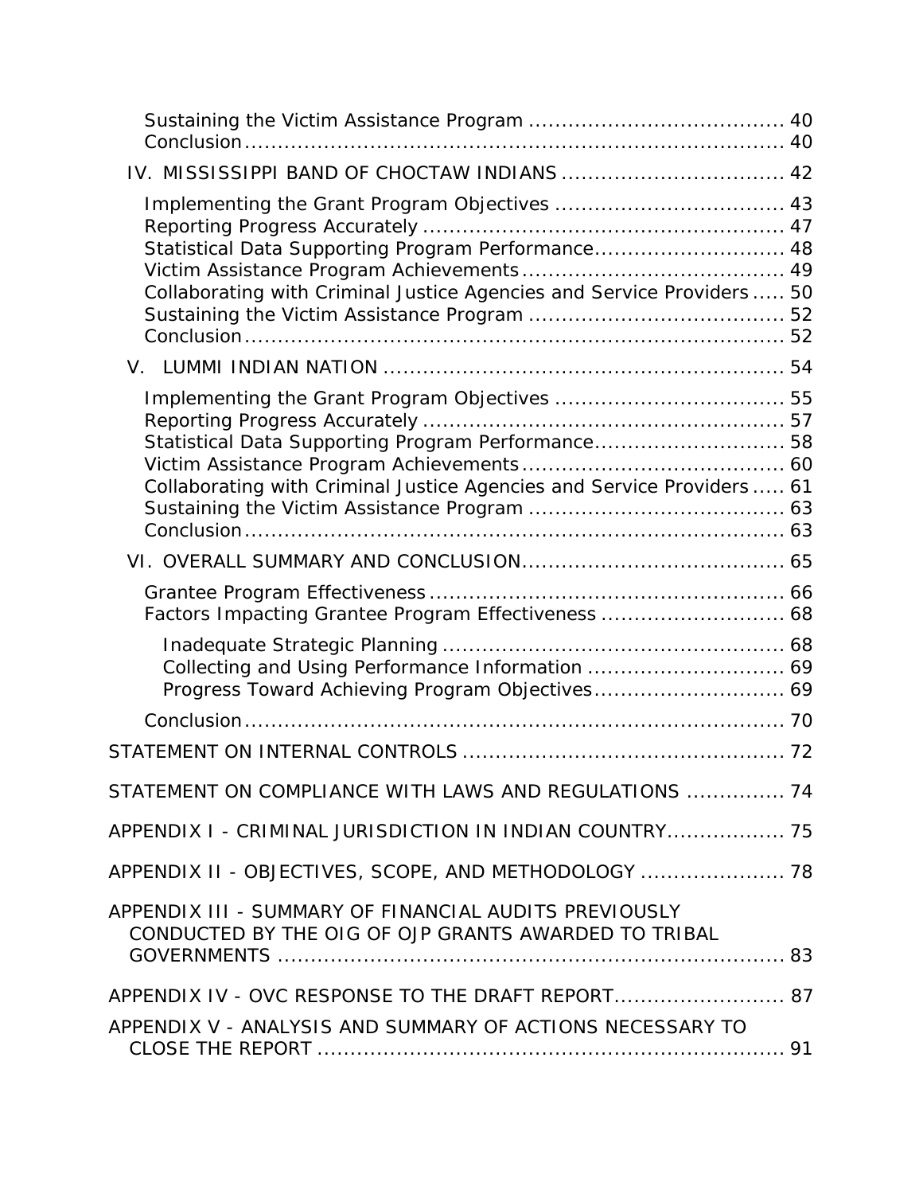Sustaining the Victim Assistance Program ..................................... 40
Conclusion ............................................................................. 40

IV. MISSISSIPPI BAND OF CHOCTAW INDIANS ................................ 42

Implementing the Grant Program Objectives .................................. 43
Reporting Progress Accurately ....................................................... 47
Statistical Data Supporting Program Performance............................ 48
Victim Assistance Program Achievements....................................... 49
Collaborating with Criminal Justice Agencies and Service Providers ..... 50
Sustaining the Victim Assistance Program ..................................... 52
Conclusion ............................................................................. 52

V. LUMMI INDIAN NATION ............................................................ 54

Implementing the Grant Program Objectives .................................. 55
Reporting Progress Accurately ....................................................... 57
Statistical Data Supporting Program Performance............................ 58
Victim Assistance Program Achievements....................................... 60
Collaborating with Criminal Justice Agencies and Service Providers ..... 61
Sustaining the Victim Assistance Program ..................................... 63
Conclusion ............................................................................. 63

VI. OVERALL SUMMARY AND CONCLUSION....................................... 65

Grantee Program Effectiveness ..................................................... 66
Factors Impacting Grantee Program Effectiveness ........................... 68

Inadequate Strategic Planning .................................................... 68
Collecting and Using Performance Information ............................. 69
Progress Toward Achieving Program Objectives............................ 69

Conclusion ............................................................................. 70

STATEMENT ON INTERNAL CONTROLS ................................................ 72

STATEMENT ON COMPLIANCE WITH LAWS AND REGULATIONS ............... 74

APPENDIX I - CRIMINAL JURISDICTION IN INDIAN COUNTRY.................. 75

APPENDIX II - OBJECTIVES, SCOPE, AND METHODOLOGY ...................... 78

APPENDIX III - SUMMARY OF FINANCIAL AUDITS PREVIOUSLY CONDUCTED BY THE OIG OF OJP GRANTS AWARDED TO TRIBAL GOVERNMENTS ............................................................................. 83

APPENDIX IV - OVC RESPONSE TO THE DRAFT REPORT.......................... 87

APPENDIX V - ANALYSIS AND SUMMARY OF ACTIONS NECESSARY TO CLOSE THE REPORT ........................................................................ 91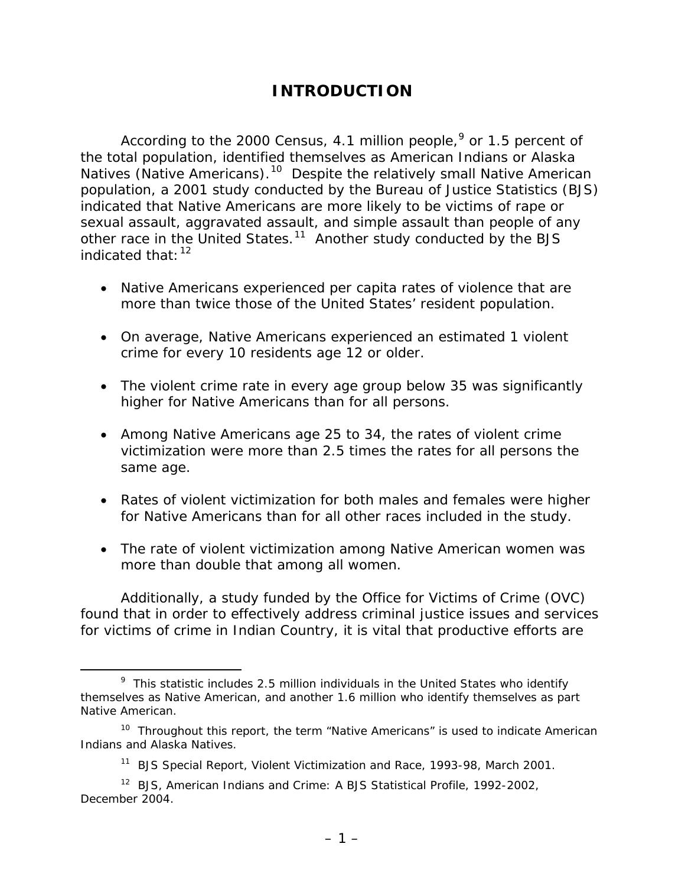# INTRODUCTION

According to the 2000 Census, 4.1 million people,[9] or 1.5 percent of the total population, identified themselves as American Indians or Alaska Natives (Native Americans).[10] Despite the relatively small Native American population, a 2001 study conducted by the Bureau of Justice Statistics (BJS) indicated that Native Americans are more likely to be victims of rape or sexual assault, aggravated assault, and simple assault than people of any other race in the United States.[11] Another study conducted by the BJS indicated that:[12]

- Native Americans experienced per capita rates of violence that are more than twice those of the United States' resident population.
- On average, Native Americans experienced an estimated 1 violent crime for every 10 residents age 12 or older.
- The violent crime rate in every age group below 35 was significantly higher for Native Americans than for all persons.
- Among Native Americans age 25 to 34, the rates of violent crime victimization were more than 2.5 times the rates for all persons the same age.
- Rates of violent victimization for both males and females were higher for Native Americans than for all other races included in the study.
- The rate of violent victimization among Native American women was more than double that among all women.

Additionally, a study funded by the Office for Victims of Crime (OVC) found that in order to effectively address criminal justice issues and services for victims of crime in Indian Country, it is vital that productive efforts are

---

[9] This statistic includes 2.5 million individuals in the United States who identify themselves as Native American, and another 1.6 million who identify themselves as part Native American.

[10] Throughout this report, the term "Native Americans" is used to indicate American Indians and Alaska Natives.

[11] BJS Special Report, Violent Victimization and Race, 1993-98, March 2001.

[12] BJS, American Indians and Crime: A BJS Statistical Profile, 1992-2002, December 2004.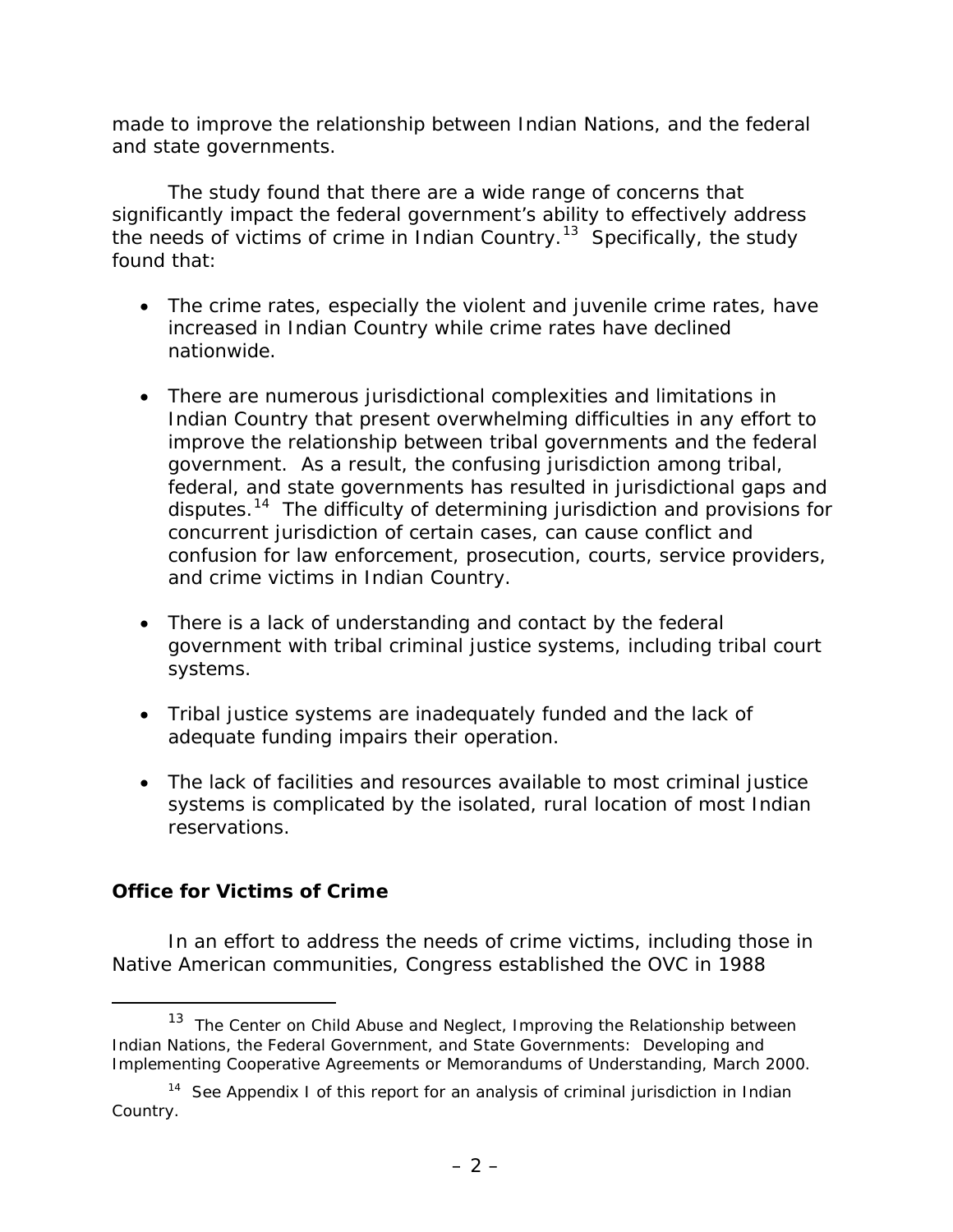made to improve the relationship between Indian Nations, and the federal and state governments.

The study found that there are a wide range of concerns that significantly impact the federal government's ability to effectively address the needs of victims of crime in Indian Country.[13] Specifically, the study found that:

- The crime rates, especially the violent and juvenile crime rates, have increased in Indian Country while crime rates have declined nationwide.

- There are numerous jurisdictional complexities and limitations in Indian Country that present overwhelming difficulties in any effort to improve the relationship between tribal governments and the federal government. As a result, the confusing jurisdiction among tribal, federal, and state governments has resulted in jurisdictional gaps and disputes.[14] The difficulty of determining jurisdiction and provisions for concurrent jurisdiction of certain cases, can cause conflict and confusion for law enforcement, prosecution, courts, service providers, and crime victims in Indian Country.

- There is a lack of understanding and contact by the federal government with tribal criminal justice systems, including tribal court systems.

- Tribal justice systems are inadequately funded and the lack of adequate funding impairs their operation.

- The lack of facilities and resources available to most criminal justice systems is complicated by the isolated, rural location of most Indian reservations.

**Office for Victims of Crime**

In an effort to address the needs of crime victims, including those in Native American communities, Congress established the OVC in 1988

---

[13] The Center on Child Abuse and Neglect, Improving the Relationship between Indian Nations, the Federal Government, and State Governments: Developing and Implementing Cooperative Agreements or Memorandums of Understanding, March 2000.

[14] See Appendix I of this report for an analysis of criminal jurisdiction in Indian Country.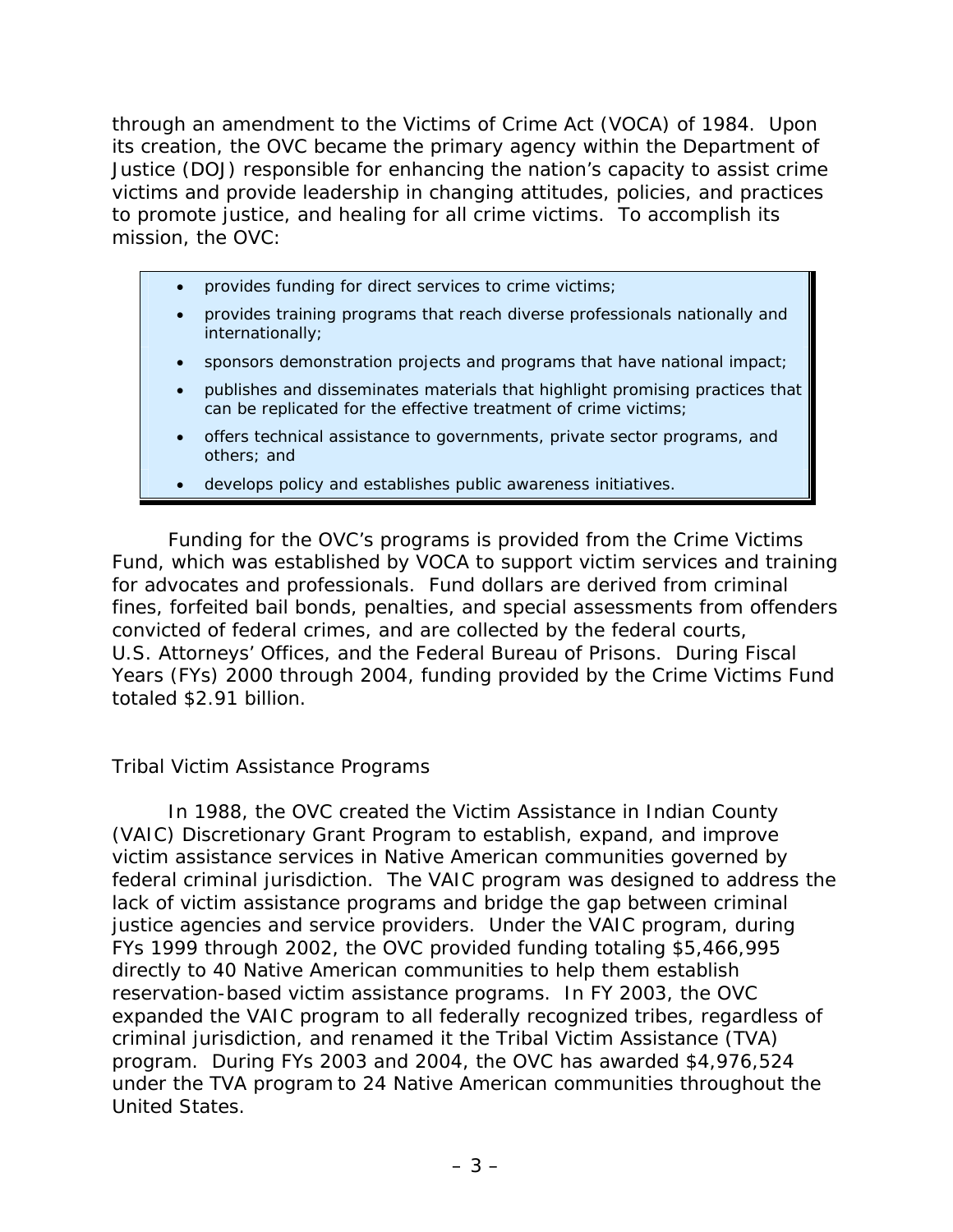through an amendment to the Victims of Crime Act (VOCA) of 1984. Upon its creation, the OVC became the primary agency within the Department of Justice (DOJ) responsible for enhancing the nation's capacity to assist crime victims and provide leadership in changing attitudes, policies, and practices to promote justice, and healing for all crime victims. To accomplish its mission, the OVC:

- provides funding for direct services to crime victims;
- provides training programs that reach diverse professionals nationally and internationally;
- sponsors demonstration projects and programs that have national impact;
- publishes and disseminates materials that highlight promising practices that can be replicated for the effective treatment of crime victims;
- offers technical assistance to governments, private sector programs, and others; and
- develops policy and establishes public awareness initiatives.

Funding for the OVC's programs is provided from the Crime Victims Fund, which was established by VOCA to support victim services and training for advocates and professionals. Fund dollars are derived from criminal fines, forfeited bail bonds, penalties, and special assessments from offenders convicted of federal crimes, and are collected by the federal courts, U.S. Attorneys' Offices, and the Federal Bureau of Prisons. During Fiscal Years (FYs) 2000 through 2004, funding provided by the Crime Victims Fund totaled $2.91 billion.

## Tribal Victim Assistance Programs

In 1988, the OVC created the Victim Assistance in Indian County (VAIC) Discretionary Grant Program to establish, expand, and improve victim assistance services in Native American communities governed by federal criminal jurisdiction. The VAIC program was designed to address the lack of victim assistance programs and bridge the gap between criminal justice agencies and service providers. Under the VAIC program, during FYs 1999 through 2002, the OVC provided funding totaling $5,466,995 directly to 40 Native American communities to help them establish reservation-based victim assistance programs. In FY 2003, the OVC expanded the VAIC program to all federally recognized tribes, regardless of criminal jurisdiction, and renamed it the Tribal Victim Assistance (TVA) program. During FYs 2003 and 2004, the OVC has awarded $4,976,524 under the TVA program to 24 Native American communities throughout the United States.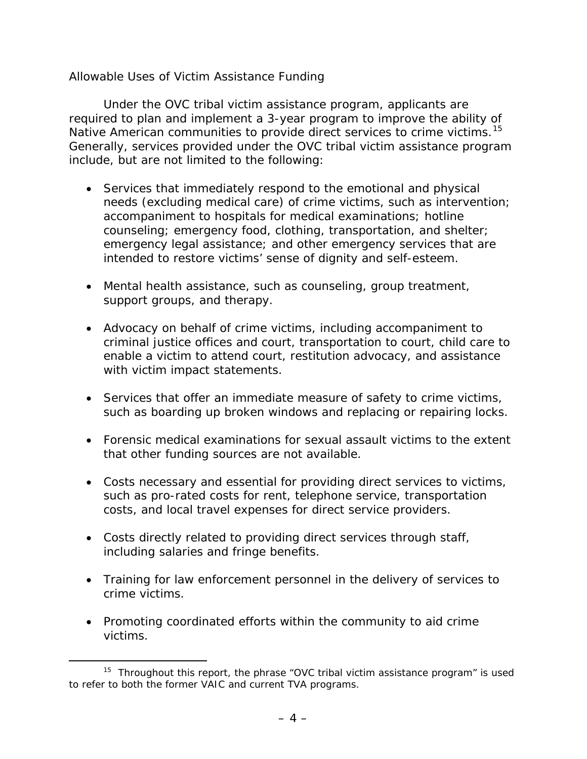### Allowable Uses of Victim Assistance Funding

Under the OVC tribal victim assistance program, applicants are required to plan and implement a 3-year program to improve the ability of Native American communities to provide direct services to crime victims.[15] Generally, services provided under the OVC tribal victim assistance program include, but are not limited to the following:

- Services that immediately respond to the emotional and physical needs (excluding medical care) of crime victims, such as intervention; accompaniment to hospitals for medical examinations; hotline counseling; emergency food, clothing, transportation, and shelter; emergency legal assistance; and other emergency services that are intended to restore victims' sense of dignity and self-esteem.

- Mental health assistance, such as counseling, group treatment, support groups, and therapy.

- Advocacy on behalf of crime victims, including accompaniment to criminal justice offices and court, transportation to court, child care to enable a victim to attend court, restitution advocacy, and assistance with victim impact statements.

- Services that offer an immediate measure of safety to crime victims, such as boarding up broken windows and replacing or repairing locks.

- Forensic medical examinations for sexual assault victims to the extent that other funding sources are not available.

- Costs necessary and essential for providing direct services to victims, such as pro-rated costs for rent, telephone service, transportation costs, and local travel expenses for direct service providers.

- Costs directly related to providing direct services through staff, including salaries and fringe benefits.

- Training for law enforcement personnel in the delivery of services to crime victims.

- Promoting coordinated efforts within the community to aid crime victims.

---

[15] Throughout this report, the phrase "OVC tribal victim assistance program" is used to refer to both the former VAIC and current TVA programs.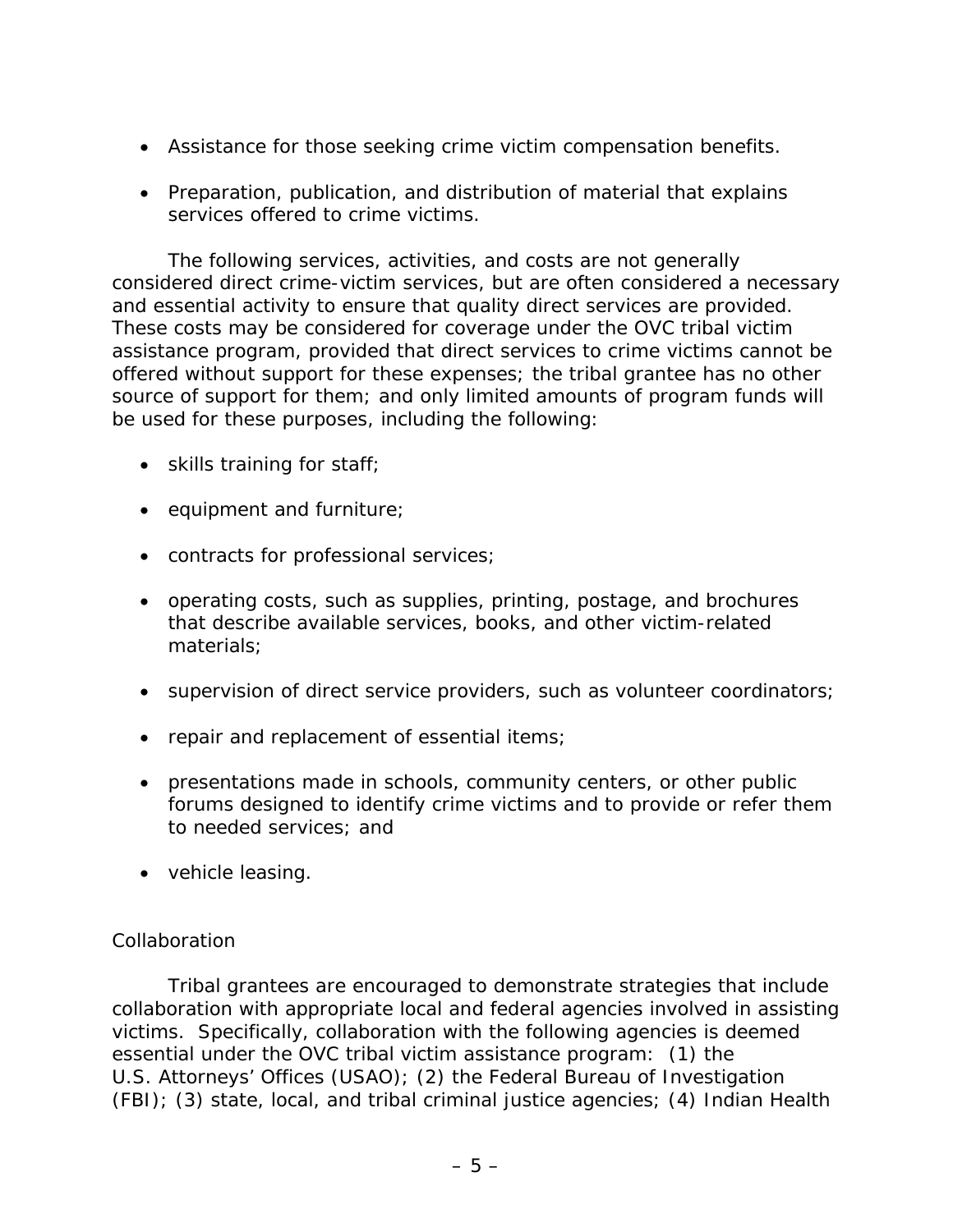- Assistance for those seeking crime victim compensation benefits.

- Preparation, publication, and distribution of material that explains services offered to crime victims.

The following services, activities, and costs are not generally considered direct crime-victim services, but are often considered a necessary and essential activity to ensure that quality direct services are provided. These costs may be considered for coverage under the OVC tribal victim assistance program, provided that direct services to crime victims cannot be offered without support for these expenses; the tribal grantee has no other source of support for them; and only limited amounts of program funds will be used for these purposes, including the following:

- skills training for staff;

- equipment and furniture;

- contracts for professional services;

- operating costs, such as supplies, printing, postage, and brochures that describe available services, books, and other victim-related materials;

- supervision of direct service providers, such as volunteer coordinators;

- repair and replacement of essential items;

- presentations made in schools, community centers, or other public forums designed to identify crime victims and to provide or refer them to needed services; and

- vehicle leasing.

### Collaboration

Tribal grantees are encouraged to demonstrate strategies that include collaboration with appropriate local and federal agencies involved in assisting victims. Specifically, collaboration with the following agencies is deemed essential under the OVC tribal victim assistance program: (1) the U.S. Attorneys' Offices (USAO); (2) the Federal Bureau of Investigation (FBI); (3) state, local, and tribal criminal justice agencies; (4) Indian Health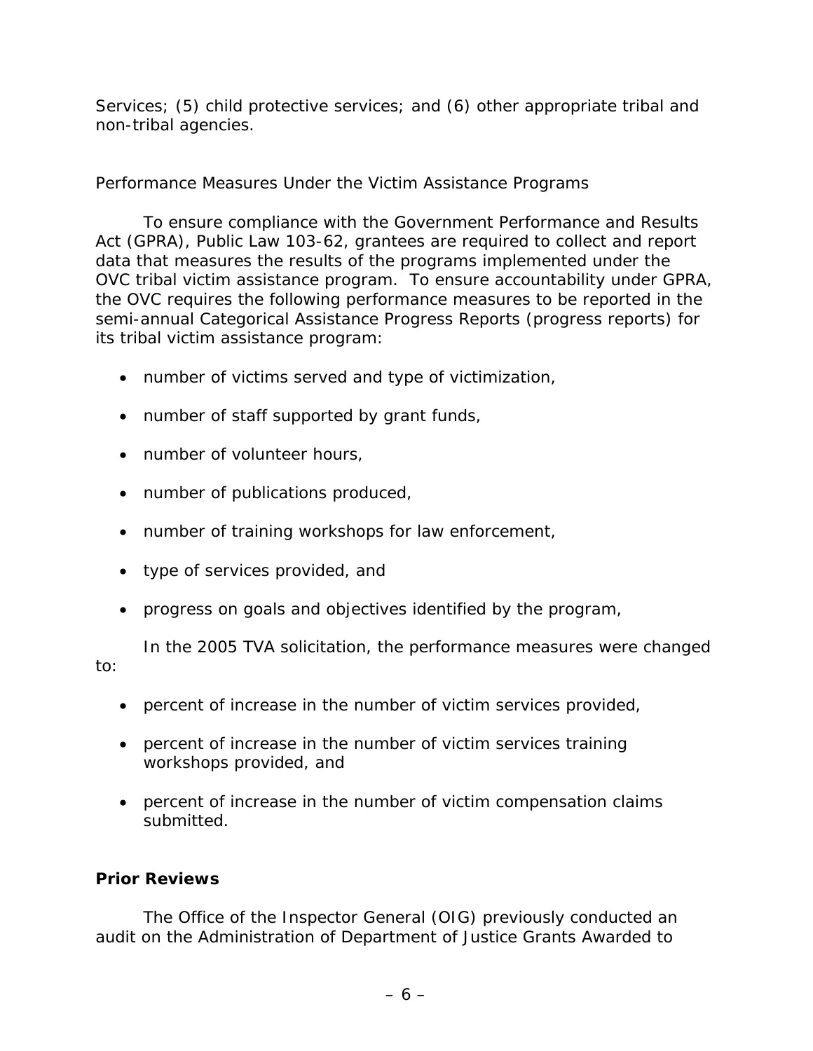Services; (5) child protective services; and (6) other appropriate tribal and non-tribal agencies.

Performance Measures Under the Victim Assistance Programs

To ensure compliance with the Government Performance and Results Act (GPRA), Public Law 103-62, grantees are required to collect and report data that measures the results of the programs implemented under the OVC tribal victim assistance program. To ensure accountability under GPRA, the OVC requires the following performance measures to be reported in the semi-annual Categorical Assistance Progress Reports (progress reports) for its tribal victim assistance program:

- number of victims served and type of victimization,
- number of staff supported by grant funds,
- number of volunteer hours,
- number of publications produced,
- number of training workshops for law enforcement,
- type of services provided, and
- progress on goals and objectives identified by the program,

In the 2005 TVA solicitation, the performance measures were changed to:

- percent of increase in the number of victim services provided,
- percent of increase in the number of victim services training workshops provided, and
- percent of increase in the number of victim compensation claims submitted.

**Prior Reviews**

The Office of the Inspector General (OIG) previously conducted an audit on the Administration of Department of Justice Grants Awarded to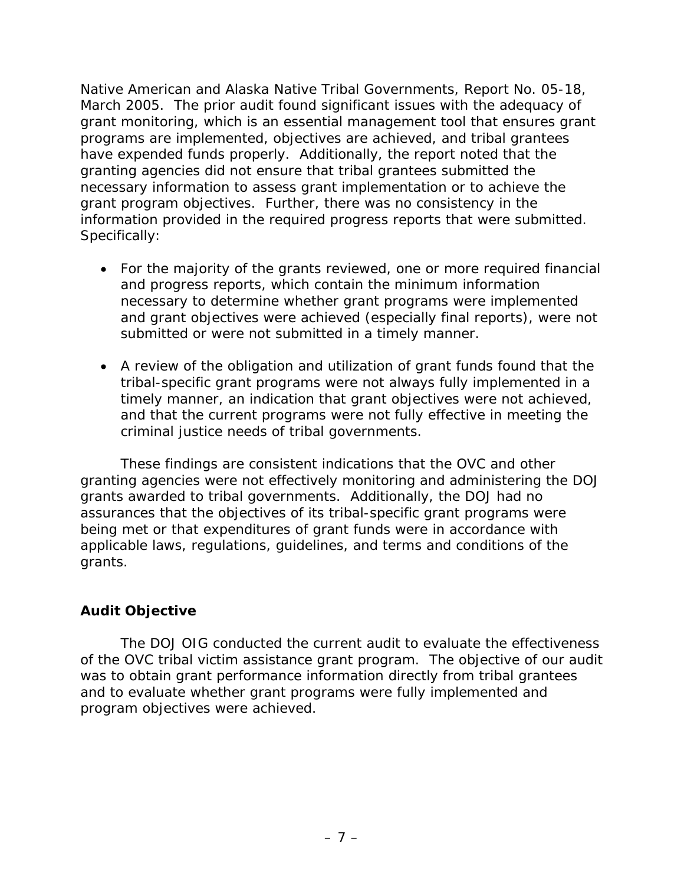Native American and Alaska Native Tribal Governments, Report No. 05-18, March 2005. The prior audit found significant issues with the adequacy of grant monitoring, which is an essential management tool that ensures grant programs are implemented, objectives are achieved, and tribal grantees have expended funds properly. Additionally, the report noted that the granting agencies did not ensure that tribal grantees submitted the necessary information to assess grant implementation or to achieve the grant program objectives. Further, there was no consistency in the information provided in the required progress reports that were submitted. Specifically:

- For the majority of the grants reviewed, one or more required financial and progress reports, which contain the minimum information necessary to determine whether grant programs were implemented and grant objectives were achieved (especially final reports), were not submitted or were not submitted in a timely manner.

- A review of the obligation and utilization of grant funds found that the tribal-specific grant programs were not always fully implemented in a timely manner, an indication that grant objectives were not achieved, and that the current programs were not fully effective in meeting the criminal justice needs of tribal governments.

These findings are consistent indications that the OVC and other granting agencies were not effectively monitoring and administering the DOJ grants awarded to tribal governments. Additionally, the DOJ had no assurances that the objectives of its tribal-specific grant programs were being met or that expenditures of grant funds were in accordance with applicable laws, regulations, guidelines, and terms and conditions of the grants.

## Audit Objective

The DOJ OIG conducted the current audit to evaluate the effectiveness of the OVC tribal victim assistance grant program. The objective of our audit was to obtain grant performance information directly from tribal grantees and to evaluate whether grant programs were fully implemented and program objectives were achieved.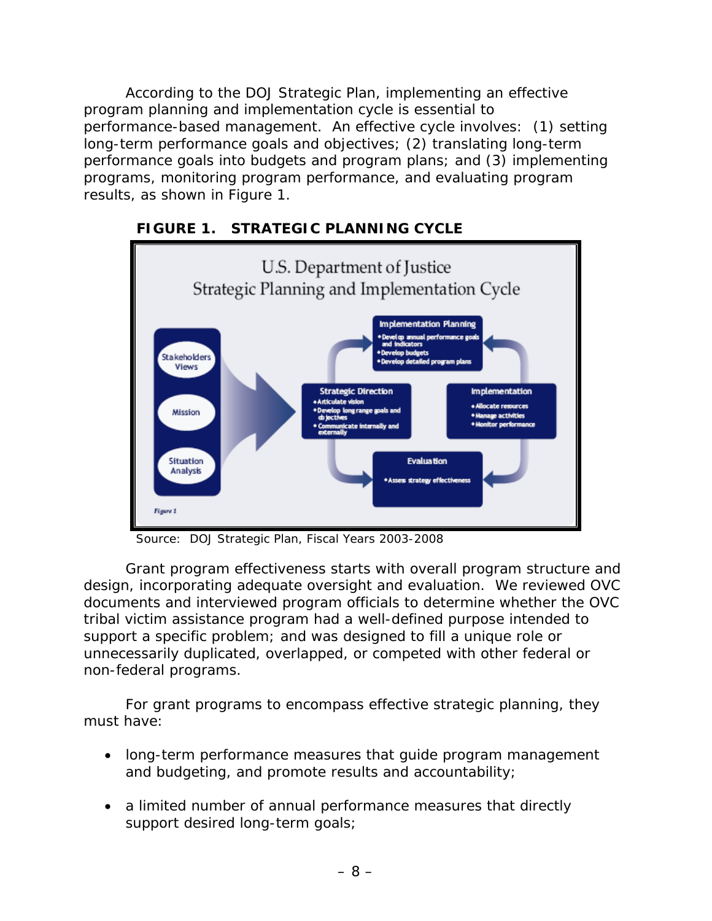According to the DOJ Strategic Plan, implementing an effective program planning and implementation cycle is essential to performance-based management. An effective cycle involves: (1) setting long-term performance goals and objectives; (2) translating long-term performance goals into budgets and program plans; and (3) implementing programs, monitoring program performance, and evaluating program results, as shown in Figure 1.

**FIGURE 1. STRATEGIC PLANNING CYCLE**

Source: DOJ Strategic Plan, Fiscal Years 2003-2008

Grant program effectiveness starts with overall program structure and design, incorporating adequate oversight and evaluation. We reviewed OVC documents and interviewed program officials to determine whether the OVC tribal victim assistance program had a well-defined purpose intended to support a specific problem; and was designed to fill a unique role or unnecessarily duplicated, overlapped, or competed with other federal or non-federal programs.

For grant programs to encompass effective strategic planning, they must have:

- long-term performance measures that guide program management and budgeting, and promote results and accountability;
- a limited number of annual performance measures that directly support desired long-term goals;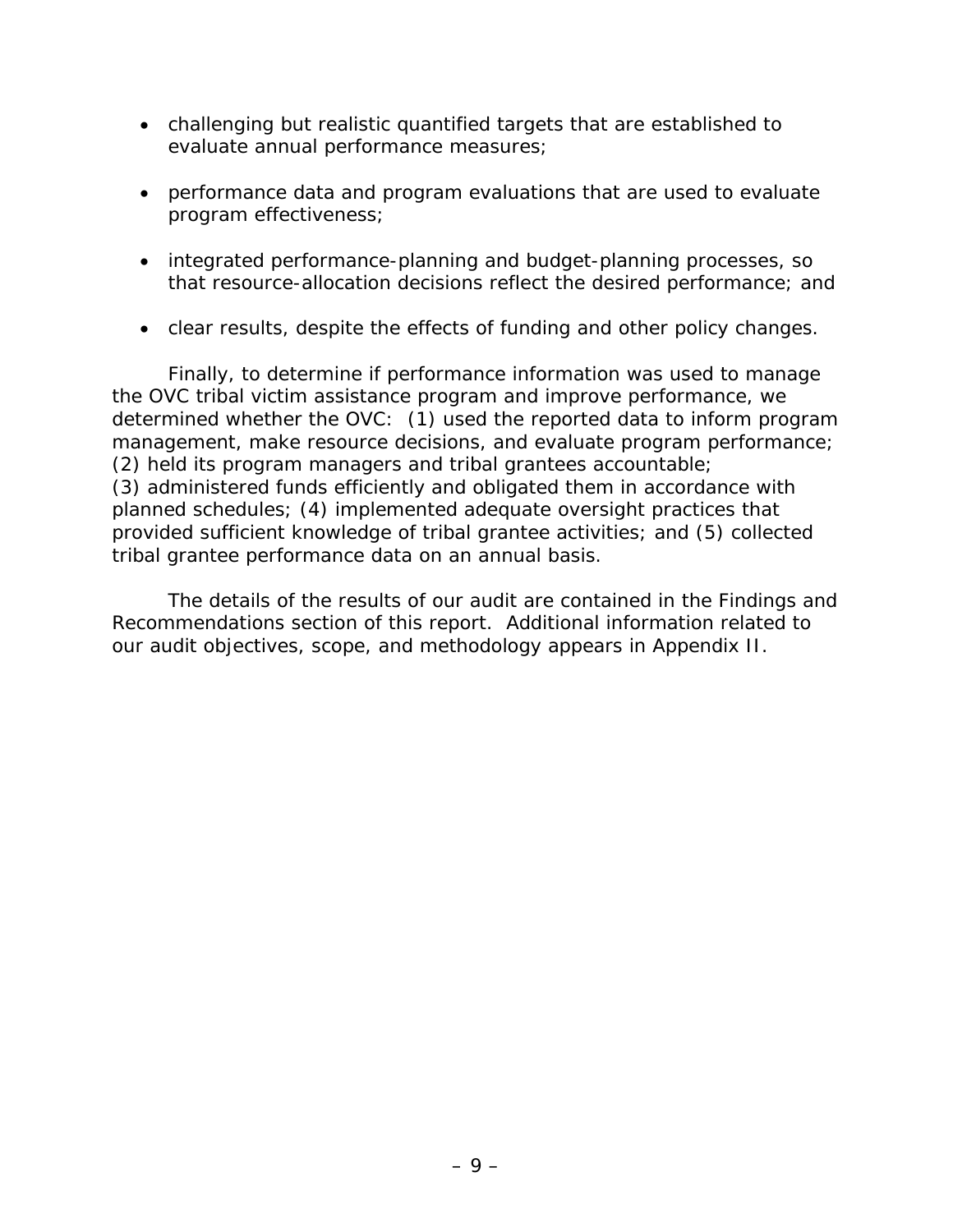- challenging but realistic quantified targets that are established to evaluate annual performance measures;

- performance data and program evaluations that are used to evaluate program effectiveness;

- integrated performance-planning and budget-planning processes, so that resource-allocation decisions reflect the desired performance; and

- clear results, despite the effects of funding and other policy changes.

Finally, to determine if performance information was used to manage the OVC tribal victim assistance program and improve performance, we determined whether the OVC: (1) used the reported data to inform program management, make resource decisions, and evaluate program performance; (2) held its program managers and tribal grantees accountable; (3) administered funds efficiently and obligated them in accordance with planned schedules; (4) implemented adequate oversight practices that provided sufficient knowledge of tribal grantee activities; and (5) collected tribal grantee performance data on an annual basis.

The details of the results of our audit are contained in the Findings and Recommendations section of this report. Additional information related to our audit objectives, scope, and methodology appears in Appendix II.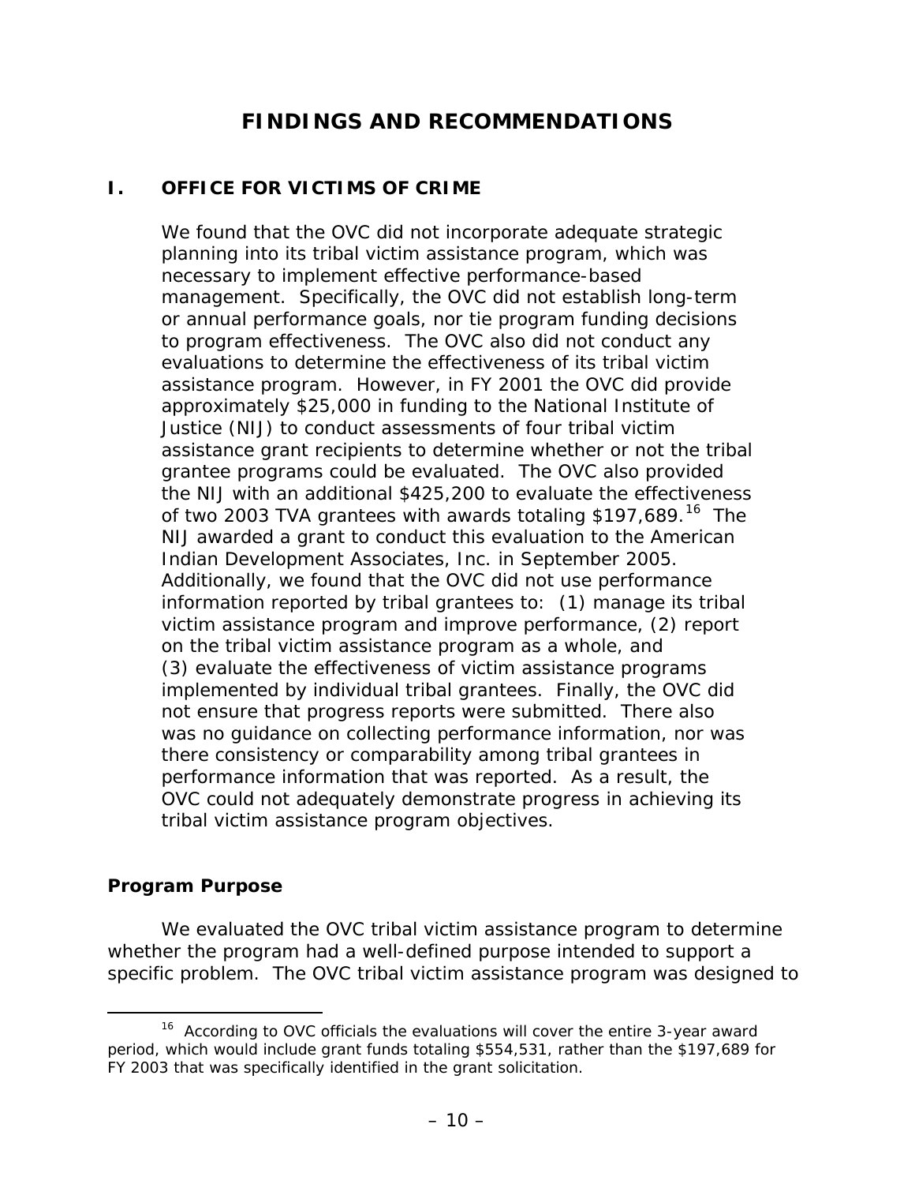# FINDINGS AND RECOMMENDATIONS

## I. OFFICE FOR VICTIMS OF CRIME

**We found that the OVC did not incorporate adequate strategic planning into its tribal victim assistance program, which was necessary to implement effective performance-based management. Specifically, the OVC did not establish long-term or annual performance goals, nor tie program funding decisions to program effectiveness. The OVC also did not conduct any evaluations to determine the effectiveness of its tribal victim assistance program. However, in FY 2001 the OVC did provide approximately $25,000 in funding to the National Institute of Justice (NIJ) to conduct assessments of four tribal victim assistance grant recipients to determine whether or not the tribal grantee programs could be evaluated. The OVC also provided the NIJ with an additional $425,200 to evaluate the effectiveness of two 2003 TVA grantees with awards totaling $197,689.[16] The NIJ awarded a grant to conduct this evaluation to the American Indian Development Associates, Inc. in September 2005. Additionally, we found that the OVC did not use performance information reported by tribal grantees to: (1) manage its tribal victim assistance program and improve performance, (2) report on the tribal victim assistance program as a whole, and (3) evaluate the effectiveness of victim assistance programs implemented by individual tribal grantees. Finally, the OVC did not ensure that progress reports were submitted. There also was no guidance on collecting performance information, nor was there consistency or comparability among tribal grantees in performance information that was reported. As a result, the OVC could not adequately demonstrate progress in achieving its tribal victim assistance program objectives.**

### Program Purpose

We evaluated the OVC tribal victim assistance program to determine whether the program had a well-defined purpose intended to support a specific problem. The OVC tribal victim assistance program was designed to

---

[16] According to OVC officials the evaluations will cover the entire 3-year award period, which would include grant funds totaling $554,531, rather than the $197,689 for FY 2003 that was specifically identified in the grant solicitation.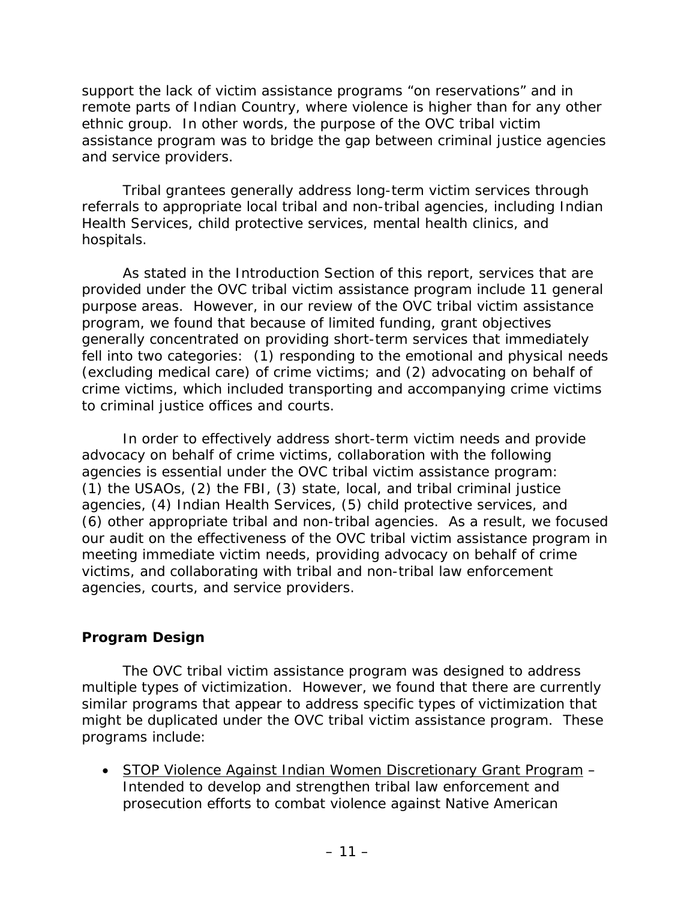support the lack of victim assistance programs "on reservations" and in remote parts of Indian Country, where violence is higher than for any other ethnic group. In other words, the purpose of the OVC tribal victim assistance program was to bridge the gap between criminal justice agencies and service providers.

Tribal grantees generally address long-term victim services through referrals to appropriate local tribal and non-tribal agencies, including Indian Health Services, child protective services, mental health clinics, and hospitals.

As stated in the Introduction Section of this report, services that are provided under the OVC tribal victim assistance program include 11 general purpose areas. However, in our review of the OVC tribal victim assistance program, we found that because of limited funding, grant objectives generally concentrated on providing short-term services that immediately fell into two categories: (1) responding to the emotional and physical needs (excluding medical care) of crime victims; and (2) advocating on behalf of crime victims, which included transporting and accompanying crime victims to criminal justice offices and courts.

In order to effectively address short-term victim needs and provide advocacy on behalf of crime victims, collaboration with the following agencies is essential under the OVC tribal victim assistance program: (1) the USAOs, (2) the FBI, (3) state, local, and tribal criminal justice agencies, (4) Indian Health Services, (5) child protective services, and (6) other appropriate tribal and non-tribal agencies. As a result, we focused our audit on the effectiveness of the OVC tribal victim assistance program in meeting immediate victim needs, providing advocacy on behalf of crime victims, and collaborating with tribal and non-tribal law enforcement agencies, courts, and service providers.

## Program Design

The OVC tribal victim assistance program was designed to address multiple types of victimization. However, we found that there are currently similar programs that appear to address specific types of victimization that might be duplicated under the OVC tribal victim assistance program. These programs include:

- STOP Violence Against Indian Women Discretionary Grant Program – Intended to develop and strengthen tribal law enforcement and prosecution efforts to combat violence against Native American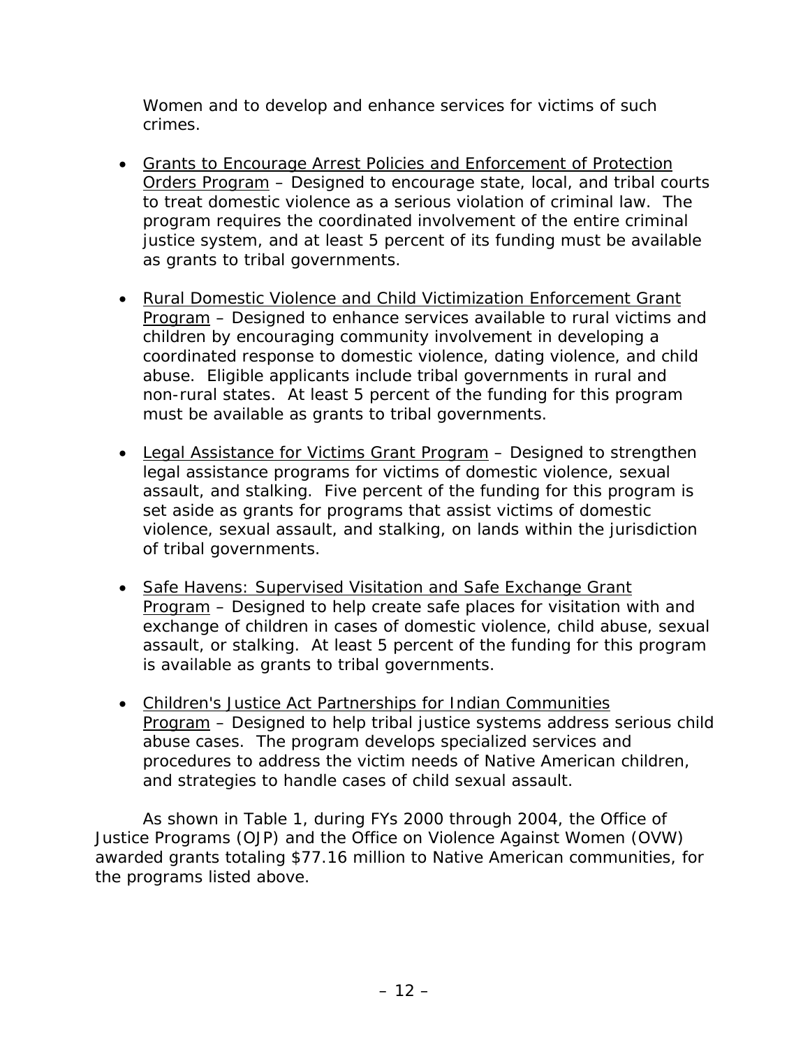Women and to develop and enhance services for victims of such crimes.

- Grants to Encourage Arrest Policies and Enforcement of Protection Orders Program – Designed to encourage state, local, and tribal courts to treat domestic violence as a serious violation of criminal law. The program requires the coordinated involvement of the entire criminal justice system, and at least 5 percent of its funding must be available as grants to tribal governments.

- Rural Domestic Violence and Child Victimization Enforcement Grant Program – Designed to enhance services available to rural victims and children by encouraging community involvement in developing a coordinated response to domestic violence, dating violence, and child abuse. Eligible applicants include tribal governments in rural and non-rural states. At least 5 percent of the funding for this program must be available as grants to tribal governments.

- Legal Assistance for Victims Grant Program – Designed to strengthen legal assistance programs for victims of domestic violence, sexual assault, and stalking. Five percent of the funding for this program is set aside as grants for programs that assist victims of domestic violence, sexual assault, and stalking, on lands within the jurisdiction of tribal governments.

- Safe Havens: Supervised Visitation and Safe Exchange Grant Program – Designed to help create safe places for visitation with and exchange of children in cases of domestic violence, child abuse, sexual assault, or stalking. At least 5 percent of the funding for this program is available as grants to tribal governments.

- Children's Justice Act Partnerships for Indian Communities Program – Designed to help tribal justice systems address serious child abuse cases. The program develops specialized services and procedures to address the victim needs of Native American children, and strategies to handle cases of child sexual assault.

As shown in Table 1, during FYs 2000 through 2004, the Office of Justice Programs (OJP) and the Office on Violence Against Women (OVW) awarded grants totaling $77.16 million to Native American communities, for the programs listed above.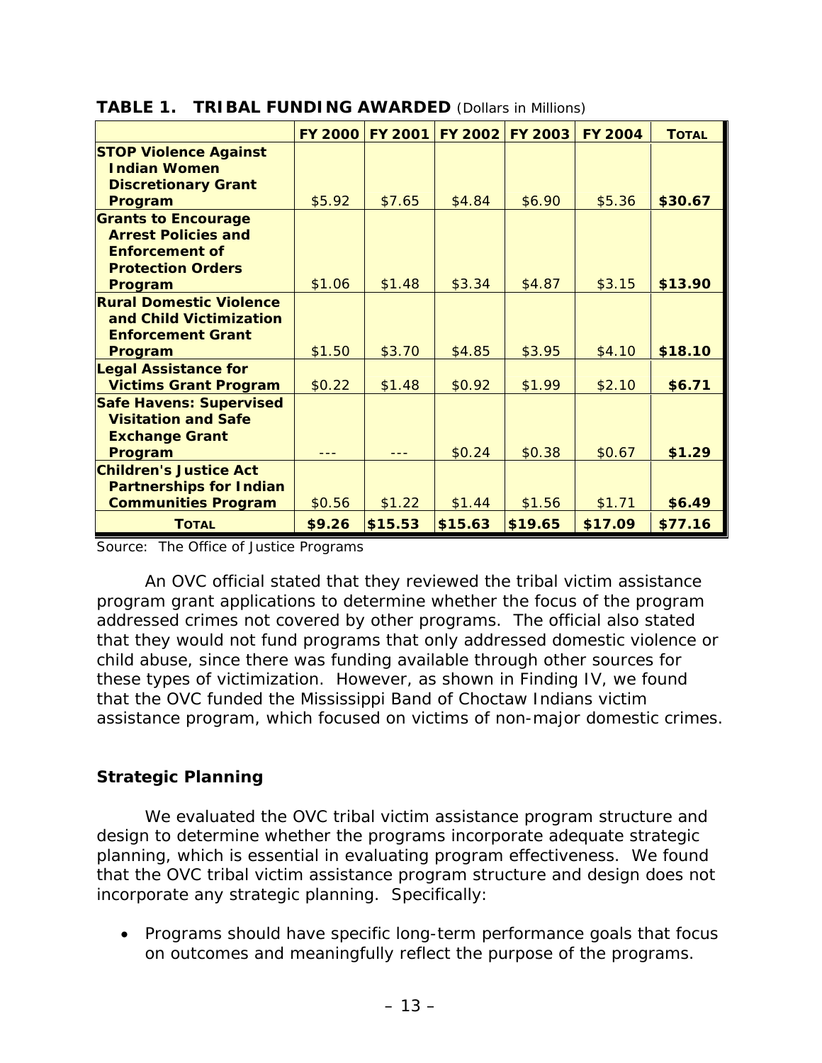**TABLE 1. TRIBAL FUNDING AWARDED** (Dollars in Millions)

| | FY 2000 | FY 2001 | FY 2002 | FY 2003 | FY 2004 | TOTAL |
|---|---|---|---|---|---|---|
| **STOP Violence Against Indian Women Discretionary Grant Program** | $5.92 | $7.65 | $4.84 | $6.90 | $5.36 | **$30.67** |
| **Grants to Encourage Arrest Policies and Enforcement of Protection Orders Program** | $1.06 | $1.48 | $3.34 | $4.87 | $3.15 | **$13.90** |
| **Rural Domestic Violence and Child Victimization Enforcement Grant Program** | $1.50 | $3.70 | $4.85 | $3.95 | $4.10 | **$18.10** |
| **Legal Assistance for Victims Grant Program** | $0.22 | $1.48 | $0.92 | $1.99 | $2.10 | **$6.71** |
| **Safe Havens: Supervised Visitation and Safe Exchange Grant Program** | --- | --- | $0.24 | $0.38 | $0.67 | **$1.29** |
| **Children's Justice Act Partnerships for Indian Communities Program** | $0.56 | $1.22 | $1.44 | $1.56 | $1.71 | **$6.49** |
| **TOTAL** | **$9.26** | **$15.53** | **$15.63** | **$19.65** | **$17.09** | **$77.16** |

Source: The Office of Justice Programs

An OVC official stated that they reviewed the tribal victim assistance program grant applications to determine whether the focus of the program addressed crimes not covered by other programs. The official also stated that they would not fund programs that only addressed domestic violence or child abuse, since there was funding available through other sources for these types of victimization. However, as shown in Finding IV, we found that the OVC funded the Mississippi Band of Choctaw Indians victim assistance program, which focused on victims of non-major domestic crimes.

### Strategic Planning

We evaluated the OVC tribal victim assistance program structure and design to determine whether the programs incorporate adequate strategic planning, which is essential in evaluating program effectiveness. We found that the OVC tribal victim assistance program structure and design does not incorporate any strategic planning. Specifically:

- Programs should have specific long-term performance goals that focus on outcomes and meaningfully reflect the purpose of the programs.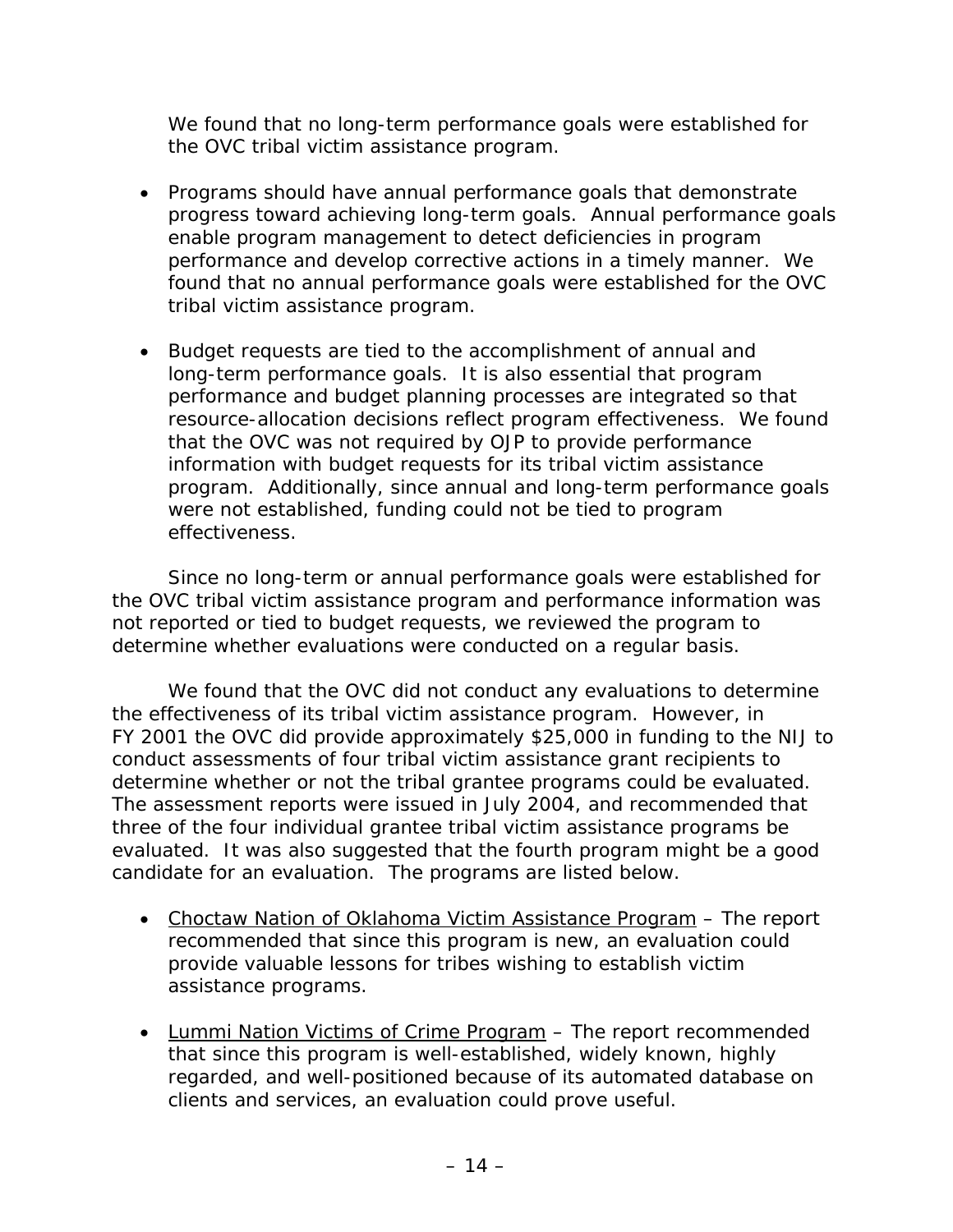We found that no long-term performance goals were established for the OVC tribal victim assistance program.

- Programs should have annual performance goals that demonstrate progress toward achieving long-term goals. Annual performance goals enable program management to detect deficiencies in program performance and develop corrective actions in a timely manner. We found that no annual performance goals were established for the OVC tribal victim assistance program.

- Budget requests are tied to the accomplishment of annual and long-term performance goals. It is also essential that program performance and budget planning processes are integrated so that resource-allocation decisions reflect program effectiveness. We found that the OVC was not required by OJP to provide performance information with budget requests for its tribal victim assistance program. Additionally, since annual and long-term performance goals were not established, funding could not be tied to program effectiveness.

Since no long-term or annual performance goals were established for the OVC tribal victim assistance program and performance information was not reported or tied to budget requests, we reviewed the program to determine whether evaluations were conducted on a regular basis.

We found that the OVC did not conduct any evaluations to determine the effectiveness of its tribal victim assistance program. However, in FY 2001 the OVC did provide approximately $25,000 in funding to the NIJ to conduct assessments of four tribal victim assistance grant recipients to determine whether or not the tribal grantee programs could be evaluated. The assessment reports were issued in July 2004, and recommended that three of the four individual grantee tribal victim assistance programs be evaluated. It was also suggested that the fourth program might be a good candidate for an evaluation. The programs are listed below.

- Choctaw Nation of Oklahoma Victim Assistance Program – The report recommended that since this program is new, an evaluation could provide valuable lessons for tribes wishing to establish victim assistance programs.

- Lummi Nation Victims of Crime Program – The report recommended that since this program is well-established, widely known, highly regarded, and well-positioned because of its automated database on clients and services, an evaluation could prove useful.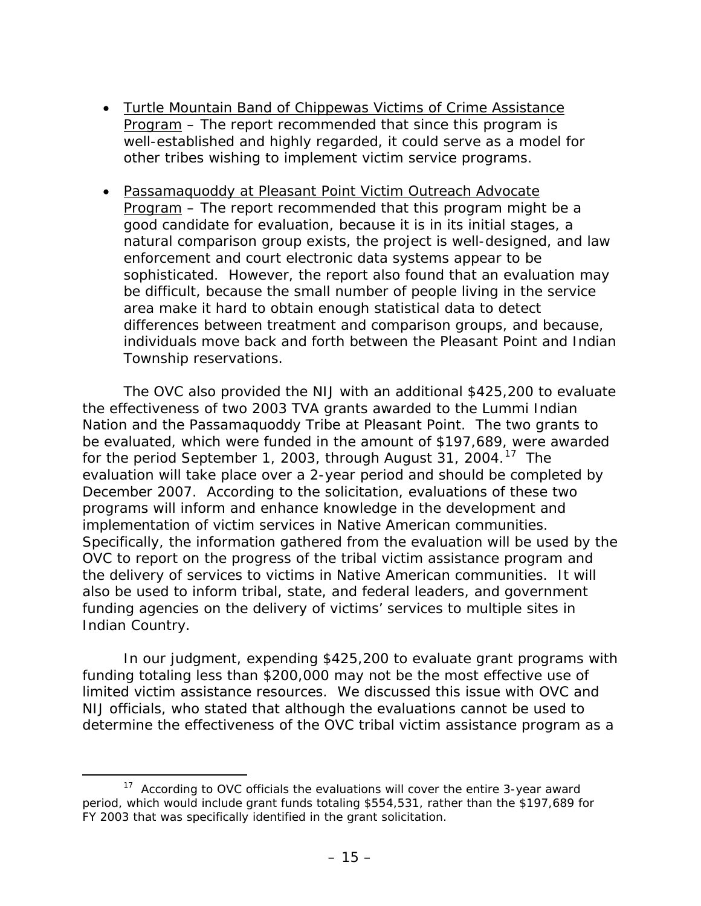- Turtle Mountain Band of Chippewas Victims of Crime Assistance Program – The report recommended that since this program is well-established and highly regarded, it could serve as a model for other tribes wishing to implement victim service programs.

- Passamaquoddy at Pleasant Point Victim Outreach Advocate Program – The report recommended that this program might be a good candidate for evaluation, because it is in its initial stages, a natural comparison group exists, the project is well-designed, and law enforcement and court electronic data systems appear to be sophisticated. However, the report also found that an evaluation may be difficult, because the small number of people living in the service area make it hard to obtain enough statistical data to detect differences between treatment and comparison groups, and because, individuals move back and forth between the Pleasant Point and Indian Township reservations.

The OVC also provided the NIJ with an additional $425,200 to evaluate the effectiveness of two 2003 TVA grants awarded to the Lummi Indian Nation and the Passamaquoddy Tribe at Pleasant Point. The two grants to be evaluated, which were funded in the amount of $197,689, were awarded for the period September 1, 2003, through August 31, 2004.[17] The evaluation will take place over a 2-year period and should be completed by December 2007. According to the solicitation, evaluations of these two programs will inform and enhance knowledge in the development and implementation of victim services in Native American communities. Specifically, the information gathered from the evaluation will be used by the OVC to report on the progress of the tribal victim assistance program and the delivery of services to victims in Native American communities. It will also be used to inform tribal, state, and federal leaders, and government funding agencies on the delivery of victims' services to multiple sites in Indian Country.

In our judgment, expending $425,200 to evaluate grant programs with funding totaling less than $200,000 may not be the most effective use of limited victim assistance resources. We discussed this issue with OVC and NIJ officials, who stated that although the evaluations cannot be used to determine the effectiveness of the OVC tribal victim assistance program as a

---

[17] According to OVC officials the evaluations will cover the entire 3-year award period, which would include grant funds totaling $554,531, rather than the $197,689 for FY 2003 that was specifically identified in the grant solicitation.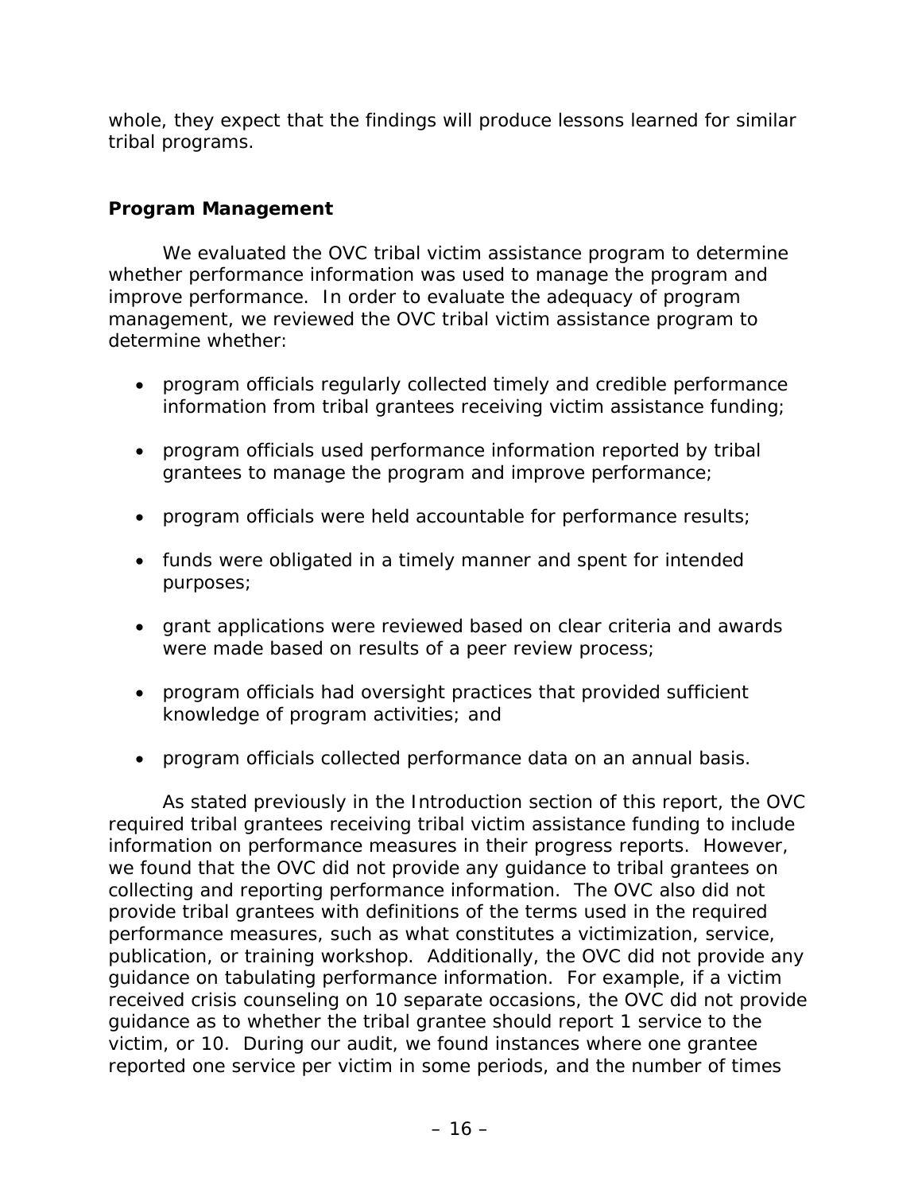whole, they expect that the findings will produce lessons learned for similar tribal programs.

**Program Management**

We evaluated the OVC tribal victim assistance program to determine whether performance information was used to manage the program and improve performance. In order to evaluate the adequacy of program management, we reviewed the OVC tribal victim assistance program to determine whether:

- program officials regularly collected timely and credible performance information from tribal grantees receiving victim assistance funding;
- program officials used performance information reported by tribal grantees to manage the program and improve performance;
- program officials were held accountable for performance results;
- funds were obligated in a timely manner and spent for intended purposes;
- grant applications were reviewed based on clear criteria and awards were made based on results of a peer review process;
- program officials had oversight practices that provided sufficient knowledge of program activities; and
- program officials collected performance data on an annual basis.

As stated previously in the Introduction section of this report, the OVC required tribal grantees receiving tribal victim assistance funding to include information on performance measures in their progress reports. However, we found that the OVC did not provide any guidance to tribal grantees on collecting and reporting performance information. The OVC also did not provide tribal grantees with definitions of the terms used in the required performance measures, such as what constitutes a victimization, service, publication, or training workshop. Additionally, the OVC did not provide any guidance on tabulating performance information. For example, if a victim received crisis counseling on 10 separate occasions, the OVC did not provide guidance as to whether the tribal grantee should report 1 service to the victim, or 10. During our audit, we found instances where one grantee reported one service per victim in some periods, and the number of times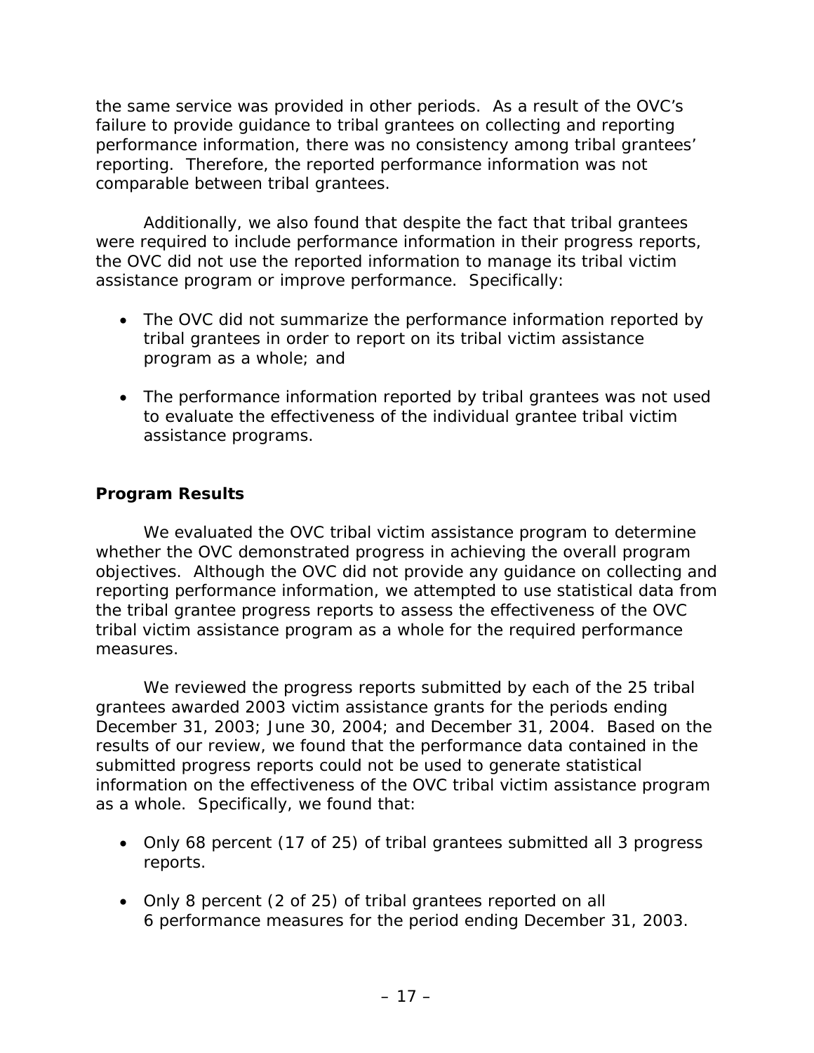the same service was provided in other periods. As a result of the OVC's failure to provide guidance to tribal grantees on collecting and reporting performance information, there was no consistency among tribal grantees' reporting. Therefore, the reported performance information was not comparable between tribal grantees.

Additionally, we also found that despite the fact that tribal grantees were required to include performance information in their progress reports, the OVC did not use the reported information to manage its tribal victim assistance program or improve performance. Specifically:

- The OVC did not summarize the performance information reported by tribal grantees in order to report on its tribal victim assistance program as a whole; and

- The performance information reported by tribal grantees was not used to evaluate the effectiveness of the individual grantee tribal victim assistance programs.

## Program Results

We evaluated the OVC tribal victim assistance program to determine whether the OVC demonstrated progress in achieving the overall program objectives. Although the OVC did not provide any guidance on collecting and reporting performance information, we attempted to use statistical data from the tribal grantee progress reports to assess the effectiveness of the OVC tribal victim assistance program as a whole for the required performance measures.

We reviewed the progress reports submitted by each of the 25 tribal grantees awarded 2003 victim assistance grants for the periods ending December 31, 2003; June 30, 2004; and December 31, 2004. Based on the results of our review, we found that the performance data contained in the submitted progress reports could not be used to generate statistical information on the effectiveness of the OVC tribal victim assistance program as a whole. Specifically, we found that:

- Only 68 percent (17 of 25) of tribal grantees submitted all 3 progress reports.

- Only 8 percent (2 of 25) of tribal grantees reported on all 6 performance measures for the period ending December 31, 2003.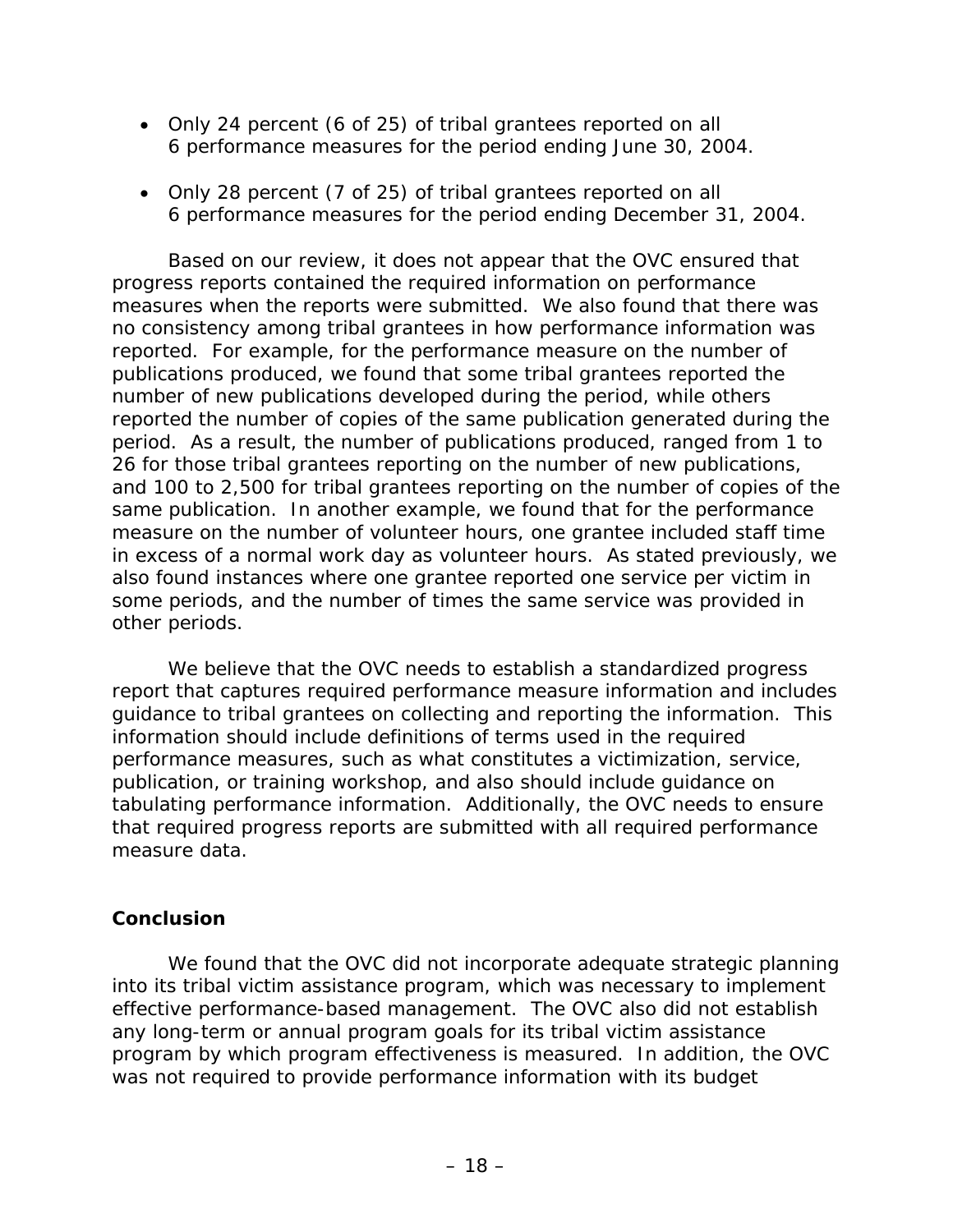- Only 24 percent (6 of 25) of tribal grantees reported on all 6 performance measures for the period ending June 30, 2004.

- Only 28 percent (7 of 25) of tribal grantees reported on all 6 performance measures for the period ending December 31, 2004.

Based on our review, it does not appear that the OVC ensured that progress reports contained the required information on performance measures when the reports were submitted. We also found that there was no consistency among tribal grantees in how performance information was reported. For example, for the performance measure on the number of publications produced, we found that some tribal grantees reported the number of new publications developed during the period, while others reported the number of copies of the same publication generated during the period. As a result, the number of publications produced, ranged from 1 to 26 for those tribal grantees reporting on the number of new publications, and 100 to 2,500 for tribal grantees reporting on the number of copies of the same publication. In another example, we found that for the performance measure on the number of volunteer hours, one grantee included staff time in excess of a normal work day as volunteer hours. As stated previously, we also found instances where one grantee reported one service per victim in some periods, and the number of times the same service was provided in other periods.

We believe that the OVC needs to establish a standardized progress report that captures required performance measure information and includes guidance to tribal grantees on collecting and reporting the information. This information should include definitions of terms used in the required performance measures, such as what constitutes a victimization, service, publication, or training workshop, and also should include guidance on tabulating performance information. Additionally, the OVC needs to ensure that required progress reports are submitted with all required performance measure data.

## Conclusion

We found that the OVC did not incorporate adequate strategic planning into its tribal victim assistance program, which was necessary to implement effective performance-based management. The OVC also did not establish any long-term or annual program goals for its tribal victim assistance program by which program effectiveness is measured. In addition, the OVC was not required to provide performance information with its budget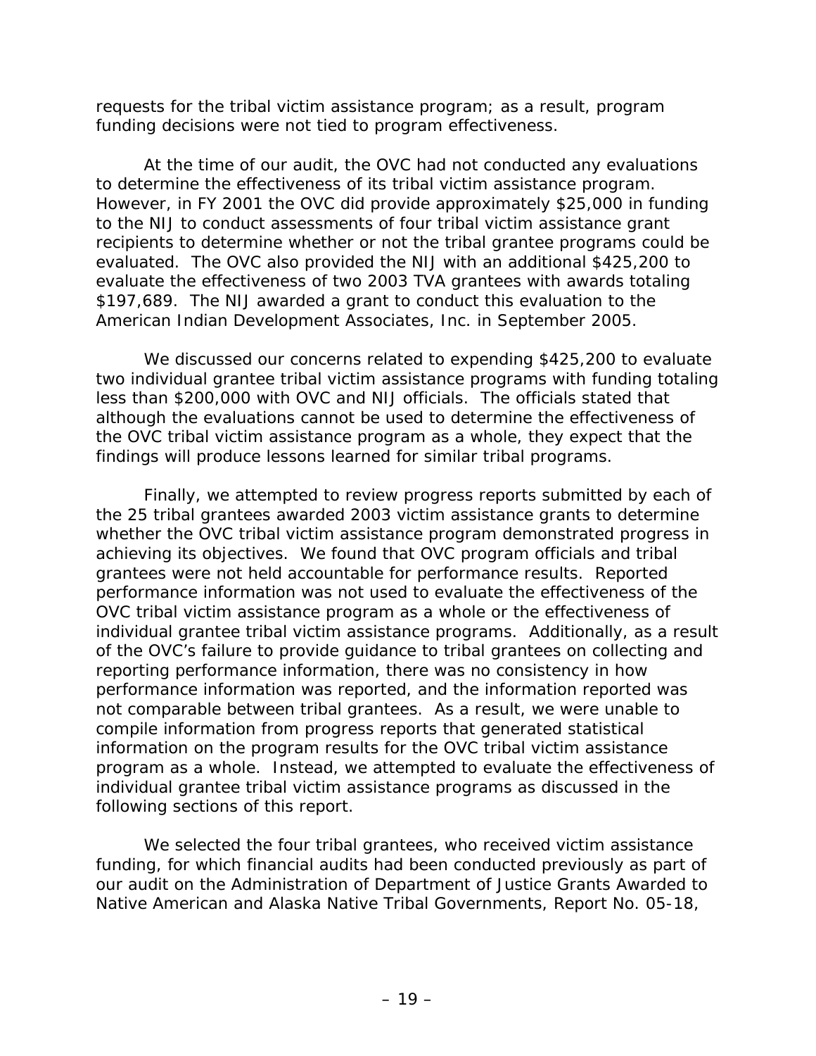requests for the tribal victim assistance program; as a result, program funding decisions were not tied to program effectiveness.

At the time of our audit, the OVC had not conducted any evaluations to determine the effectiveness of its tribal victim assistance program. However, in FY 2001 the OVC did provide approximately $25,000 in funding to the NIJ to conduct assessments of four tribal victim assistance grant recipients to determine whether or not the tribal grantee programs could be evaluated. The OVC also provided the NIJ with an additional $425,200 to evaluate the effectiveness of two 2003 TVA grantees with awards totaling $197,689. The NIJ awarded a grant to conduct this evaluation to the American Indian Development Associates, Inc. in September 2005.

We discussed our concerns related to expending $425,200 to evaluate two individual grantee tribal victim assistance programs with funding totaling less than $200,000 with OVC and NIJ officials. The officials stated that although the evaluations cannot be used to determine the effectiveness of the OVC tribal victim assistance program as a whole, they expect that the findings will produce lessons learned for similar tribal programs.

Finally, we attempted to review progress reports submitted by each of the 25 tribal grantees awarded 2003 victim assistance grants to determine whether the OVC tribal victim assistance program demonstrated progress in achieving its objectives. We found that OVC program officials and tribal grantees were not held accountable for performance results. Reported performance information was not used to evaluate the effectiveness of the OVC tribal victim assistance program as a whole or the effectiveness of individual grantee tribal victim assistance programs. Additionally, as a result of the OVC's failure to provide guidance to tribal grantees on collecting and reporting performance information, there was no consistency in how performance information was reported, and the information reported was not comparable between tribal grantees. As a result, we were unable to compile information from progress reports that generated statistical information on the program results for the OVC tribal victim assistance program as a whole. Instead, we attempted to evaluate the effectiveness of individual grantee tribal victim assistance programs as discussed in the following sections of this report.

We selected the four tribal grantees, who received victim assistance funding, for which financial audits had been conducted previously as part of our audit on the Administration of Department of Justice Grants Awarded to Native American and Alaska Native Tribal Governments, Report No. 05-18,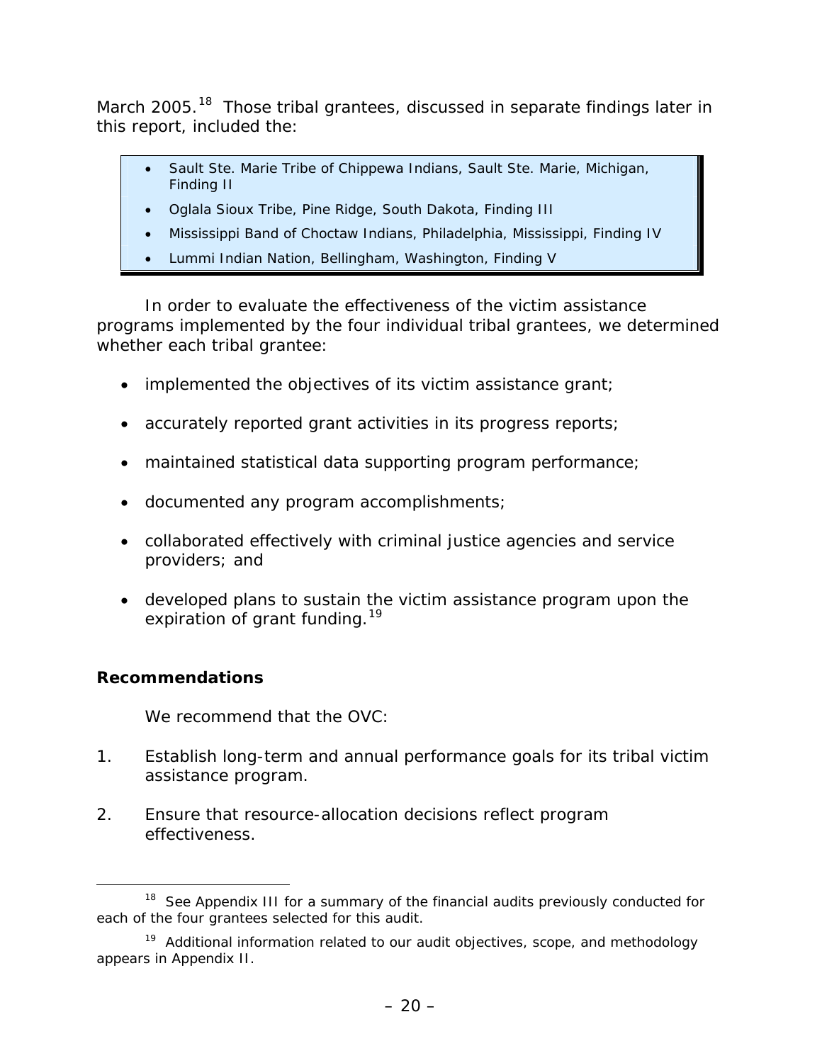March 2005.[18] Those tribal grantees, discussed in separate findings later in this report, included the:

- Sault Ste. Marie Tribe of Chippewa Indians, Sault Ste. Marie, Michigan, Finding II
- Oglala Sioux Tribe, Pine Ridge, South Dakota, Finding III
- Mississippi Band of Choctaw Indians, Philadelphia, Mississippi, Finding IV
- Lummi Indian Nation, Bellingham, Washington, Finding V

In order to evaluate the effectiveness of the victim assistance programs implemented by the four individual tribal grantees, we determined whether each tribal grantee:

- implemented the objectives of its victim assistance grant;
- accurately reported grant activities in its progress reports;
- maintained statistical data supporting program performance;
- documented any program accomplishments;
- collaborated effectively with criminal justice agencies and service providers; and
- developed plans to sustain the victim assistance program upon the expiration of grant funding.[19]

**Recommendations**

We recommend that the OVC:

1. Establish long-term and annual performance goals for its tribal victim assistance program.

2. Ensure that resource-allocation decisions reflect program effectiveness.

---

[18] See Appendix III for a summary of the financial audits previously conducted for each of the four grantees selected for this audit.

[19] Additional information related to our audit objectives, scope, and methodology appears in Appendix II.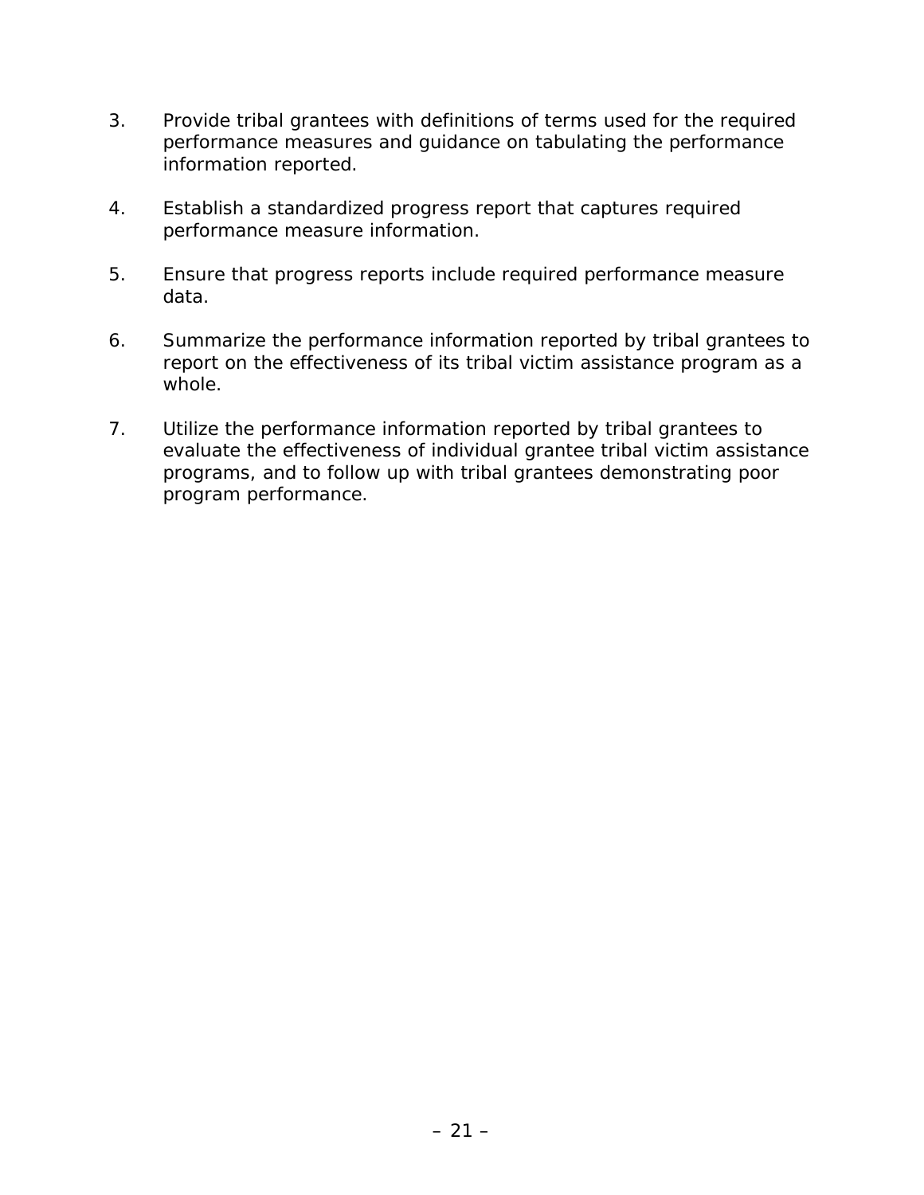3. Provide tribal grantees with definitions of terms used for the required performance measures and guidance on tabulating the performance information reported.

4. Establish a standardized progress report that captures required performance measure information.

5. Ensure that progress reports include required performance measure data.

6. Summarize the performance information reported by tribal grantees to report on the effectiveness of its tribal victim assistance program as a whole.

7. Utilize the performance information reported by tribal grantees to evaluate the effectiveness of individual grantee tribal victim assistance programs, and to follow up with tribal grantees demonstrating poor program performance.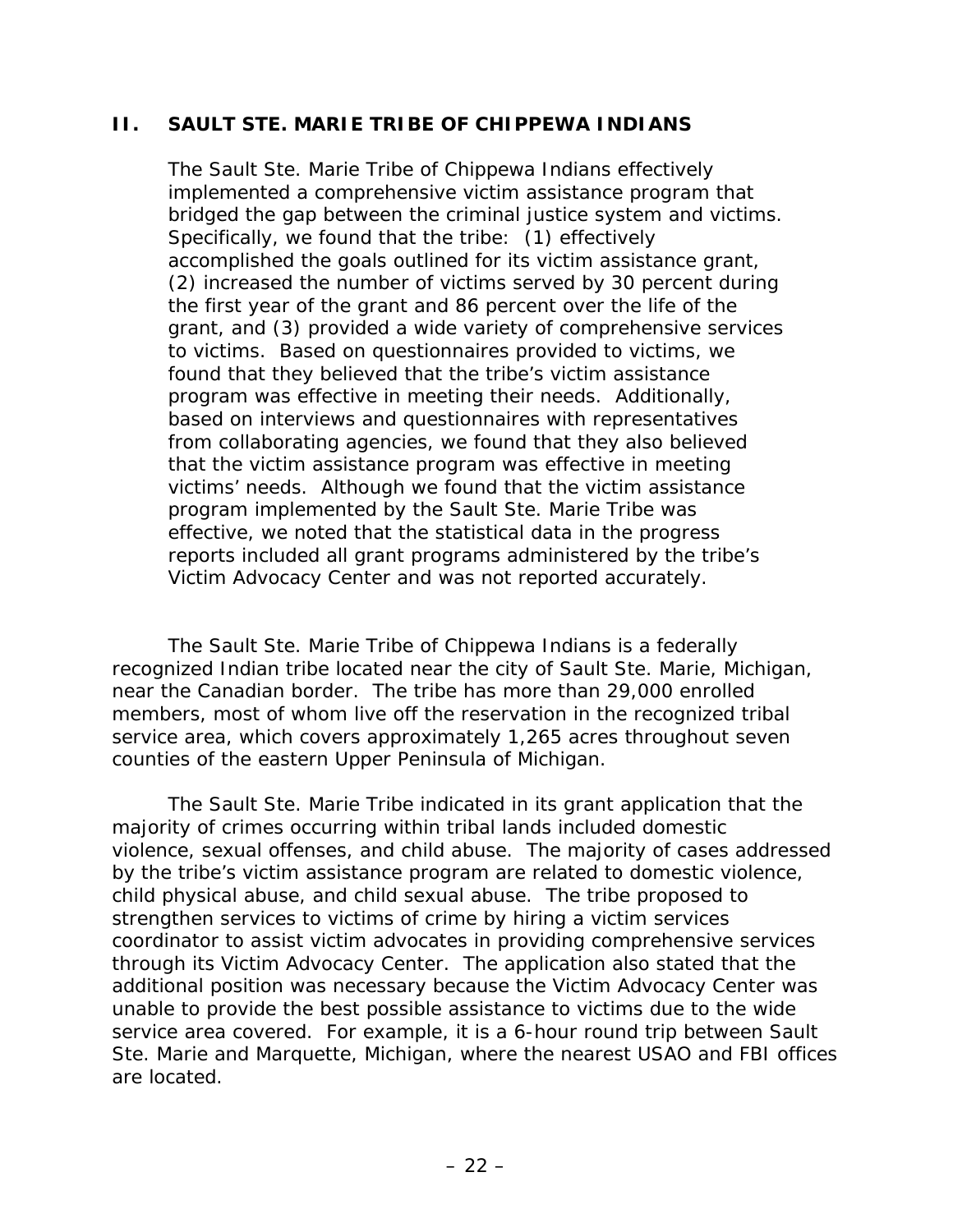## II. SAULT STE. MARIE TRIBE OF CHIPPEWA INDIANS

The Sault Ste. Marie Tribe of Chippewa Indians effectively implemented a comprehensive victim assistance program that bridged the gap between the criminal justice system and victims. Specifically, we found that the tribe: (1) effectively accomplished the goals outlined for its victim assistance grant, (2) increased the number of victims served by 30 percent during the first year of the grant and 86 percent over the life of the grant, and (3) provided a wide variety of comprehensive services to victims. Based on questionnaires provided to victims, we found that they believed that the tribe's victim assistance program was effective in meeting their needs. Additionally, based on interviews and questionnaires with representatives from collaborating agencies, we found that they also believed that the victim assistance program was effective in meeting victims' needs. Although we found that the victim assistance program implemented by the Sault Ste. Marie Tribe was effective, we noted that the statistical data in the progress reports included all grant programs administered by the tribe's Victim Advocacy Center and was not reported accurately.

The Sault Ste. Marie Tribe of Chippewa Indians is a federally recognized Indian tribe located near the city of Sault Ste. Marie, Michigan, near the Canadian border. The tribe has more than 29,000 enrolled members, most of whom live off the reservation in the recognized tribal service area, which covers approximately 1,265 acres throughout seven counties of the eastern Upper Peninsula of Michigan.

The Sault Ste. Marie Tribe indicated in its grant application that the majority of crimes occurring within tribal lands included domestic violence, sexual offenses, and child abuse. The majority of cases addressed by the tribe's victim assistance program are related to domestic violence, child physical abuse, and child sexual abuse. The tribe proposed to strengthen services to victims of crime by hiring a victim services coordinator to assist victim advocates in providing comprehensive services through its Victim Advocacy Center. The application also stated that the additional position was necessary because the Victim Advocacy Center was unable to provide the best possible assistance to victims due to the wide service area covered. For example, it is a 6-hour round trip between Sault Ste. Marie and Marquette, Michigan, where the nearest USAO and FBI offices are located.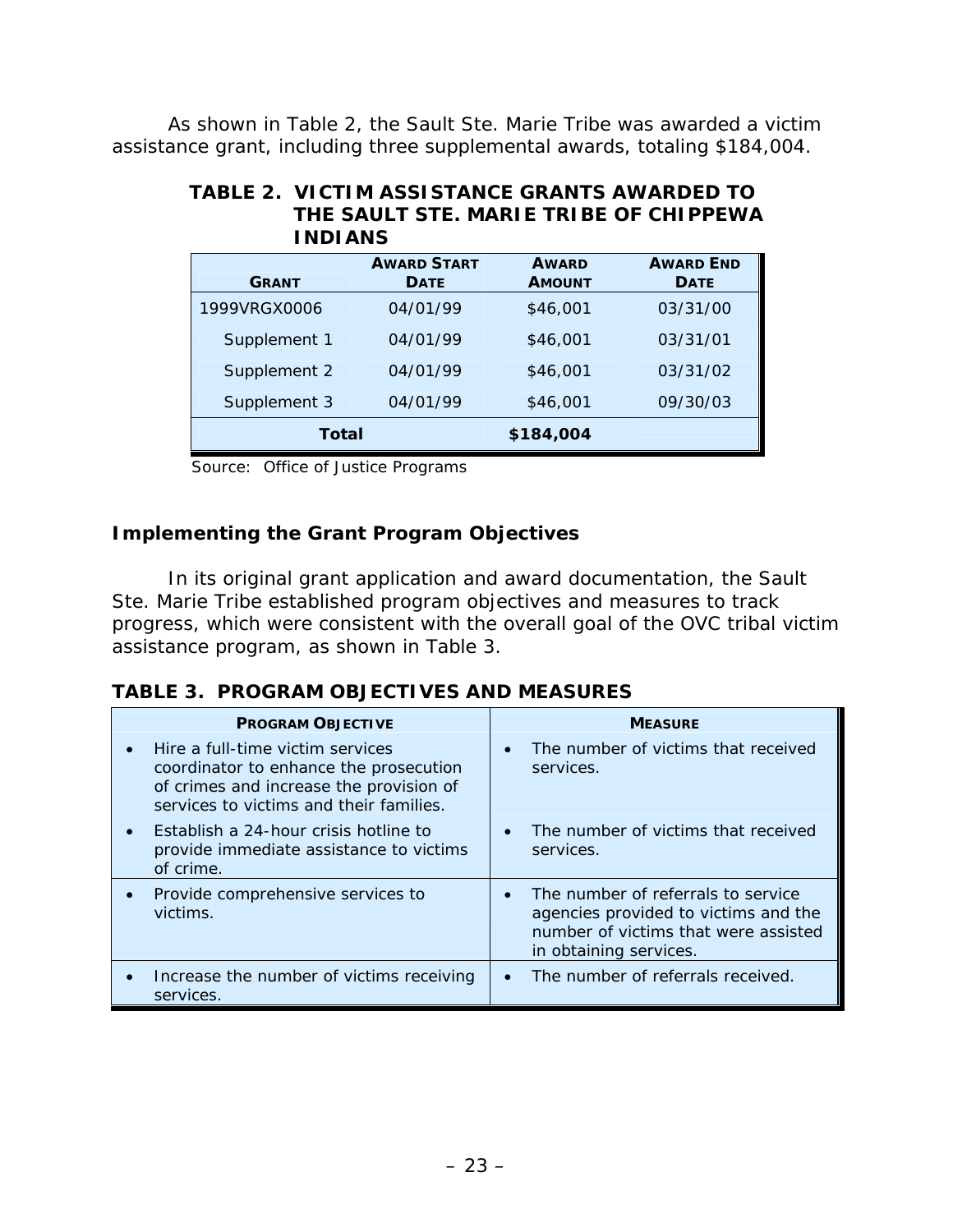As shown in Table 2, the Sault Ste. Marie Tribe was awarded a victim assistance grant, including three supplemental awards, totaling $184,004.

**TABLE 2. VICTIM ASSISTANCE GRANTS AWARDED TO THE SAULT STE. MARIE TRIBE OF CHIPPEWA INDIANS**

| GRANT | AWARD START DATE | AWARD AMOUNT | AWARD END DATE |
|---|---|---|---|
| 1999VRGX0006 | 04/01/99 | $46,001 | 03/31/00 |
| Supplement 1 | 04/01/99 | $46,001 | 03/31/01 |
| Supplement 2 | 04/01/99 | $46,001 | 03/31/02 |
| Supplement 3 | 04/01/99 | $46,001 | 09/30/03 |
| **Total** | | **$184,004** | |

Source: Office of Justice Programs

### Implementing the Grant Program Objectives

In its original grant application and award documentation, the Sault Ste. Marie Tribe established program objectives and measures to track progress, which were consistent with the overall goal of the OVC tribal victim assistance program, as shown in Table 3.

**TABLE 3. PROGRAM OBJECTIVES AND MEASURES**

| PROGRAM OBJECTIVE | MEASURE |
|---|---|
| • Hire a full-time victim services coordinator to enhance the prosecution of crimes and increase the provision of services to victims and their families. | • The number of victims that received services. |
| • Establish a 24-hour crisis hotline to provide immediate assistance to victims of crime. | • The number of victims that received services. |
| • Provide comprehensive services to victims. | • The number of referrals to service agencies provided to victims and the number of victims that were assisted in obtaining services. |
| • Increase the number of victims receiving services. | • The number of referrals received. |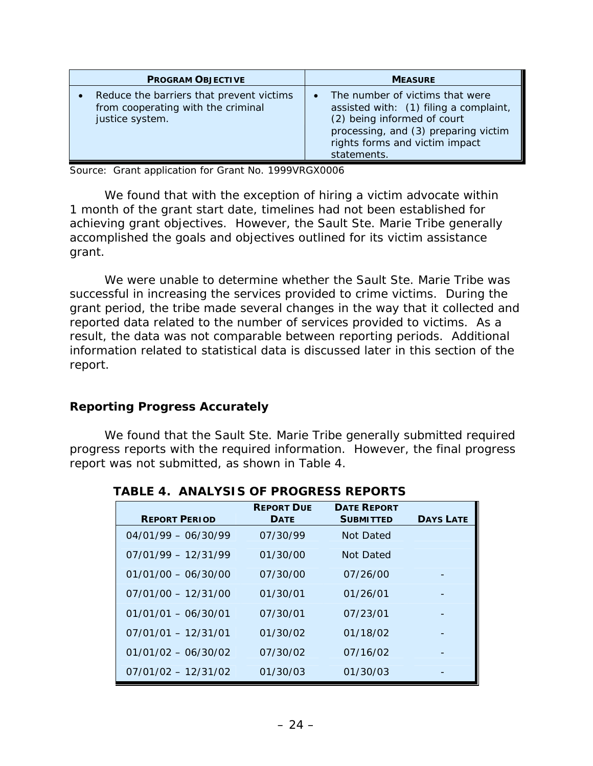| PROGRAM OBJECTIVE | MEASURE |
|---|---|
| • Reduce the barriers that prevent victims from cooperating with the criminal justice system. | • The number of victims that were assisted with: (1) filing a complaint, (2) being informed of court processing, and (3) preparing victim rights forms and victim impact statements. |

Source: Grant application for Grant No. 1999VRGX0006

We found that with the exception of hiring a victim advocate within 1 month of the grant start date, timelines had not been established for achieving grant objectives. However, the Sault Ste. Marie Tribe generally accomplished the goals and objectives outlined for its victim assistance grant.

We were unable to determine whether the Sault Ste. Marie Tribe was successful in increasing the services provided to crime victims. During the grant period, the tribe made several changes in the way that it collected and reported data related to the number of services provided to victims. As a result, the data was not comparable between reporting periods. Additional information related to statistical data is discussed later in this section of the report.

### Reporting Progress Accurately

We found that the Sault Ste. Marie Tribe generally submitted required progress reports with the required information. However, the final progress report was not submitted, as shown in Table 4.

**TABLE 4. ANALYSIS OF PROGRESS REPORTS**

| REPORT PERIOD | REPORT DUE DATE | DATE REPORT SUBMITTED | DAYS LATE |
|---|---|---|---|
| 04/01/99 – 06/30/99 | 07/30/99 | Not Dated | |
| 07/01/99 – 12/31/99 | 01/30/00 | Not Dated | |
| 01/01/00 – 06/30/00 | 07/30/00 | 07/26/00 | - |
| 07/01/00 – 12/31/00 | 01/30/01 | 01/26/01 | - |
| 01/01/01 – 06/30/01 | 07/30/01 | 07/23/01 | - |
| 07/01/01 – 12/31/01 | 01/30/02 | 01/18/02 | - |
| 01/01/02 – 06/30/02 | 07/30/02 | 07/16/02 | - |
| 07/01/02 – 12/31/02 | 01/30/03 | 01/30/03 | - |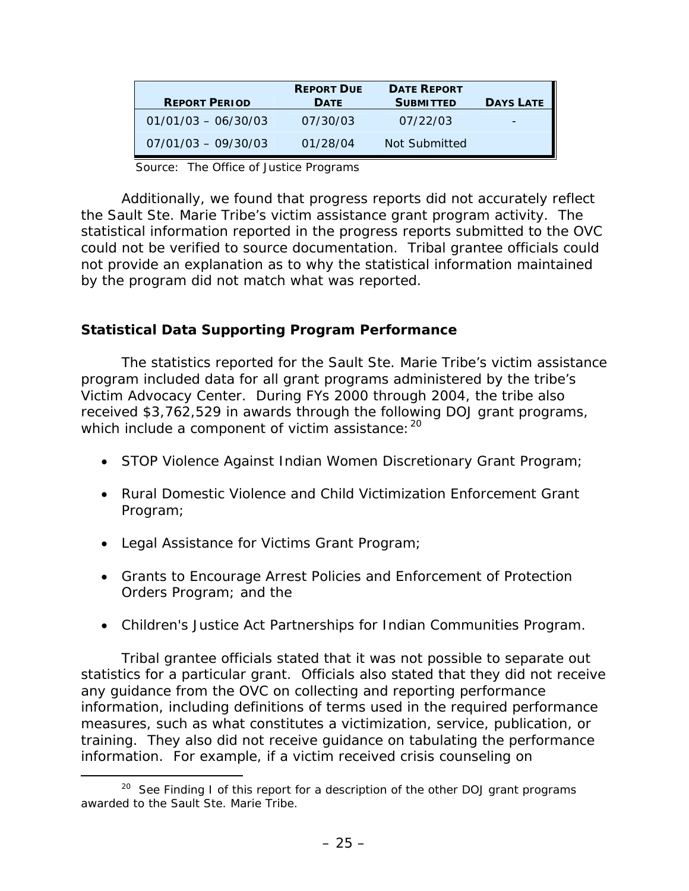| REPORT PERIOD | REPORT DUE DATE | DATE REPORT SUBMITTED | DAYS LATE |
|---|---|---|---|
| 01/01/03 – 06/30/03 | 07/30/03 | 07/22/03 | - |
| 07/01/03 – 09/30/03 | 01/28/04 | Not Submitted | |

Source: The Office of Justice Programs

Additionally, we found that progress reports did not accurately reflect the Sault Ste. Marie Tribe's victim assistance grant program activity. The statistical information reported in the progress reports submitted to the OVC could not be verified to source documentation. Tribal grantee officials could not provide an explanation as to why the statistical information maintained by the program did not match what was reported.

### Statistical Data Supporting Program Performance

The statistics reported for the Sault Ste. Marie Tribe's victim assistance program included data for all grant programs administered by the tribe's Victim Advocacy Center. During FYs 2000 through 2004, the tribe also received $3,762,529 in awards through the following DOJ grant programs, which include a component of victim assistance:[20]

- STOP Violence Against Indian Women Discretionary Grant Program;
- Rural Domestic Violence and Child Victimization Enforcement Grant Program;
- Legal Assistance for Victims Grant Program;
- Grants to Encourage Arrest Policies and Enforcement of Protection Orders Program; and the
- Children's Justice Act Partnerships for Indian Communities Program.

Tribal grantee officials stated that it was not possible to separate out statistics for a particular grant. Officials also stated that they did not receive any guidance from the OVC on collecting and reporting performance information, including definitions of terms used in the required performance measures, such as what constitutes a victimization, service, publication, or training. They also did not receive guidance on tabulating the performance information. For example, if a victim received crisis counseling on

[20] See Finding I of this report for a description of the other DOJ grant programs awarded to the Sault Ste. Marie Tribe.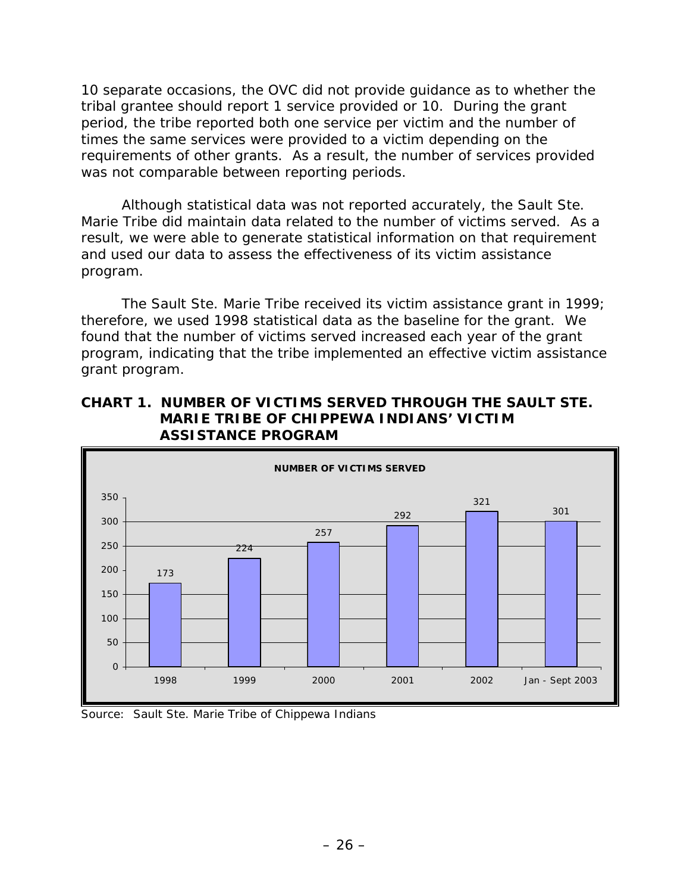10 separate occasions, the OVC did not provide guidance as to whether the tribal grantee should report 1 service provided or 10. During the grant period, the tribe reported both one service per victim and the number of times the same services were provided to a victim depending on the requirements of other grants. As a result, the number of services provided was not comparable between reporting periods.

Although statistical data was not reported accurately, the Sault Ste. Marie Tribe did maintain data related to the number of victims served. As a result, we were able to generate statistical information on that requirement and used our data to assess the effectiveness of its victim assistance program.

The Sault Ste. Marie Tribe received its victim assistance grant in 1999; therefore, we used 1998 statistical data as the baseline for the grant. We found that the number of victims served increased each year of the grant program, indicating that the tribe implemented an effective victim assistance grant program.

**CHART 1. NUMBER OF VICTIMS SERVED THROUGH THE SAULT STE. MARIE TRIBE OF CHIPPEWA INDIANS' VICTIM ASSISTANCE PROGRAM**

**NUMBER OF VICTIMS SERVED**

| Year | Number of Victims Served |
| --- | --- |
| 1998 | 173 |
| 1999 | 224 |
| 2000 | 257 |
| 2001 | 292 |
| 2002 | 321 |
| Jan - Sept 2003 | 301 |

Source: Sault Ste. Marie Tribe of Chippewa Indians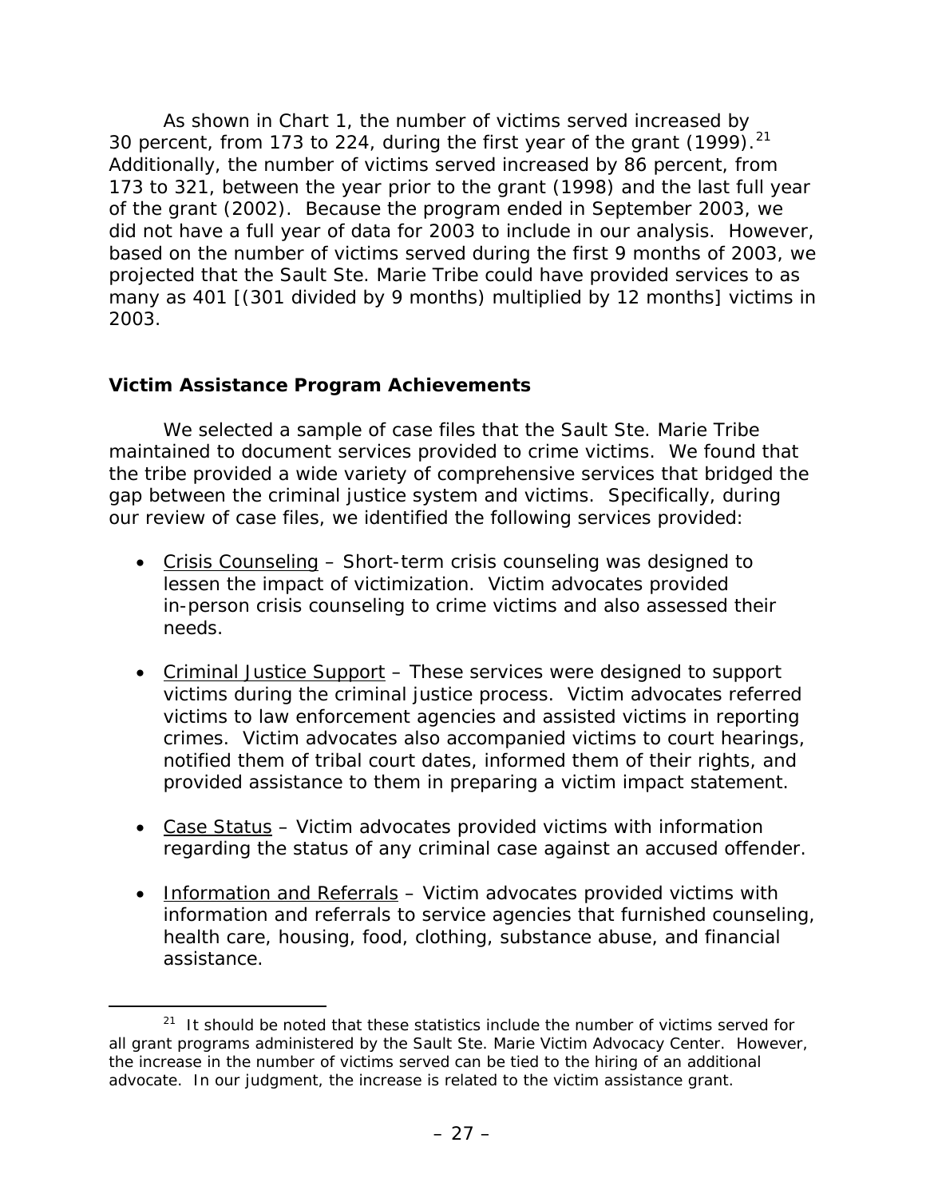As shown in Chart 1, the number of victims served increased by 30 percent, from 173 to 224, during the first year of the grant (1999).[21] Additionally, the number of victims served increased by 86 percent, from 173 to 321, between the year prior to the grant (1998) and the last full year of the grant (2002). Because the program ended in September 2003, we did not have a full year of data for 2003 to include in our analysis. However, based on the number of victims served during the first 9 months of 2003, we projected that the Sault Ste. Marie Tribe could have provided services to as many as 401 [(301 divided by 9 months) multiplied by 12 months] victims in 2003.

### Victim Assistance Program Achievements

We selected a sample of case files that the Sault Ste. Marie Tribe maintained to document services provided to crime victims. We found that the tribe provided a wide variety of comprehensive services that bridged the gap between the criminal justice system and victims. Specifically, during our review of case files, we identified the following services provided:

- Crisis Counseling – Short-term crisis counseling was designed to lessen the impact of victimization. Victim advocates provided in-person crisis counseling to crime victims and also assessed their needs.

- Criminal Justice Support – These services were designed to support victims during the criminal justice process. Victim advocates referred victims to law enforcement agencies and assisted victims in reporting crimes. Victim advocates also accompanied victims to court hearings, notified them of tribal court dates, informed them of their rights, and provided assistance to them in preparing a victim impact statement.

- Case Status – Victim advocates provided victims with information regarding the status of any criminal case against an accused offender.

- Information and Referrals – Victim advocates provided victims with information and referrals to service agencies that furnished counseling, health care, housing, food, clothing, substance abuse, and financial assistance.

---

[21] It should be noted that these statistics include the number of victims served for all grant programs administered by the Sault Ste. Marie Victim Advocacy Center. However, the increase in the number of victims served can be tied to the hiring of an additional advocate. In our judgment, the increase is related to the victim assistance grant.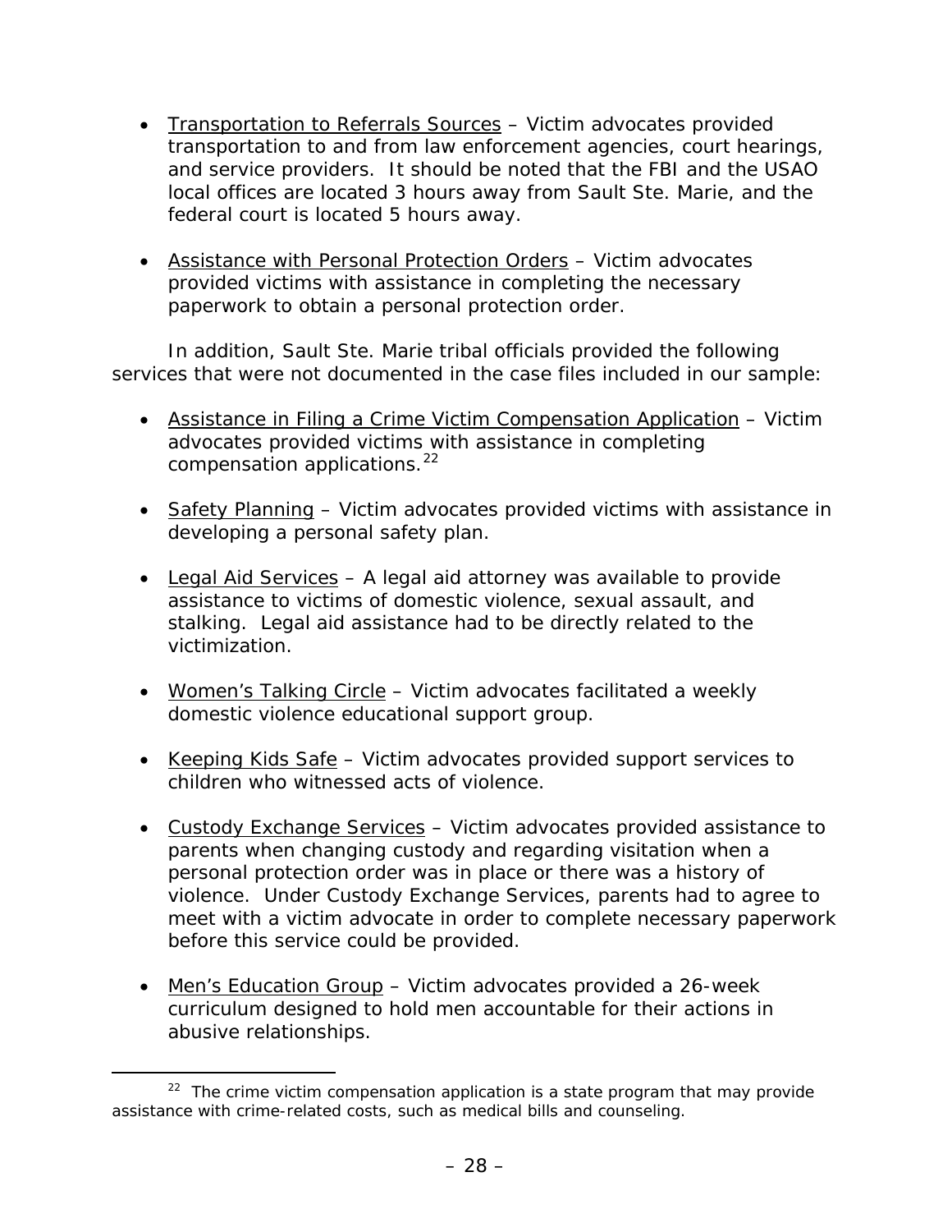- Transportation to Referrals Sources – Victim advocates provided transportation to and from law enforcement agencies, court hearings, and service providers. It should be noted that the FBI and the USAO local offices are located 3 hours away from Sault Ste. Marie, and the federal court is located 5 hours away.

- Assistance with Personal Protection Orders – Victim advocates provided victims with assistance in completing the necessary paperwork to obtain a personal protection order.

In addition, Sault Ste. Marie tribal officials provided the following services that were not documented in the case files included in our sample:

- Assistance in Filing a Crime Victim Compensation Application – Victim advocates provided victims with assistance in completing compensation applications.[22]

- Safety Planning – Victim advocates provided victims with assistance in developing a personal safety plan.

- Legal Aid Services – A legal aid attorney was available to provide assistance to victims of domestic violence, sexual assault, and stalking. Legal aid assistance had to be directly related to the victimization.

- Women's Talking Circle – Victim advocates facilitated a weekly domestic violence educational support group.

- Keeping Kids Safe – Victim advocates provided support services to children who witnessed acts of violence.

- Custody Exchange Services – Victim advocates provided assistance to parents when changing custody and regarding visitation when a personal protection order was in place or there was a history of violence. Under Custody Exchange Services, parents had to agree to meet with a victim advocate in order to complete necessary paperwork before this service could be provided.

- Men's Education Group – Victim advocates provided a 26-week curriculum designed to hold men accountable for their actions in abusive relationships.

[22] The crime victim compensation application is a state program that may provide assistance with crime-related costs, such as medical bills and counseling.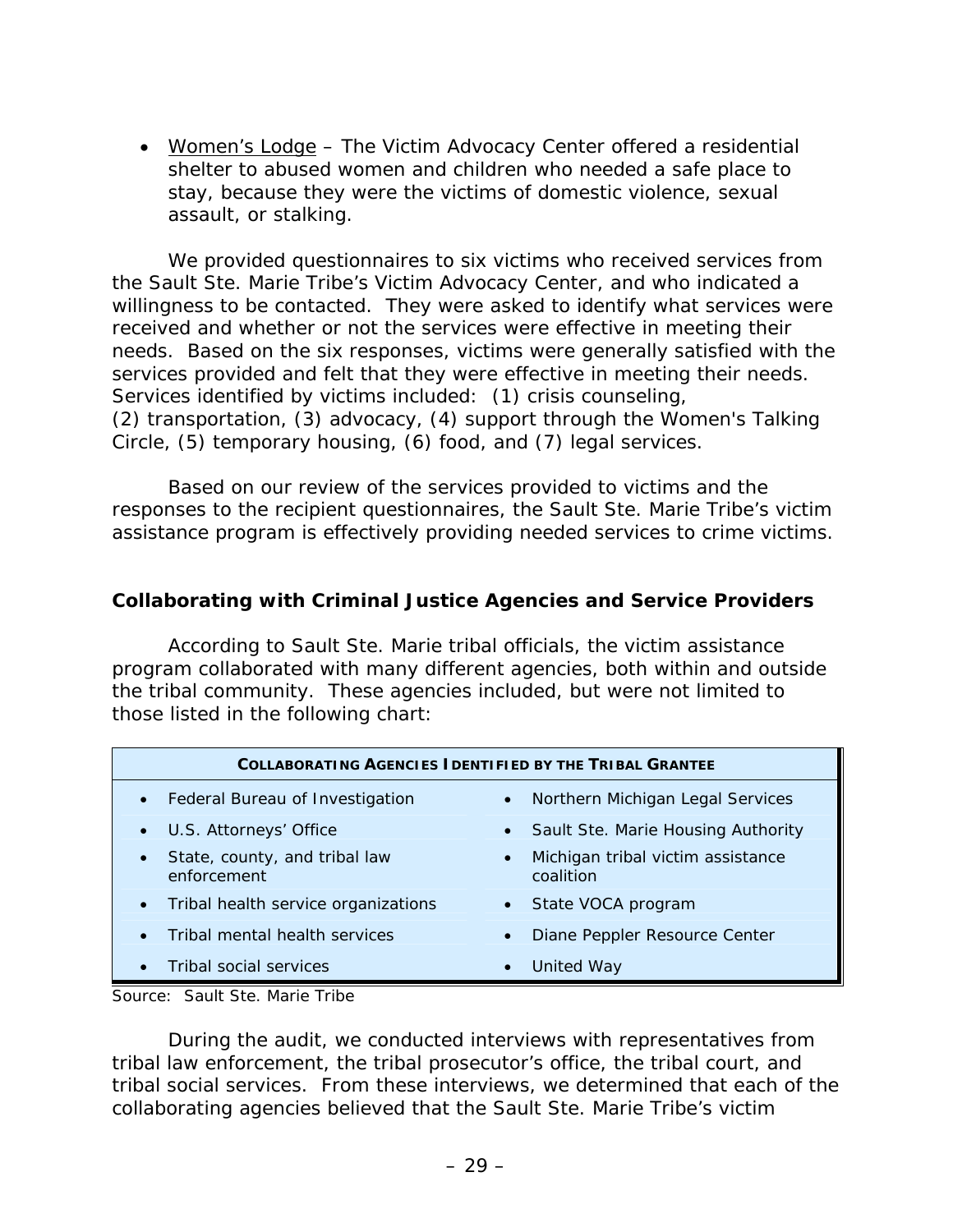- Women's Lodge – The Victim Advocacy Center offered a residential shelter to abused women and children who needed a safe place to stay, because they were the victims of domestic violence, sexual assault, or stalking.

We provided questionnaires to six victims who received services from the Sault Ste. Marie Tribe's Victim Advocacy Center, and who indicated a willingness to be contacted. They were asked to identify what services were received and whether or not the services were effective in meeting their needs. Based on the six responses, victims were generally satisfied with the services provided and felt that they were effective in meeting their needs. Services identified by victims included: (1) crisis counseling, (2) transportation, (3) advocacy, (4) support through the Women's Talking Circle, (5) temporary housing, (6) food, and (7) legal services.

Based on our review of the services provided to victims and the responses to the recipient questionnaires, the Sault Ste. Marie Tribe's victim assistance program is effectively providing needed services to crime victims.

### Collaborating with Criminal Justice Agencies and Service Providers

According to Sault Ste. Marie tribal officials, the victim assistance program collaborated with many different agencies, both within and outside the tribal community. These agencies included, but were not limited to those listed in the following chart:

| COLLABORATING AGENCIES IDENTIFIED BY THE TRIBAL GRANTEE | |
|---|---|
| • Federal Bureau of Investigation | • Northern Michigan Legal Services |
| • U.S. Attorneys' Office | • Sault Ste. Marie Housing Authority |
| • State, county, and tribal law enforcement | • Michigan tribal victim assistance coalition |
| • Tribal health service organizations | • State VOCA program |
| • Tribal mental health services | • Diane Peppler Resource Center |
| • Tribal social services | • United Way |

Source: Sault Ste. Marie Tribe

During the audit, we conducted interviews with representatives from tribal law enforcement, the tribal prosecutor's office, the tribal court, and tribal social services. From these interviews, we determined that each of the collaborating agencies believed that the Sault Ste. Marie Tribe's victim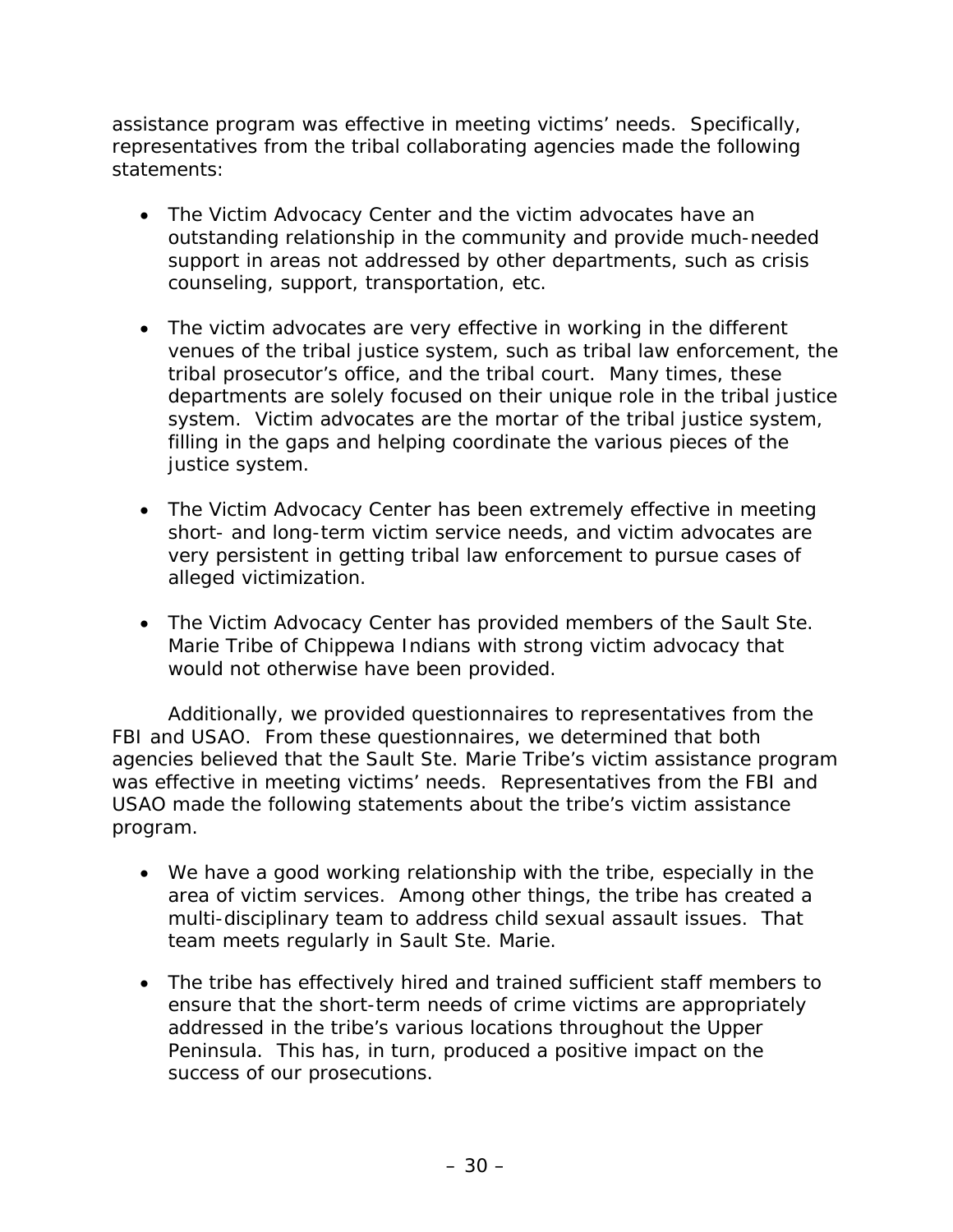assistance program was effective in meeting victims' needs. Specifically, representatives from the tribal collaborating agencies made the following statements:

- The Victim Advocacy Center and the victim advocates have an outstanding relationship in the community and provide much-needed support in areas not addressed by other departments, such as crisis counseling, support, transportation, etc.

- The victim advocates are very effective in working in the different venues of the tribal justice system, such as tribal law enforcement, the tribal prosecutor's office, and the tribal court. Many times, these departments are solely focused on their unique role in the tribal justice system. Victim advocates are the mortar of the tribal justice system, filling in the gaps and helping coordinate the various pieces of the justice system.

- The Victim Advocacy Center has been extremely effective in meeting short- and long-term victim service needs, and victim advocates are very persistent in getting tribal law enforcement to pursue cases of alleged victimization.

- The Victim Advocacy Center has provided members of the Sault Ste. Marie Tribe of Chippewa Indians with strong victim advocacy that would not otherwise have been provided.

Additionally, we provided questionnaires to representatives from the FBI and USAO. From these questionnaires, we determined that both agencies believed that the Sault Ste. Marie Tribe's victim assistance program was effective in meeting victims' needs. Representatives from the FBI and USAO made the following statements about the tribe's victim assistance program.

- We have a good working relationship with the tribe, especially in the area of victim services. Among other things, the tribe has created a multi-disciplinary team to address child sexual assault issues. That team meets regularly in Sault Ste. Marie.

- The tribe has effectively hired and trained sufficient staff members to ensure that the short-term needs of crime victims are appropriately addressed in the tribe's various locations throughout the Upper Peninsula. This has, in turn, produced a positive impact on the success of our prosecutions.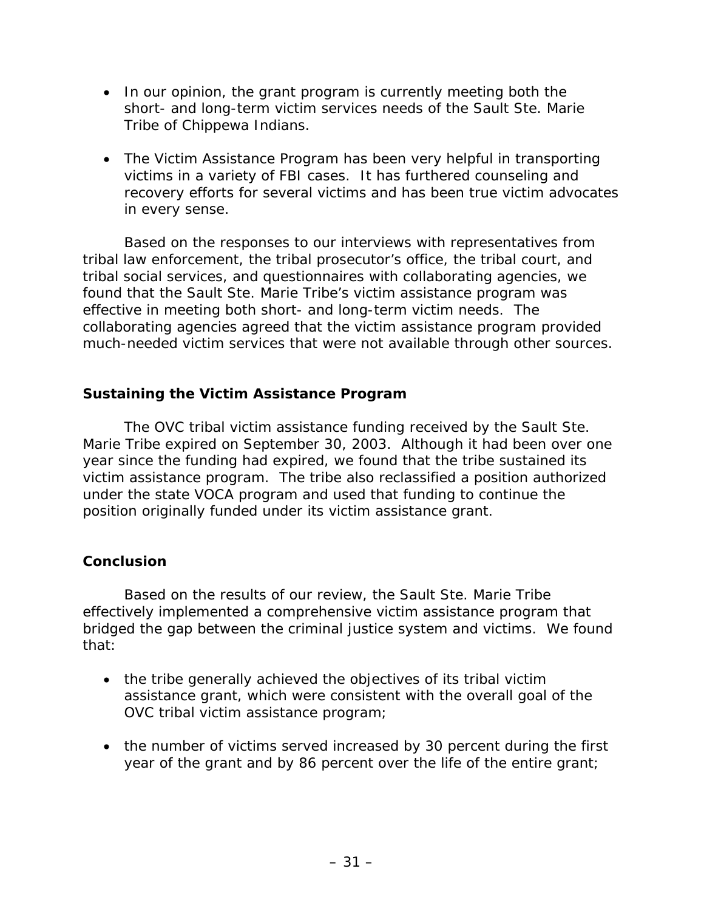- In our opinion, the grant program is currently meeting both the short- and long-term victim services needs of the Sault Ste. Marie Tribe of Chippewa Indians.

- The Victim Assistance Program has been very helpful in transporting victims in a variety of FBI cases. It has furthered counseling and recovery efforts for several victims and has been true victim advocates in every sense.

Based on the responses to our interviews with representatives from tribal law enforcement, the tribal prosecutor's office, the tribal court, and tribal social services, and questionnaires with collaborating agencies, we found that the Sault Ste. Marie Tribe's victim assistance program was effective in meeting both short- and long-term victim needs. The collaborating agencies agreed that the victim assistance program provided much-needed victim services that were not available through other sources.

### Sustaining the Victim Assistance Program

The OVC tribal victim assistance funding received by the Sault Ste. Marie Tribe expired on September 30, 2003. Although it had been over one year since the funding had expired, we found that the tribe sustained its victim assistance program. The tribe also reclassified a position authorized under the state VOCA program and used that funding to continue the position originally funded under its victim assistance grant.

### Conclusion

Based on the results of our review, the Sault Ste. Marie Tribe effectively implemented a comprehensive victim assistance program that bridged the gap between the criminal justice system and victims. We found that:

- the tribe generally achieved the objectives of its tribal victim assistance grant, which were consistent with the overall goal of the OVC tribal victim assistance program;

- the number of victims served increased by 30 percent during the first year of the grant and by 86 percent over the life of the entire grant;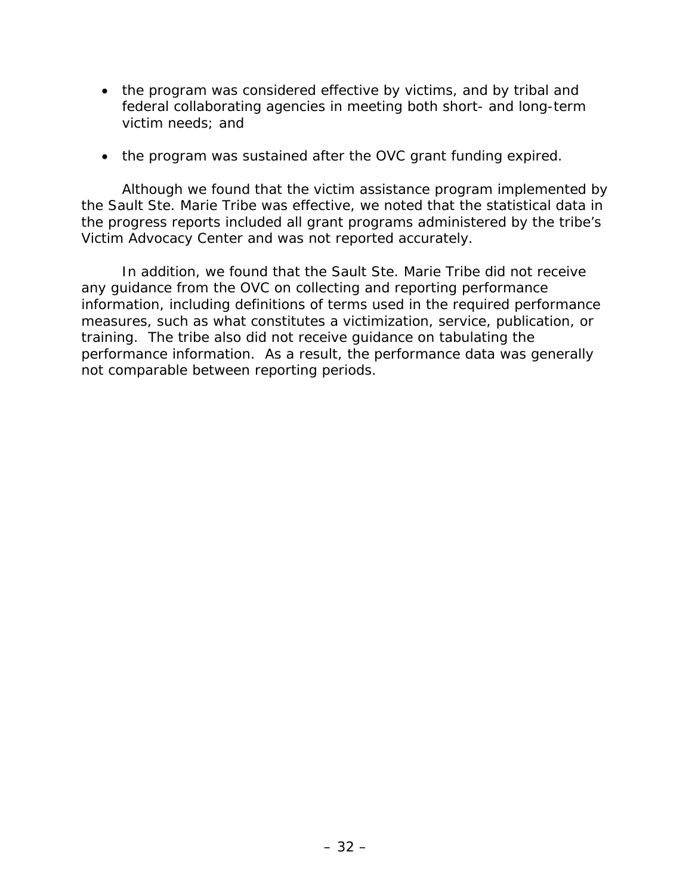- the program was considered effective by victims, and by tribal and federal collaborating agencies in meeting both short- and long-term victim needs; and

- the program was sustained after the OVC grant funding expired.

Although we found that the victim assistance program implemented by the Sault Ste. Marie Tribe was effective, we noted that the statistical data in the progress reports included all grant programs administered by the tribe's Victim Advocacy Center and was not reported accurately.

In addition, we found that the Sault Ste. Marie Tribe did not receive any guidance from the OVC on collecting and reporting performance information, including definitions of terms used in the required performance measures, such as what constitutes a victimization, service, publication, or training. The tribe also did not receive guidance on tabulating the performance information. As a result, the performance data was generally not comparable between reporting periods.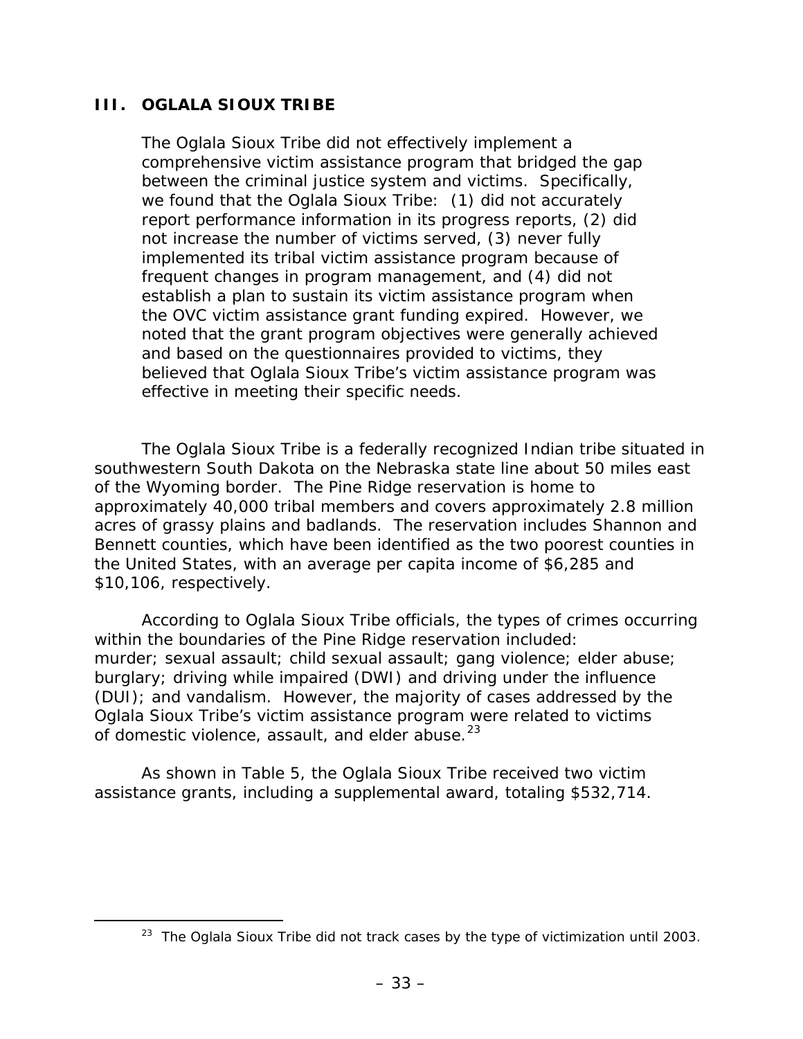## III. OGLALA SIOUX TRIBE

The Oglala Sioux Tribe did not effectively implement a comprehensive victim assistance program that bridged the gap between the criminal justice system and victims. Specifically, we found that the Oglala Sioux Tribe: (1) did not accurately report performance information in its progress reports, (2) did not increase the number of victims served, (3) never fully implemented its tribal victim assistance program because of frequent changes in program management, and (4) did not establish a plan to sustain its victim assistance program when the OVC victim assistance grant funding expired. However, we noted that the grant program objectives were generally achieved and based on the questionnaires provided to victims, they believed that Oglala Sioux Tribe's victim assistance program was effective in meeting their specific needs.

The Oglala Sioux Tribe is a federally recognized Indian tribe situated in southwestern South Dakota on the Nebraska state line about 50 miles east of the Wyoming border. The Pine Ridge reservation is home to approximately 40,000 tribal members and covers approximately 2.8 million acres of grassy plains and badlands. The reservation includes Shannon and Bennett counties, which have been identified as the two poorest counties in the United States, with an average per capita income of $6,285 and $10,106, respectively.

According to Oglala Sioux Tribe officials, the types of crimes occurring within the boundaries of the Pine Ridge reservation included: murder; sexual assault; child sexual assault; gang violence; elder abuse; burglary; driving while impaired (DWI) and driving under the influence (DUI); and vandalism. However, the majority of cases addressed by the Oglala Sioux Tribe's victim assistance program were related to victims of domestic violence, assault, and elder abuse.[23]

As shown in Table 5, the Oglala Sioux Tribe received two victim assistance grants, including a supplemental award, totaling $532,714.

[23] The Oglala Sioux Tribe did not track cases by the type of victimization until 2003.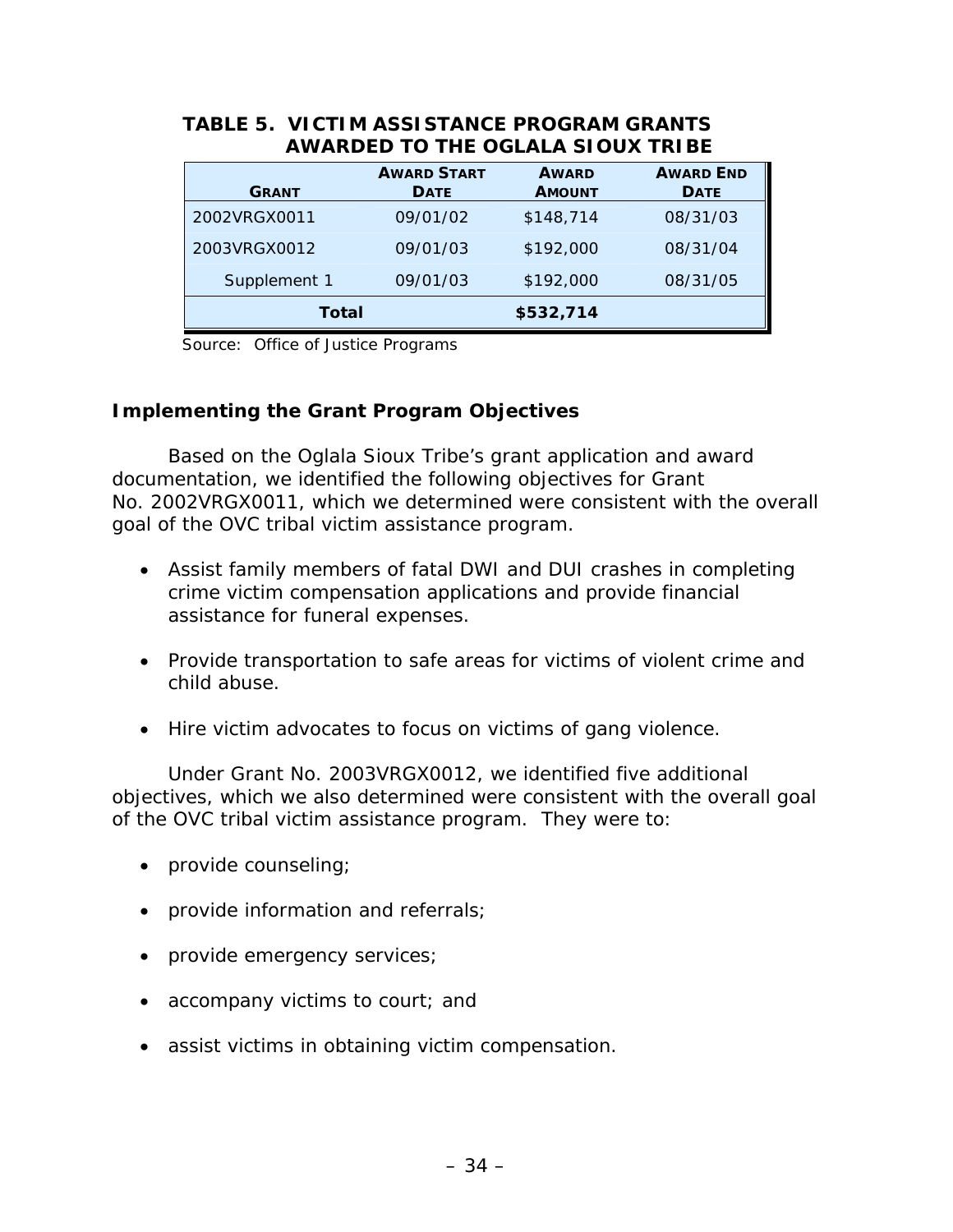**TABLE 5. VICTIM ASSISTANCE PROGRAM GRANTS AWARDED TO THE OGLALA SIOUX TRIBE**

| GRANT | AWARD START DATE | AWARD AMOUNT | AWARD END DATE |
|---|---|---|---|
| 2002VRGX0011 | 09/01/02 | $148,714 | 08/31/03 |
| 2003VRGX0012 | 09/01/03 | $192,000 | 08/31/04 |
| Supplement 1 | 09/01/03 | $192,000 | 08/31/05 |
| **Total** | | **$532,714** | |

Source: Office of Justice Programs

### Implementing the Grant Program Objectives

Based on the Oglala Sioux Tribe's grant application and award documentation, we identified the following objectives for Grant No. 2002VRGX0011, which we determined were consistent with the overall goal of the OVC tribal victim assistance program.

- Assist family members of fatal DWI and DUI crashes in completing crime victim compensation applications and provide financial assistance for funeral expenses.
- Provide transportation to safe areas for victims of violent crime and child abuse.
- Hire victim advocates to focus on victims of gang violence.

Under Grant No. 2003VRGX0012, we identified five additional objectives, which we also determined were consistent with the overall goal of the OVC tribal victim assistance program. They were to:

- provide counseling;
- provide information and referrals;
- provide emergency services;
- accompany victims to court; and
- assist victims in obtaining victim compensation.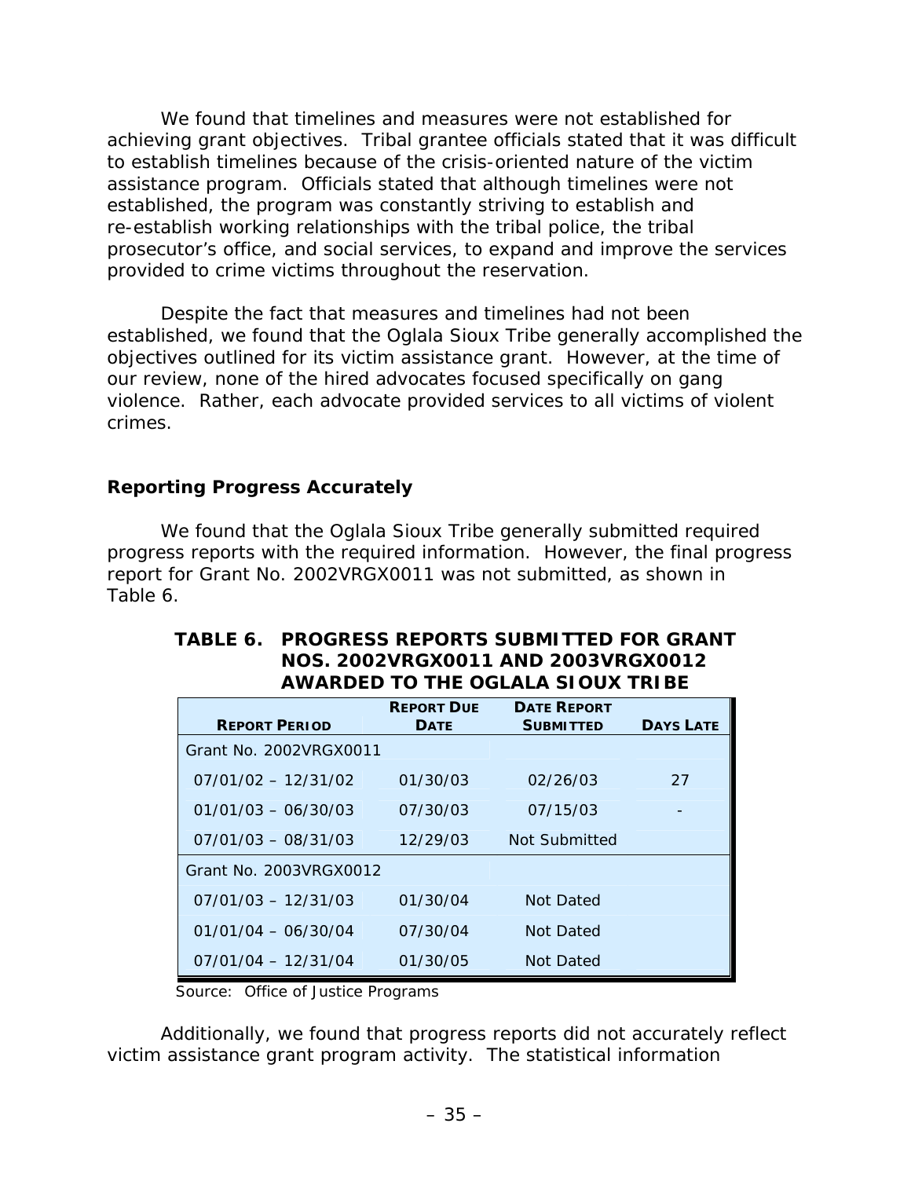We found that timelines and measures were not established for achieving grant objectives. Tribal grantee officials stated that it was difficult to establish timelines because of the crisis-oriented nature of the victim assistance program. Officials stated that although timelines were not established, the program was constantly striving to establish and re-establish working relationships with the tribal police, the tribal prosecutor's office, and social services, to expand and improve the services provided to crime victims throughout the reservation.

Despite the fact that measures and timelines had not been established, we found that the Oglala Sioux Tribe generally accomplished the objectives outlined for its victim assistance grant. However, at the time of our review, none of the hired advocates focused specifically on gang violence. Rather, each advocate provided services to all victims of violent crimes.

### Reporting Progress Accurately

We found that the Oglala Sioux Tribe generally submitted required progress reports with the required information. However, the final progress report for Grant No. 2002VRGX0011 was not submitted, as shown in Table 6.

**TABLE 6. PROGRESS REPORTS SUBMITTED FOR GRANT NOS. 2002VRGX0011 AND 2003VRGX0012 AWARDED TO THE OGLALA SIOUX TRIBE**

| REPORT PERIOD | REPORT DUE DATE | DATE REPORT SUBMITTED | DAYS LATE |
|---|---|---|---|
| Grant No. 2002VRGX0011 | | | |
| 07/01/02 – 12/31/02 | 01/30/03 | 02/26/03 | 27 |
| 01/01/03 – 06/30/03 | 07/30/03 | 07/15/03 | - |
| 07/01/03 – 08/31/03 | 12/29/03 | Not Submitted | |
| Grant No. 2003VRGX0012 | | | |
| 07/01/03 – 12/31/03 | 01/30/04 | Not Dated | |
| 01/01/04 – 06/30/04 | 07/30/04 | Not Dated | |
| 07/01/04 – 12/31/04 | 01/30/05 | Not Dated | |

Source: Office of Justice Programs

Additionally, we found that progress reports did not accurately reflect victim assistance grant program activity. The statistical information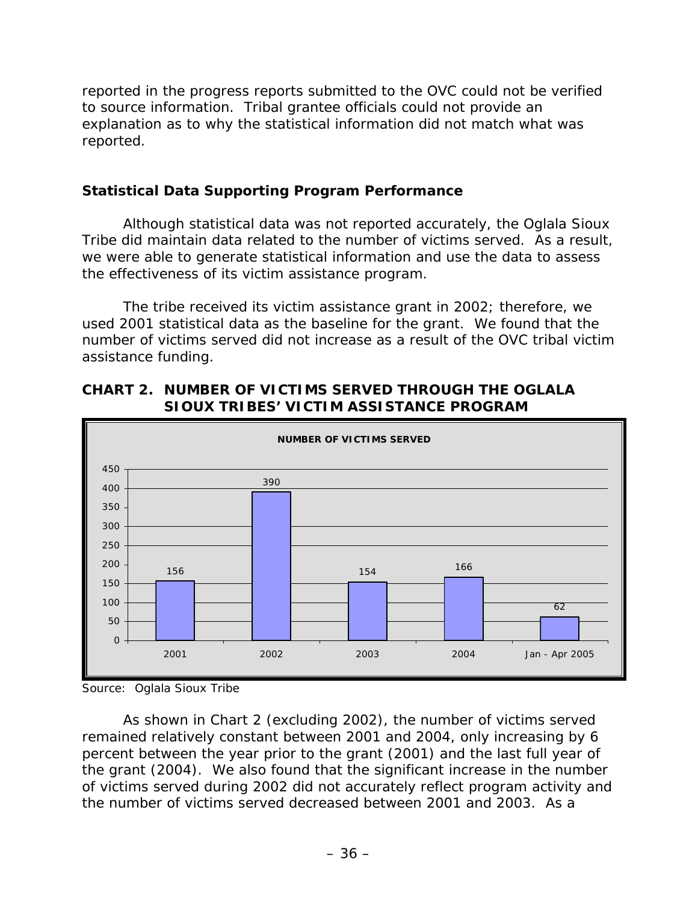reported in the progress reports submitted to the OVC could not be verified to source information. Tribal grantee officials could not provide an explanation as to why the statistical information did not match what was reported.

### Statistical Data Supporting Program Performance

Although statistical data was not reported accurately, the Oglala Sioux Tribe did maintain data related to the number of victims served. As a result, we were able to generate statistical information and use the data to assess the effectiveness of its victim assistance program.

The tribe received its victim assistance grant in 2002; therefore, we used 2001 statistical data as the baseline for the grant. We found that the number of victims served did not increase as a result of the OVC tribal victim assistance funding.

**CHART 2. NUMBER OF VICTIMS SERVED THROUGH THE OGLALA SIOUX TRIBES' VICTIM ASSISTANCE PROGRAM**

**NUMBER OF VICTIMS SERVED**

| Year | Number of Victims Served |
|---|---|
| 2001 | 156 |
| 2002 | 390 |
| 2003 | 154 |
| 2004 | 166 |
| Jan - Apr 2005 | 62 |

Source: Oglala Sioux Tribe

As shown in Chart 2 (excluding 2002), the number of victims served remained relatively constant between 2001 and 2004, only increasing by 6 percent between the year prior to the grant (2001) and the last full year of the grant (2004). We also found that the significant increase in the number of victims served during 2002 did not accurately reflect program activity and the number of victims served decreased between 2001 and 2003. As a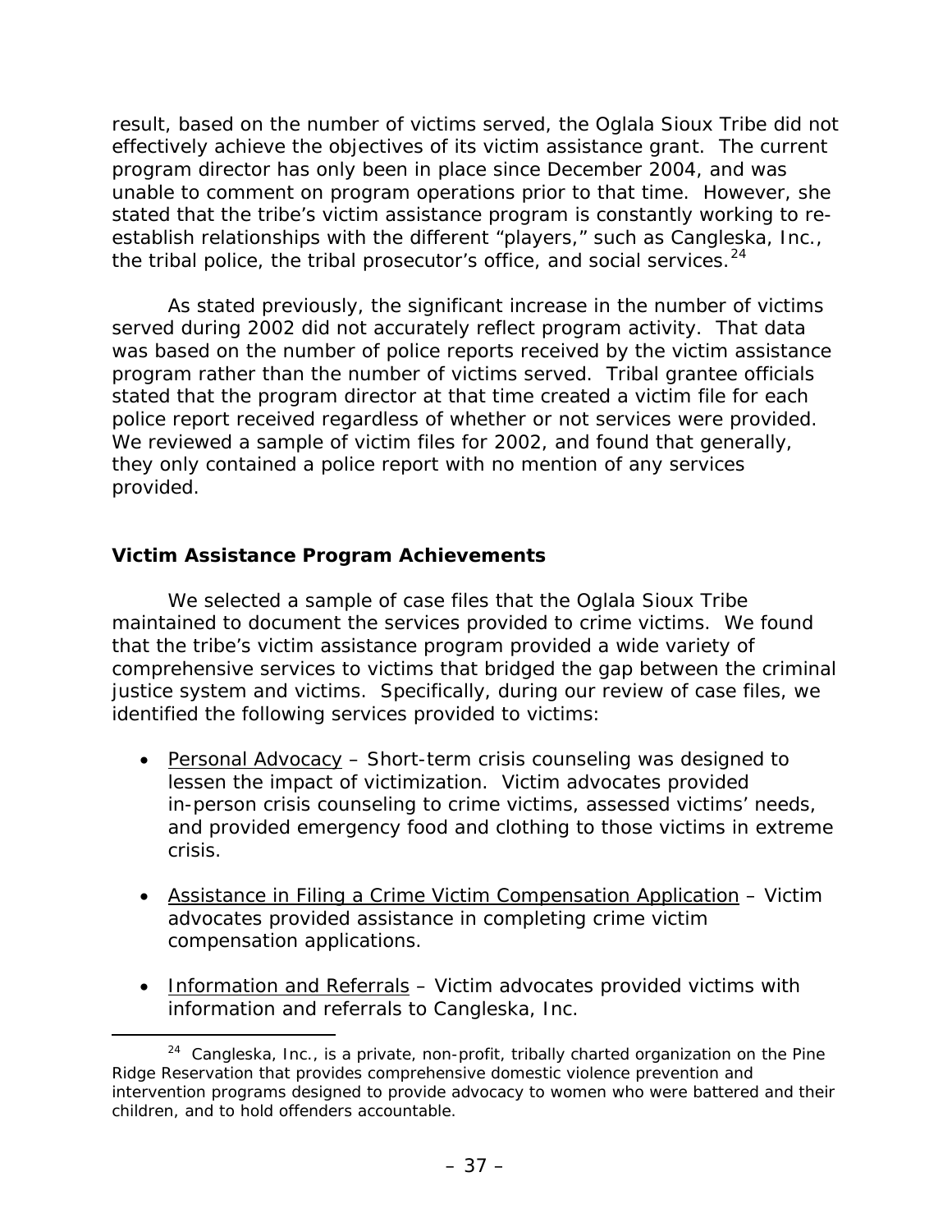result, based on the number of victims served, the Oglala Sioux Tribe did not effectively achieve the objectives of its victim assistance grant. The current program director has only been in place since December 2004, and was unable to comment on program operations prior to that time. However, she stated that the tribe's victim assistance program is constantly working to re-establish relationships with the different "players," such as Cangleska, Inc., the tribal police, the tribal prosecutor's office, and social services.[24]

As stated previously, the significant increase in the number of victims served during 2002 did not accurately reflect program activity. That data was based on the number of police reports received by the victim assistance program rather than the number of victims served. Tribal grantee officials stated that the program director at that time created a victim file for each police report received regardless of whether or not services were provided. We reviewed a sample of victim files for 2002, and found that generally, they only contained a police report with no mention of any services provided.

### Victim Assistance Program Achievements

We selected a sample of case files that the Oglala Sioux Tribe maintained to document the services provided to crime victims. We found that the tribe's victim assistance program provided a wide variety of comprehensive services to victims that bridged the gap between the criminal justice system and victims. Specifically, during our review of case files, we identified the following services provided to victims:

- Personal Advocacy – Short-term crisis counseling was designed to lessen the impact of victimization. Victim advocates provided in-person crisis counseling to crime victims, assessed victims' needs, and provided emergency food and clothing to those victims in extreme crisis.

- Assistance in Filing a Crime Victim Compensation Application – Victim advocates provided assistance in completing crime victim compensation applications.

- Information and Referrals – Victim advocates provided victims with information and referrals to Cangleska, Inc.

[24] Cangleska, Inc., is a private, non-profit, tribally charted organization on the Pine Ridge Reservation that provides comprehensive domestic violence prevention and intervention programs designed to provide advocacy to women who were battered and their children, and to hold offenders accountable.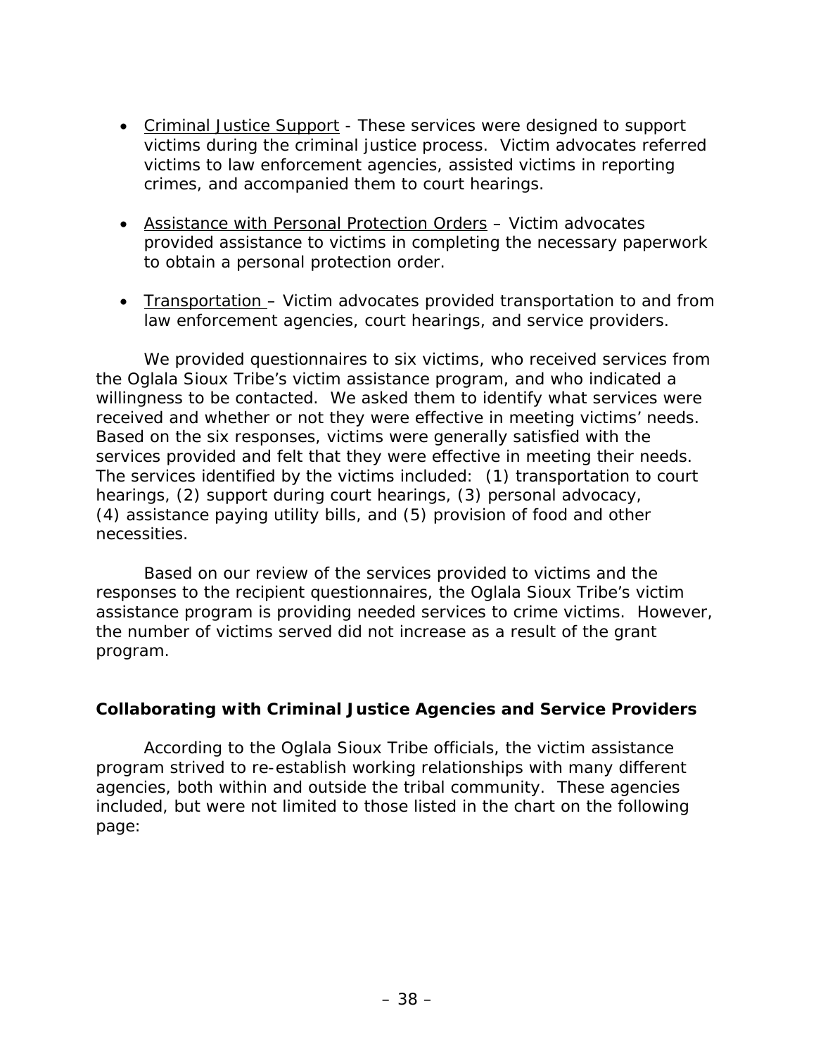- Criminal Justice Support - These services were designed to support victims during the criminal justice process. Victim advocates referred victims to law enforcement agencies, assisted victims in reporting crimes, and accompanied them to court hearings.

- Assistance with Personal Protection Orders – Victim advocates provided assistance to victims in completing the necessary paperwork to obtain a personal protection order.

- Transportation – Victim advocates provided transportation to and from law enforcement agencies, court hearings, and service providers.

We provided questionnaires to six victims, who received services from the Oglala Sioux Tribe's victim assistance program, and who indicated a willingness to be contacted. We asked them to identify what services were received and whether or not they were effective in meeting victims' needs. Based on the six responses, victims were generally satisfied with the services provided and felt that they were effective in meeting their needs. The services identified by the victims included: (1) transportation to court hearings, (2) support during court hearings, (3) personal advocacy, (4) assistance paying utility bills, and (5) provision of food and other necessities.

Based on our review of the services provided to victims and the responses to the recipient questionnaires, the Oglala Sioux Tribe's victim assistance program is providing needed services to crime victims. However, the number of victims served did not increase as a result of the grant program.

### Collaborating with Criminal Justice Agencies and Service Providers

According to the Oglala Sioux Tribe officials, the victim assistance program strived to re-establish working relationships with many different agencies, both within and outside the tribal community. These agencies included, but were not limited to those listed in the chart on the following page: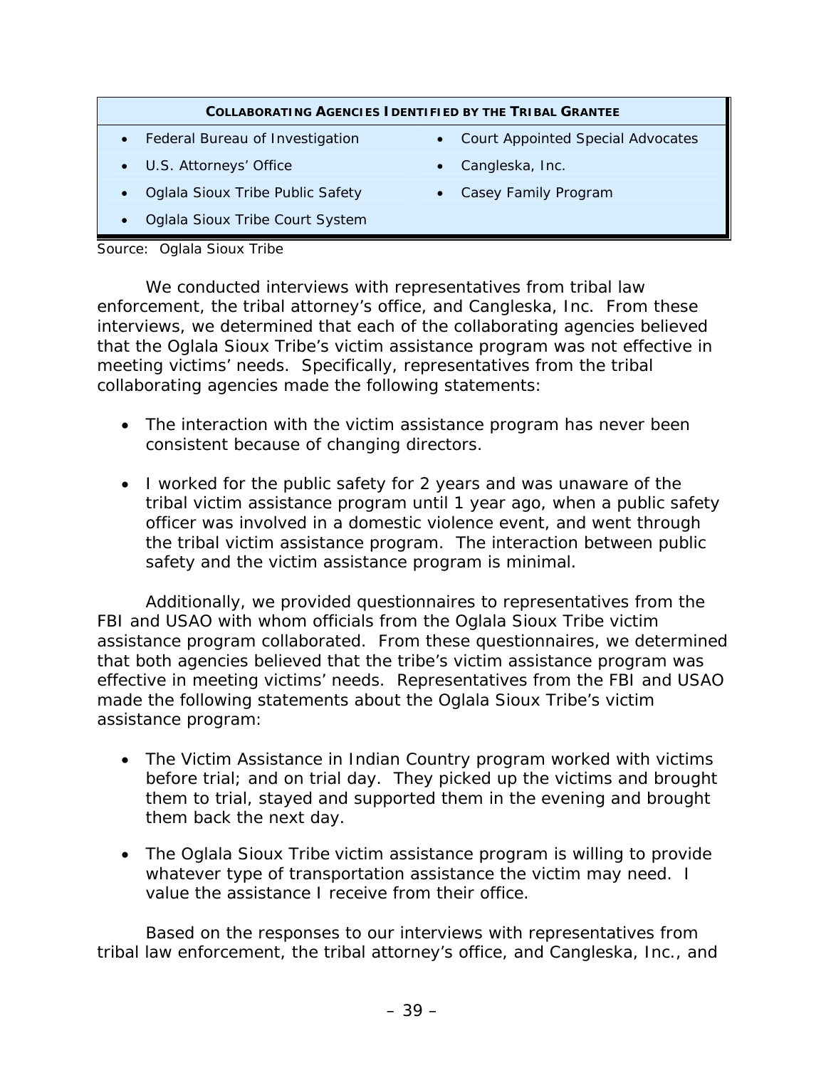| COLLABORATING AGENCIES IDENTIFIED BY THE TRIBAL GRANTEE | |
|---|---|
| • Federal Bureau of Investigation | • Court Appointed Special Advocates |
| • U.S. Attorneys' Office | • Cangleska, Inc. |
| • Oglala Sioux Tribe Public Safety | • Casey Family Program |
| • Oglala Sioux Tribe Court System | |

Source: Oglala Sioux Tribe

We conducted interviews with representatives from tribal law enforcement, the tribal attorney's office, and Cangleska, Inc. From these interviews, we determined that each of the collaborating agencies believed that the Oglala Sioux Tribe's victim assistance program was not effective in meeting victims' needs. Specifically, representatives from the tribal collaborating agencies made the following statements:

- The interaction with the victim assistance program has never been consistent because of changing directors.
- I worked for the public safety for 2 years and was unaware of the tribal victim assistance program until 1 year ago, when a public safety officer was involved in a domestic violence event, and went through the tribal victim assistance program. The interaction between public safety and the victim assistance program is minimal.

Additionally, we provided questionnaires to representatives from the FBI and USAO with whom officials from the Oglala Sioux Tribe victim assistance program collaborated. From these questionnaires, we determined that both agencies believed that the tribe's victim assistance program was effective in meeting victims' needs. Representatives from the FBI and USAO made the following statements about the Oglala Sioux Tribe's victim assistance program:

- The Victim Assistance in Indian Country program worked with victims before trial; and on trial day. They picked up the victims and brought them to trial, stayed and supported them in the evening and brought them back the next day.
- The Oglala Sioux Tribe victim assistance program is willing to provide whatever type of transportation assistance the victim may need. I value the assistance I receive from their office.

Based on the responses to our interviews with representatives from tribal law enforcement, the tribal attorney's office, and Cangleska, Inc., and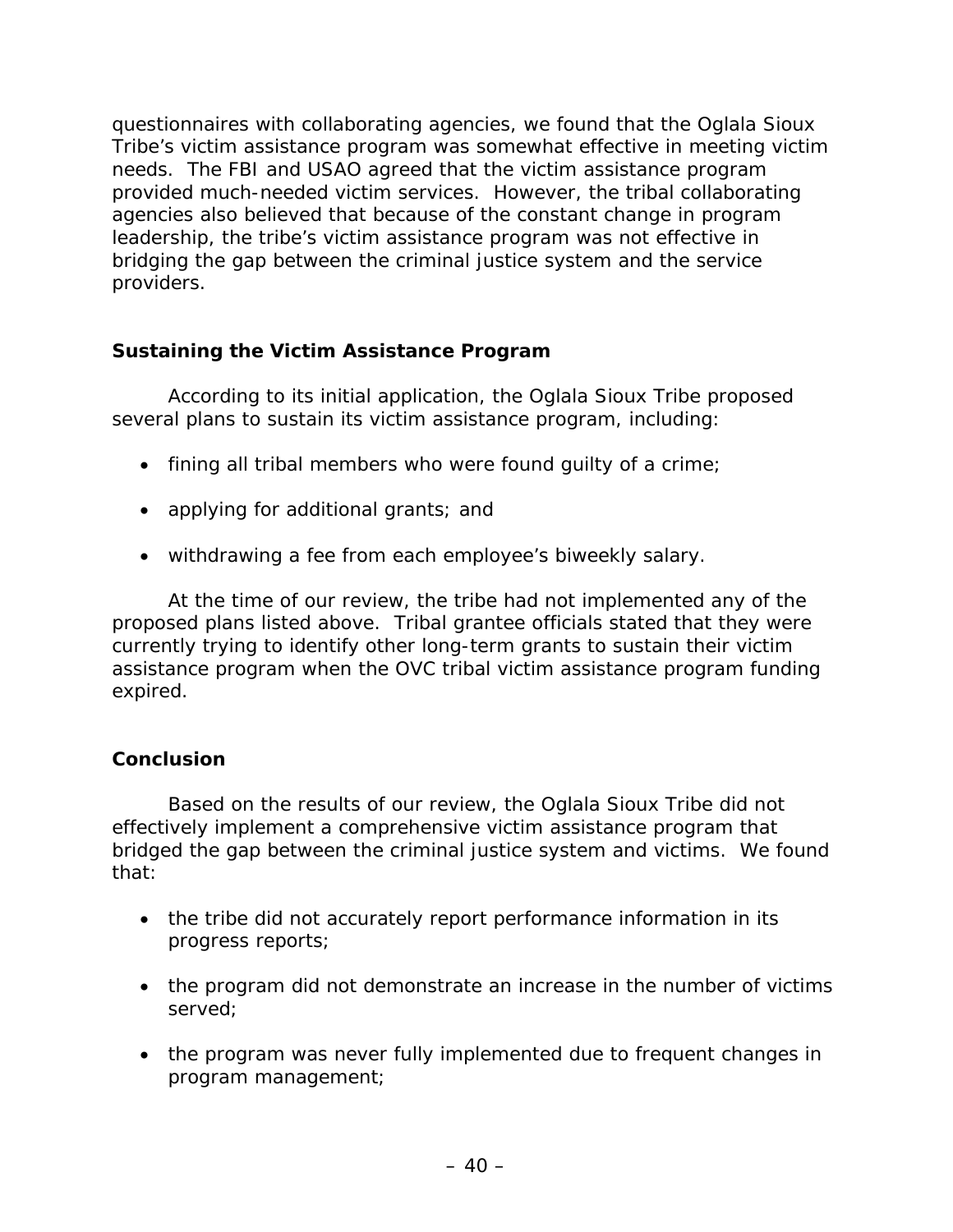questionnaires with collaborating agencies, we found that the Oglala Sioux Tribe's victim assistance program was somewhat effective in meeting victim needs. The FBI and USAO agreed that the victim assistance program provided much-needed victim services. However, the tribal collaborating agencies also believed that because of the constant change in program leadership, the tribe's victim assistance program was not effective in bridging the gap between the criminal justice system and the service providers.

### Sustaining the Victim Assistance Program

According to its initial application, the Oglala Sioux Tribe proposed several plans to sustain its victim assistance program, including:

- fining all tribal members who were found guilty of a crime;
- applying for additional grants; and
- withdrawing a fee from each employee's biweekly salary.

At the time of our review, the tribe had not implemented any of the proposed plans listed above. Tribal grantee officials stated that they were currently trying to identify other long-term grants to sustain their victim assistance program when the OVC tribal victim assistance program funding expired.

### Conclusion

Based on the results of our review, the Oglala Sioux Tribe did not effectively implement a comprehensive victim assistance program that bridged the gap between the criminal justice system and victims. We found that:

- the tribe did not accurately report performance information in its progress reports;
- the program did not demonstrate an increase in the number of victims served;
- the program was never fully implemented due to frequent changes in program management;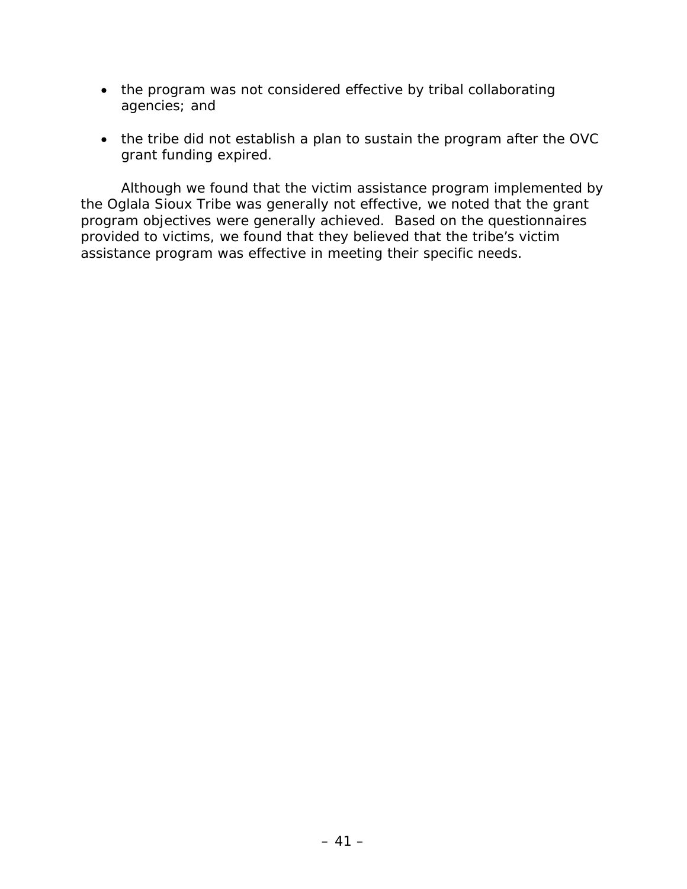- the program was not considered effective by tribal collaborating agencies; and

- the tribe did not establish a plan to sustain the program after the OVC grant funding expired.

Although we found that the victim assistance program implemented by the Oglala Sioux Tribe was generally not effective, we noted that the grant program objectives were generally achieved. Based on the questionnaires provided to victims, we found that they believed that the tribe's victim assistance program was effective in meeting their specific needs.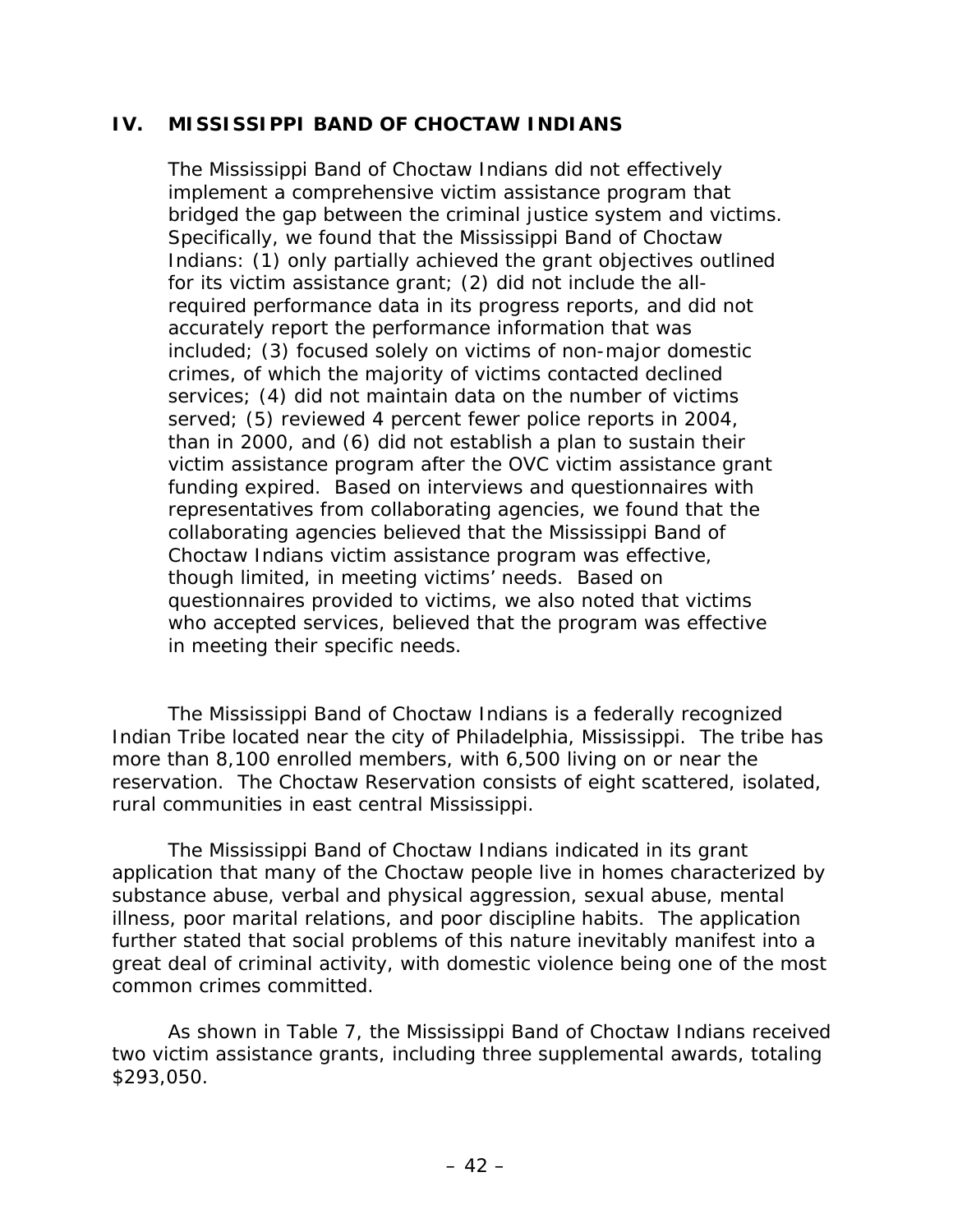## IV. MISSISSIPPI BAND OF CHOCTAW INDIANS

The Mississippi Band of Choctaw Indians did not effectively implement a comprehensive victim assistance program that bridged the gap between the criminal justice system and victims. Specifically, we found that the Mississippi Band of Choctaw Indians: (1) only partially achieved the grant objectives outlined for its victim assistance grant; (2) did not include the all-required performance data in its progress reports, and did not accurately report the performance information that was included; (3) focused solely on victims of non-major domestic crimes, of which the majority of victims contacted declined services; (4) did not maintain data on the number of victims served; (5) reviewed 4 percent fewer police reports in 2004, than in 2000, and (6) did not establish a plan to sustain their victim assistance program after the OVC victim assistance grant funding expired. Based on interviews and questionnaires with representatives from collaborating agencies, we found that the collaborating agencies believed that the Mississippi Band of Choctaw Indians victim assistance program was effective, though limited, in meeting victims' needs. Based on questionnaires provided to victims, we also noted that victims who accepted services, believed that the program was effective in meeting their specific needs.

The Mississippi Band of Choctaw Indians is a federally recognized Indian Tribe located near the city of Philadelphia, Mississippi. The tribe has more than 8,100 enrolled members, with 6,500 living on or near the reservation. The Choctaw Reservation consists of eight scattered, isolated, rural communities in east central Mississippi.

The Mississippi Band of Choctaw Indians indicated in its grant application that many of the Choctaw people live in homes characterized by substance abuse, verbal and physical aggression, sexual abuse, mental illness, poor marital relations, and poor discipline habits. The application further stated that social problems of this nature inevitably manifest into a great deal of criminal activity, with domestic violence being one of the most common crimes committed.

As shown in Table 7, the Mississippi Band of Choctaw Indians received two victim assistance grants, including three supplemental awards, totaling $293,050.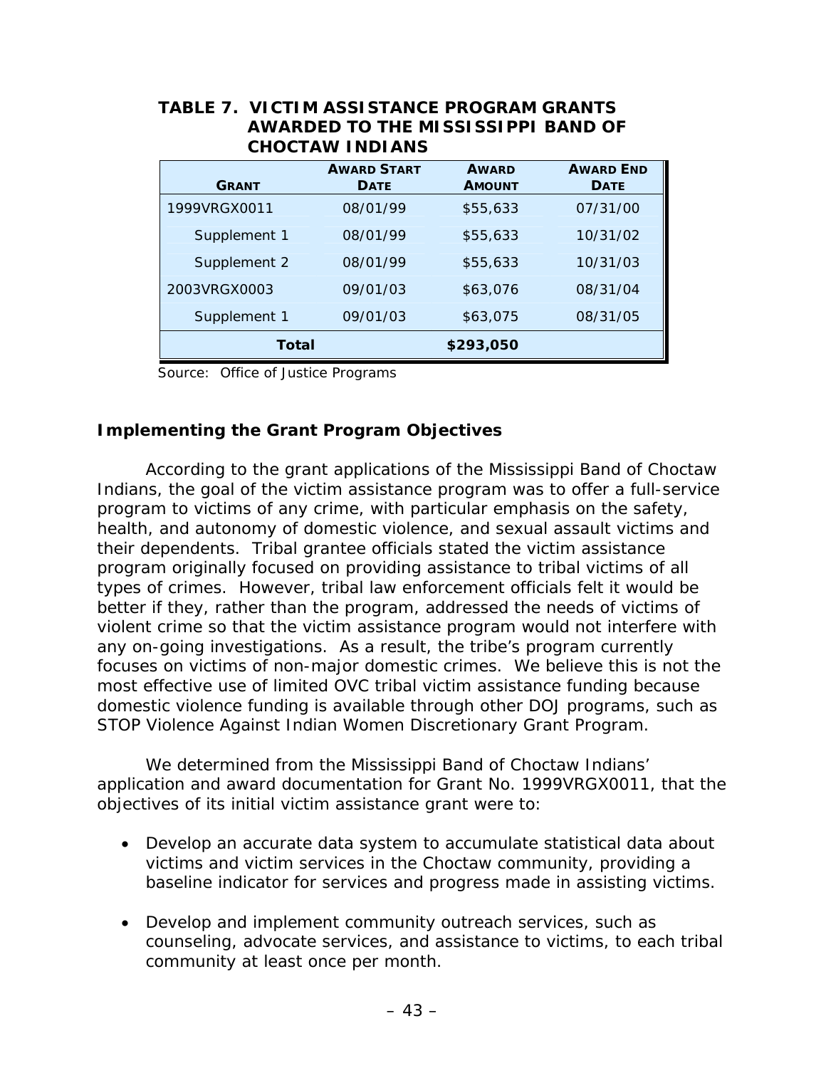**TABLE 7. VICTIM ASSISTANCE PROGRAM GRANTS AWARDED TO THE MISSISSIPPI BAND OF CHOCTAW INDIANS**

| GRANT | AWARD START DATE | AWARD AMOUNT | AWARD END DATE |
|---|---|---|---|
| 1999VRGX0011 | 08/01/99 | $55,633 | 07/31/00 |
| Supplement 1 | 08/01/99 | $55,633 | 10/31/02 |
| Supplement 2 | 08/01/99 | $55,633 | 10/31/03 |
| 2003VRGX0003 | 09/01/03 | $63,076 | 08/31/04 |
| Supplement 1 | 09/01/03 | $63,075 | 08/31/05 |
| **Total** | | **$293,050** | |

Source: Office of Justice Programs

### Implementing the Grant Program Objectives

According to the grant applications of the Mississippi Band of Choctaw Indians, the goal of the victim assistance program was to offer a full-service program to victims of any crime, with particular emphasis on the safety, health, and autonomy of domestic violence, and sexual assault victims and their dependents. Tribal grantee officials stated the victim assistance program originally focused on providing assistance to tribal victims of all types of crimes. However, tribal law enforcement officials felt it would be better if they, rather than the program, addressed the needs of victims of violent crime so that the victim assistance program would not interfere with any on-going investigations. As a result, the tribe's program currently focuses on victims of non-major domestic crimes. We believe this is not the most effective use of limited OVC tribal victim assistance funding because domestic violence funding is available through other DOJ programs, such as STOP Violence Against Indian Women Discretionary Grant Program.

We determined from the Mississippi Band of Choctaw Indians' application and award documentation for Grant No. 1999VRGX0011, that the objectives of its initial victim assistance grant were to:

- Develop an accurate data system to accumulate statistical data about victims and victim services in the Choctaw community, providing a baseline indicator for services and progress made in assisting victims.
- Develop and implement community outreach services, such as counseling, advocate services, and assistance to victims, to each tribal community at least once per month.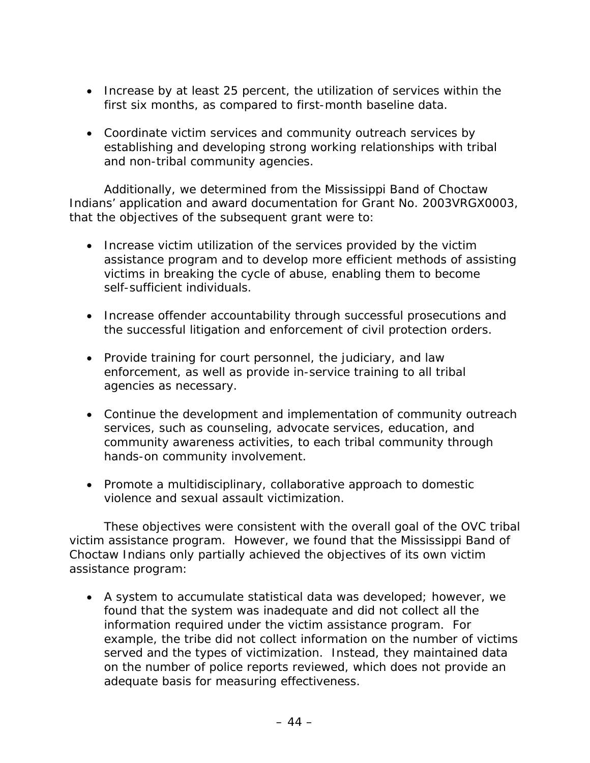- Increase by at least 25 percent, the utilization of services within the first six months, as compared to first-month baseline data.

- Coordinate victim services and community outreach services by establishing and developing strong working relationships with tribal and non-tribal community agencies.

Additionally, we determined from the Mississippi Band of Choctaw Indians' application and award documentation for Grant No. 2003VRGX0003, that the objectives of the subsequent grant were to:

- Increase victim utilization of the services provided by the victim assistance program and to develop more efficient methods of assisting victims in breaking the cycle of abuse, enabling them to become self-sufficient individuals.

- Increase offender accountability through successful prosecutions and the successful litigation and enforcement of civil protection orders.

- Provide training for court personnel, the judiciary, and law enforcement, as well as provide in-service training to all tribal agencies as necessary.

- Continue the development and implementation of community outreach services, such as counseling, advocate services, education, and community awareness activities, to each tribal community through hands-on community involvement.

- Promote a multidisciplinary, collaborative approach to domestic violence and sexual assault victimization.

These objectives were consistent with the overall goal of the OVC tribal victim assistance program. However, we found that the Mississippi Band of Choctaw Indians only partially achieved the objectives of its own victim assistance program:

- A system to accumulate statistical data was developed; however, we found that the system was inadequate and did not collect all the information required under the victim assistance program. For example, the tribe did not collect information on the number of victims served and the types of victimization. Instead, they maintained data on the number of police reports reviewed, which does not provide an adequate basis for measuring effectiveness.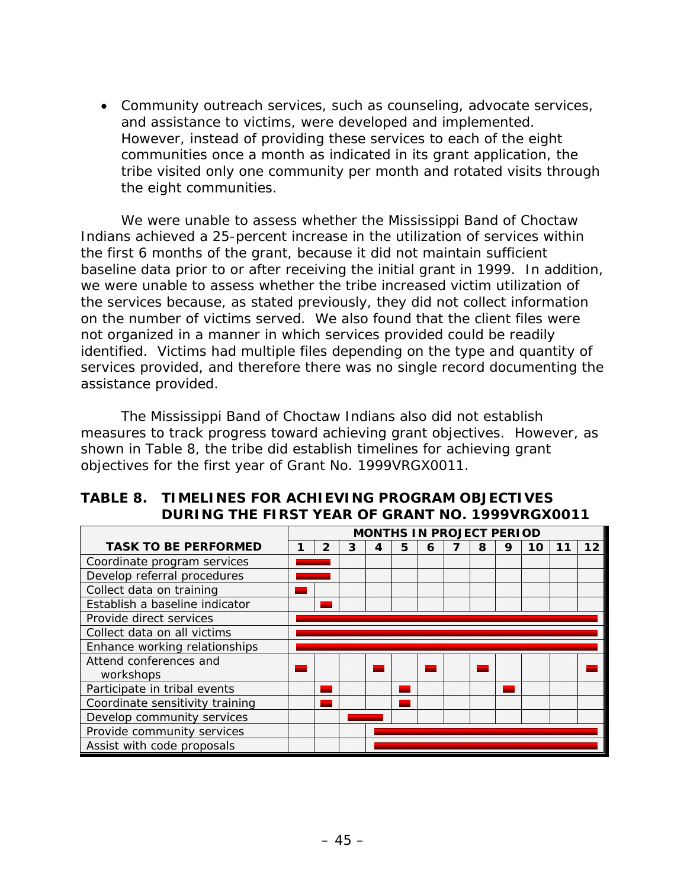- Community outreach services, such as counseling, advocate services, and assistance to victims, were developed and implemented. However, instead of providing these services to each of the eight communities once a month as indicated in its grant application, the tribe visited only one community per month and rotated visits through the eight communities.

We were unable to assess whether the Mississippi Band of Choctaw Indians achieved a 25-percent increase in the utilization of services within the first 6 months of the grant, because it did not maintain sufficient baseline data prior to or after receiving the initial grant in 1999. In addition, we were unable to assess whether the tribe increased victim utilization of the services because, as stated previously, they did not collect information on the number of victims served. We also found that the client files were not organized in a manner in which services provided could be readily identified. Victims had multiple files depending on the type and quantity of services provided, and therefore there was no single record documenting the assistance provided.

The Mississippi Band of Choctaw Indians also did not establish measures to track progress toward achieving grant objectives. However, as shown in Table 8, the tribe did establish timelines for achieving grant objectives for the first year of Grant No. 1999VRGX0011.

**TABLE 8. TIMELINES FOR ACHIEVING PROGRAM OBJECTIVES DURING THE FIRST YEAR OF GRANT NO. 1999VRGX0011**

| TASK TO BE PERFORMED | MONTHS IN PROJECT PERIOD | | | | | | | | | | | |
|---|---|---|---|---|---|---|---|---|---|---|---|---|
| | 1 | 2 | 3 | 4 | 5 | 6 | 7 | 8 | 9 | 10 | 11 | 12 |
| Coordinate program services | ■ | ■ | | | | | | | | | | |
| Develop referral procedures | ■ | ■ | | | | | | | | | | |
| Collect data on training | ■ | | | | | | | | | | | |
| Establish a baseline indicator | | ■ | | | | | | | | | | |
| Provide direct services | ■ | ■ | ■ | ■ | ■ | ■ | ■ | ■ | ■ | ■ | ■ | ■ |
| Collect data on all victims | ■ | ■ | ■ | ■ | ■ | ■ | ■ | ■ | ■ | ■ | ■ | ■ |
| Enhance working relationships | ■ | ■ | ■ | ■ | ■ | ■ | ■ | ■ | ■ | ■ | ■ | ■ |
| Attend conferences and workshops | ■ | | | ■ | | ■ | | ■ | | | | ■ |
| Participate in tribal events | | ■ | | | ■ | | | | ■ | | | |
| Coordinate sensitivity training | | ■ | | | ■ | | | | | | | |
| Develop community services | | | ■ | ■ | | | | | | | | |
| Provide community services | | | | ■ | ■ | ■ | ■ | ■ | ■ | ■ | ■ | ■ |
| Assist with code proposals | | | | ■ | ■ | ■ | ■ | ■ | ■ | ■ | ■ | ■ |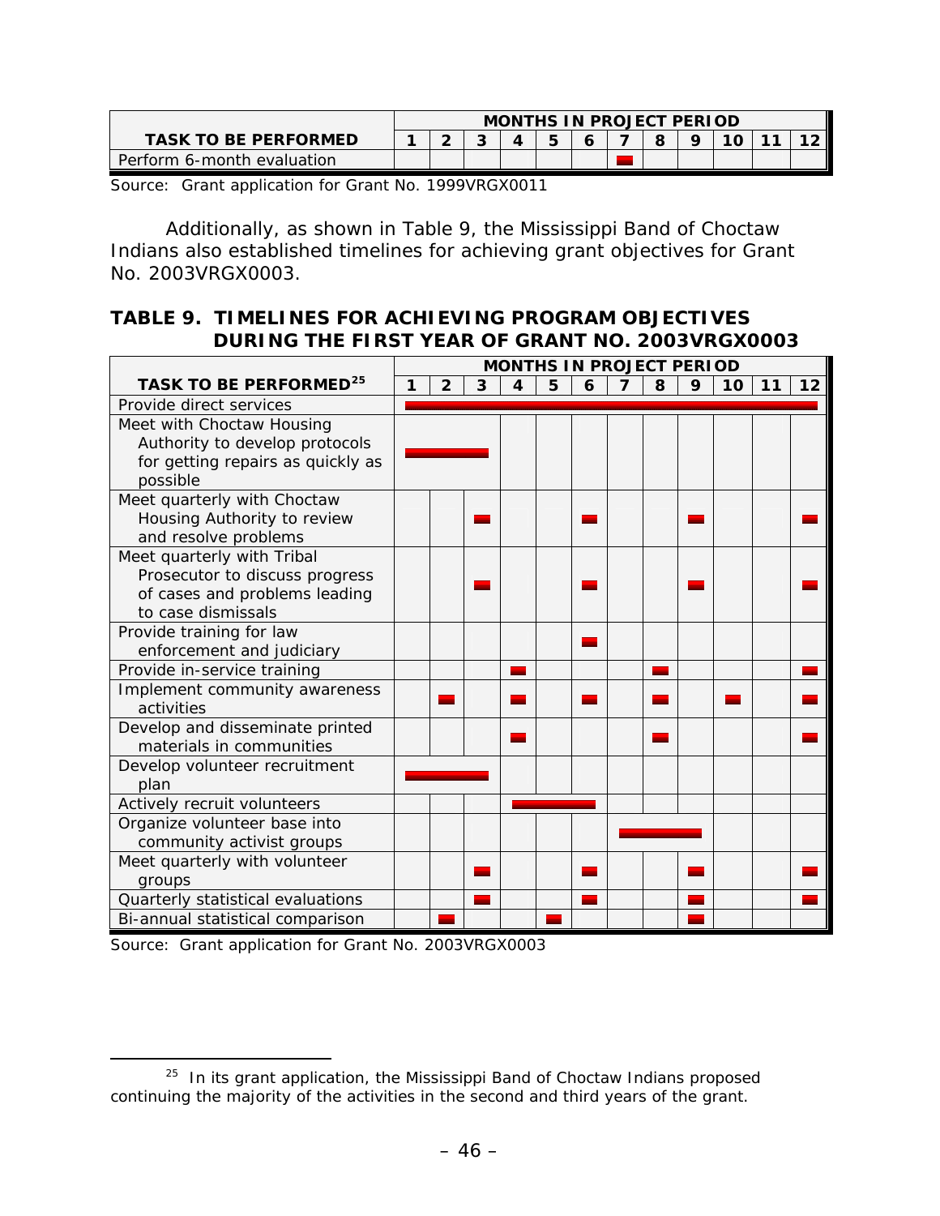| TASK TO BE PERFORMED | MONTHS IN PROJECT PERIOD | | | | | | | | | | | |
|---|---|---|---|---|---|---|---|---|---|---|---|---|
| | 1 | 2 | 3 | 4 | 5 | 6 | 7 | 8 | 9 | 10 | 11 | 12 |
| Perform 6-month evaluation | | | | | | | ■ | | | | | |

Source: Grant application for Grant No. 1999VRGX0011

Additionally, as shown in Table 9, the Mississippi Band of Choctaw Indians also established timelines for achieving grant objectives for Grant No. 2003VRGX0003.

### TABLE 9. TIMELINES FOR ACHIEVING PROGRAM OBJECTIVES DURING THE FIRST YEAR OF GRANT NO. 2003VRGX0003

| TASK TO BE PERFORMED[25] | MONTHS IN PROJECT PERIOD | | | | | | | | | | | |
|---|---|---|---|---|---|---|---|---|---|---|---|---|
| | 1 | 2 | 3 | 4 | 5 | 6 | 7 | 8 | 9 | 10 | 11 | 12 |
| Provide direct services | ■ | ■ | ■ | ■ | ■ | ■ | ■ | ■ | ■ | ■ | ■ | ■ |
| Meet with Choctaw Housing Authority to develop protocols for getting repairs as quickly as possible | ■ | ■ | ■ | | | | | | | | | |
| Meet quarterly with Choctaw Housing Authority to review and resolve problems | | | ■ | | | ■ | | | ■ | | | ■ |
| Meet quarterly with Tribal Prosecutor to discuss progress of cases and problems leading to case dismissals | | | ■ | | | ■ | | | ■ | | | ■ |
| Provide training for law enforcement and judiciary | | | | | | ■ | | | | | | |
| Provide in-service training | | | | ■ | | | | ■ | | | | ■ |
| Implement community awareness activities | | ■ | | ■ | | ■ | | ■ | | ■ | | ■ |
| Develop and disseminate printed materials in communities | | | | ■ | | | | ■ | | | | ■ |
| Develop volunteer recruitment plan | ■ | ■ | ■ | | | | | | | | | |
| Actively recruit volunteers | | | | ■ | ■ | ■ | | | | | | |
| Organize volunteer base into community activist groups | | | | | | | ■ | ■ | ■ | | | |
| Meet quarterly with volunteer groups | | | ■ | | | ■ | | | ■ | | | ■ |
| Quarterly statistical evaluations | | | ■ | | | ■ | | | ■ | | | ■ |
| Bi-annual statistical comparison | | ■ | | | ■ | | | | ■ | | | |

Source: Grant application for Grant No. 2003VRGX0003

[25] In its grant application, the Mississippi Band of Choctaw Indians proposed continuing the majority of the activities in the second and third years of the grant.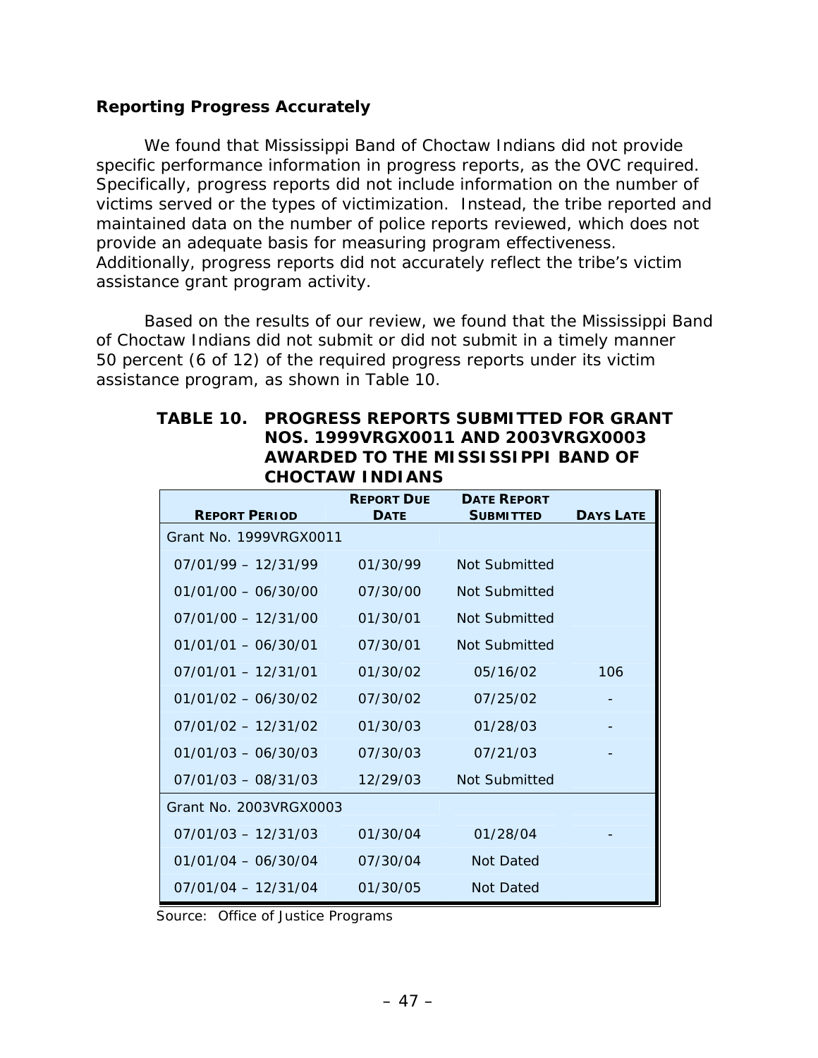### Reporting Progress Accurately

We found that Mississippi Band of Choctaw Indians did not provide specific performance information in progress reports, as the OVC required. Specifically, progress reports did not include information on the number of victims served or the types of victimization. Instead, the tribe reported and maintained data on the number of police reports reviewed, which does not provide an adequate basis for measuring program effectiveness. Additionally, progress reports did not accurately reflect the tribe's victim assistance grant program activity.

Based on the results of our review, we found that the Mississippi Band of Choctaw Indians did not submit or did not submit in a timely manner 50 percent (6 of 12) of the required progress reports under its victim assistance program, as shown in Table 10.

**TABLE 10. PROGRESS REPORTS SUBMITTED FOR GRANT NOS. 1999VRGX0011 AND 2003VRGX0003 AWARDED TO THE MISSISSIPPI BAND OF CHOCTAW INDIANS**

| REPORT PERIOD | REPORT DUE DATE | DATE REPORT SUBMITTED | DAYS LATE |
|---|---|---|---|
| Grant No. 1999VRGX0011 | | | |
| 07/01/99 – 12/31/99 | 01/30/99 | Not Submitted | |
| 01/01/00 – 06/30/00 | 07/30/00 | Not Submitted | |
| 07/01/00 – 12/31/00 | 01/30/01 | Not Submitted | |
| 01/01/01 – 06/30/01 | 07/30/01 | Not Submitted | |
| 07/01/01 – 12/31/01 | 01/30/02 | 05/16/02 | 106 |
| 01/01/02 – 06/30/02 | 07/30/02 | 07/25/02 | - |
| 07/01/02 – 12/31/02 | 01/30/03 | 01/28/03 | - |
| 01/01/03 – 06/30/03 | 07/30/03 | 07/21/03 | - |
| 07/01/03 – 08/31/03 | 12/29/03 | Not Submitted | |
| Grant No. 2003VRGX0003 | | | |
| 07/01/03 – 12/31/03 | 01/30/04 | 01/28/04 | - |
| 01/01/04 – 06/30/04 | 07/30/04 | Not Dated | |
| 07/01/04 – 12/31/04 | 01/30/05 | Not Dated | |

Source: Office of Justice Programs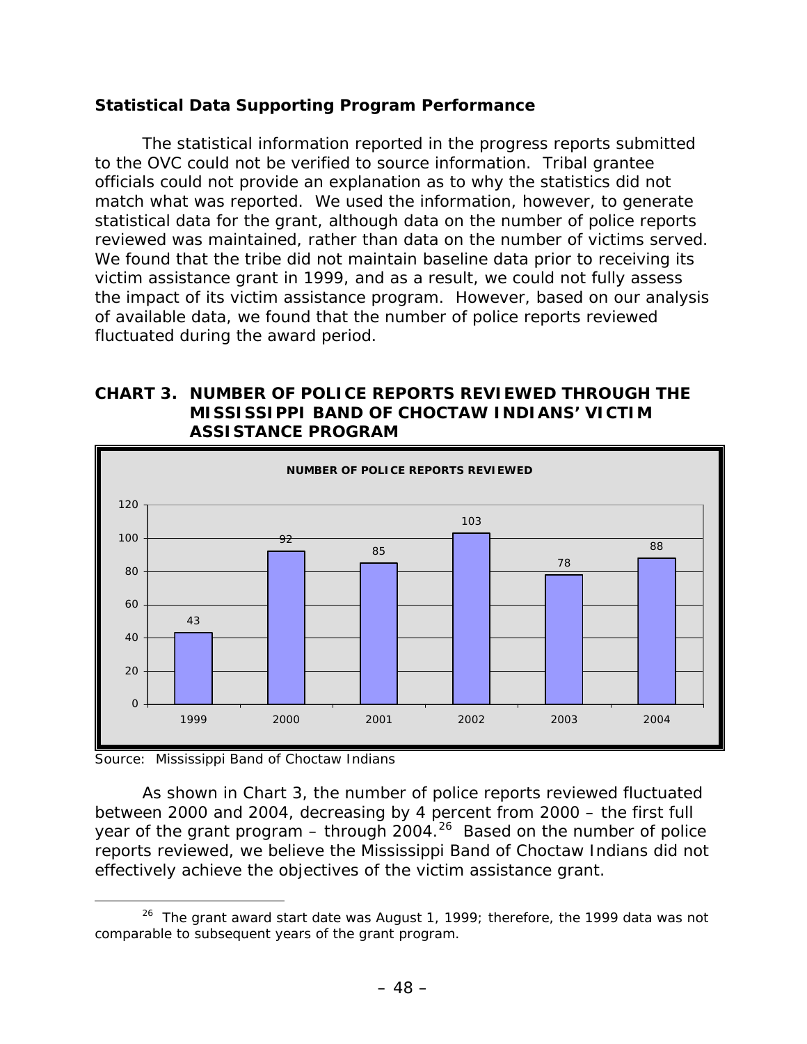### Statistical Data Supporting Program Performance

The statistical information reported in the progress reports submitted to the OVC could not be verified to source information. Tribal grantee officials could not provide an explanation as to why the statistics did not match what was reported. We used the information, however, to generate statistical data for the grant, although data on the number of police reports reviewed was maintained, rather than data on the number of victims served. We found that the tribe did not maintain baseline data prior to receiving its victim assistance grant in 1999, and as a result, we could not fully assess the impact of its victim assistance program. However, based on our analysis of available data, we found that the number of police reports reviewed fluctuated during the award period.

**CHART 3. NUMBER OF POLICE REPORTS REVIEWED THROUGH THE MISSISSIPPI BAND OF CHOCTAW INDIANS' VICTIM ASSISTANCE PROGRAM**

**NUMBER OF POLICE REPORTS REVIEWED**

| Year | Number of Police Reports Reviewed |
|---|---|
| 1999 | 43 |
| 2000 | 92 |
| 2001 | 85 |
| 2002 | 103 |
| 2003 | 78 |
| 2004 | 88 |

Source: Mississippi Band of Choctaw Indians

As shown in Chart 3, the number of police reports reviewed fluctuated between 2000 and 2004, decreasing by 4 percent from 2000 – the first full year of the grant program – through 2004.[26] Based on the number of police reports reviewed, we believe the Mississippi Band of Choctaw Indians did not effectively achieve the objectives of the victim assistance grant.

[26] The grant award start date was August 1, 1999; therefore, the 1999 data was not comparable to subsequent years of the grant program.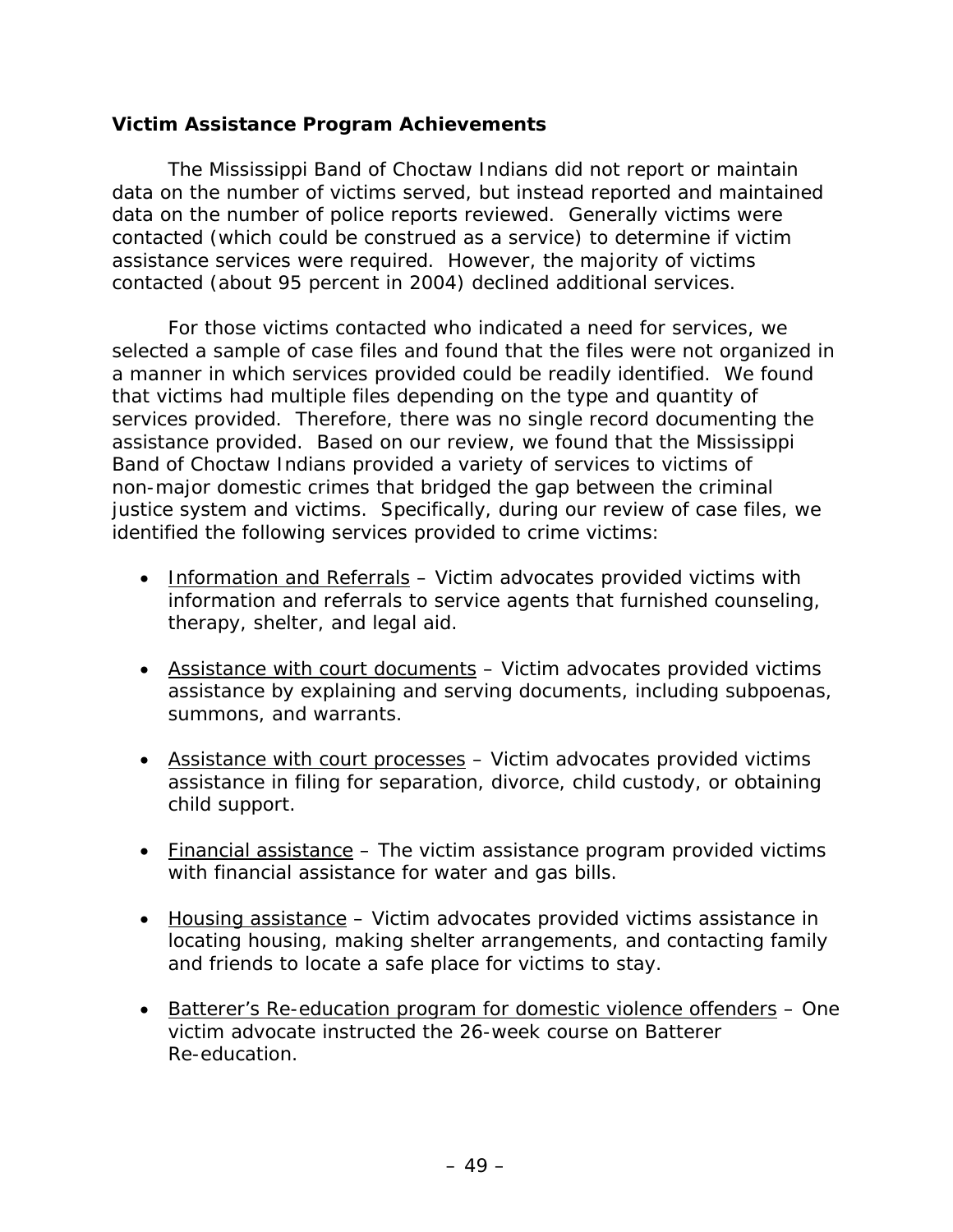### Victim Assistance Program Achievements

The Mississippi Band of Choctaw Indians did not report or maintain data on the number of victims served, but instead reported and maintained data on the number of police reports reviewed. Generally victims were contacted (which could be construed as a service) to determine if victim assistance services were required. However, the majority of victims contacted (about 95 percent in 2004) declined additional services.

For those victims contacted who indicated a need for services, we selected a sample of case files and found that the files were not organized in a manner in which services provided could be readily identified. We found that victims had multiple files depending on the type and quantity of services provided. Therefore, there was no single record documenting the assistance provided. Based on our review, we found that the Mississippi Band of Choctaw Indians provided a variety of services to victims of non-major domestic crimes that bridged the gap between the criminal justice system and victims. Specifically, during our review of case files, we identified the following services provided to crime victims:

- <u>Information and Referrals</u> – Victim advocates provided victims with information and referrals to service agents that furnished counseling, therapy, shelter, and legal aid.
- <u>Assistance with court documents</u> – Victim advocates provided victims assistance by explaining and serving documents, including subpoenas, summons, and warrants.
- <u>Assistance with court processes</u> – Victim advocates provided victims assistance in filing for separation, divorce, child custody, or obtaining child support.
- <u>Financial assistance</u> – The victim assistance program provided victims with financial assistance for water and gas bills.
- <u>Housing assistance</u> – Victim advocates provided victims assistance in locating housing, making shelter arrangements, and contacting family and friends to locate a safe place for victims to stay.
- <u>Batterer's Re-education program for domestic violence offenders</u> – One victim advocate instructed the 26-week course on Batterer Re-education.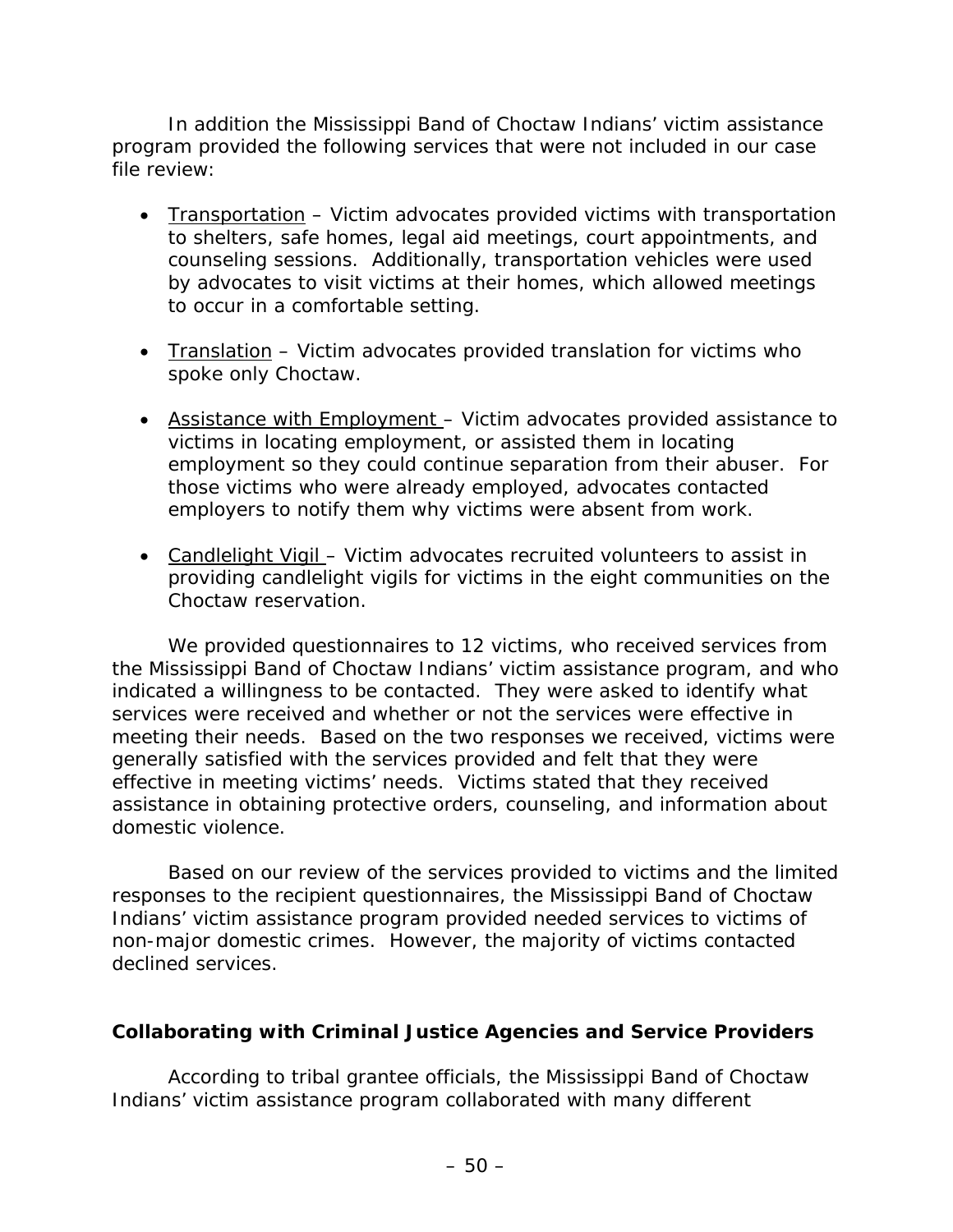In addition the Mississippi Band of Choctaw Indians' victim assistance program provided the following services that were not included in our case file review:

- Transportation – Victim advocates provided victims with transportation to shelters, safe homes, legal aid meetings, court appointments, and counseling sessions. Additionally, transportation vehicles were used by advocates to visit victims at their homes, which allowed meetings to occur in a comfortable setting.

- Translation – Victim advocates provided translation for victims who spoke only Choctaw.

- Assistance with Employment – Victim advocates provided assistance to victims in locating employment, or assisted them in locating employment so they could continue separation from their abuser. For those victims who were already employed, advocates contacted employers to notify them why victims were absent from work.

- Candlelight Vigil – Victim advocates recruited volunteers to assist in providing candlelight vigils for victims in the eight communities on the Choctaw reservation.

We provided questionnaires to 12 victims, who received services from the Mississippi Band of Choctaw Indians' victim assistance program, and who indicated a willingness to be contacted. They were asked to identify what services were received and whether or not the services were effective in meeting their needs. Based on the two responses we received, victims were generally satisfied with the services provided and felt that they were effective in meeting victims' needs. Victims stated that they received assistance in obtaining protective orders, counseling, and information about domestic violence.

Based on our review of the services provided to victims and the limited responses to the recipient questionnaires, the Mississippi Band of Choctaw Indians' victim assistance program provided needed services to victims of non-major domestic crimes. However, the majority of victims contacted declined services.

### Collaborating with Criminal Justice Agencies and Service Providers

According to tribal grantee officials, the Mississippi Band of Choctaw Indians' victim assistance program collaborated with many different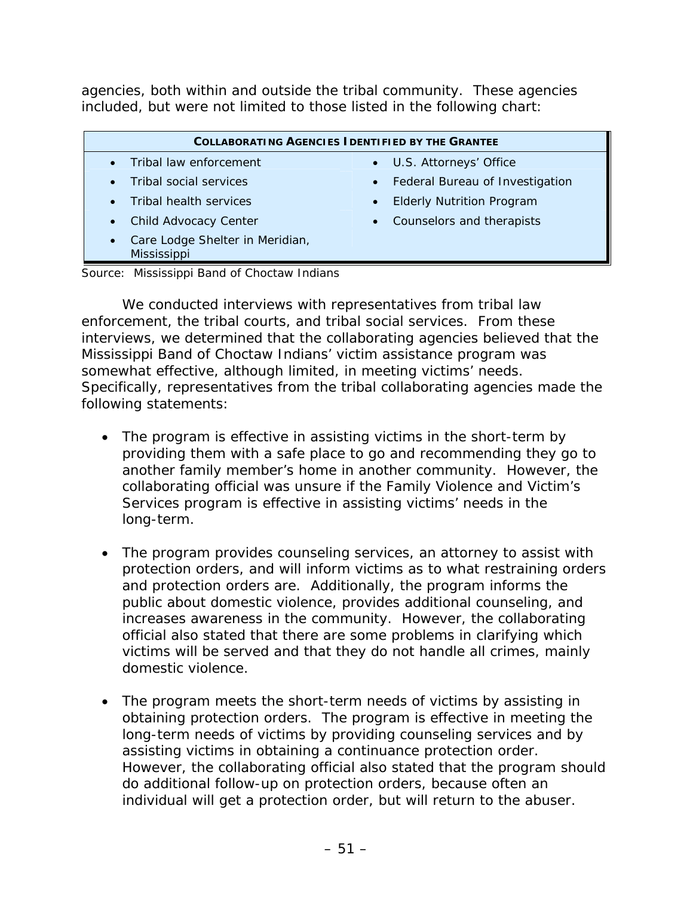agencies, both within and outside the tribal community. These agencies included, but were not limited to those listed in the following chart:

| COLLABORATING AGENCIES IDENTIFIED BY THE GRANTEE | |
|---|---|
| • Tribal law enforcement | • U.S. Attorneys' Office |
| • Tribal social services | • Federal Bureau of Investigation |
| • Tribal health services | • Elderly Nutrition Program |
| • Child Advocacy Center | • Counselors and therapists |
| • Care Lodge Shelter in Meridian, Mississippi | |

Source: Mississippi Band of Choctaw Indians

We conducted interviews with representatives from tribal law enforcement, the tribal courts, and tribal social services. From these interviews, we determined that the collaborating agencies believed that the Mississippi Band of Choctaw Indians' victim assistance program was somewhat effective, although limited, in meeting victims' needs. Specifically, representatives from the tribal collaborating agencies made the following statements:

- The program is effective in assisting victims in the short-term by providing them with a safe place to go and recommending they go to another family member's home in another community. However, the collaborating official was unsure if the Family Violence and Victim's Services program is effective in assisting victims' needs in the long-term.

- The program provides counseling services, an attorney to assist with protection orders, and will inform victims as to what restraining orders and protection orders are. Additionally, the program informs the public about domestic violence, provides additional counseling, and increases awareness in the community. However, the collaborating official also stated that there are some problems in clarifying which victims will be served and that they do not handle all crimes, mainly domestic violence.

- The program meets the short-term needs of victims by assisting in obtaining protection orders. The program is effective in meeting the long-term needs of victims by providing counseling services and by assisting victims in obtaining a continuance protection order. However, the collaborating official also stated that the program should do additional follow-up on protection orders, because often an individual will get a protection order, but will return to the abuser.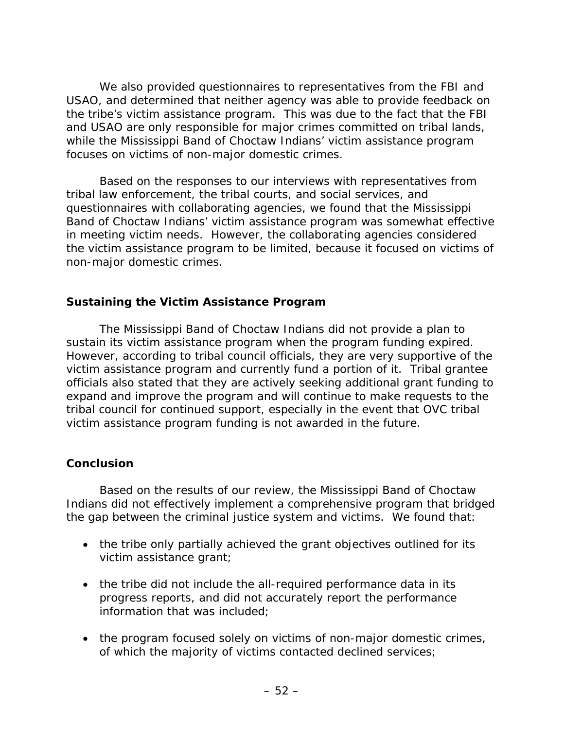We also provided questionnaires to representatives from the FBI and USAO, and determined that neither agency was able to provide feedback on the tribe's victim assistance program. This was due to the fact that the FBI and USAO are only responsible for major crimes committed on tribal lands, while the Mississippi Band of Choctaw Indians' victim assistance program focuses on victims of non-major domestic crimes.

Based on the responses to our interviews with representatives from tribal law enforcement, the tribal courts, and social services, and questionnaires with collaborating agencies, we found that the Mississippi Band of Choctaw Indians' victim assistance program was somewhat effective in meeting victim needs. However, the collaborating agencies considered the victim assistance program to be limited, because it focused on victims of non-major domestic crimes.

### Sustaining the Victim Assistance Program

The Mississippi Band of Choctaw Indians did not provide a plan to sustain its victim assistance program when the program funding expired. However, according to tribal council officials, they are very supportive of the victim assistance program and currently fund a portion of it. Tribal grantee officials also stated that they are actively seeking additional grant funding to expand and improve the program and will continue to make requests to the tribal council for continued support, especially in the event that OVC tribal victim assistance program funding is not awarded in the future.

### Conclusion

Based on the results of our review, the Mississippi Band of Choctaw Indians did not effectively implement a comprehensive program that bridged the gap between the criminal justice system and victims. We found that:

- the tribe only partially achieved the grant objectives outlined for its victim assistance grant;
- the tribe did not include the all-required performance data in its progress reports, and did not accurately report the performance information that was included;
- the program focused solely on victims of non-major domestic crimes, of which the majority of victims contacted declined services;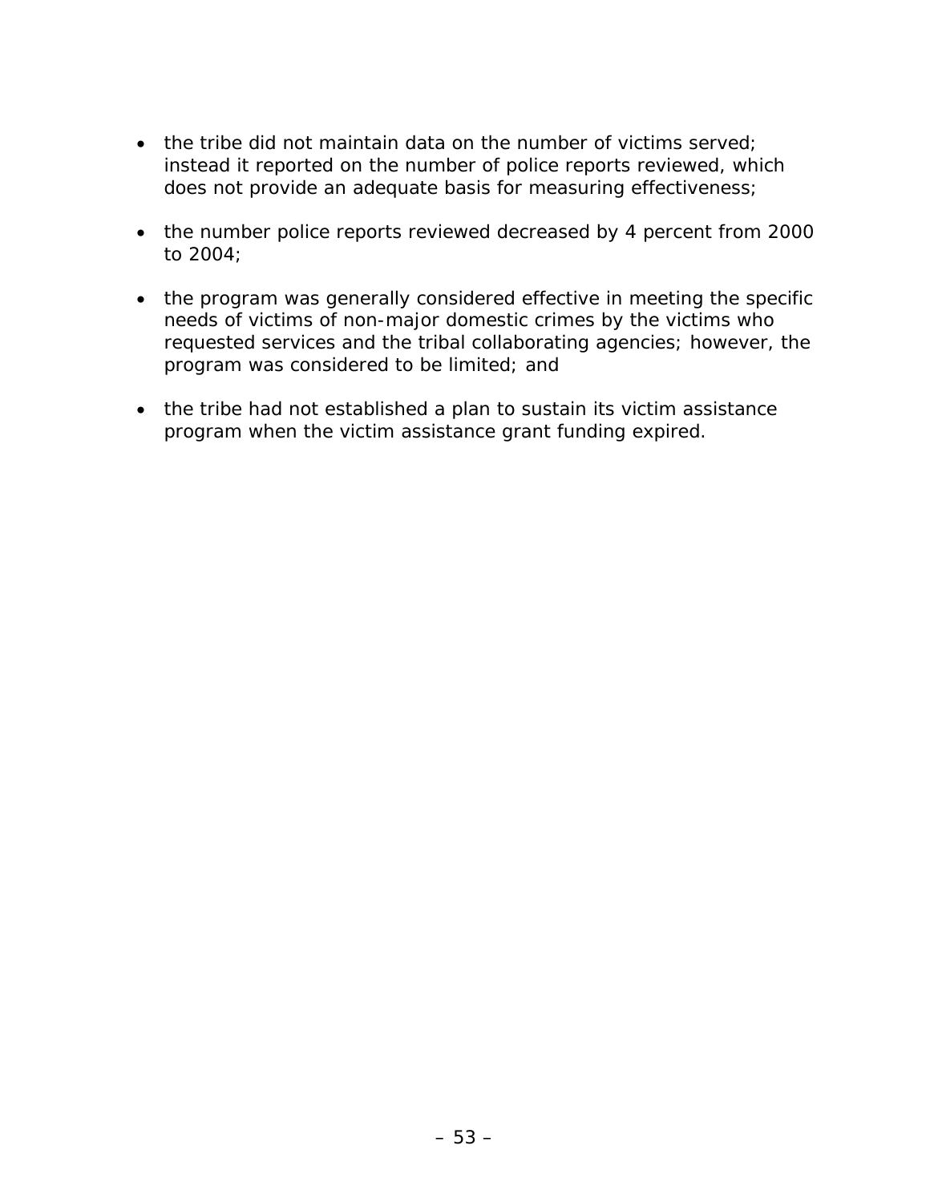- the tribe did not maintain data on the number of victims served; instead it reported on the number of police reports reviewed, which does not provide an adequate basis for measuring effectiveness;

- the number police reports reviewed decreased by 4 percent from 2000 to 2004;

- the program was generally considered effective in meeting the specific needs of victims of non-major domestic crimes by the victims who requested services and the tribal collaborating agencies; however, the program was considered to be limited; and

- the tribe had not established a plan to sustain its victim assistance program when the victim assistance grant funding expired.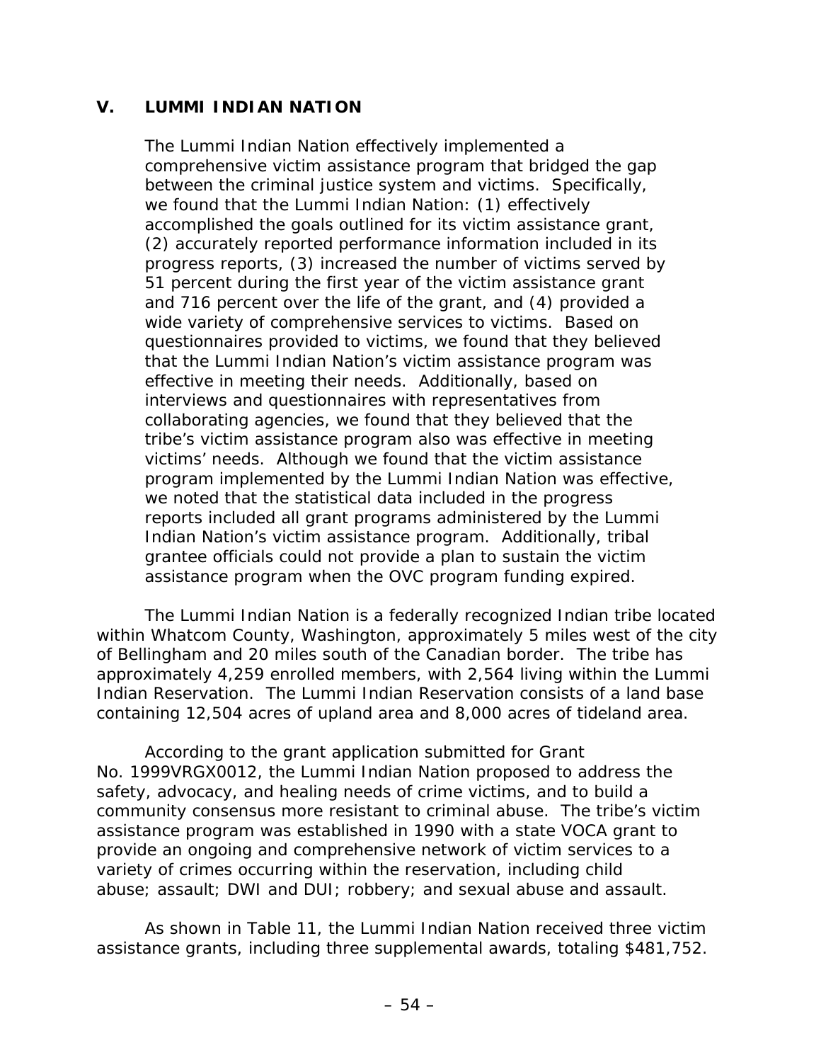## V. LUMMI INDIAN NATION

The Lummi Indian Nation effectively implemented a comprehensive victim assistance program that bridged the gap between the criminal justice system and victims. Specifically, we found that the Lummi Indian Nation: (1) effectively accomplished the goals outlined for its victim assistance grant, (2) accurately reported performance information included in its progress reports, (3) increased the number of victims served by 51 percent during the first year of the victim assistance grant and 716 percent over the life of the grant, and (4) provided a wide variety of comprehensive services to victims. Based on questionnaires provided to victims, we found that they believed that the Lummi Indian Nation's victim assistance program was effective in meeting their needs. Additionally, based on interviews and questionnaires with representatives from collaborating agencies, we found that they believed that the tribe's victim assistance program also was effective in meeting victims' needs. Although we found that the victim assistance program implemented by the Lummi Indian Nation was effective, we noted that the statistical data included in the progress reports included all grant programs administered by the Lummi Indian Nation's victim assistance program. Additionally, tribal grantee officials could not provide a plan to sustain the victim assistance program when the OVC program funding expired.

The Lummi Indian Nation is a federally recognized Indian tribe located within Whatcom County, Washington, approximately 5 miles west of the city of Bellingham and 20 miles south of the Canadian border. The tribe has approximately 4,259 enrolled members, with 2,564 living within the Lummi Indian Reservation. The Lummi Indian Reservation consists of a land base containing 12,504 acres of upland area and 8,000 acres of tideland area.

According to the grant application submitted for Grant No. 1999VRGX0012, the Lummi Indian Nation proposed to address the safety, advocacy, and healing needs of crime victims, and to build a community consensus more resistant to criminal abuse. The tribe's victim assistance program was established in 1990 with a state VOCA grant to provide an ongoing and comprehensive network of victim services to a variety of crimes occurring within the reservation, including child abuse; assault; DWI and DUI; robbery; and sexual abuse and assault.

As shown in Table 11, the Lummi Indian Nation received three victim assistance grants, including three supplemental awards, totaling $481,752.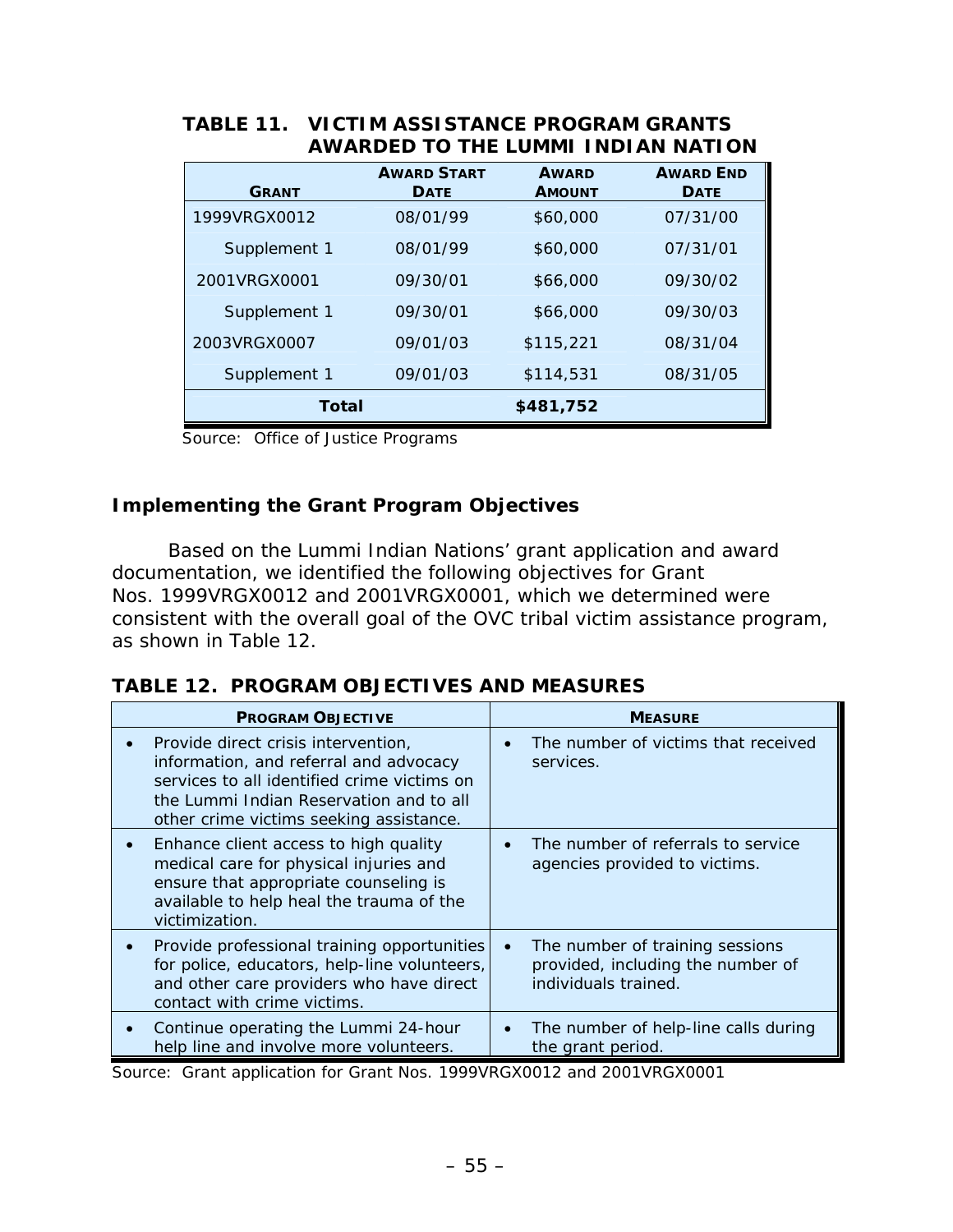**TABLE 11. VICTIM ASSISTANCE PROGRAM GRANTS AWARDED TO THE LUMMI INDIAN NATION**

| GRANT | AWARD START DATE | AWARD AMOUNT | AWARD END DATE |
|---|---|---|---|
| 1999VRGX0012 | 08/01/99 | $60,000 | 07/31/00 |
| Supplement 1 | 08/01/99 | $60,000 | 07/31/01 |
| 2001VRGX0001 | 09/30/01 | $66,000 | 09/30/02 |
| Supplement 1 | 09/30/01 | $66,000 | 09/30/03 |
| 2003VRGX0007 | 09/01/03 | $115,221 | 08/31/04 |
| Supplement 1 | 09/01/03 | $114,531 | 08/31/05 |
| **Total** | | **$481,752** | |

Source: Office of Justice Programs

### Implementing the Grant Program Objectives

Based on the Lummi Indian Nations' grant application and award documentation, we identified the following objectives for Grant Nos. 1999VRGX0012 and 2001VRGX0001, which we determined were consistent with the overall goal of the OVC tribal victim assistance program, as shown in Table 12.

**TABLE 12. PROGRAM OBJECTIVES AND MEASURES**

| PROGRAM OBJECTIVE | MEASURE |
|---|---|
| • Provide direct crisis intervention, information, and referral and advocacy services to all identified crime victims on the Lummi Indian Reservation and to all other crime victims seeking assistance. | • The number of victims that received services. |
| • Enhance client access to high quality medical care for physical injuries and ensure that appropriate counseling is available to help heal the trauma of the victimization. | • The number of referrals to service agencies provided to victims. |
| • Provide professional training opportunities for police, educators, help-line volunteers, and other care providers who have direct contact with crime victims. | • The number of training sessions provided, including the number of individuals trained. |
| • Continue operating the Lummi 24-hour help line and involve more volunteers. | • The number of help-line calls during the grant period. |

Source: Grant application for Grant Nos. 1999VRGX0012 and 2001VRGX0001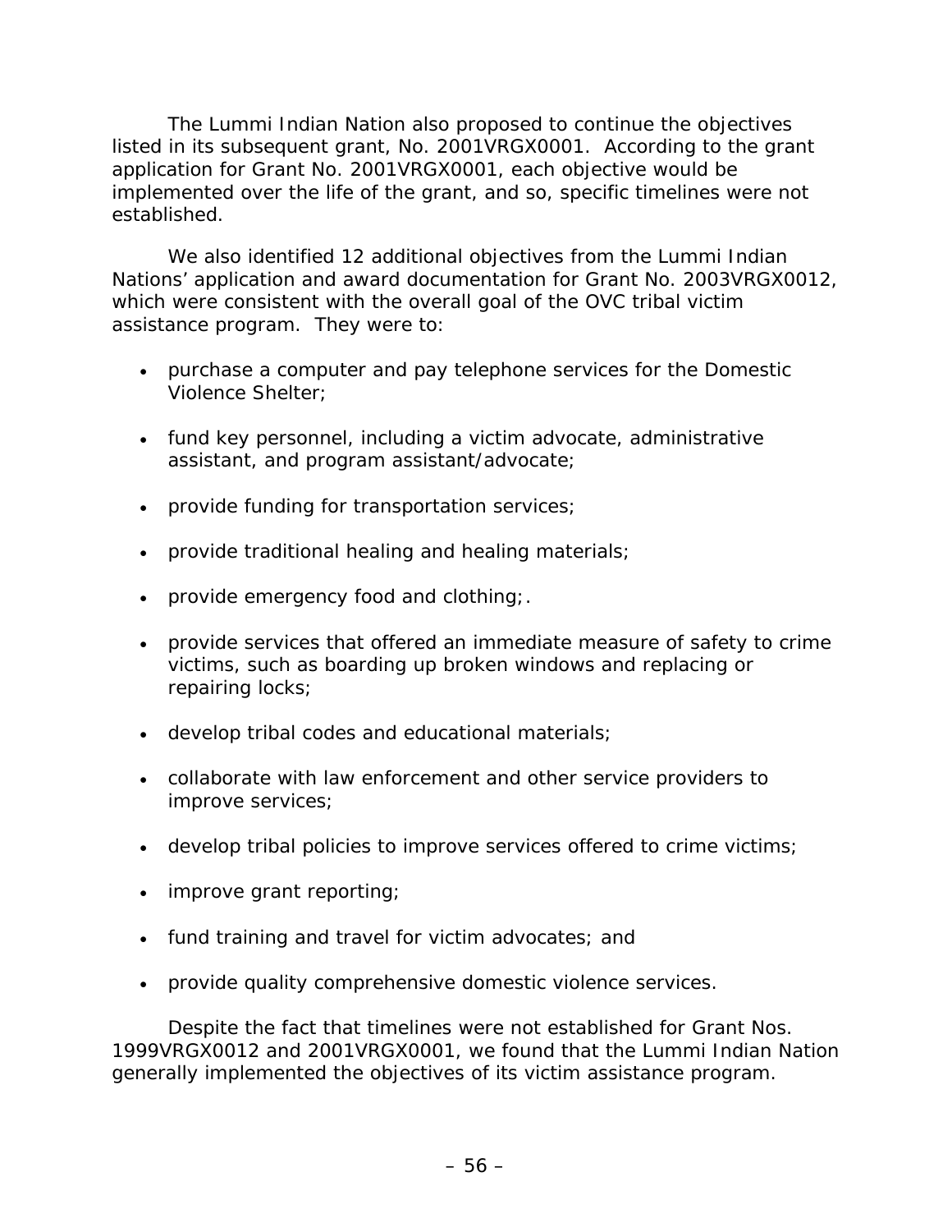The Lummi Indian Nation also proposed to continue the objectives listed in its subsequent grant, No. 2001VRGX0001. According to the grant application for Grant No. 2001VRGX0001, each objective would be implemented over the life of the grant, and so, specific timelines were not established.

We also identified 12 additional objectives from the Lummi Indian Nations' application and award documentation for Grant No. 2003VRGX0012, which were consistent with the overall goal of the OVC tribal victim assistance program. They were to:

- purchase a computer and pay telephone services for the Domestic Violence Shelter;
- fund key personnel, including a victim advocate, administrative assistant, and program assistant/advocate;
- provide funding for transportation services;
- provide traditional healing and healing materials;
- provide emergency food and clothing;.
- provide services that offered an immediate measure of safety to crime victims, such as boarding up broken windows and replacing or repairing locks;
- develop tribal codes and educational materials;
- collaborate with law enforcement and other service providers to improve services;
- develop tribal policies to improve services offered to crime victims;
- improve grant reporting;
- fund training and travel for victim advocates; and
- provide quality comprehensive domestic violence services.

Despite the fact that timelines were not established for Grant Nos. 1999VRGX0012 and 2001VRGX0001, we found that the Lummi Indian Nation generally implemented the objectives of its victim assistance program.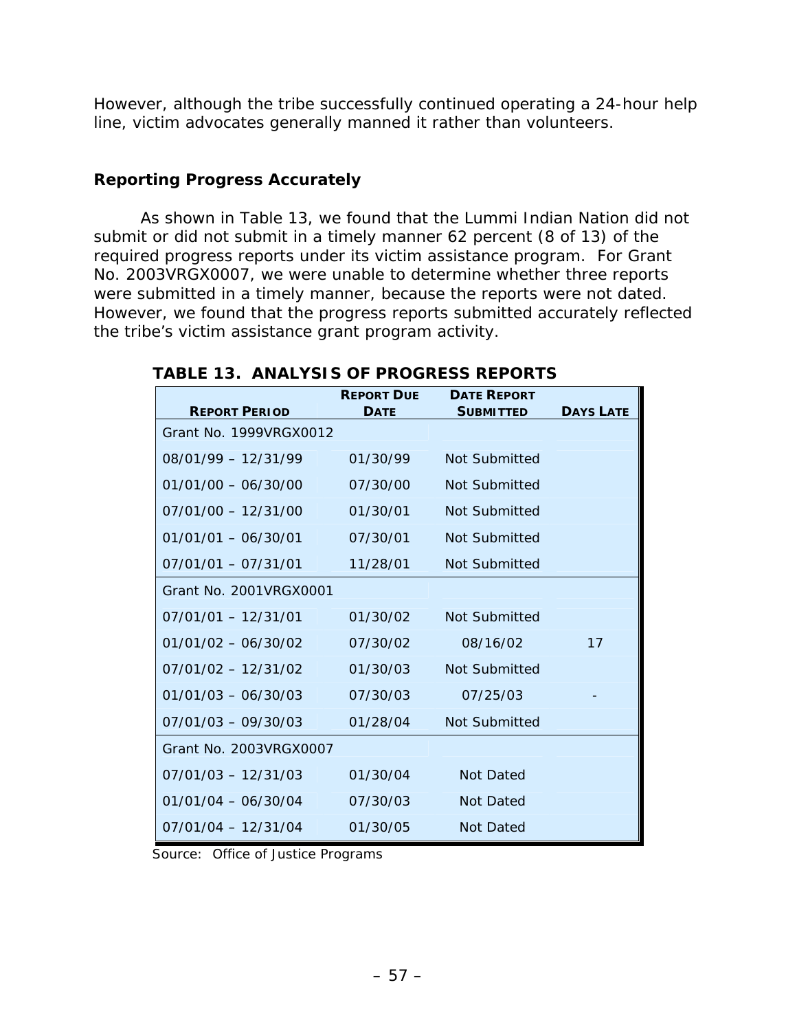However, although the tribe successfully continued operating a 24-hour help line, victim advocates generally manned it rather than volunteers.

### Reporting Progress Accurately

As shown in Table 13, we found that the Lummi Indian Nation did not submit or did not submit in a timely manner 62 percent (8 of 13) of the required progress reports under its victim assistance program. For Grant No. 2003VRGX0007, we were unable to determine whether three reports were submitted in a timely manner, because the reports were not dated. However, we found that the progress reports submitted accurately reflected the tribe's victim assistance grant program activity.

**TABLE 13. ANALYSIS OF PROGRESS REPORTS**

| REPORT PERIOD | REPORT DUE DATE | DATE REPORT SUBMITTED | DAYS LATE |
|---|---|---|---|
| Grant No. 1999VRGX0012 | | | |
| 08/01/99 – 12/31/99 | 01/30/99 | Not Submitted | |
| 01/01/00 – 06/30/00 | 07/30/00 | Not Submitted | |
| 07/01/00 – 12/31/00 | 01/30/01 | Not Submitted | |
| 01/01/01 – 06/30/01 | 07/30/01 | Not Submitted | |
| 07/01/01 – 07/31/01 | 11/28/01 | Not Submitted | |
| Grant No. 2001VRGX0001 | | | |
| 07/01/01 – 12/31/01 | 01/30/02 | Not Submitted | |
| 01/01/02 – 06/30/02 | 07/30/02 | 08/16/02 | 17 |
| 07/01/02 – 12/31/02 | 01/30/03 | Not Submitted | |
| 01/01/03 – 06/30/03 | 07/30/03 | 07/25/03 | - |
| 07/01/03 – 09/30/03 | 01/28/04 | Not Submitted | |
| Grant No. 2003VRGX0007 | | | |
| 07/01/03 – 12/31/03 | 01/30/04 | Not Dated | |
| 01/01/04 – 06/30/04 | 07/30/03 | Not Dated | |
| 07/01/04 – 12/31/04 | 01/30/05 | Not Dated | |

Source: Office of Justice Programs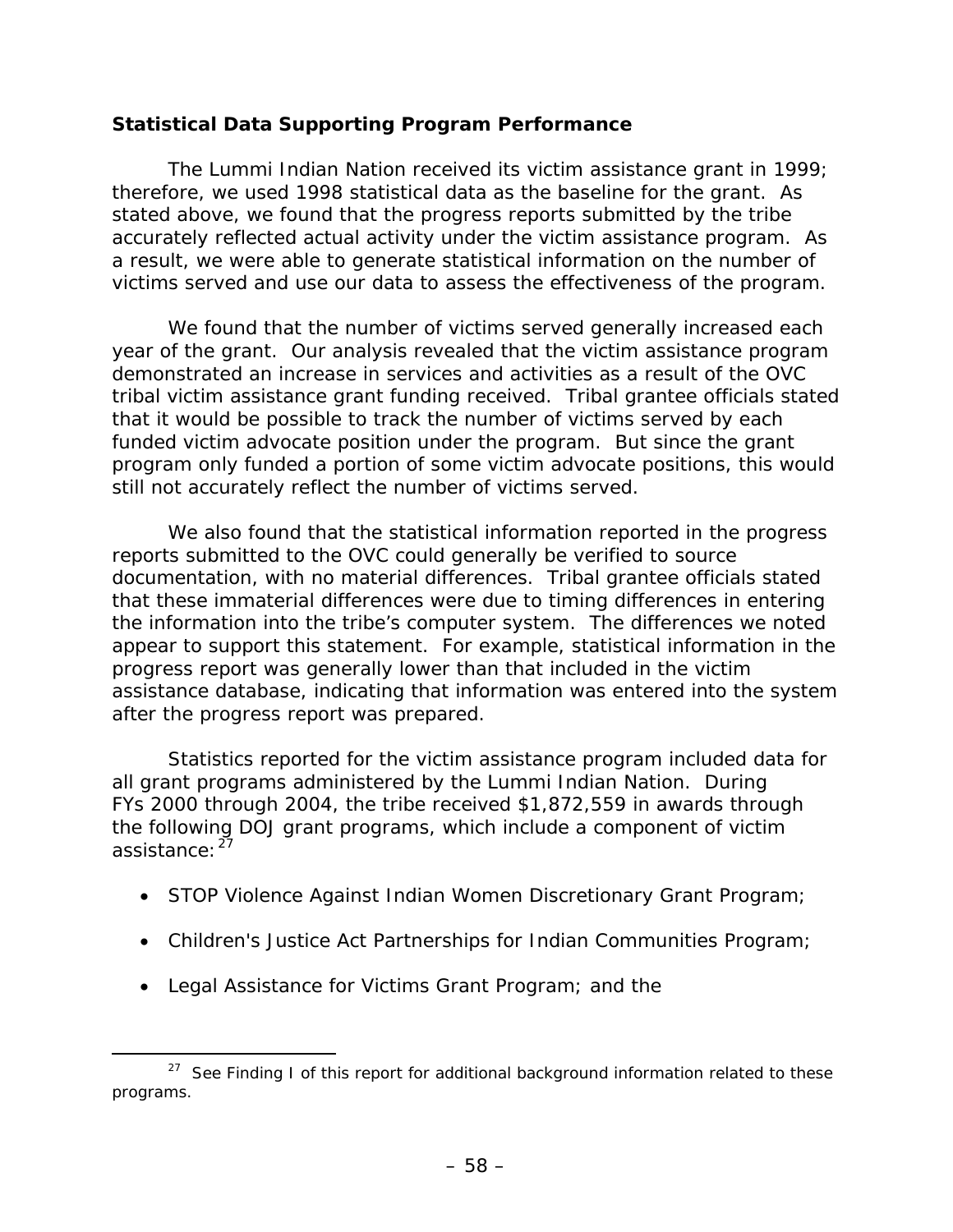**Statistical Data Supporting Program Performance**

The Lummi Indian Nation received its victim assistance grant in 1999; therefore, we used 1998 statistical data as the baseline for the grant. As stated above, we found that the progress reports submitted by the tribe accurately reflected actual activity under the victim assistance program. As a result, we were able to generate statistical information on the number of victims served and use our data to assess the effectiveness of the program.

We found that the number of victims served generally increased each year of the grant. Our analysis revealed that the victim assistance program demonstrated an increase in services and activities as a result of the OVC tribal victim assistance grant funding received. Tribal grantee officials stated that it would be possible to track the number of victims served by each funded victim advocate position under the program. But since the grant program only funded a portion of some victim advocate positions, this would still not accurately reflect the number of victims served.

We also found that the statistical information reported in the progress reports submitted to the OVC could generally be verified to source documentation, with no material differences. Tribal grantee officials stated that these immaterial differences were due to timing differences in entering the information into the tribe's computer system. The differences we noted appear to support this statement. For example, statistical information in the progress report was generally lower than that included in the victim assistance database, indicating that information was entered into the system after the progress report was prepared.

Statistics reported for the victim assistance program included data for all grant programs administered by the Lummi Indian Nation. During FYs 2000 through 2004, the tribe received $1,872,559 in awards through the following DOJ grant programs, which include a component of victim assistance:[27]

- STOP Violence Against Indian Women Discretionary Grant Program;
- Children's Justice Act Partnerships for Indian Communities Program;
- Legal Assistance for Victims Grant Program; and the

[27] See Finding I of this report for additional background information related to these programs.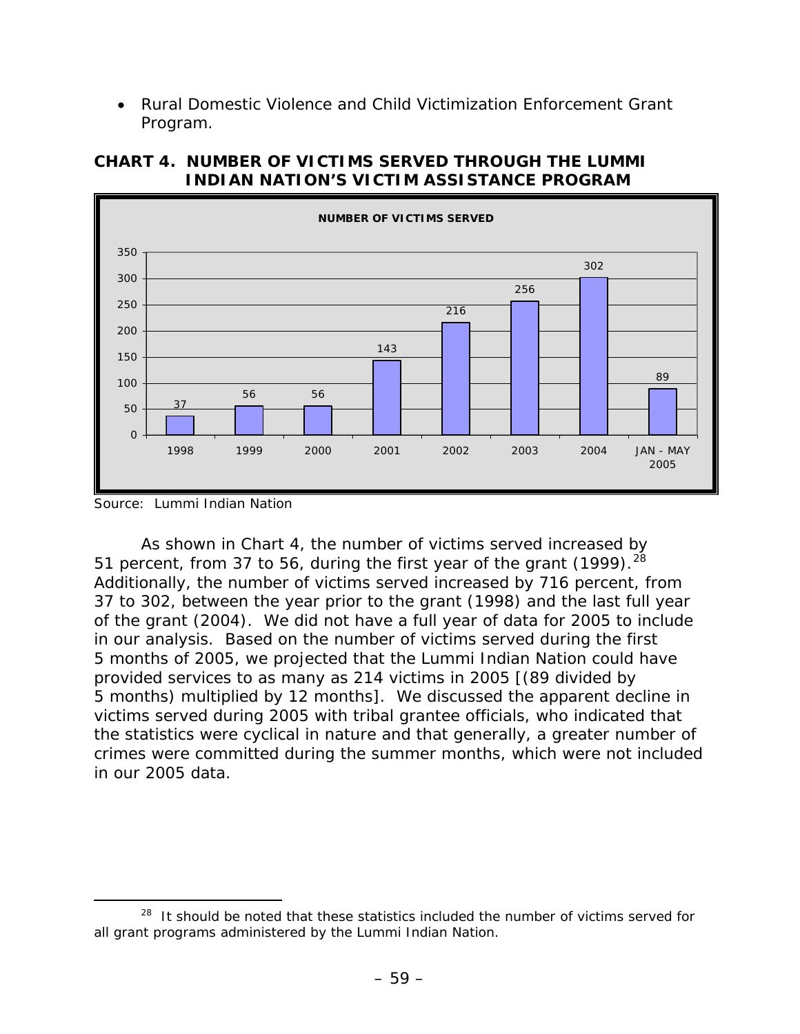- Rural Domestic Violence and Child Victimization Enforcement Grant Program.

**CHART 4. NUMBER OF VICTIMS SERVED THROUGH THE LUMMI INDIAN NATION'S VICTIM ASSISTANCE PROGRAM**

**NUMBER OF VICTIMS SERVED**

| Year | Number of Victims Served |
|---|---|
| 1998 | 37 |
| 1999 | 56 |
| 2000 | 56 |
| 2001 | 143 |
| 2002 | 216 |
| 2003 | 256 |
| 2004 | 302 |
| JAN - MAY 2005 | 89 |

Source: Lummi Indian Nation

As shown in Chart 4, the number of victims served increased by 51 percent, from 37 to 56, during the first year of the grant (1999).[28] Additionally, the number of victims served increased by 716 percent, from 37 to 302, between the year prior to the grant (1998) and the last full year of the grant (2004). We did not have a full year of data for 2005 to include in our analysis. Based on the number of victims served during the first 5 months of 2005, we projected that the Lummi Indian Nation could have provided services to as many as 214 victims in 2005 [(89 divided by 5 months) multiplied by 12 months]. We discussed the apparent decline in victims served during 2005 with tribal grantee officials, who indicated that the statistics were cyclical in nature and that generally, a greater number of crimes were committed during the summer months, which were not included in our 2005 data.

---

[28] It should be noted that these statistics included the number of victims served for all grant programs administered by the Lummi Indian Nation.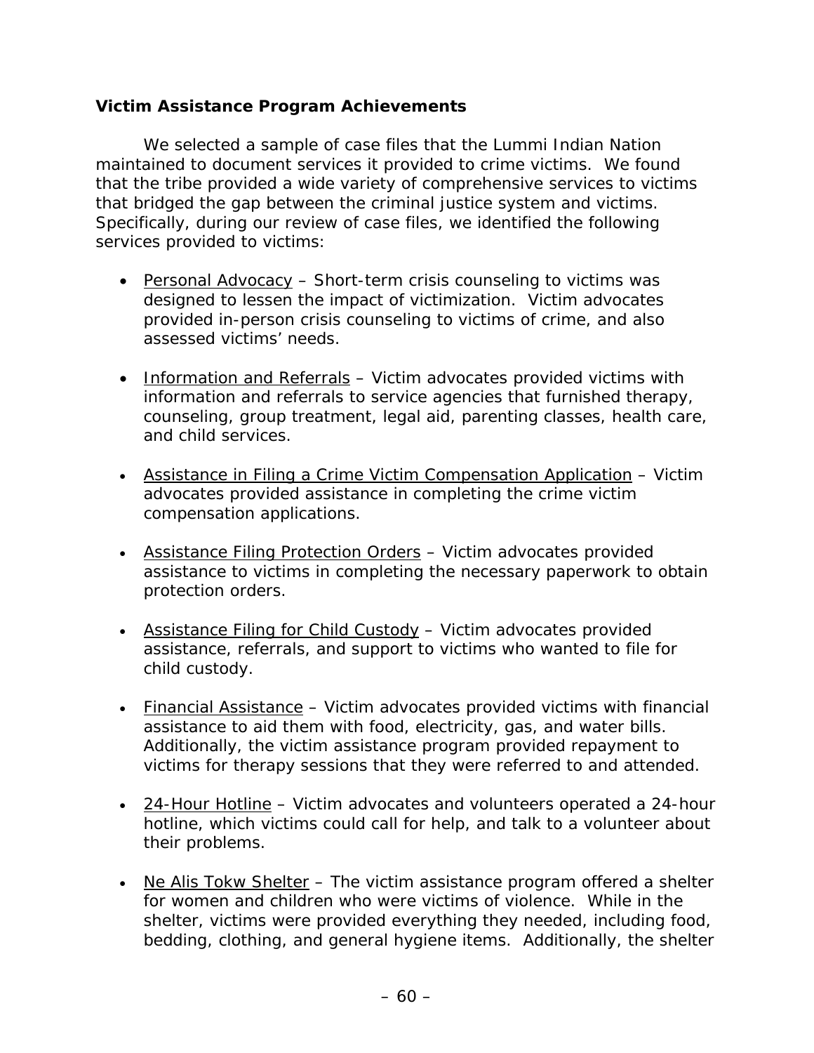### Victim Assistance Program Achievements

We selected a sample of case files that the Lummi Indian Nation maintained to document services it provided to crime victims. We found that the tribe provided a wide variety of comprehensive services to victims that bridged the gap between the criminal justice system and victims. Specifically, during our review of case files, we identified the following services provided to victims:

- <u>Personal Advocacy</u> – Short-term crisis counseling to victims was designed to lessen the impact of victimization. Victim advocates provided in-person crisis counseling to victims of crime, and also assessed victims' needs.
- <u>Information and Referrals</u> – Victim advocates provided victims with information and referrals to service agencies that furnished therapy, counseling, group treatment, legal aid, parenting classes, health care, and child services.
- <u>Assistance in Filing a Crime Victim Compensation Application</u> – Victim advocates provided assistance in completing the crime victim compensation applications.
- <u>Assistance Filing Protection Orders</u> – Victim advocates provided assistance to victims in completing the necessary paperwork to obtain protection orders.
- <u>Assistance Filing for Child Custody</u> – Victim advocates provided assistance, referrals, and support to victims who wanted to file for child custody.
- <u>Financial Assistance</u> – Victim advocates provided victims with financial assistance to aid them with food, electricity, gas, and water bills. Additionally, the victim assistance program provided repayment to victims for therapy sessions that they were referred to and attended.
- <u>24-Hour Hotline</u> – Victim advocates and volunteers operated a 24-hour hotline, which victims could call for help, and talk to a volunteer about their problems.
- <u>Ne Alis Tokw Shelter</u> – The victim assistance program offered a shelter for women and children who were victims of violence. While in the shelter, victims were provided everything they needed, including food, bedding, clothing, and general hygiene items. Additionally, the shelter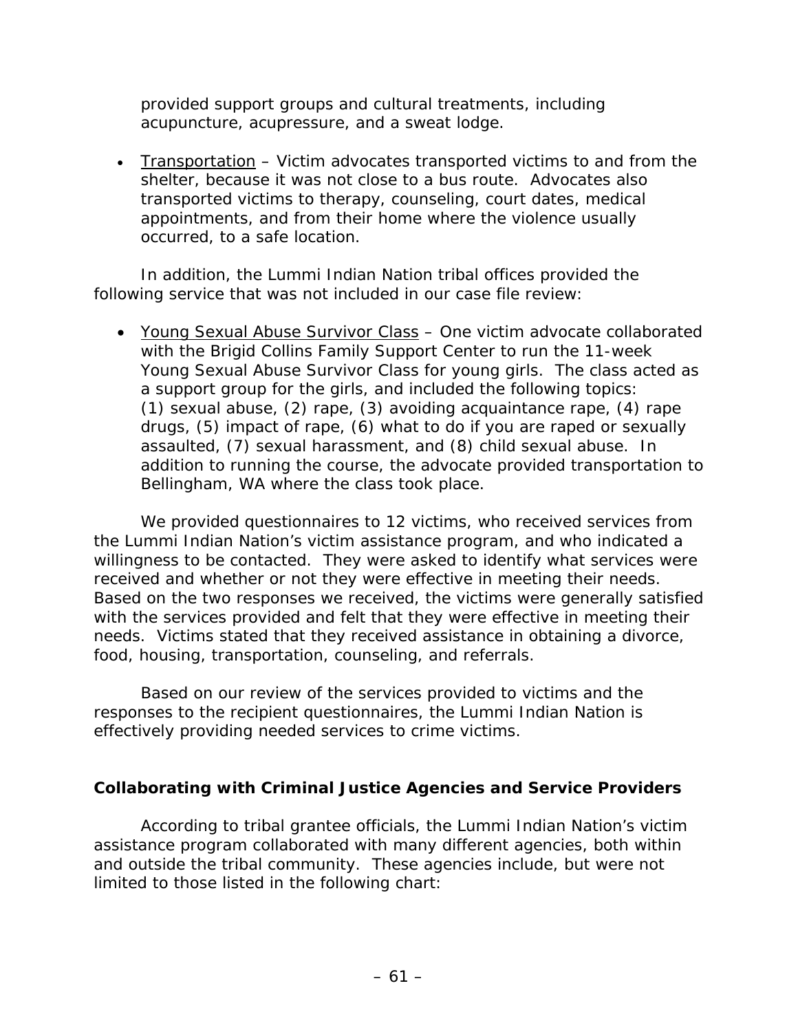provided support groups and cultural treatments, including acupuncture, acupressure, and a sweat lodge.

- Transportation – Victim advocates transported victims to and from the shelter, because it was not close to a bus route. Advocates also transported victims to therapy, counseling, court dates, medical appointments, and from their home where the violence usually occurred, to a safe location.

In addition, the Lummi Indian Nation tribal offices provided the following service that was not included in our case file review:

- Young Sexual Abuse Survivor Class – One victim advocate collaborated with the Brigid Collins Family Support Center to run the 11-week Young Sexual Abuse Survivor Class for young girls. The class acted as a support group for the girls, and included the following topics: (1) sexual abuse, (2) rape, (3) avoiding acquaintance rape, (4) rape drugs, (5) impact of rape, (6) what to do if you are raped or sexually assaulted, (7) sexual harassment, and (8) child sexual abuse. In addition to running the course, the advocate provided transportation to Bellingham, WA where the class took place.

We provided questionnaires to 12 victims, who received services from the Lummi Indian Nation's victim assistance program, and who indicated a willingness to be contacted. They were asked to identify what services were received and whether or not they were effective in meeting their needs. Based on the two responses we received, the victims were generally satisfied with the services provided and felt that they were effective in meeting their needs. Victims stated that they received assistance in obtaining a divorce, food, housing, transportation, counseling, and referrals.

Based on our review of the services provided to victims and the responses to the recipient questionnaires, the Lummi Indian Nation is effectively providing needed services to crime victims.

### Collaborating with Criminal Justice Agencies and Service Providers

According to tribal grantee officials, the Lummi Indian Nation's victim assistance program collaborated with many different agencies, both within and outside the tribal community. These agencies include, but were not limited to those listed in the following chart: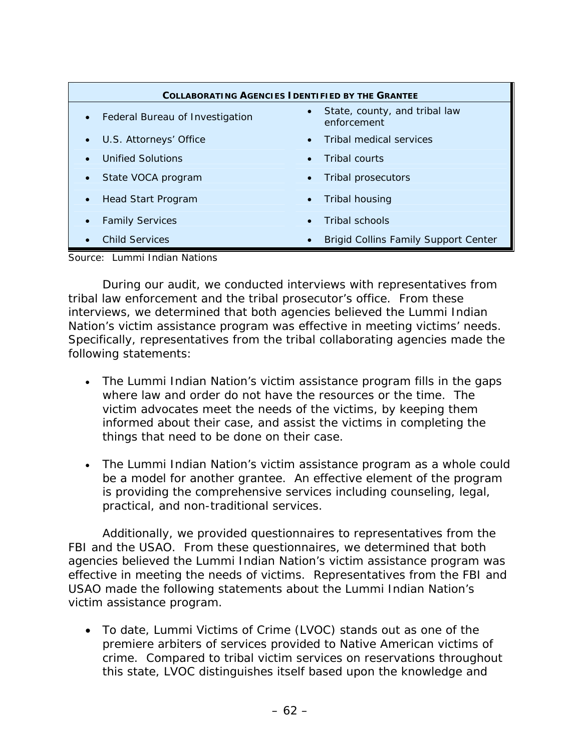| **COLLABORATING AGENCIES IDENTIFIED BY THE GRANTEE** | |
| --- | --- |
| • Federal Bureau of Investigation | • State, county, and tribal law enforcement |
| • U.S. Attorneys' Office | • Tribal medical services |
| • Unified Solutions | • Tribal courts |
| • State VOCA program | • Tribal prosecutors |
| • Head Start Program | • Tribal housing |
| • Family Services | • Tribal schools |
| • Child Services | • Brigid Collins Family Support Center |

Source: Lummi Indian Nations

During our audit, we conducted interviews with representatives from tribal law enforcement and the tribal prosecutor's office. From these interviews, we determined that both agencies believed the Lummi Indian Nation's victim assistance program was effective in meeting victims' needs. Specifically, representatives from the tribal collaborating agencies made the following statements:

- The Lummi Indian Nation's victim assistance program fills in the gaps where law and order do not have the resources or the time. The victim advocates meet the needs of the victims, by keeping them informed about their case, and assist the victims in completing the things that need to be done on their case.

- The Lummi Indian Nation's victim assistance program as a whole could be a model for another grantee. An effective element of the program is providing the comprehensive services including counseling, legal, practical, and non-traditional services.

Additionally, we provided questionnaires to representatives from the FBI and the USAO. From these questionnaires, we determined that both agencies believed the Lummi Indian Nation's victim assistance program was effective in meeting the needs of victims. Representatives from the FBI and USAO made the following statements about the Lummi Indian Nation's victim assistance program.

- To date, Lummi Victims of Crime (LVOC) stands out as one of the premiere arbiters of services provided to Native American victims of crime. Compared to tribal victim services on reservations throughout this state, LVOC distinguishes itself based upon the knowledge and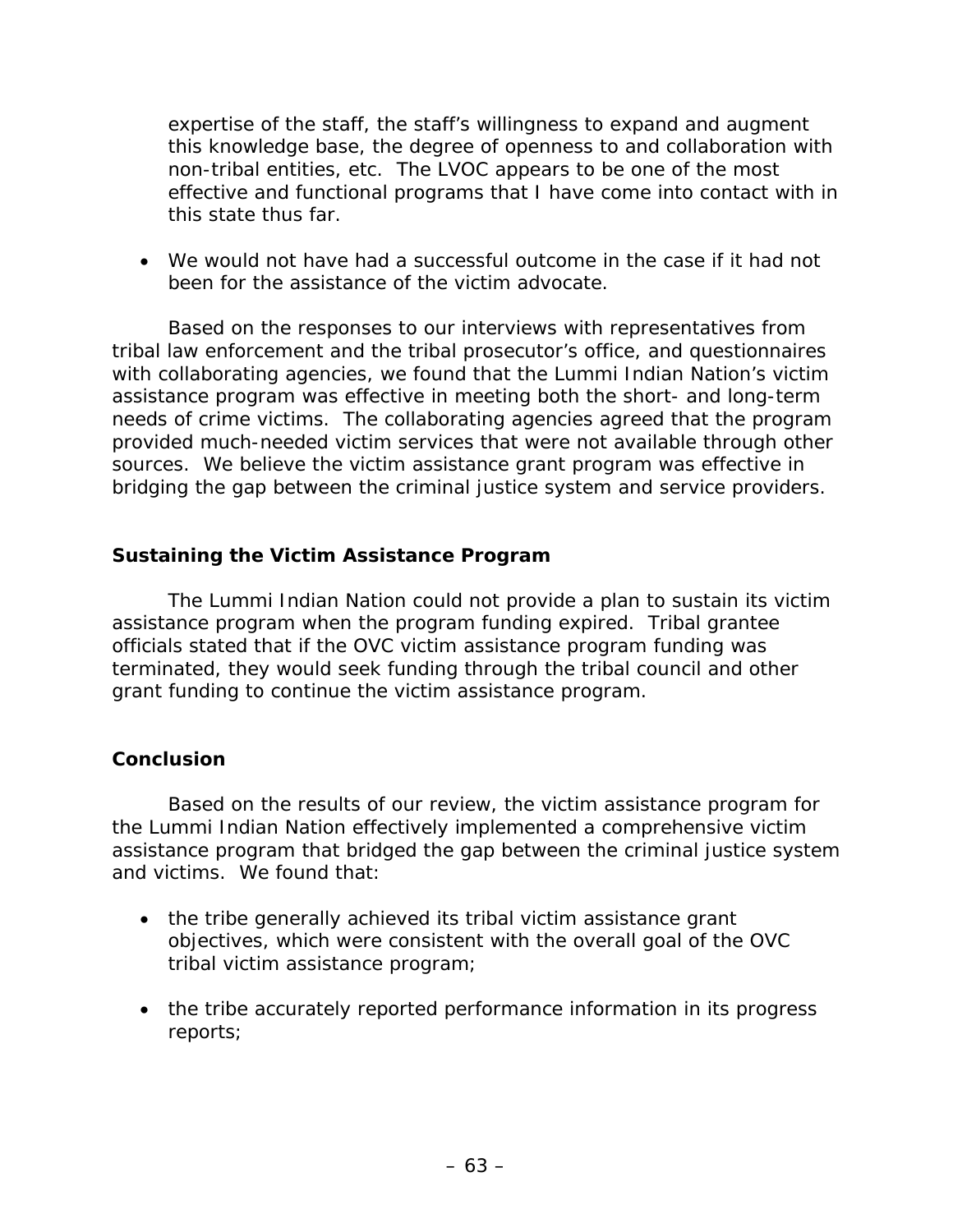expertise of the staff, the staff's willingness to expand and augment this knowledge base, the degree of openness to and collaboration with non-tribal entities, etc. The LVOC appears to be one of the most effective and functional programs that I have come into contact with in this state thus far.

- We would not have had a successful outcome in the case if it had not been for the assistance of the victim advocate.

Based on the responses to our interviews with representatives from tribal law enforcement and the tribal prosecutor's office, and questionnaires with collaborating agencies, we found that the Lummi Indian Nation's victim assistance program was effective in meeting both the short- and long-term needs of crime victims. The collaborating agencies agreed that the program provided much-needed victim services that were not available through other sources. We believe the victim assistance grant program was effective in bridging the gap between the criminal justice system and service providers.

### Sustaining the Victim Assistance Program

The Lummi Indian Nation could not provide a plan to sustain its victim assistance program when the program funding expired. Tribal grantee officials stated that if the OVC victim assistance program funding was terminated, they would seek funding through the tribal council and other grant funding to continue the victim assistance program.

### Conclusion

Based on the results of our review, the victim assistance program for the Lummi Indian Nation effectively implemented a comprehensive victim assistance program that bridged the gap between the criminal justice system and victims. We found that:

- the tribe generally achieved its tribal victim assistance grant objectives, which were consistent with the overall goal of the OVC tribal victim assistance program;

- the tribe accurately reported performance information in its progress reports;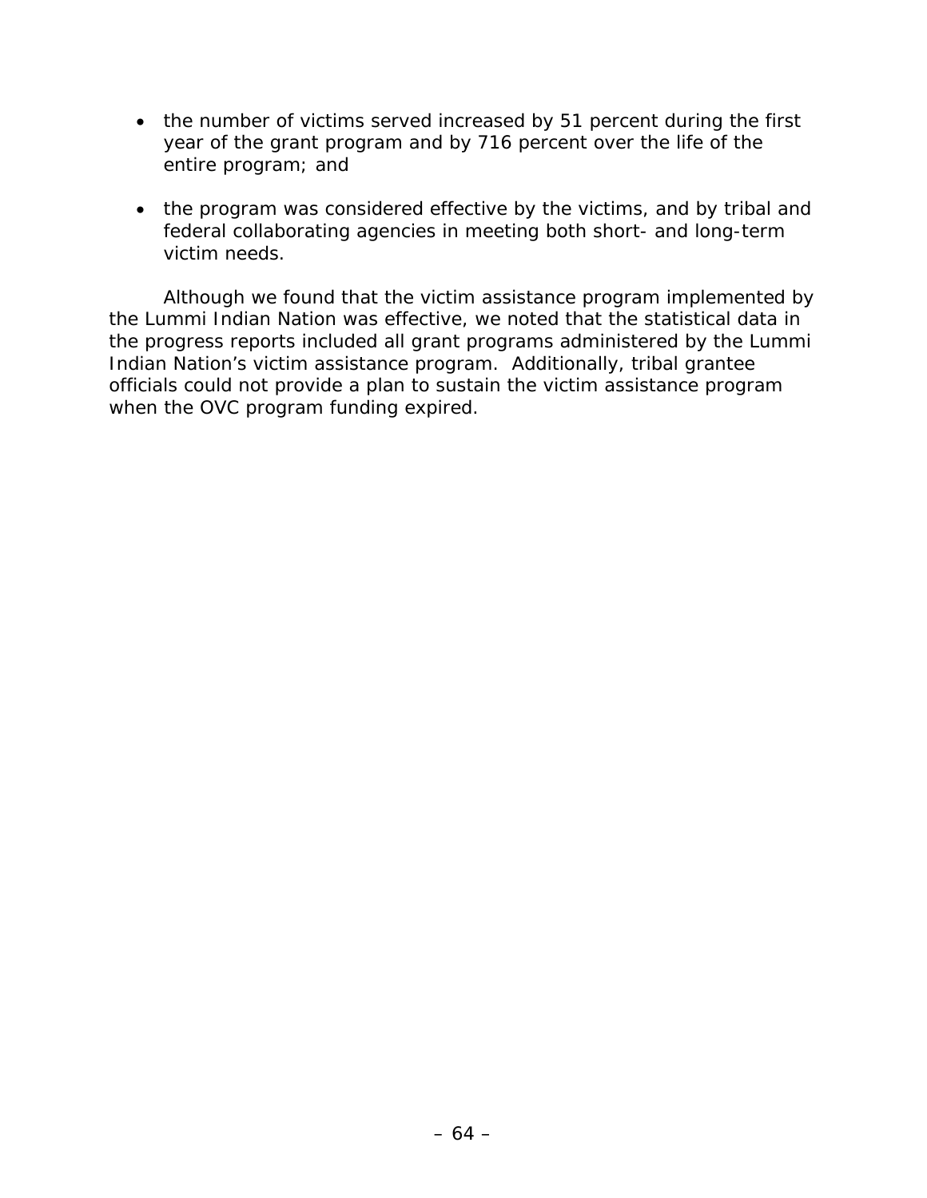- the number of victims served increased by 51 percent during the first year of the grant program and by 716 percent over the life of the entire program; and

- the program was considered effective by the victims, and by tribal and federal collaborating agencies in meeting both short- and long-term victim needs.

Although we found that the victim assistance program implemented by the Lummi Indian Nation was effective, we noted that the statistical data in the progress reports included all grant programs administered by the Lummi Indian Nation's victim assistance program. Additionally, tribal grantee officials could not provide a plan to sustain the victim assistance program when the OVC program funding expired.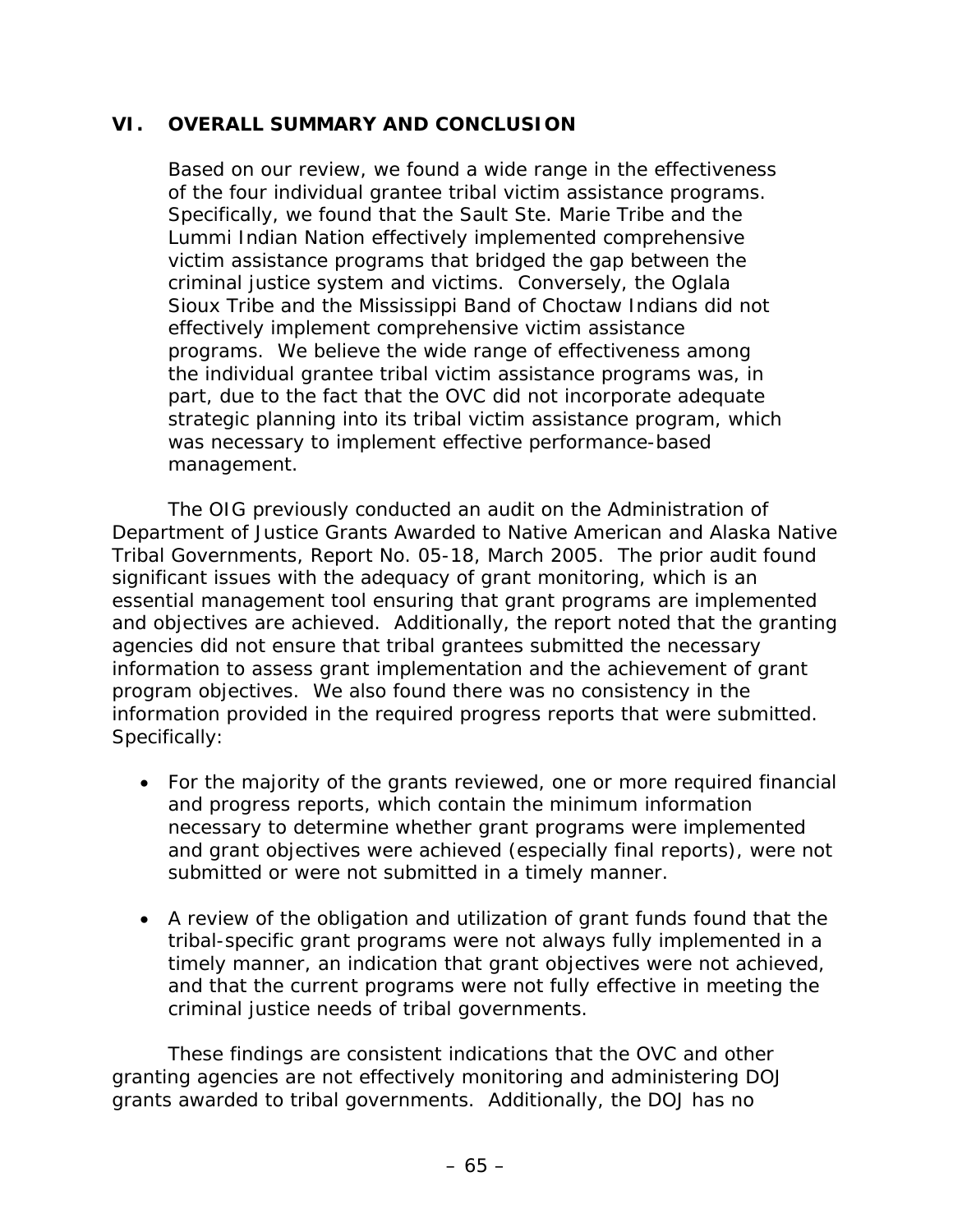## VI. OVERALL SUMMARY AND CONCLUSION

Based on our review, we found a wide range in the effectiveness of the four individual grantee tribal victim assistance programs. Specifically, we found that the Sault Ste. Marie Tribe and the Lummi Indian Nation effectively implemented comprehensive victim assistance programs that bridged the gap between the criminal justice system and victims. Conversely, the Oglala Sioux Tribe and the Mississippi Band of Choctaw Indians did not effectively implement comprehensive victim assistance programs. We believe the wide range of effectiveness among the individual grantee tribal victim assistance programs was, in part, due to the fact that the OVC did not incorporate adequate strategic planning into its tribal victim assistance program, which was necessary to implement effective performance-based management.

The OIG previously conducted an audit on the Administration of Department of Justice Grants Awarded to Native American and Alaska Native Tribal Governments, Report No. 05-18, March 2005. The prior audit found significant issues with the adequacy of grant monitoring, which is an essential management tool ensuring that grant programs are implemented and objectives are achieved. Additionally, the report noted that the granting agencies did not ensure that tribal grantees submitted the necessary information to assess grant implementation and the achievement of grant program objectives. We also found there was no consistency in the information provided in the required progress reports that were submitted. Specifically:

- For the majority of the grants reviewed, one or more required financial and progress reports, which contain the minimum information necessary to determine whether grant programs were implemented and grant objectives were achieved (especially final reports), were not submitted or were not submitted in a timely manner.

- A review of the obligation and utilization of grant funds found that the tribal-specific grant programs were not always fully implemented in a timely manner, an indication that grant objectives were not achieved, and that the current programs were not fully effective in meeting the criminal justice needs of tribal governments.

These findings are consistent indications that the OVC and other granting agencies are not effectively monitoring and administering DOJ grants awarded to tribal governments. Additionally, the DOJ has no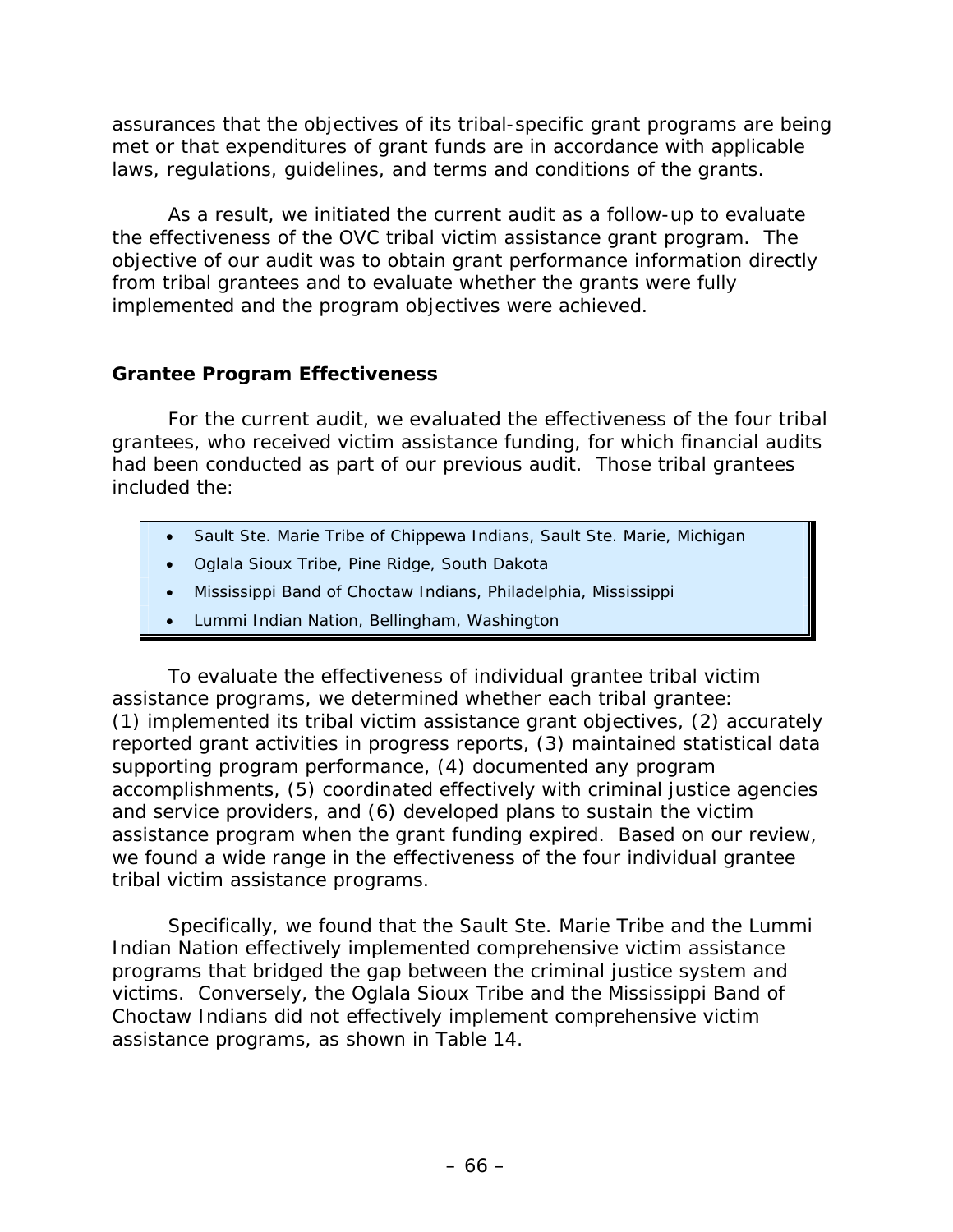assurances that the objectives of its tribal-specific grant programs are being met or that expenditures of grant funds are in accordance with applicable laws, regulations, guidelines, and terms and conditions of the grants.

As a result, we initiated the current audit as a follow-up to evaluate the effectiveness of the OVC tribal victim assistance grant program. The objective of our audit was to obtain grant performance information directly from tribal grantees and to evaluate whether the grants were fully implemented and the program objectives were achieved.

### Grantee Program Effectiveness

For the current audit, we evaluated the effectiveness of the four tribal grantees, who received victim assistance funding, for which financial audits had been conducted as part of our previous audit. Those tribal grantees included the:

- Sault Ste. Marie Tribe of Chippewa Indians, Sault Ste. Marie, Michigan
- Oglala Sioux Tribe, Pine Ridge, South Dakota
- Mississippi Band of Choctaw Indians, Philadelphia, Mississippi
- Lummi Indian Nation, Bellingham, Washington

To evaluate the effectiveness of individual grantee tribal victim assistance programs, we determined whether each tribal grantee: (1) implemented its tribal victim assistance grant objectives, (2) accurately reported grant activities in progress reports, (3) maintained statistical data supporting program performance, (4) documented any program accomplishments, (5) coordinated effectively with criminal justice agencies and service providers, and (6) developed plans to sustain the victim assistance program when the grant funding expired. Based on our review, we found a wide range in the effectiveness of the four individual grantee tribal victim assistance programs.

Specifically, we found that the Sault Ste. Marie Tribe and the Lummi Indian Nation effectively implemented comprehensive victim assistance programs that bridged the gap between the criminal justice system and victims. Conversely, the Oglala Sioux Tribe and the Mississippi Band of Choctaw Indians did not effectively implement comprehensive victim assistance programs, as shown in Table 14.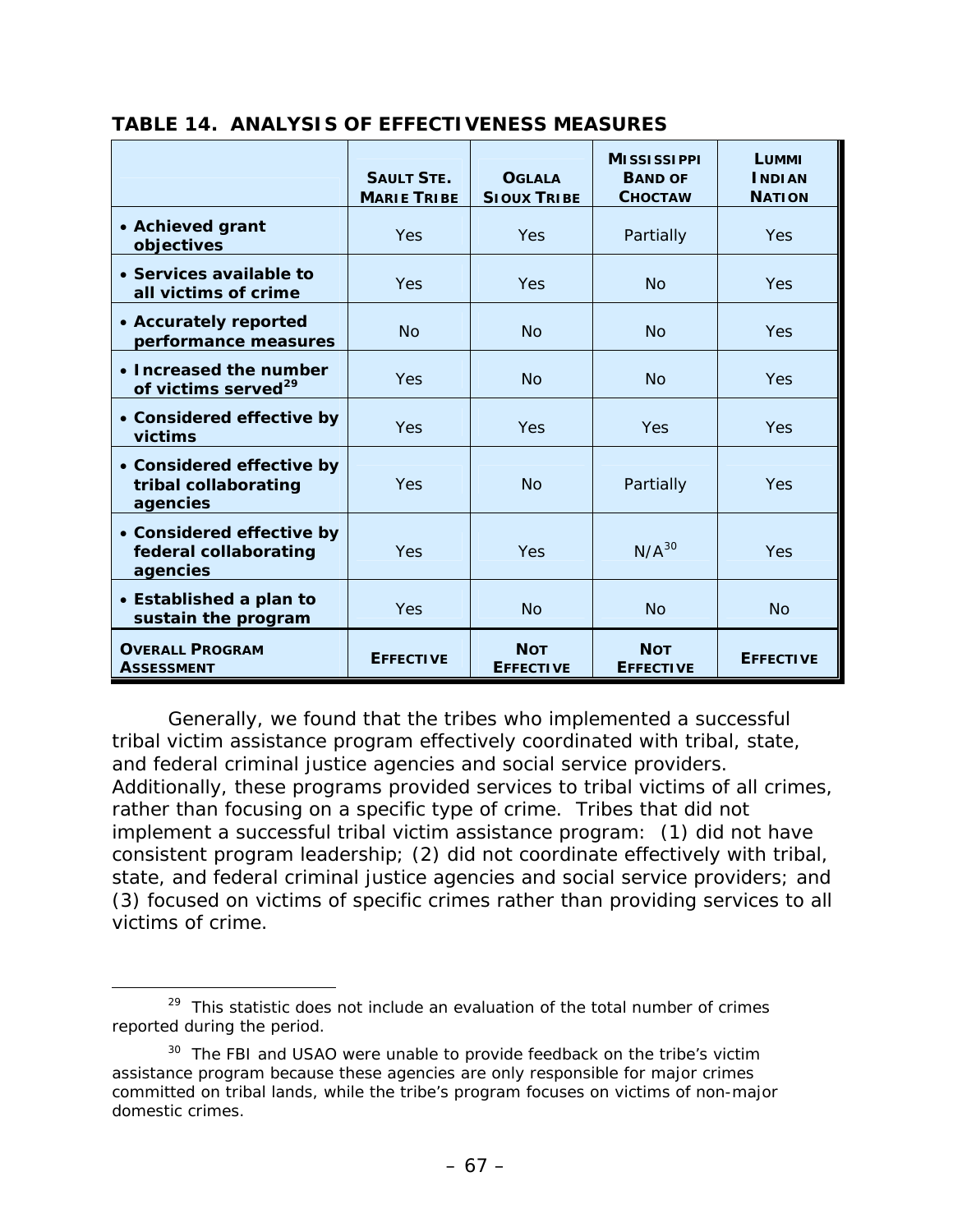**TABLE 14. ANALYSIS OF EFFECTIVENESS MEASURES**

| | SAULT STE. MARIE TRIBE | OGLALA SIOUX TRIBE | MISSISSIPPI BAND OF CHOCTAW | LUMMI INDIAN NATION |
|---|---|---|---|---|
| • **Achieved grant objectives** | Yes | Yes | Partially | Yes |
| • **Services available to all victims of crime** | Yes | Yes | No | Yes |
| • **Accurately reported performance measures** | No | No | No | Yes |
| • **Increased the number of victims served**[29] | Yes | No | No | Yes |
| • **Considered effective by victims** | Yes | Yes | Yes | Yes |
| • **Considered effective by tribal collaborating agencies** | Yes | No | Partially | Yes |
| • **Considered effective by federal collaborating agencies** | Yes | Yes | N/A[30] | Yes |
| • **Established a plan to sustain the program** | Yes | No | No | No |
| **OVERALL PROGRAM ASSESSMENT** | **EFFECTIVE** | **NOT EFFECTIVE** | **NOT EFFECTIVE** | **EFFECTIVE** |

Generally, we found that the tribes who implemented a successful tribal victim assistance program effectively coordinated with tribal, state, and federal criminal justice agencies and social service providers. Additionally, these programs provided services to tribal victims of all crimes, rather than focusing on a specific type of crime. Tribes that did not implement a successful tribal victim assistance program: (1) did not have consistent program leadership; (2) did not coordinate effectively with tribal, state, and federal criminal justice agencies and social service providers; and (3) focused on victims of specific crimes rather than providing services to all victims of crime.

---

[29] This statistic does not include an evaluation of the total number of crimes reported during the period.

[30] The FBI and USAO were unable to provide feedback on the tribe's victim assistance program because these agencies are only responsible for major crimes committed on tribal lands, while the tribe's program focuses on victims of non-major domestic crimes.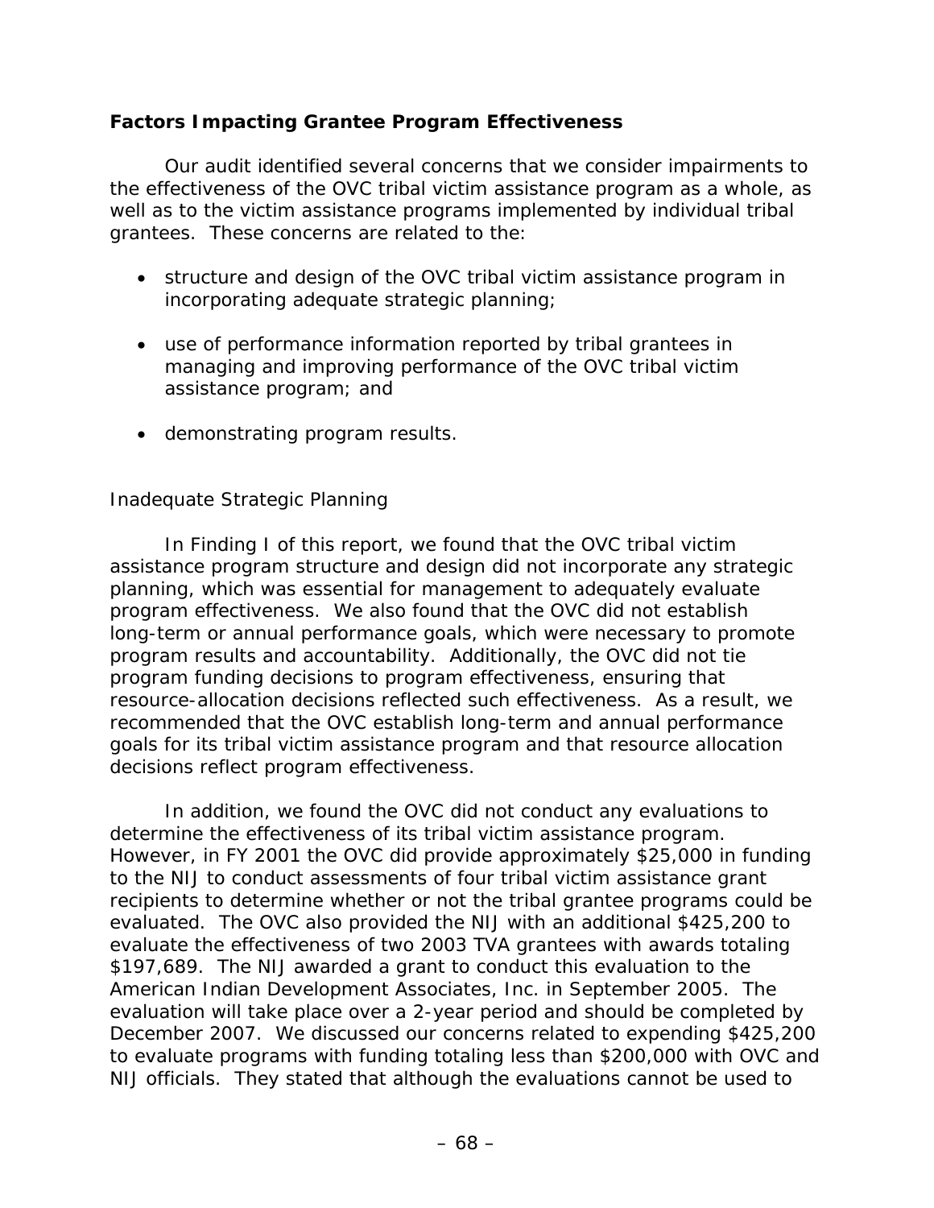## Factors Impacting Grantee Program Effectiveness

Our audit identified several concerns that we consider impairments to the effectiveness of the OVC tribal victim assistance program as a whole, as well as to the victim assistance programs implemented by individual tribal grantees. These concerns are related to the:

- structure and design of the OVC tribal victim assistance program in incorporating adequate strategic planning;
- use of performance information reported by tribal grantees in managing and improving performance of the OVC tribal victim assistance program; and
- demonstrating program results.

### *Inadequate Strategic Planning*

In Finding I of this report, we found that the OVC tribal victim assistance program structure and design did not incorporate any strategic planning, which was essential for management to adequately evaluate program effectiveness. We also found that the OVC did not establish long-term or annual performance goals, which were necessary to promote program results and accountability. Additionally, the OVC did not tie program funding decisions to program effectiveness, ensuring that resource-allocation decisions reflected such effectiveness. As a result, we recommended that the OVC establish long-term and annual performance goals for its tribal victim assistance program and that resource allocation decisions reflect program effectiveness.

In addition, we found the OVC did not conduct any evaluations to determine the effectiveness of its tribal victim assistance program. However, in FY 2001 the OVC did provide approximately $25,000 in funding to the NIJ to conduct assessments of four tribal victim assistance grant recipients to determine whether or not the tribal grantee programs could be evaluated. The OVC also provided the NIJ with an additional $425,200 to evaluate the effectiveness of two 2003 TVA grantees with awards totaling $197,689. The NIJ awarded a grant to conduct this evaluation to the American Indian Development Associates, Inc. in September 2005. The evaluation will take place over a 2-year period and should be completed by December 2007. We discussed our concerns related to expending $425,200 to evaluate programs with funding totaling less than $200,000 with OVC and NIJ officials. They stated that although the evaluations cannot be used to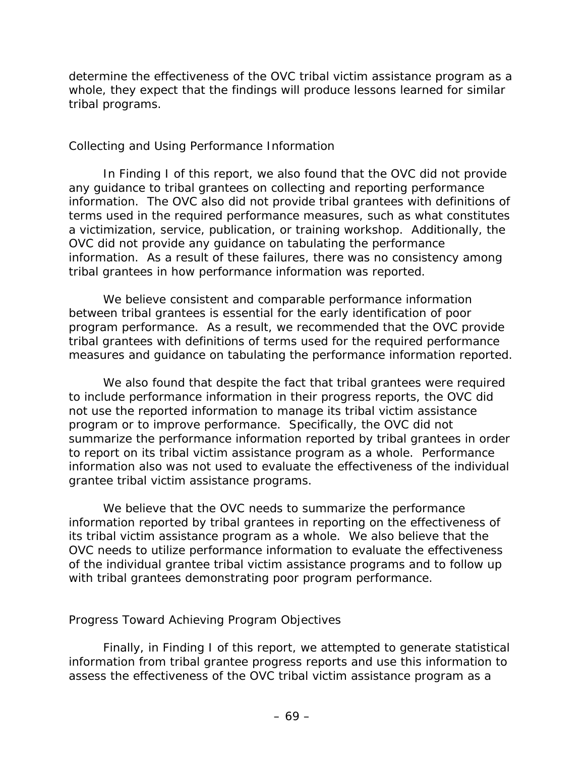determine the effectiveness of the OVC tribal victim assistance program as a whole, they expect that the findings will produce lessons learned for similar tribal programs.

### Collecting and Using Performance Information

In Finding I of this report, we also found that the OVC did not provide any guidance to tribal grantees on collecting and reporting performance information. The OVC also did not provide tribal grantees with definitions of terms used in the required performance measures, such as what constitutes a victimization, service, publication, or training workshop. Additionally, the OVC did not provide any guidance on tabulating the performance information. As a result of these failures, there was no consistency among tribal grantees in how performance information was reported.

We believe consistent and comparable performance information between tribal grantees is essential for the early identification of poor program performance. As a result, we recommended that the OVC provide tribal grantees with definitions of terms used for the required performance measures and guidance on tabulating the performance information reported.

We also found that despite the fact that tribal grantees were required to include performance information in their progress reports, the OVC did not use the reported information to manage its tribal victim assistance program or to improve performance. Specifically, the OVC did not summarize the performance information reported by tribal grantees in order to report on its tribal victim assistance program as a whole. Performance information also was not used to evaluate the effectiveness of the individual grantee tribal victim assistance programs.

We believe that the OVC needs to summarize the performance information reported by tribal grantees in reporting on the effectiveness of its tribal victim assistance program as a whole. We also believe that the OVC needs to utilize performance information to evaluate the effectiveness of the individual grantee tribal victim assistance programs and to follow up with tribal grantees demonstrating poor program performance.

### Progress Toward Achieving Program Objectives

Finally, in Finding I of this report, we attempted to generate statistical information from tribal grantee progress reports and use this information to assess the effectiveness of the OVC tribal victim assistance program as a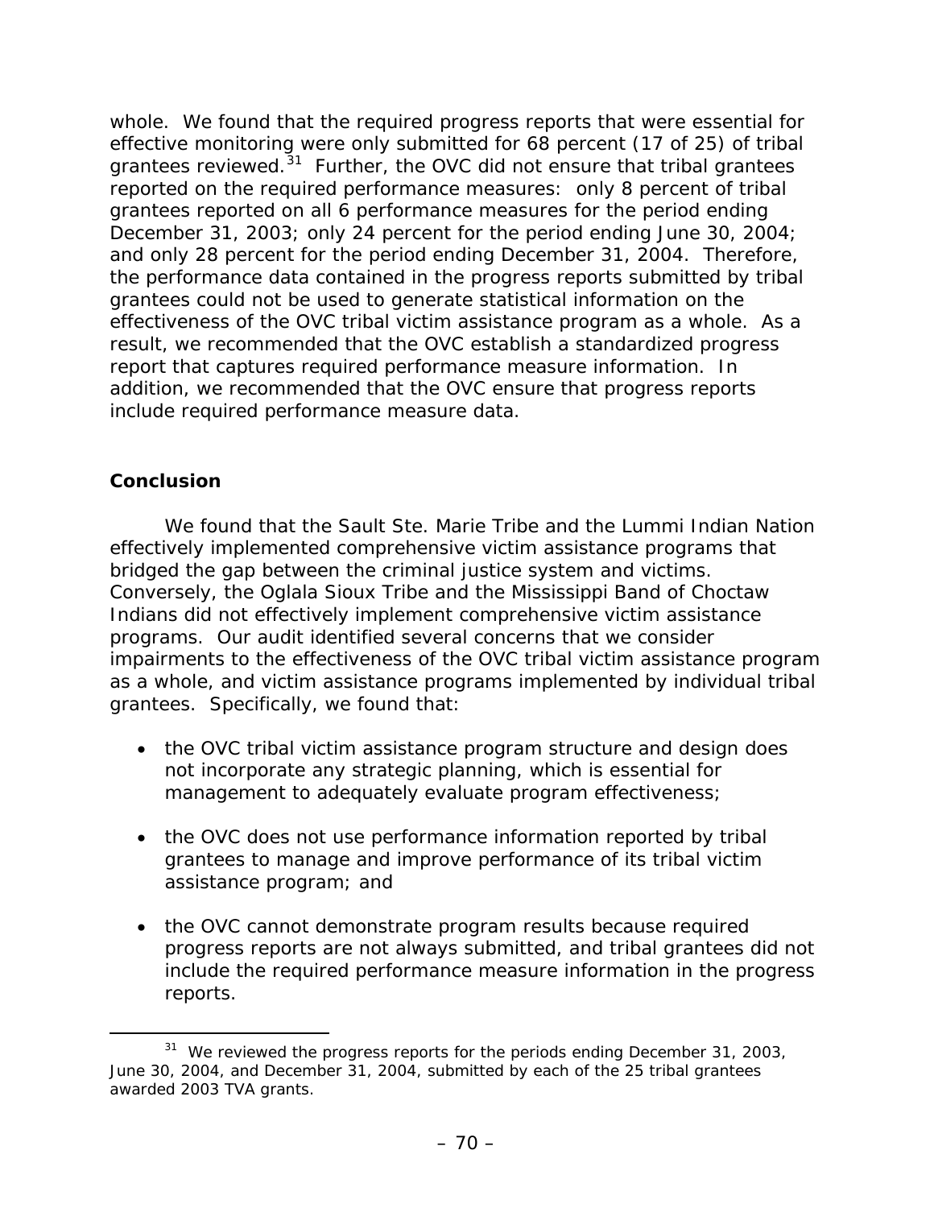whole. We found that the required progress reports that were essential for effective monitoring were only submitted for 68 percent (17 of 25) of tribal grantees reviewed.[31] Further, the OVC did not ensure that tribal grantees reported on the required performance measures: only 8 percent of tribal grantees reported on all 6 performance measures for the period ending December 31, 2003; only 24 percent for the period ending June 30, 2004; and only 28 percent for the period ending December 31, 2004. Therefore, the performance data contained in the progress reports submitted by tribal grantees could not be used to generate statistical information on the effectiveness of the OVC tribal victim assistance program as a whole. As a result, we recommended that the OVC establish a standardized progress report that captures required performance measure information. In addition, we recommended that the OVC ensure that progress reports include required performance measure data.

## Conclusion

We found that the Sault Ste. Marie Tribe and the Lummi Indian Nation effectively implemented comprehensive victim assistance programs that bridged the gap between the criminal justice system and victims. Conversely, the Oglala Sioux Tribe and the Mississippi Band of Choctaw Indians did not effectively implement comprehensive victim assistance programs. Our audit identified several concerns that we consider impairments to the effectiveness of the OVC tribal victim assistance program as a whole, and victim assistance programs implemented by individual tribal grantees. Specifically, we found that:

- the OVC tribal victim assistance program structure and design does not incorporate any strategic planning, which is essential for management to adequately evaluate program effectiveness;
- the OVC does not use performance information reported by tribal grantees to manage and improve performance of its tribal victim assistance program; and
- the OVC cannot demonstrate program results because required progress reports are not always submitted, and tribal grantees did not include the required performance measure information in the progress reports.

[31] We reviewed the progress reports for the periods ending December 31, 2003, June 30, 2004, and December 31, 2004, submitted by each of the 25 tribal grantees awarded 2003 TVA grants.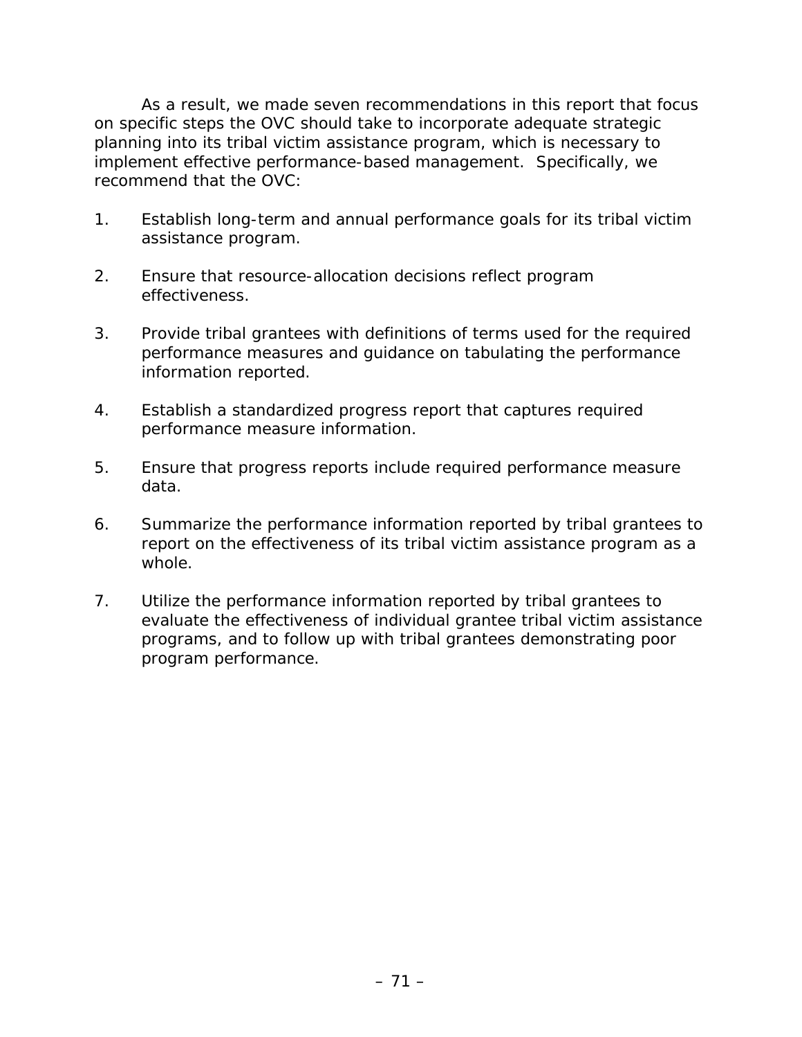As a result, we made seven recommendations in this report that focus on specific steps the OVC should take to incorporate adequate strategic planning into its tribal victim assistance program, which is necessary to implement effective performance-based management. Specifically, we recommend that the OVC:

1. Establish long-term and annual performance goals for its tribal victim assistance program.

2. Ensure that resource-allocation decisions reflect program effectiveness.

3. Provide tribal grantees with definitions of terms used for the required performance measures and guidance on tabulating the performance information reported.

4. Establish a standardized progress report that captures required performance measure information.

5. Ensure that progress reports include required performance measure data.

6. Summarize the performance information reported by tribal grantees to report on the effectiveness of its tribal victim assistance program as a whole.

7. Utilize the performance information reported by tribal grantees to evaluate the effectiveness of individual grantee tribal victim assistance programs, and to follow up with tribal grantees demonstrating poor program performance.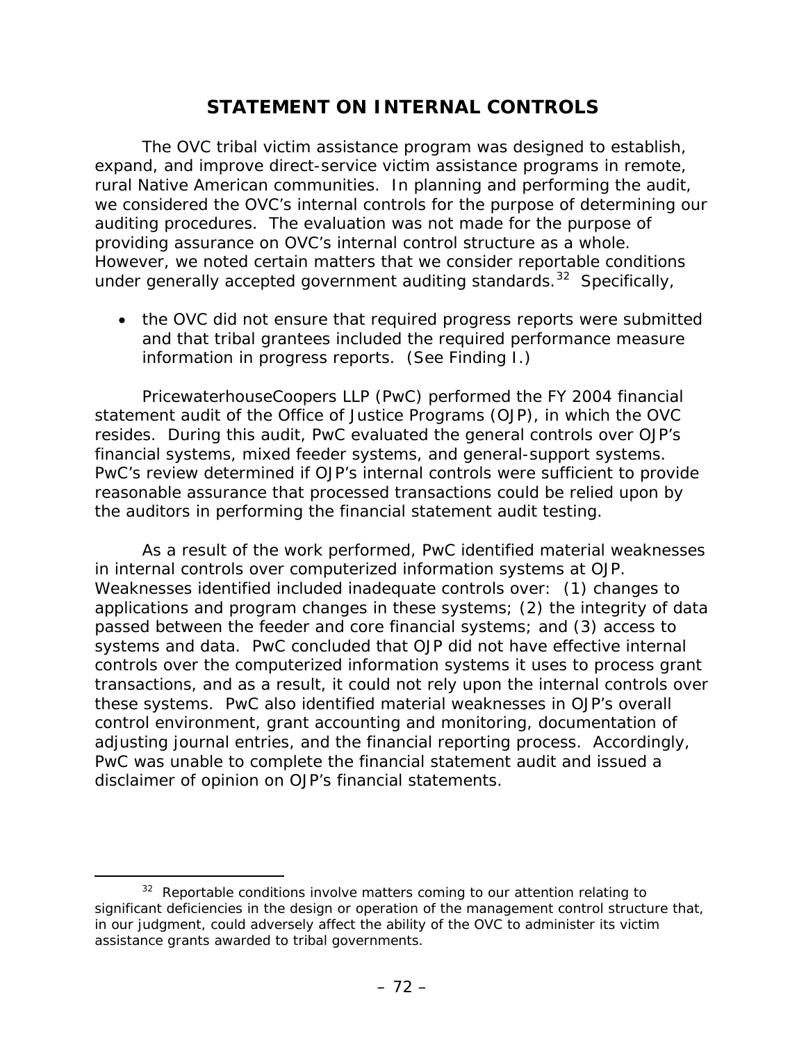# STATEMENT ON INTERNAL CONTROLS

The OVC tribal victim assistance program was designed to establish, expand, and improve direct-service victim assistance programs in remote, rural Native American communities. In planning and performing the audit, we considered the OVC's internal controls for the purpose of determining our auditing procedures. The evaluation was not made for the purpose of providing assurance on OVC's internal control structure as a whole. However, we noted certain matters that we consider reportable conditions under generally accepted government auditing standards.[32] Specifically,

- the OVC did not ensure that required progress reports were submitted and that tribal grantees included the required performance measure information in progress reports. (See Finding I.)

PricewaterhouseCoopers LLP (PwC) performed the FY 2004 financial statement audit of the Office of Justice Programs (OJP), in which the OVC resides. During this audit, PwC evaluated the general controls over OJP's financial systems, mixed feeder systems, and general-support systems. PwC's review determined if OJP's internal controls were sufficient to provide reasonable assurance that processed transactions could be relied upon by the auditors in performing the financial statement audit testing.

As a result of the work performed, PwC identified material weaknesses in internal controls over computerized information systems at OJP. Weaknesses identified included inadequate controls over: (1) changes to applications and program changes in these systems; (2) the integrity of data passed between the feeder and core financial systems; and (3) access to systems and data. PwC concluded that OJP did not have effective internal controls over the computerized information systems it uses to process grant transactions, and as a result, it could not rely upon the internal controls over these systems. PwC also identified material weaknesses in OJP's overall control environment, grant accounting and monitoring, documentation of adjusting journal entries, and the financial reporting process. Accordingly, PwC was unable to complete the financial statement audit and issued a disclaimer of opinion on OJP's financial statements.

---

[32] Reportable conditions involve matters coming to our attention relating to significant deficiencies in the design or operation of the management control structure that, in our judgment, could adversely affect the ability of the OVC to administer its victim assistance grants awarded to tribal governments.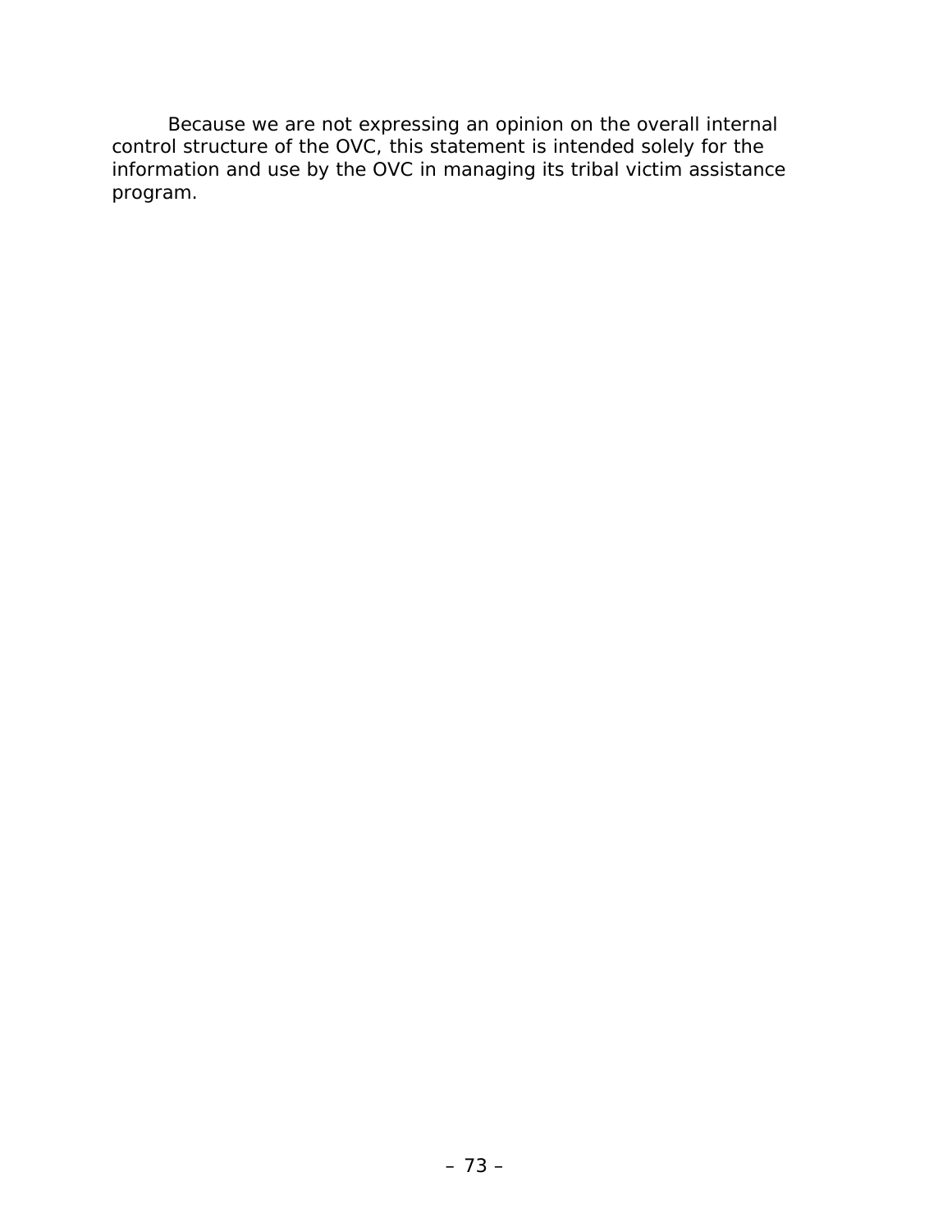Because we are not expressing an opinion on the overall internal control structure of the OVC, this statement is intended solely for the information and use by the OVC in managing its tribal victim assistance program.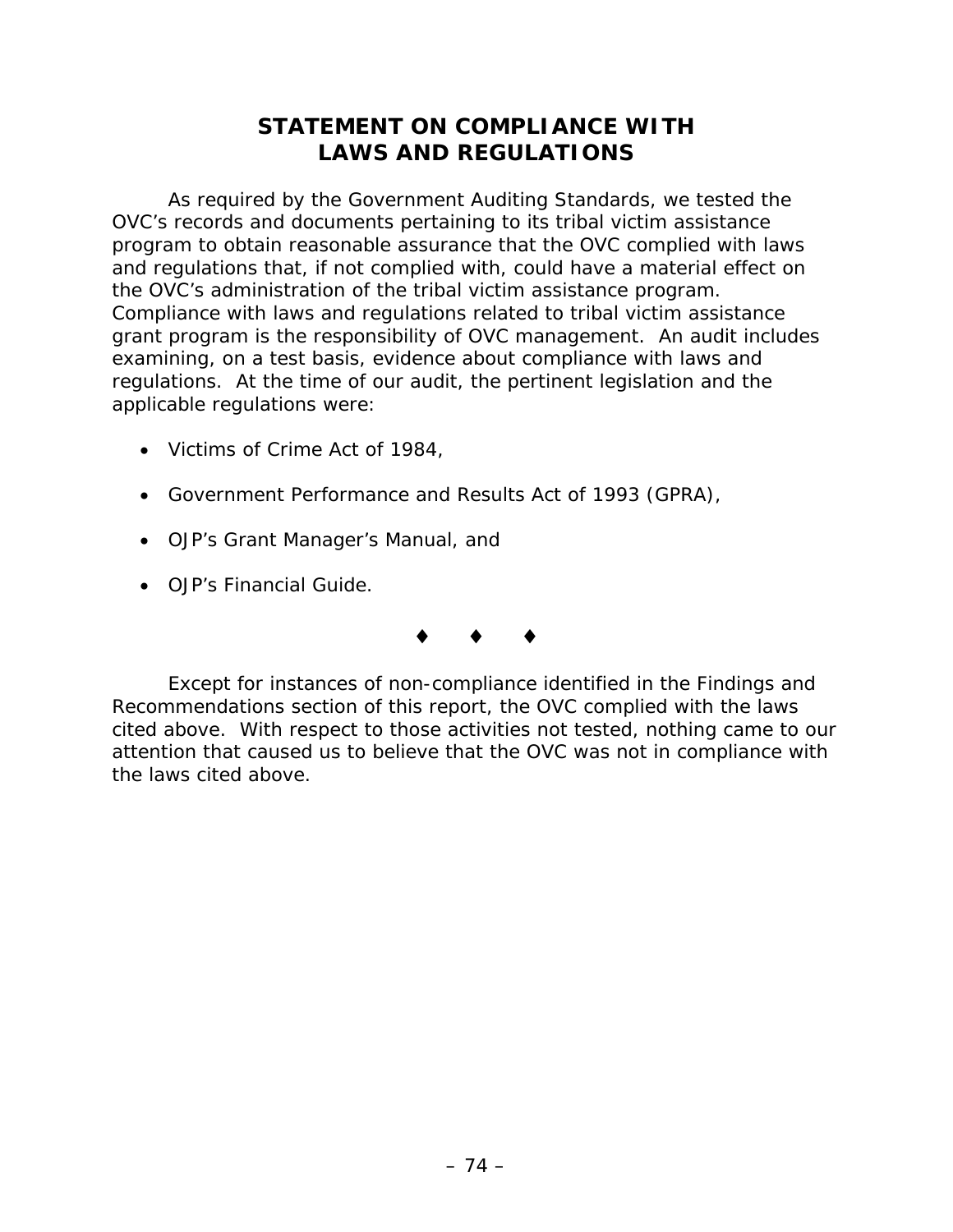# STATEMENT ON COMPLIANCE WITH LAWS AND REGULATIONS

As required by the Government Auditing Standards, we tested the OVC's records and documents pertaining to its tribal victim assistance program to obtain reasonable assurance that the OVC complied with laws and regulations that, if not complied with, could have a material effect on the OVC's administration of the tribal victim assistance program. Compliance with laws and regulations related to tribal victim assistance grant program is the responsibility of OVC management. An audit includes examining, on a test basis, evidence about compliance with laws and regulations. At the time of our audit, the pertinent legislation and the applicable regulations were:

- Victims of Crime Act of 1984,
- Government Performance and Results Act of 1993 (GPRA),
- OJP's Grant Manager's Manual, and
- OJP's Financial Guide.

♦ ♦ ♦

Except for instances of non-compliance identified in the Findings and Recommendations section of this report, the OVC complied with the laws cited above. With respect to those activities not tested, nothing came to our attention that caused us to believe that the OVC was not in compliance with the laws cited above.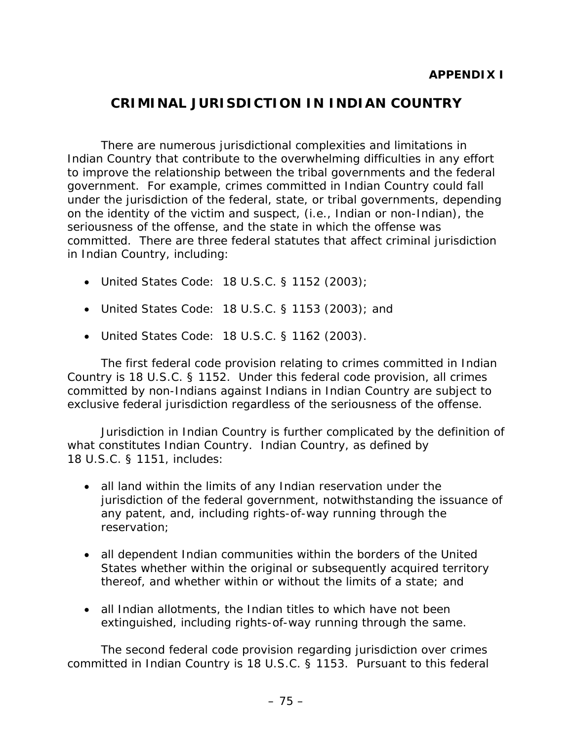**APPENDIX I**

# CRIMINAL JURISDICTION IN INDIAN COUNTRY

There are numerous jurisdictional complexities and limitations in Indian Country that contribute to the overwhelming difficulties in any effort to improve the relationship between the tribal governments and the federal government. For example, crimes committed in Indian Country could fall under the jurisdiction of the federal, state, or tribal governments, depending on the identity of the victim and suspect, (i.e., Indian or non-Indian), the seriousness of the offense, and the state in which the offense was committed. There are three federal statutes that affect criminal jurisdiction in Indian Country, including:

- United States Code: 18 U.S.C. § 1152 (2003);
- United States Code: 18 U.S.C. § 1153 (2003); and
- United States Code: 18 U.S.C. § 1162 (2003).

The first federal code provision relating to crimes committed in Indian Country is 18 U.S.C. § 1152. Under this federal code provision, all crimes committed by non-Indians against Indians in Indian Country are subject to exclusive federal jurisdiction regardless of the seriousness of the offense.

Jurisdiction in Indian Country is further complicated by the definition of what constitutes Indian Country. Indian Country, as defined by 18 U.S.C. § 1151, includes:

- all land within the limits of any Indian reservation under the jurisdiction of the federal government, notwithstanding the issuance of any patent, and, including rights-of-way running through the reservation;
- all dependent Indian communities within the borders of the United States whether within the original or subsequently acquired territory thereof, and whether within or without the limits of a state; and
- all Indian allotments, the Indian titles to which have not been extinguished, including rights-of-way running through the same.

The second federal code provision regarding jurisdiction over crimes committed in Indian Country is 18 U.S.C. § 1153. Pursuant to this federal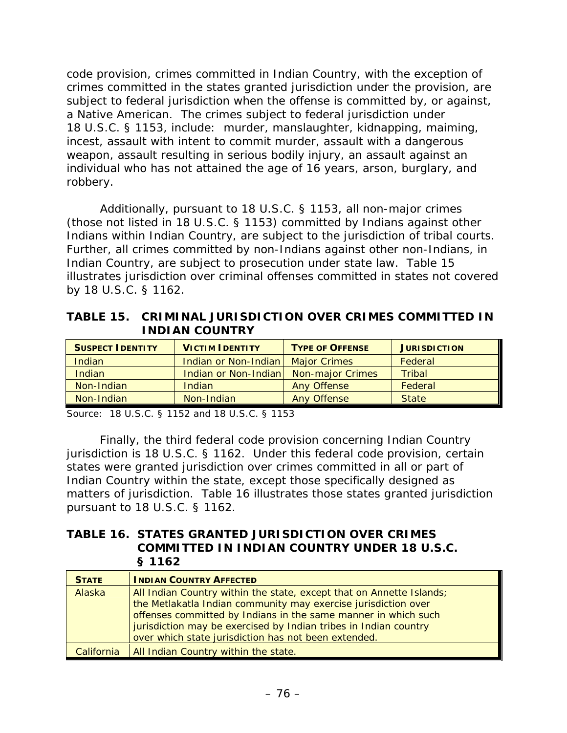code provision, crimes committed in Indian Country, with the exception of crimes committed in the states granted jurisdiction under the provision, are subject to federal jurisdiction when the offense is committed by, or against, a Native American. The crimes subject to federal jurisdiction under 18 U.S.C. § 1153, include: murder, manslaughter, kidnapping, maiming, incest, assault with intent to commit murder, assault with a dangerous weapon, assault resulting in serious bodily injury, an assault against an individual who has not attained the age of 16 years, arson, burglary, and robbery.

Additionally, pursuant to 18 U.S.C. § 1153, all non-major crimes (those not listed in 18 U.S.C. § 1153) committed by Indians against other Indians within Indian Country, are subject to the jurisdiction of tribal courts. Further, all crimes committed by non-Indians against other non-Indians, in Indian Country, are subject to prosecution under state law. Table 15 illustrates jurisdiction over criminal offenses committed in states not covered by 18 U.S.C. § 1162.

### TABLE 15. CRIMINAL JURISDICTION OVER CRIMES COMMITTED IN INDIAN COUNTRY

| SUSPECT IDENTITY | VICTIM IDENTITY | TYPE OF OFFENSE | JURISDICTION |
|---|---|---|---|
| Indian | Indian or Non-Indian | Major Crimes | Federal |
| Indian | Indian or Non-Indian | Non-major Crimes | Tribal |
| Non-Indian | Indian | Any Offense | Federal |
| Non-Indian | Non-Indian | Any Offense | State |

Source: 18 U.S.C. § 1152 and 18 U.S.C. § 1153

Finally, the third federal code provision concerning Indian Country jurisdiction is 18 U.S.C. § 1162. Under this federal code provision, certain states were granted jurisdiction over crimes committed in all or part of Indian Country within the state, except those specifically designed as matters of jurisdiction. Table 16 illustrates those states granted jurisdiction pursuant to 18 U.S.C. § 1162.

### TABLE 16. STATES GRANTED JURISDICTION OVER CRIMES COMMITTED IN INDIAN COUNTRY UNDER 18 U.S.C. § 1162

| STATE | INDIAN COUNTRY AFFECTED |
|---|---|
| Alaska | All Indian Country within the state, except that on Annette Islands; the Metlakatla Indian community may exercise jurisdiction over offenses committed by Indians in the same manner in which such jurisdiction may be exercised by Indian tribes in Indian country over which state jurisdiction has not been extended. |
| California | All Indian Country within the state. |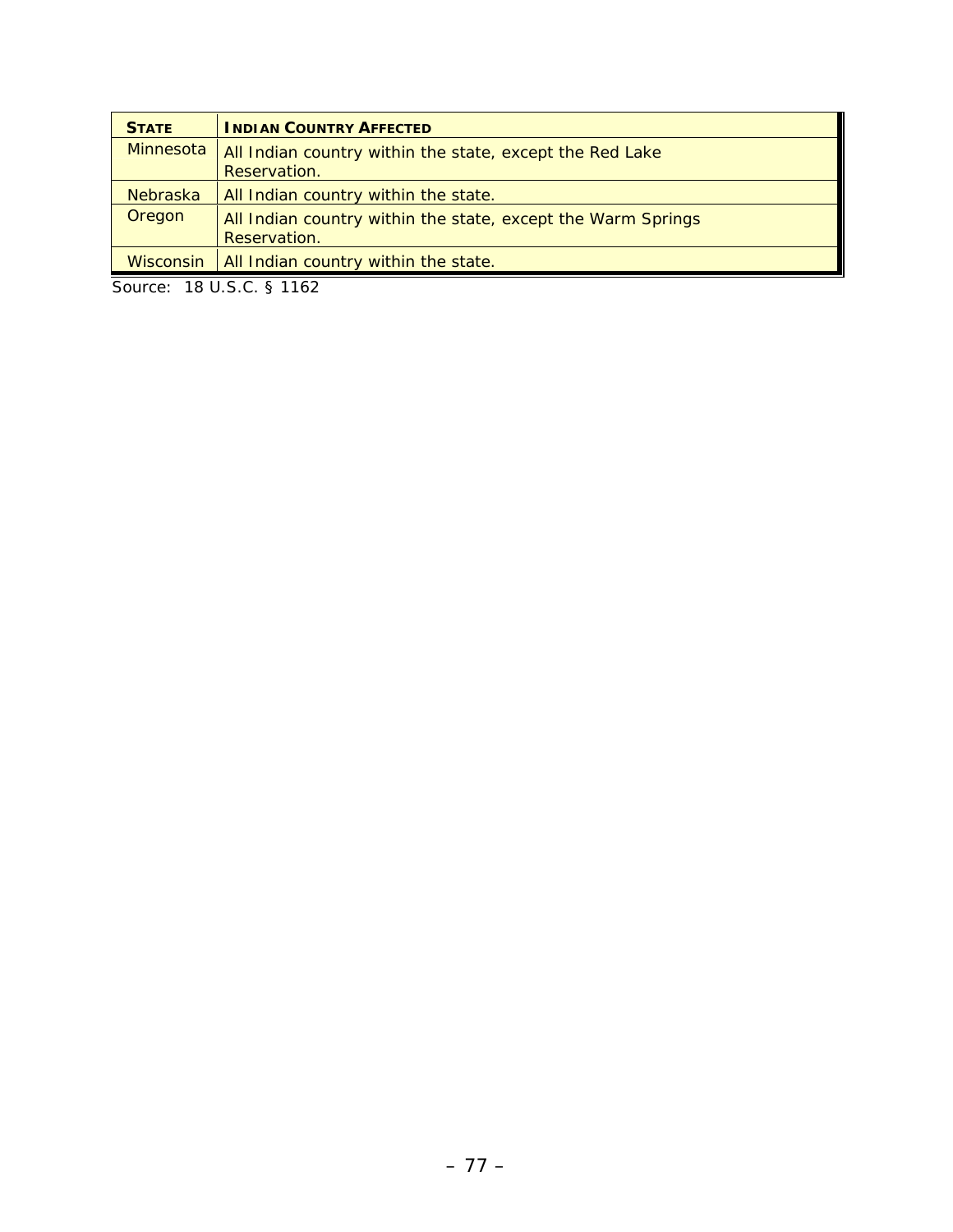| STATE | INDIAN COUNTRY AFFECTED |
|---|---|
| Minnesota | All Indian country within the state, except the Red Lake Reservation. |
| Nebraska | All Indian country within the state. |
| Oregon | All Indian country within the state, except the Warm Springs Reservation. |
| Wisconsin | All Indian country within the state. |

Source: 18 U.S.C. § 1162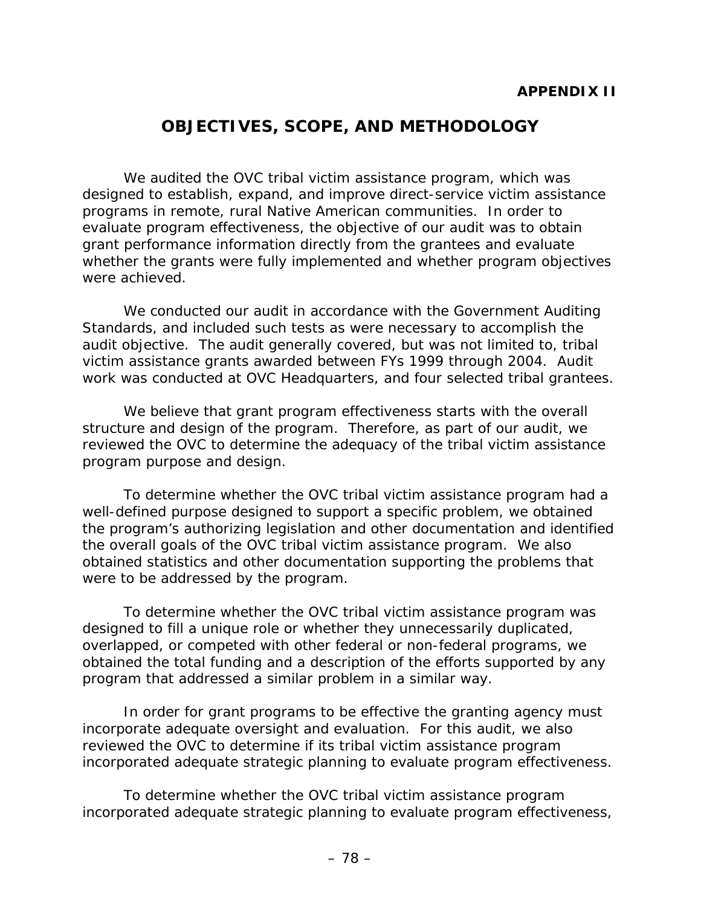**APPENDIX II**

# OBJECTIVES, SCOPE, AND METHODOLOGY

We audited the OVC tribal victim assistance program, which was designed to establish, expand, and improve direct-service victim assistance programs in remote, rural Native American communities. In order to evaluate program effectiveness, the objective of our audit was to obtain grant performance information directly from the grantees and evaluate whether the grants were fully implemented and whether program objectives were achieved.

We conducted our audit in accordance with the Government Auditing Standards, and included such tests as were necessary to accomplish the audit objective. The audit generally covered, but was not limited to, tribal victim assistance grants awarded between FYs 1999 through 2004. Audit work was conducted at OVC Headquarters, and four selected tribal grantees.

We believe that grant program effectiveness starts with the overall structure and design of the program. Therefore, as part of our audit, we reviewed the OVC to determine the adequacy of the tribal victim assistance program purpose and design.

To determine whether the OVC tribal victim assistance program had a well-defined purpose designed to support a specific problem, we obtained the program's authorizing legislation and other documentation and identified the overall goals of the OVC tribal victim assistance program. We also obtained statistics and other documentation supporting the problems that were to be addressed by the program.

To determine whether the OVC tribal victim assistance program was designed to fill a unique role or whether they unnecessarily duplicated, overlapped, or competed with other federal or non-federal programs, we obtained the total funding and a description of the efforts supported by any program that addressed a similar problem in a similar way.

In order for grant programs to be effective the granting agency must incorporate adequate oversight and evaluation. For this audit, we also reviewed the OVC to determine if its tribal victim assistance program incorporated adequate strategic planning to evaluate program effectiveness.

To determine whether the OVC tribal victim assistance program incorporated adequate strategic planning to evaluate program effectiveness,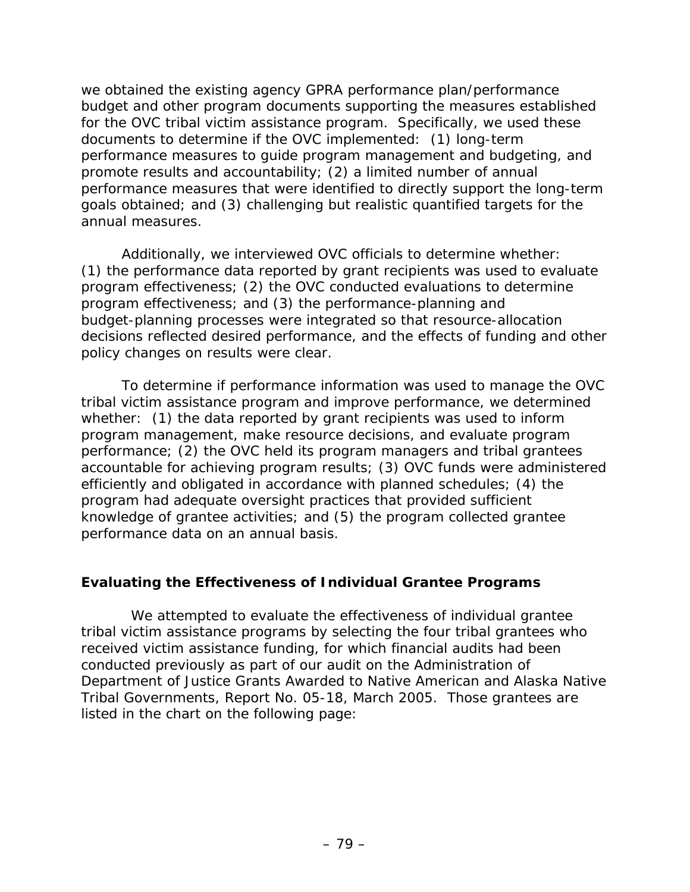we obtained the existing agency GPRA performance plan/performance budget and other program documents supporting the measures established for the OVC tribal victim assistance program. Specifically, we used these documents to determine if the OVC implemented: (1) long-term performance measures to guide program management and budgeting, and promote results and accountability; (2) a limited number of annual performance measures that were identified to directly support the long-term goals obtained; and (3) challenging but realistic quantified targets for the annual measures.

Additionally, we interviewed OVC officials to determine whether: (1) the performance data reported by grant recipients was used to evaluate program effectiveness; (2) the OVC conducted evaluations to determine program effectiveness; and (3) the performance-planning and budget-planning processes were integrated so that resource-allocation decisions reflected desired performance, and the effects of funding and other policy changes on results were clear.

To determine if performance information was used to manage the OVC tribal victim assistance program and improve performance, we determined whether: (1) the data reported by grant recipients was used to inform program management, make resource decisions, and evaluate program performance; (2) the OVC held its program managers and tribal grantees accountable for achieving program results; (3) OVC funds were administered efficiently and obligated in accordance with planned schedules; (4) the program had adequate oversight practices that provided sufficient knowledge of grantee activities; and (5) the program collected grantee performance data on an annual basis.

**Evaluating the Effectiveness of Individual Grantee Programs**

We attempted to evaluate the effectiveness of individual grantee tribal victim assistance programs by selecting the four tribal grantees who received victim assistance funding, for which financial audits had been conducted previously as part of our audit on the Administration of Department of Justice Grants Awarded to Native American and Alaska Native Tribal Governments, Report No. 05-18, March 2005. Those grantees are listed in the chart on the following page: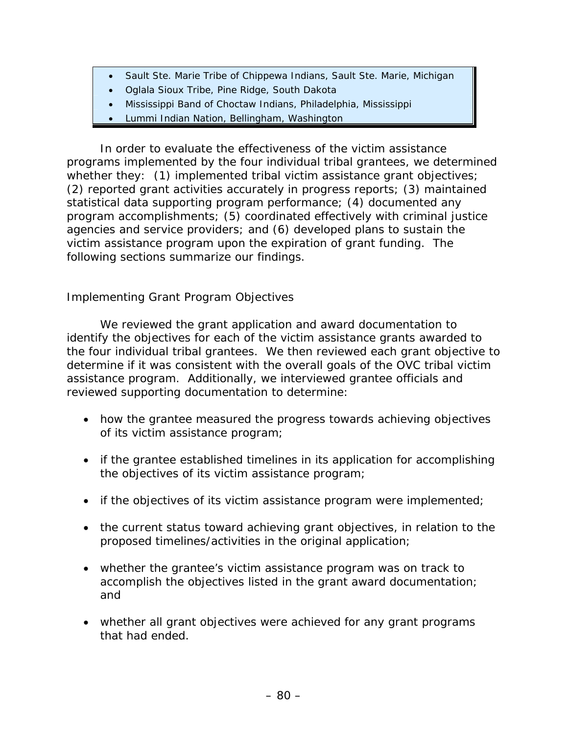- Sault Ste. Marie Tribe of Chippewa Indians, Sault Ste. Marie, Michigan
- Oglala Sioux Tribe, Pine Ridge, South Dakota
- Mississippi Band of Choctaw Indians, Philadelphia, Mississippi
- Lummi Indian Nation, Bellingham, Washington

In order to evaluate the effectiveness of the victim assistance programs implemented by the four individual tribal grantees, we determined whether they: (1) implemented tribal victim assistance grant objectives; (2) reported grant activities accurately in progress reports; (3) maintained statistical data supporting program performance; (4) documented any program accomplishments; (5) coordinated effectively with criminal justice agencies and service providers; and (6) developed plans to sustain the victim assistance program upon the expiration of grant funding. The following sections summarize our findings.

### Implementing Grant Program Objectives

We reviewed the grant application and award documentation to identify the objectives for each of the victim assistance grants awarded to the four individual tribal grantees. We then reviewed each grant objective to determine if it was consistent with the overall goals of the OVC tribal victim assistance program. Additionally, we interviewed grantee officials and reviewed supporting documentation to determine:

- how the grantee measured the progress towards achieving objectives of its victim assistance program;
- if the grantee established timelines in its application for accomplishing the objectives of its victim assistance program;
- if the objectives of its victim assistance program were implemented;
- the current status toward achieving grant objectives, in relation to the proposed timelines/activities in the original application;
- whether the grantee's victim assistance program was on track to accomplish the objectives listed in the grant award documentation; and
- whether all grant objectives were achieved for any grant programs that had ended.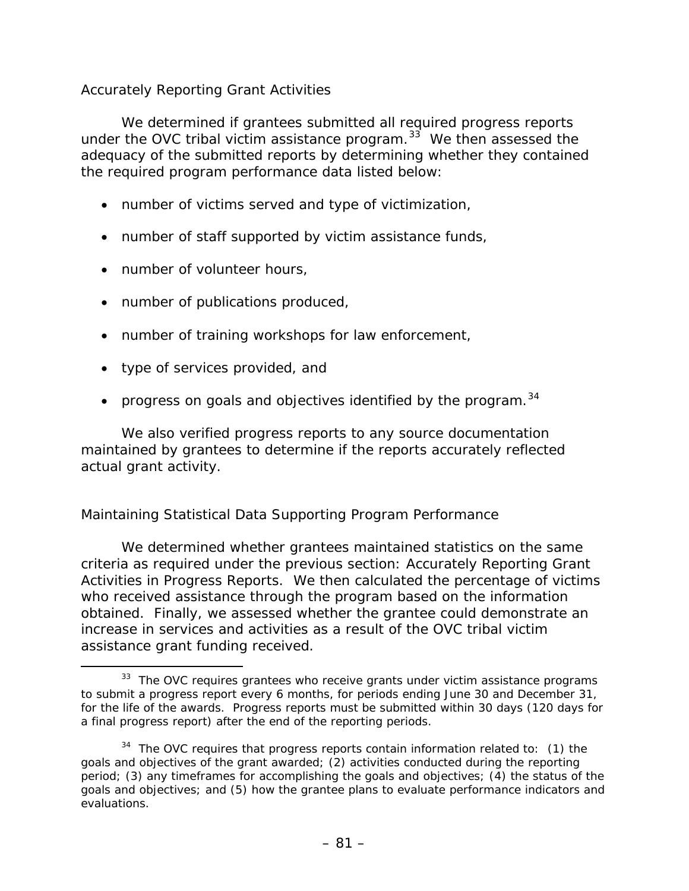### Accurately Reporting Grant Activities

We determined if grantees submitted all required progress reports under the OVC tribal victim assistance program.[33] We then assessed the adequacy of the submitted reports by determining whether they contained the required program performance data listed below:

- number of victims served and type of victimization,
- number of staff supported by victim assistance funds,
- number of volunteer hours,
- number of publications produced,
- number of training workshops for law enforcement,
- type of services provided, and
- progress on goals and objectives identified by the program.[34]

We also verified progress reports to any source documentation maintained by grantees to determine if the reports accurately reflected actual grant activity.

### Maintaining Statistical Data Supporting Program Performance

We determined whether grantees maintained statistics on the same criteria as required under the previous section: Accurately Reporting Grant Activities in Progress Reports. We then calculated the percentage of victims who received assistance through the program based on the information obtained. Finally, we assessed whether the grantee could demonstrate an increase in services and activities as a result of the OVC tribal victim assistance grant funding received.

---

[33] The OVC requires grantees who receive grants under victim assistance programs to submit a progress report every 6 months, for periods ending June 30 and December 31, for the life of the awards. Progress reports must be submitted within 30 days (120 days for a final progress report) after the end of the reporting periods.

[34] The OVC requires that progress reports contain information related to: (1) the goals and objectives of the grant awarded; (2) activities conducted during the reporting period; (3) any timeframes for accomplishing the goals and objectives; (4) the status of the goals and objectives; and (5) how the grantee plans to evaluate performance indicators and evaluations.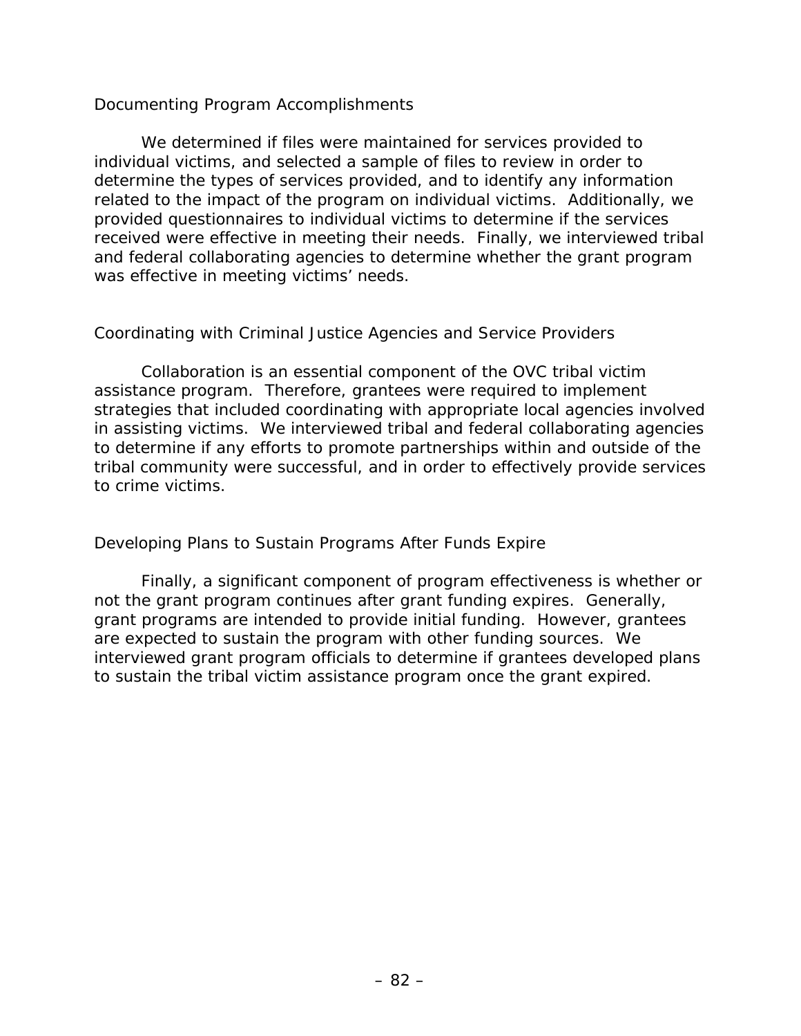### Documenting Program Accomplishments

We determined if files were maintained for services provided to individual victims, and selected a sample of files to review in order to determine the types of services provided, and to identify any information related to the impact of the program on individual victims. Additionally, we provided questionnaires to individual victims to determine if the services received were effective in meeting their needs. Finally, we interviewed tribal and federal collaborating agencies to determine whether the grant program was effective in meeting victims' needs.

### Coordinating with Criminal Justice Agencies and Service Providers

Collaboration is an essential component of the OVC tribal victim assistance program. Therefore, grantees were required to implement strategies that included coordinating with appropriate local agencies involved in assisting victims. We interviewed tribal and federal collaborating agencies to determine if any efforts to promote partnerships within and outside of the tribal community were successful, and in order to effectively provide services to crime victims.

### Developing Plans to Sustain Programs After Funds Expire

Finally, a significant component of program effectiveness is whether or not the grant program continues after grant funding expires. Generally, grant programs are intended to provide initial funding. However, grantees are expected to sustain the program with other funding sources. We interviewed grant program officials to determine if grantees developed plans to sustain the tribal victim assistance program once the grant expired.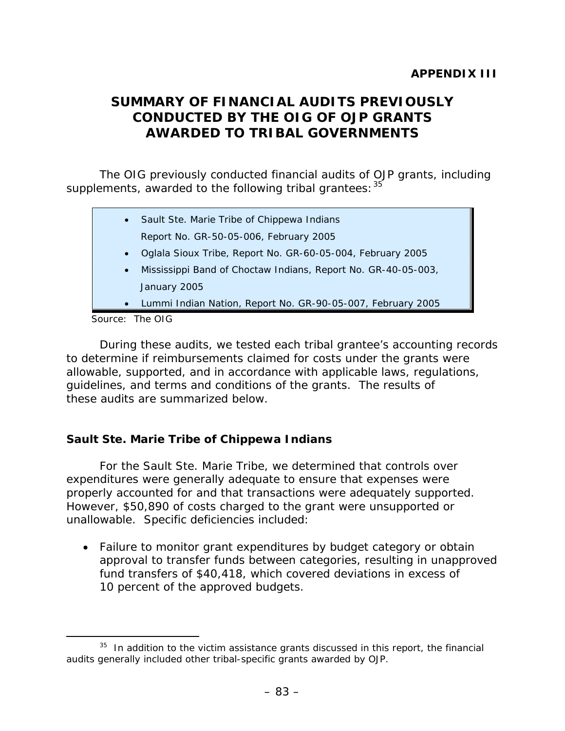**APPENDIX III**

# SUMMARY OF FINANCIAL AUDITS PREVIOUSLY CONDUCTED BY THE OIG OF OJP GRANTS AWARDED TO TRIBAL GOVERNMENTS

The OIG previously conducted financial audits of OJP grants, including supplements, awarded to the following tribal grantees:[35]

- Sault Ste. Marie Tribe of Chippewa Indians
  Report No. GR-50-05-006, February 2005
- Oglala Sioux Tribe, Report No. GR-60-05-004, February 2005
- Mississippi Band of Choctaw Indians, Report No. GR-40-05-003, January 2005
- Lummi Indian Nation, Report No. GR-90-05-007, February 2005

Source: The OIG

During these audits, we tested each tribal grantee's accounting records to determine if reimbursements claimed for costs under the grants were allowable, supported, and in accordance with applicable laws, regulations, guidelines, and terms and conditions of the grants. The results of these audits are summarized below.

### Sault Ste. Marie Tribe of Chippewa Indians

For the Sault Ste. Marie Tribe, we determined that controls over expenditures were generally adequate to ensure that expenses were properly accounted for and that transactions were adequately supported. However, $50,890 of costs charged to the grant were unsupported or unallowable. Specific deficiencies included:

- Failure to monitor grant expenditures by budget category or obtain approval to transfer funds between categories, resulting in unapproved fund transfers of $40,418, which covered deviations in excess of 10 percent of the approved budgets.

---

[35] In addition to the victim assistance grants discussed in this report, the financial audits generally included other tribal-specific grants awarded by OJP.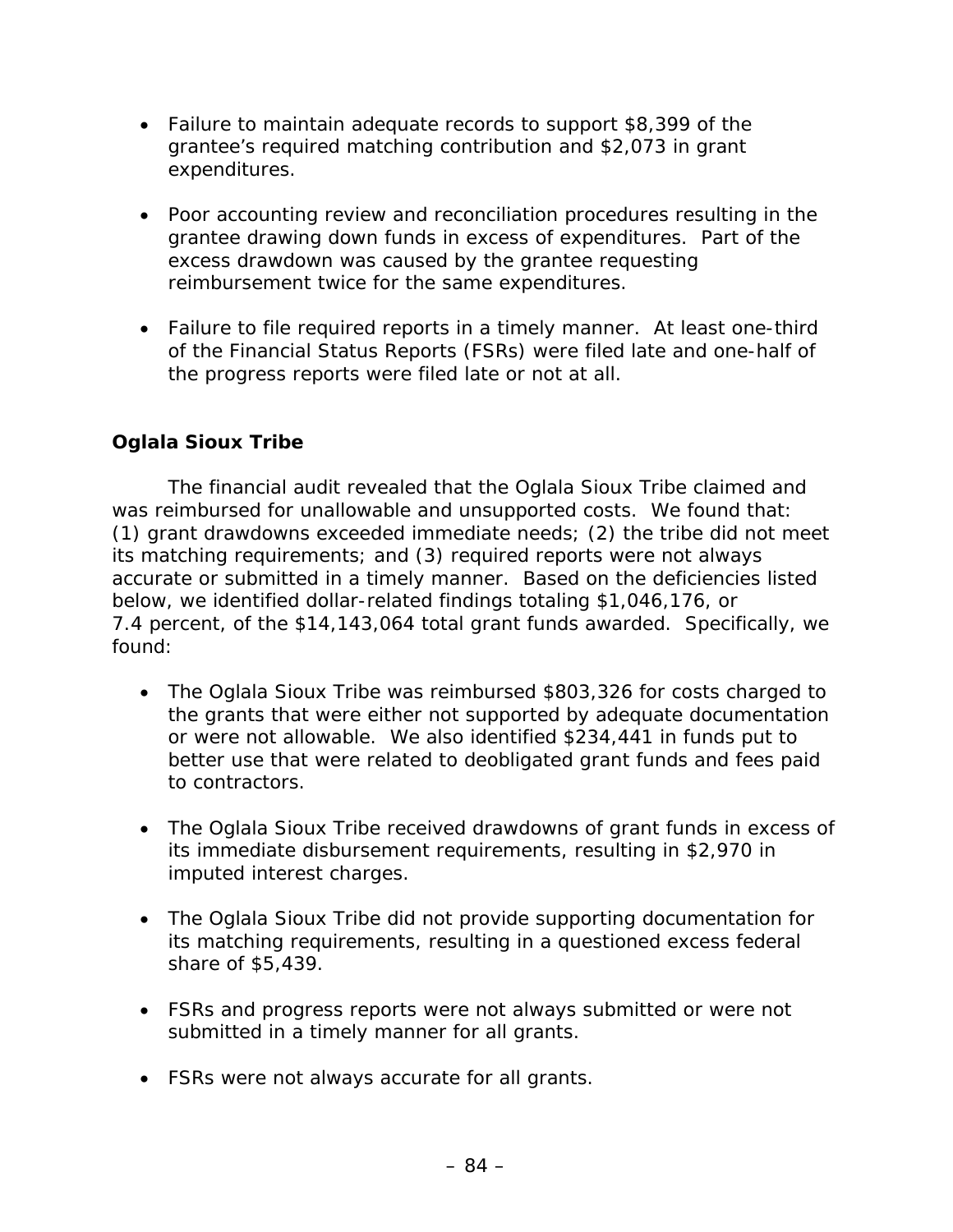- Failure to maintain adequate records to support $8,399 of the grantee's required matching contribution and $2,073 in grant expenditures.

- Poor accounting review and reconciliation procedures resulting in the grantee drawing down funds in excess of expenditures. Part of the excess drawdown was caused by the grantee requesting reimbursement twice for the same expenditures.

- Failure to file required reports in a timely manner. At least one-third of the Financial Status Reports (FSRs) were filed late and one-half of the progress reports were filed late or not at all.

### Oglala Sioux Tribe

The financial audit revealed that the Oglala Sioux Tribe claimed and was reimbursed for unallowable and unsupported costs. We found that: (1) grant drawdowns exceeded immediate needs; (2) the tribe did not meet its matching requirements; and (3) required reports were not always accurate or submitted in a timely manner. Based on the deficiencies listed below, we identified dollar-related findings totaling $1,046,176, or 7.4 percent, of the $14,143,064 total grant funds awarded. Specifically, we found:

- The Oglala Sioux Tribe was reimbursed $803,326 for costs charged to the grants that were either not supported by adequate documentation or were not allowable. We also identified $234,441 in funds put to better use that were related to deobligated grant funds and fees paid to contractors.

- The Oglala Sioux Tribe received drawdowns of grant funds in excess of its immediate disbursement requirements, resulting in $2,970 in imputed interest charges.

- The Oglala Sioux Tribe did not provide supporting documentation for its matching requirements, resulting in a questioned excess federal share of $5,439.

- FSRs and progress reports were not always submitted or were not submitted in a timely manner for all grants.

- FSRs were not always accurate for all grants.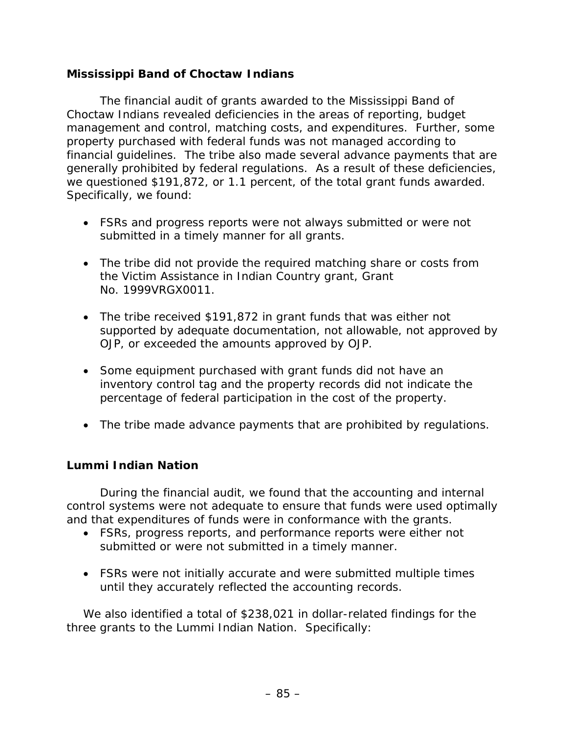### Mississippi Band of Choctaw Indians

The financial audit of grants awarded to the Mississippi Band of Choctaw Indians revealed deficiencies in the areas of reporting, budget management and control, matching costs, and expenditures. Further, some property purchased with federal funds was not managed according to financial guidelines. The tribe also made several advance payments that are generally prohibited by federal regulations. As a result of these deficiencies, we questioned $191,872, or 1.1 percent, of the total grant funds awarded. Specifically, we found:

- FSRs and progress reports were not always submitted or were not submitted in a timely manner for all grants.
- The tribe did not provide the required matching share or costs from the Victim Assistance in Indian Country grant, Grant No. 1999VRGX0011.
- The tribe received $191,872 in grant funds that was either not supported by adequate documentation, not allowable, not approved by OJP, or exceeded the amounts approved by OJP.
- Some equipment purchased with grant funds did not have an inventory control tag and the property records did not indicate the percentage of federal participation in the cost of the property.
- The tribe made advance payments that are prohibited by regulations.

### Lummi Indian Nation

During the financial audit, we found that the accounting and internal control systems were not adequate to ensure that funds were used optimally and that expenditures of funds were in conformance with the grants.

- FSRs, progress reports, and performance reports were either not submitted or were not submitted in a timely manner.
- FSRs were not initially accurate and were submitted multiple times until they accurately reflected the accounting records.

We also identified a total of $238,021 in dollar-related findings for the three grants to the Lummi Indian Nation. Specifically: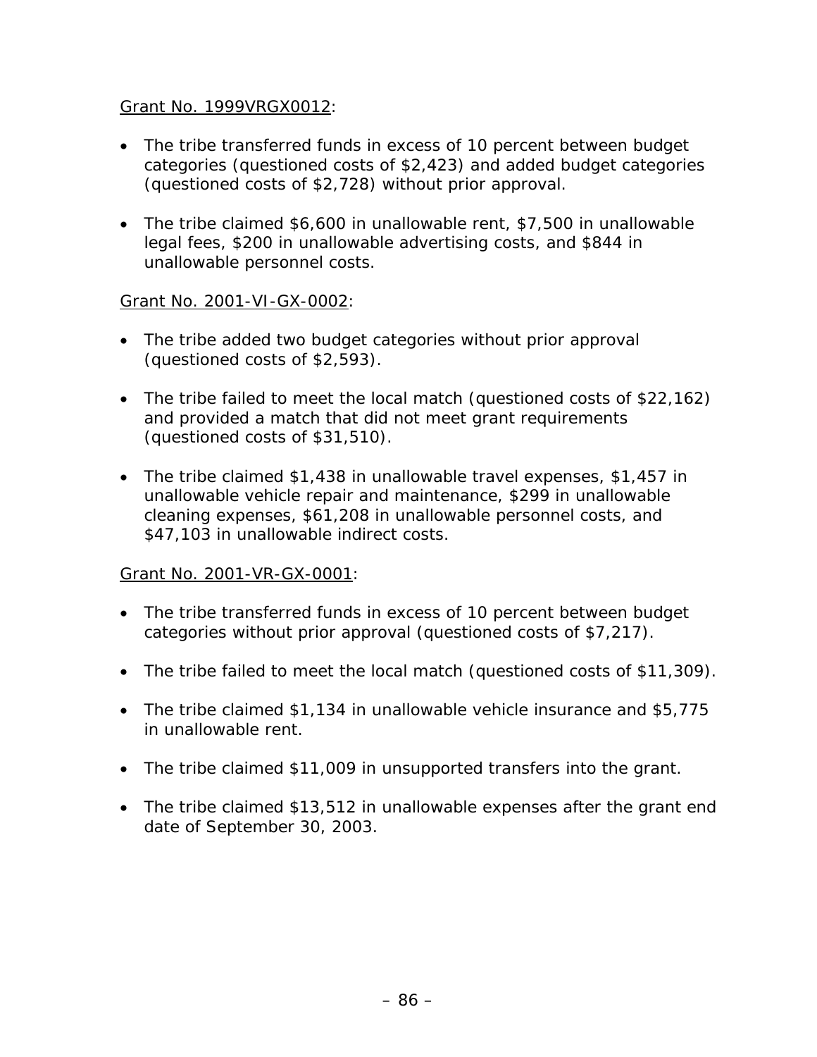<u>Grant No. 1999VRGX0012</u>:

- The tribe transferred funds in excess of 10 percent between budget categories (questioned costs of $2,423) and added budget categories (questioned costs of $2,728) without prior approval.

- The tribe claimed $6,600 in unallowable rent, $7,500 in unallowable legal fees, $200 in unallowable advertising costs, and $844 in unallowable personnel costs.

<u>Grant No. 2001-VI-GX-0002</u>:

- The tribe added two budget categories without prior approval (questioned costs of $2,593).

- The tribe failed to meet the local match (questioned costs of $22,162) and provided a match that did not meet grant requirements (questioned costs of $31,510).

- The tribe claimed $1,438 in unallowable travel expenses, $1,457 in unallowable vehicle repair and maintenance, $299 in unallowable cleaning expenses, $61,208 in unallowable personnel costs, and $47,103 in unallowable indirect costs.

<u>Grant No. 2001-VR-GX-0001</u>:

- The tribe transferred funds in excess of 10 percent between budget categories without prior approval (questioned costs of $7,217).

- The tribe failed to meet the local match (questioned costs of $11,309).

- The tribe claimed $1,134 in unallowable vehicle insurance and $5,775 in unallowable rent.

- The tribe claimed $11,009 in unsupported transfers into the grant.

- The tribe claimed $13,512 in unallowable expenses after the grant end date of September 30, 2003.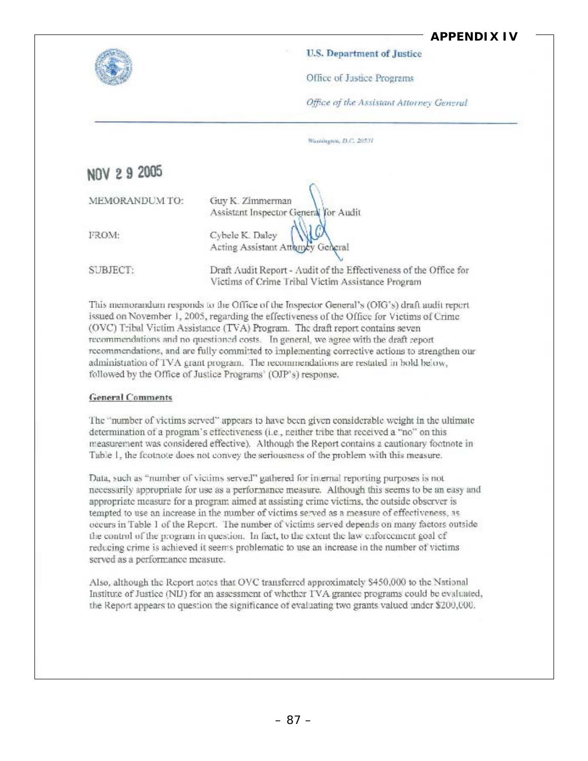**APPENDIX IV**

U.S. Department of Justice

Office of Justice Programs

*Office of the Assistant Attorney General*

Washington, D.C. 20531

NOV 2 9 2005

MEMORANDUM TO: Guy K. Zimmerman
Assistant Inspector General for Audit

FROM: Cybele K. Daley
Acting Assistant Attorney General

SUBJECT: Draft Audit Report - Audit of the Effectiveness of the Office for Victims of Crime Tribal Victim Assistance Program

This memorandum responds to the Office of the Inspector General's (OIG's) draft audit report issued on November 1, 2005, regarding the effectiveness of the Office for Victims of Crime (OVC) Tribal Victim Assistance (TVA) Program. The draft report contains seven recommendations and no questioned costs. In general, we agree with the draft report recommendations, and are fully committed to implementing corrective actions to strengthen our administration of TVA grant program. The recommendations are restated in bold below, followed by the Office of Justice Programs' (OJP's) response.

**General Comments**

The "number of victims served" appears to have been given considerable weight in the ultimate determination of a program's effectiveness (i.e., neither tribe that received a "no" on this measurement was considered effective). Although the Report contains a cautionary footnote in Table 1, the footnote does not convey the seriousness of the problem with this measure.

Data, such as "number of victims served" gathered for internal reporting purposes is not necessarily appropriate for use as a performance measure. Although this seems to be an easy and appropriate measure for a program aimed at assisting crime victims, the outside observer is tempted to use an increase in the number of victims served as a measure of effectiveness, as occurs in Table 1 of the Report. The number of victims served depends on many factors outside the control of the program in question. In fact, to the extent the law enforcement goal of reducing crime is achieved it seems problematic to use an increase in the number of victims served as a performance measure.

Also, although the Report notes that OVC transferred approximately $450,000 to the National Institute of Justice (NIJ) for an assessment of whether TVA grantee programs could be evaluated, the Report appears to question the significance of evaluating two grants valued under $200,000.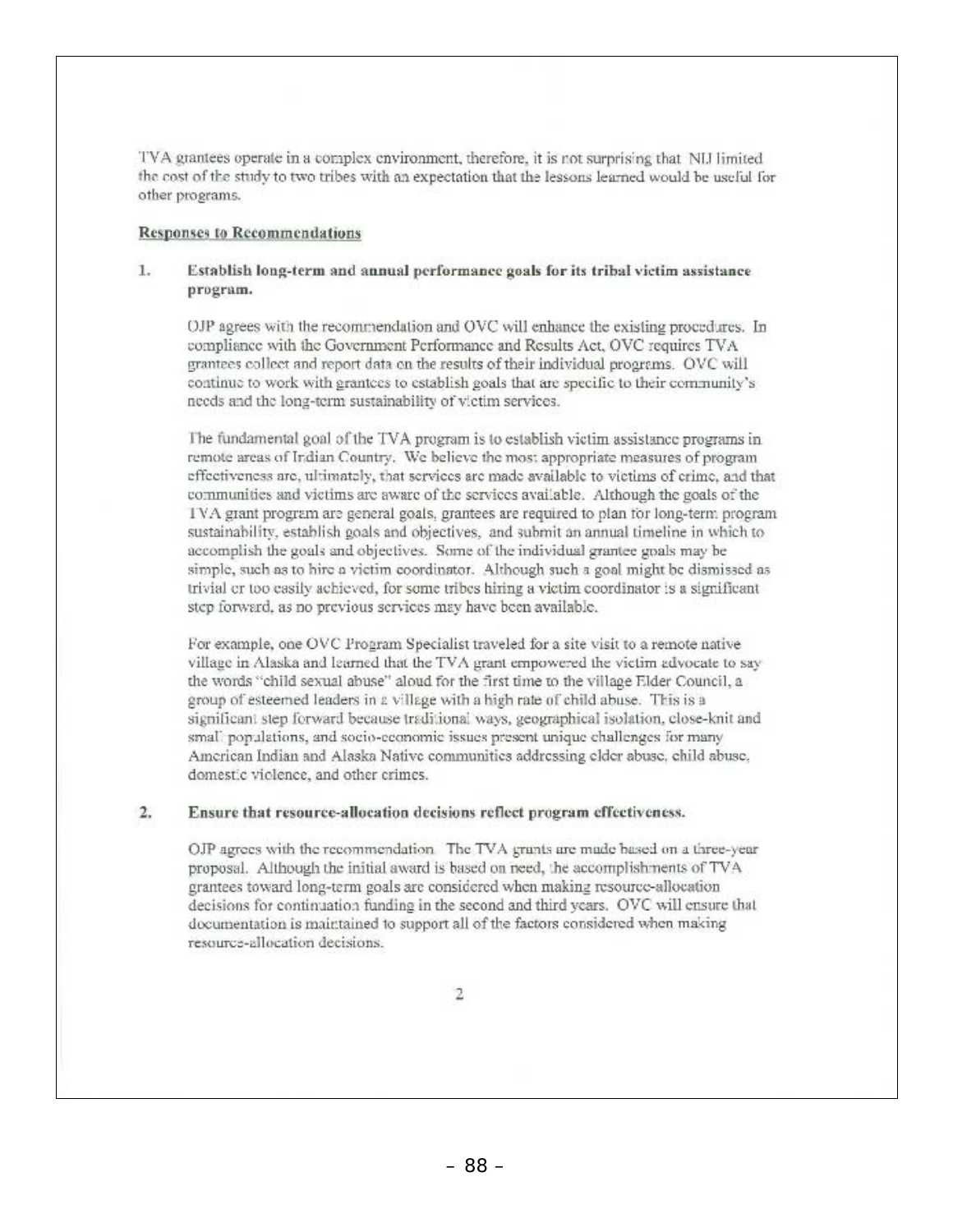TVA grantees operate in a complex environment, therefore, it is not surprising that NIJ limited the cost of the study to two tribes with an expectation that the lessons learned would be useful for other programs.

**Responses to Recommendations**

1. **Establish long-term and annual performance goals for its tribal victim assistance program.**

   OJP agrees with the recommendation and OVC will enhance the existing procedures. In compliance with the Government Performance and Results Act, OVC requires TVA grantees collect and report data on the results of their individual programs. OVC will continue to work with grantees to establish goals that are specific to their community's needs and the long-term sustainability of victim services.

   The fundamental goal of the TVA program is to establish victim assistance programs in remote areas of Indian Country. We believe the most appropriate measures of program effectiveness are, ultimately, that services are made available to victims of crime, and that communities and victims are aware of the services available. Although the goals of the TVA grant program are general goals, grantees are required to plan for long-term program sustainability, establish goals and objectives, and submit an annual timeline in which to accomplish the goals and objectives. Some of the individual grantee goals may be simple, such as to hire a victim coordinator. Although such a goal might be dismissed as trivial or too easily achieved, for some tribes hiring a victim coordinator is a significant step forward, as no previous services may have been available.

   For example, one OVC Program Specialist traveled for a site visit to a remote native village in Alaska and learned that the TVA grant empowered the victim advocate to say the words "child sexual abuse" aloud for the first time to the village Elder Council, a group of esteemed leaders in a village with a high rate of child abuse. This is a significant step forward because traditional ways, geographical isolation, close-knit and small populations, and socio-economic issues present unique challenges for many American Indian and Alaska Native communities addressing elder abuse, child abuse, domestic violence, and other crimes.

2. **Ensure that resource-allocation decisions reflect program effectiveness.**

   OJP agrees with the recommendation. The TVA grants are made based on a three-year proposal. Although the initial award is based on need, the accomplishments of TVA grantees toward long-term goals are considered when making resource-allocation decisions for continuation funding in the second and third years. OVC will ensure that documentation is maintained to support all of the factors considered when making resource-allocation decisions.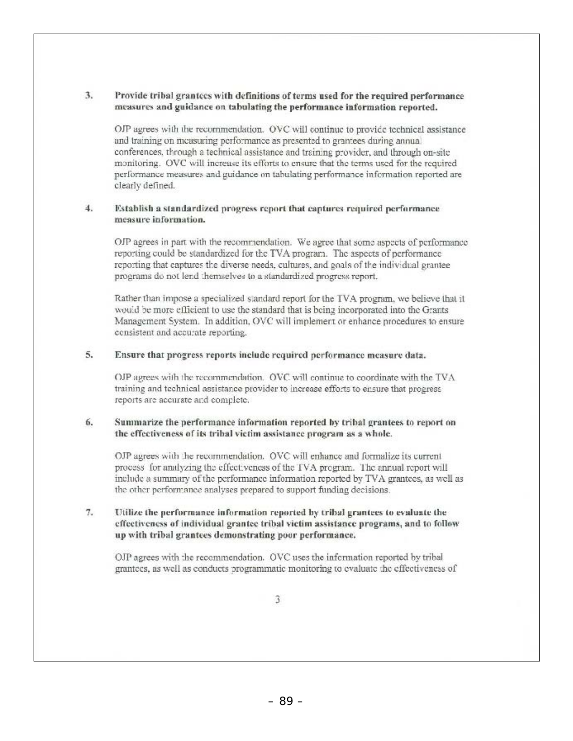3. **Provide tribal grantees with definitions of terms used for the required performance measures and guidance on tabulating the performance information reported.**

   OJP agrees with the recommendation. OVC will continue to provide technical assistance and training on measuring performance as presented to grantees during annual conferences, through a technical assistance and training provider, and through on-site monitoring. OVC will increase its efforts to ensure that the terms used for the required performance measures and guidance on tabulating performance information reported are clearly defined.

4. **Establish a standardized progress report that captures required performance measure information.**

   OJP agrees in part with the recommendation. We agree that some aspects of performance reporting could be standardized for the TVA program. The aspects of performance reporting that captures the diverse needs, cultures, and goals of the individual grantee programs do not lend themselves to a standardized progress report.

   Rather than impose a specialized standard report for the TVA program, we believe that it would be more efficient to use the standard that is being incorporated into the Grants Management System. In addition, OVC will implement or enhance procedures to ensure consistent and accurate reporting.

5. **Ensure that progress reports include required performance measure data.**

   OJP agrees with the recommendation. OVC will continue to coordinate with the TVA training and technical assistance provider to increase efforts to ensure that progress reports are accurate and complete.

6. **Summarize the performance information reported by tribal grantees to report on the effectiveness of its tribal victim assistance program as a whole.**

   OJP agrees with the recommendation. OVC will enhance and formalize its current process for analyzing the effectiveness of the TVA program. The annual report will include a summary of the performance information reported by TVA grantees, as well as the other performance analyses prepared to support funding decisions.

7. **Utilize the performance information reported by tribal grantees to evaluate the effectiveness of individual grantee tribal victim assistance programs, and to follow up with tribal grantees demonstrating poor performance.**

   OJP agrees with the recommendation. OVC uses the information reported by tribal grantees, as well as conducts programmatic monitoring to evaluate the effectiveness of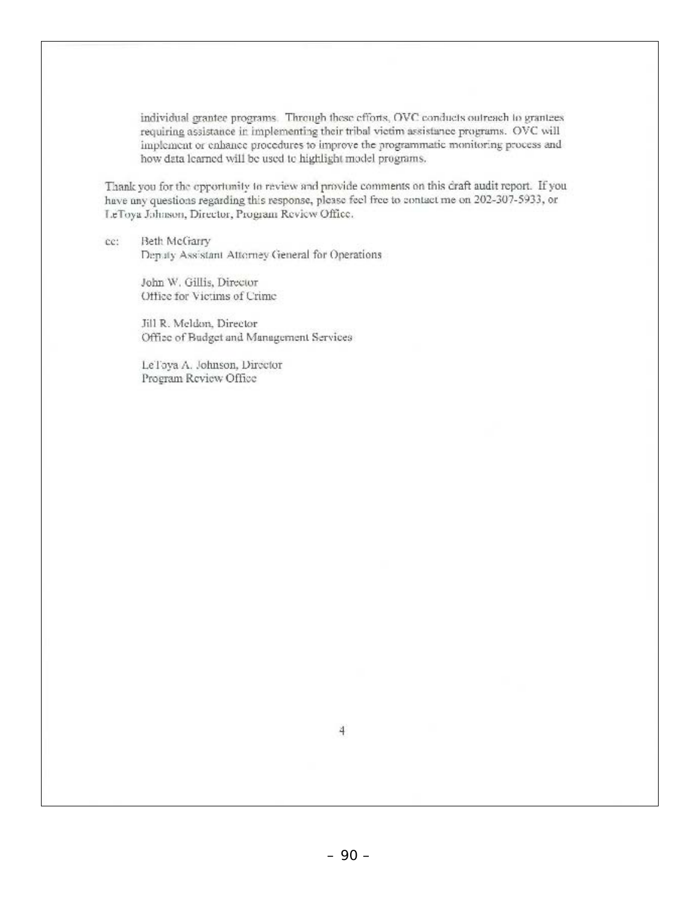individual grantee programs. Through these efforts, OVC conducts outreach to grantees requiring assistance in implementing their tribal victim assistance programs. OVC will implement or enhance procedures to improve the programmatic monitoring process and how data learned will be used to highlight model programs.

Thank you for the opportunity to review and provide comments on this draft audit report. If you have any questions regarding this response, please feel free to contact me on 202-307-5933, or LeToya Johnson, Director, Program Review Office.

cc: Beth McGarry
Deputy Assistant Attorney General for Operations

John W. Gillis, Director
Office for Victims of Crime

Jill R. Meldon, Director
Office of Budget and Management Services

LeToya A. Johnson, Director
Program Review Office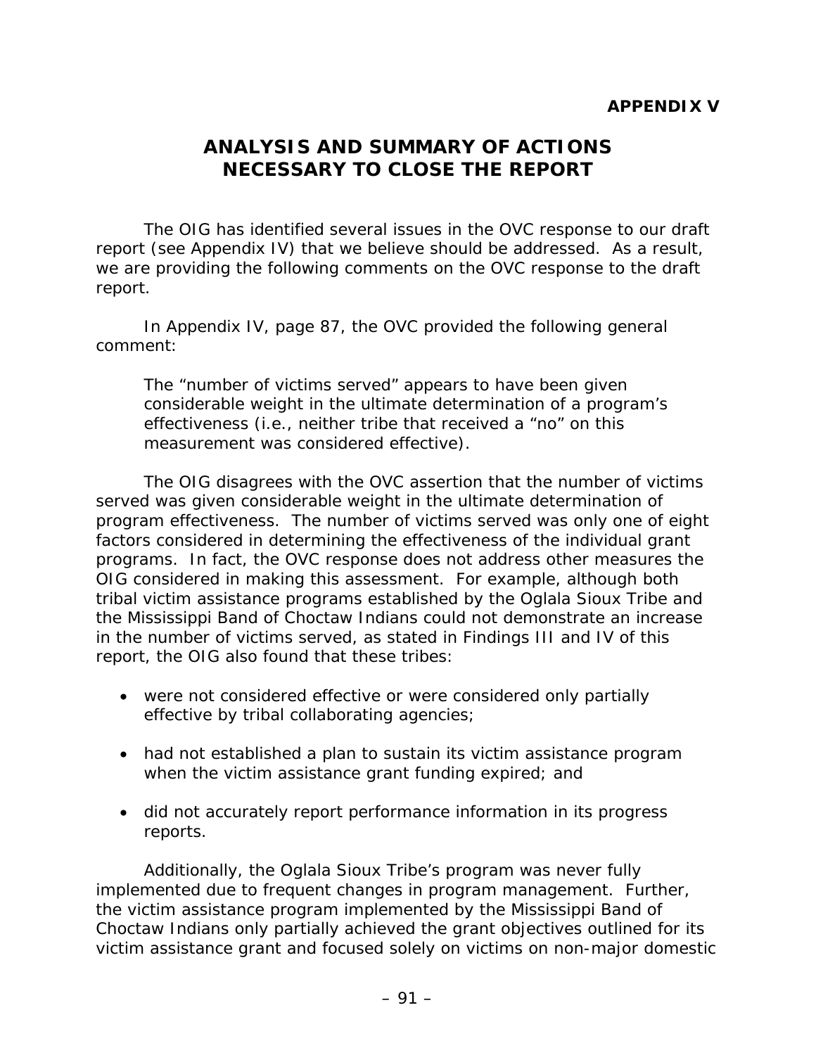**APPENDIX V**

# ANALYSIS AND SUMMARY OF ACTIONS NECESSARY TO CLOSE THE REPORT

The OIG has identified several issues in the OVC response to our draft report (see Appendix IV) that we believe should be addressed. As a result, we are providing the following comments on the OVC response to the draft report.

In Appendix IV, page 87, the OVC provided the following general comment:

> The "number of victims served" appears to have been given considerable weight in the ultimate determination of a program's effectiveness (i.e., neither tribe that received a "no" on this measurement was considered effective).

The OIG disagrees with the OVC assertion that the number of victims served was given considerable weight in the ultimate determination of program effectiveness. The number of victims served was only one of eight factors considered in determining the effectiveness of the individual grant programs. In fact, the OVC response does not address other measures the OIG considered in making this assessment. For example, although both tribal victim assistance programs established by the Oglala Sioux Tribe and the Mississippi Band of Choctaw Indians could not demonstrate an increase in the number of victims served, as stated in Findings III and IV of this report, the OIG also found that these tribes:

- were not considered effective or were considered only partially effective by tribal collaborating agencies;
- had not established a plan to sustain its victim assistance program when the victim assistance grant funding expired; and
- did not accurately report performance information in its progress reports.

Additionally, the Oglala Sioux Tribe's program was never fully implemented due to frequent changes in program management. Further, the victim assistance program implemented by the Mississippi Band of Choctaw Indians only partially achieved the grant objectives outlined for its victim assistance grant and focused solely on victims on non-major domestic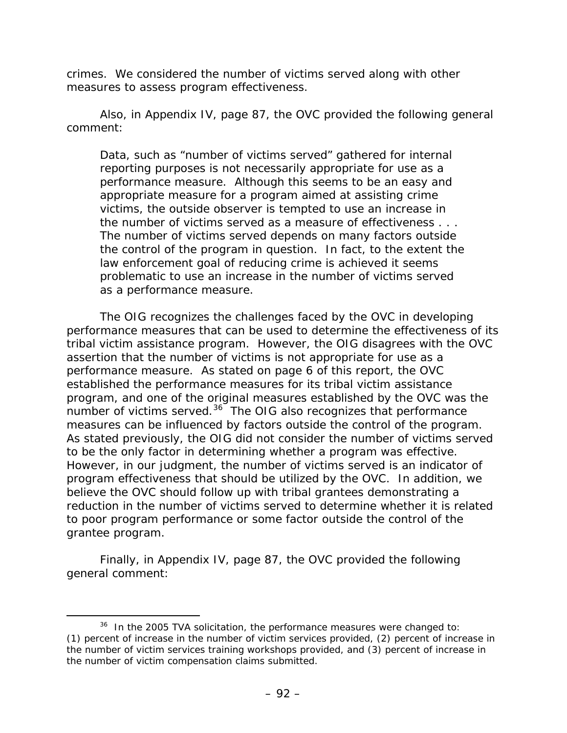crimes. We considered the number of victims served along with other measures to assess program effectiveness.

Also, in Appendix IV, page 87, the OVC provided the following general comment:

> Data, such as "number of victims served" gathered for internal reporting purposes is not necessarily appropriate for use as a performance measure. Although this seems to be an easy and appropriate measure for a program aimed at assisting crime victims, the outside observer is tempted to use an increase in the number of victims served as a measure of effectiveness . . . The number of victims served depends on many factors outside the control of the program in question. In fact, to the extent the law enforcement goal of reducing crime is achieved it seems problematic to use an increase in the number of victims served as a performance measure.

The OIG recognizes the challenges faced by the OVC in developing performance measures that can be used to determine the effectiveness of its tribal victim assistance program. However, the OIG disagrees with the OVC assertion that the number of victims is not appropriate for use as a performance measure. As stated on page 6 of this report, the OVC established the performance measures for its tribal victim assistance program, and one of the original measures established by the OVC was the number of victims served.[36] The OIG also recognizes that performance measures can be influenced by factors outside the control of the program. As stated previously, the OIG did not consider the number of victims served to be the only factor in determining whether a program was effective. However, in our judgment, the number of victims served is an indicator of program effectiveness that should be utilized by the OVC. In addition, we believe the OVC should follow up with tribal grantees demonstrating a reduction in the number of victims served to determine whether it is related to poor program performance or some factor outside the control of the grantee program.

Finally, in Appendix IV, page 87, the OVC provided the following general comment:

[36] In the 2005 TVA solicitation, the performance measures were changed to: (1) percent of increase in the number of victim services provided, (2) percent of increase in the number of victim services training workshops provided, and (3) percent of increase in the number of victim compensation claims submitted.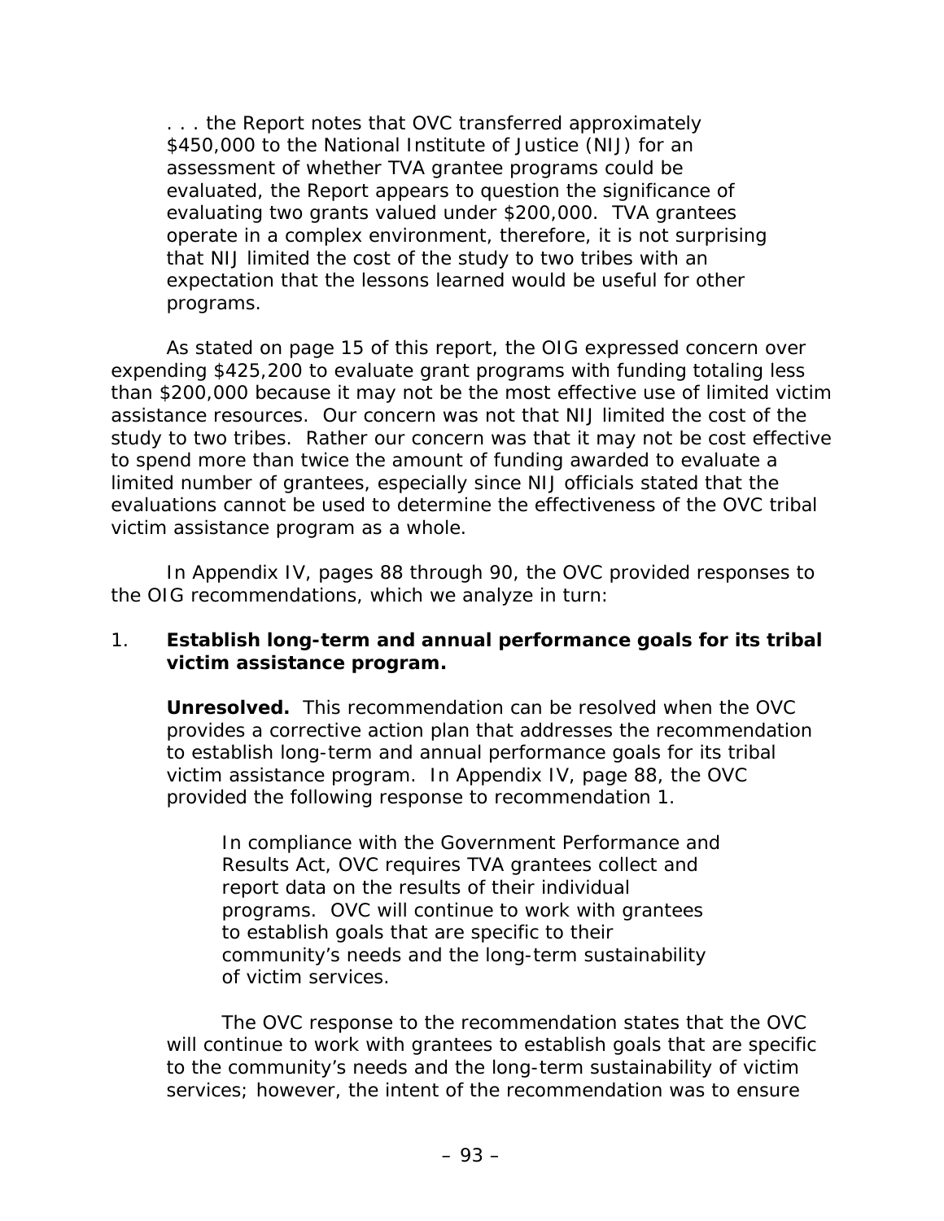> . . . the Report notes that OVC transferred approximately \$450,000 to the National Institute of Justice (NIJ) for an assessment of whether TVA grantee programs could be evaluated, the Report appears to question the significance of evaluating two grants valued under \$200,000. TVA grantees operate in a complex environment, therefore, it is not surprising that NIJ limited the cost of the study to two tribes with an expectation that the lessons learned would be useful for other programs.

As stated on page 15 of this report, the OIG expressed concern over expending \$425,200 to evaluate grant programs with funding totaling less than \$200,000 because it may not be the most effective use of limited victim assistance resources. Our concern was not that NIJ limited the cost of the study to two tribes. Rather our concern was that it may not be cost effective to spend more than twice the amount of funding awarded to evaluate a limited number of grantees, especially since NIJ officials stated that the evaluations cannot be used to determine the effectiveness of the OVC tribal victim assistance program as a whole.

In Appendix IV, pages 88 through 90, the OVC provided responses to the OIG recommendations, which we analyze in turn:

1. **Establish long-term and annual performance goals for its tribal victim assistance program.**

   **Unresolved.** This recommendation can be resolved when the OVC provides a corrective action plan that addresses the recommendation to establish long-term and annual performance goals for its tribal victim assistance program. In Appendix IV, page 88, the OVC provided the following response to recommendation 1.

   > In compliance with the Government Performance and Results Act, OVC requires TVA grantees collect and report data on the results of their individual programs. OVC will continue to work with grantees to establish goals that are specific to their community's needs and the long-term sustainability of victim services.

   The OVC response to the recommendation states that the OVC will continue to work with grantees to establish goals that are specific to the community's needs and the long-term sustainability of victim services; however, the intent of the recommendation was to ensure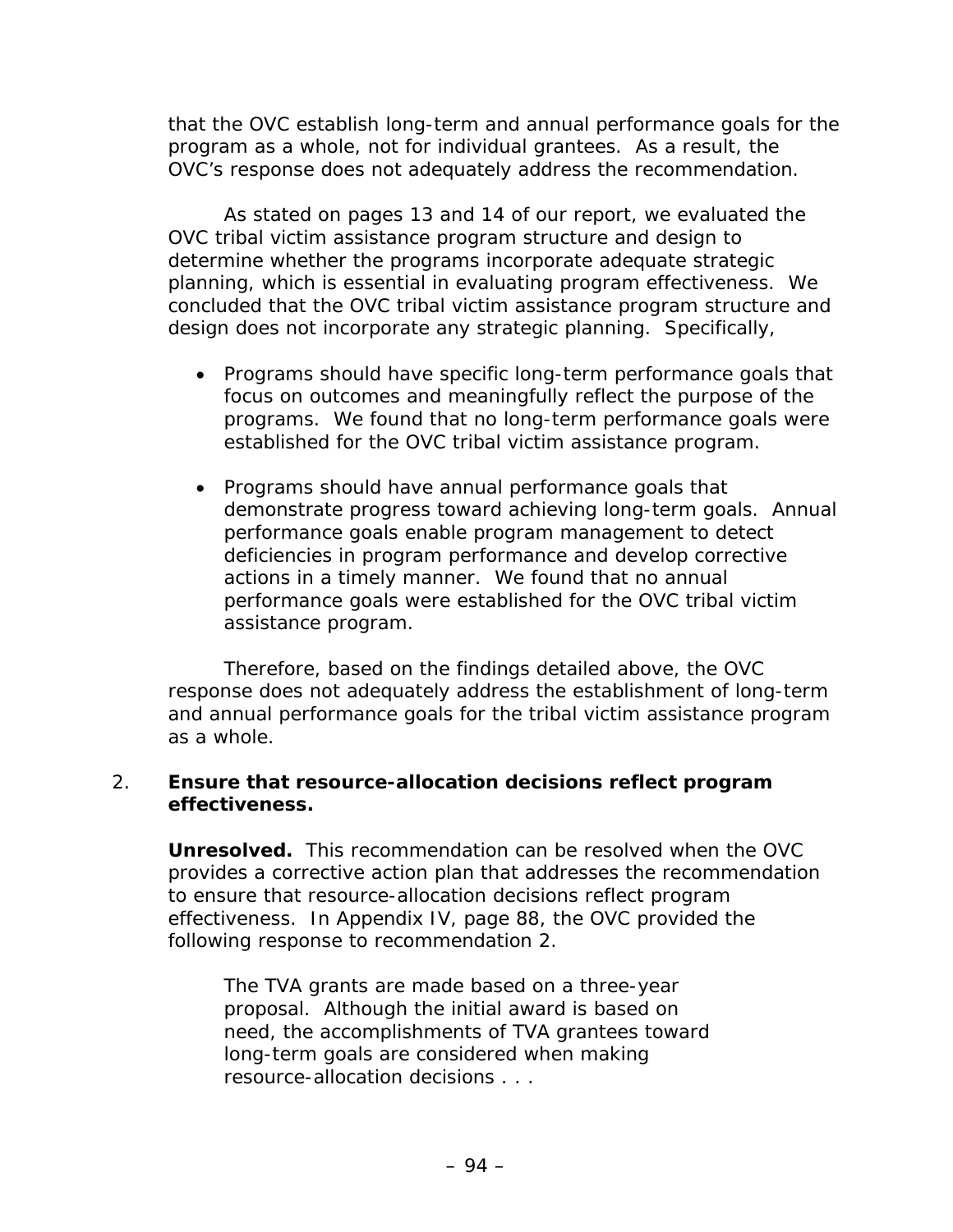that the OVC establish long-term and annual performance goals for the program as a whole, not for individual grantees. As a result, the OVC's response does not adequately address the recommendation.

As stated on pages 13 and 14 of our report, we evaluated the OVC tribal victim assistance program structure and design to determine whether the programs incorporate adequate strategic planning, which is essential in evaluating program effectiveness. We concluded that the OVC tribal victim assistance program structure and design does not incorporate any strategic planning. Specifically,

- Programs should have specific long-term performance goals that focus on outcomes and meaningfully reflect the purpose of the programs. We found that no long-term performance goals were established for the OVC tribal victim assistance program.

- Programs should have annual performance goals that demonstrate progress toward achieving long-term goals. Annual performance goals enable program management to detect deficiencies in program performance and develop corrective actions in a timely manner. We found that no annual performance goals were established for the OVC tribal victim assistance program.

Therefore, based on the findings detailed above, the OVC response does not adequately address the establishment of long-term and annual performance goals for the tribal victim assistance program as a whole.

2. **Ensure that resource-allocation decisions reflect program effectiveness.**

   **Unresolved.** This recommendation can be resolved when the OVC provides a corrective action plan that addresses the recommendation to ensure that resource-allocation decisions reflect program effectiveness. In Appendix IV, page 88, the OVC provided the following response to recommendation 2.

   > The TVA grants are made based on a three-year proposal. Although the initial award is based on need, the accomplishments of TVA grantees toward long-term goals are considered when making resource-allocation decisions . . .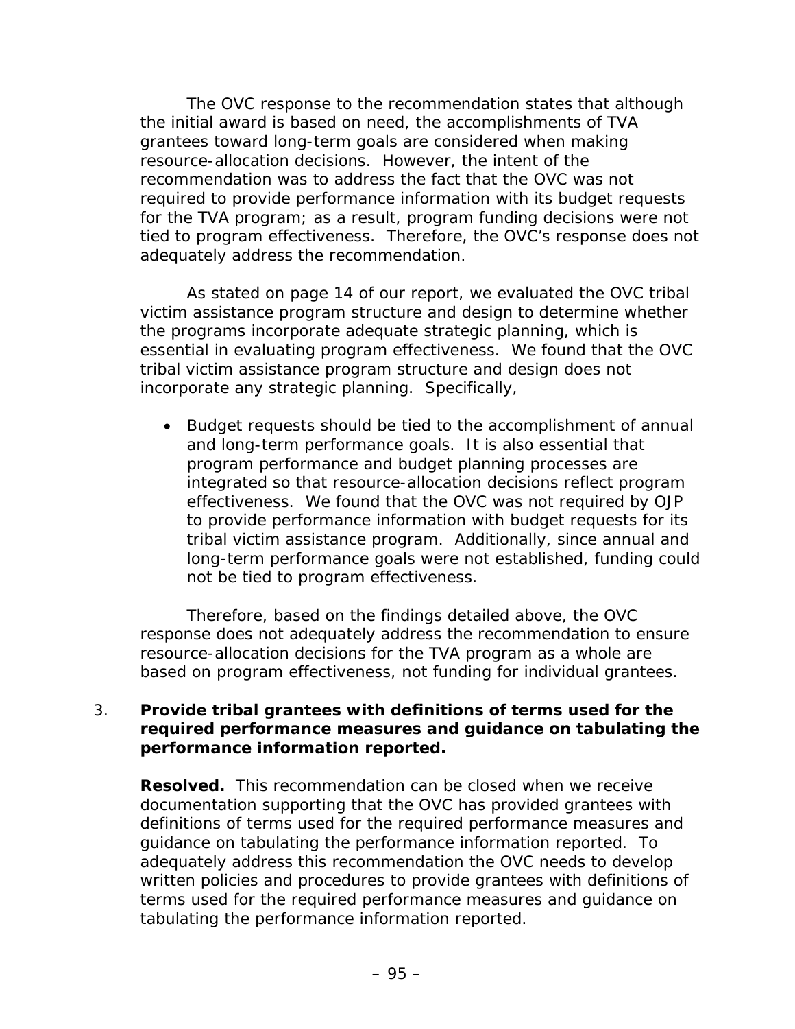The OVC response to the recommendation states that although the initial award is based on need, the accomplishments of TVA grantees toward long-term goals are considered when making resource-allocation decisions. However, the intent of the recommendation was to address the fact that the OVC was not required to provide performance information with its budget requests for the TVA program; as a result, program funding decisions were not tied to program effectiveness. Therefore, the OVC's response does not adequately address the recommendation.

As stated on page 14 of our report, we evaluated the OVC tribal victim assistance program structure and design to determine whether the programs incorporate adequate strategic planning, which is essential in evaluating program effectiveness. We found that the OVC tribal victim assistance program structure and design does not incorporate any strategic planning. Specifically,

- Budget requests should be tied to the accomplishment of annual and long-term performance goals. It is also essential that program performance and budget planning processes are integrated so that resource-allocation decisions reflect program effectiveness. We found that the OVC was not required by OJP to provide performance information with budget requests for its tribal victim assistance program. Additionally, since annual and long-term performance goals were not established, funding could not be tied to program effectiveness.

Therefore, based on the findings detailed above, the OVC response does not adequately address the recommendation to ensure resource-allocation decisions for the TVA program as a whole are based on program effectiveness, not funding for individual grantees.

3. **Provide tribal grantees with definitions of terms used for the required performance measures and guidance on tabulating the performance information reported.**

   **Resolved.** This recommendation can be closed when we receive documentation supporting that the OVC has provided grantees with definitions of terms used for the required performance measures and guidance on tabulating the performance information reported. To adequately address this recommendation the OVC needs to develop written policies and procedures to provide grantees with definitions of terms used for the required performance measures and guidance on tabulating the performance information reported.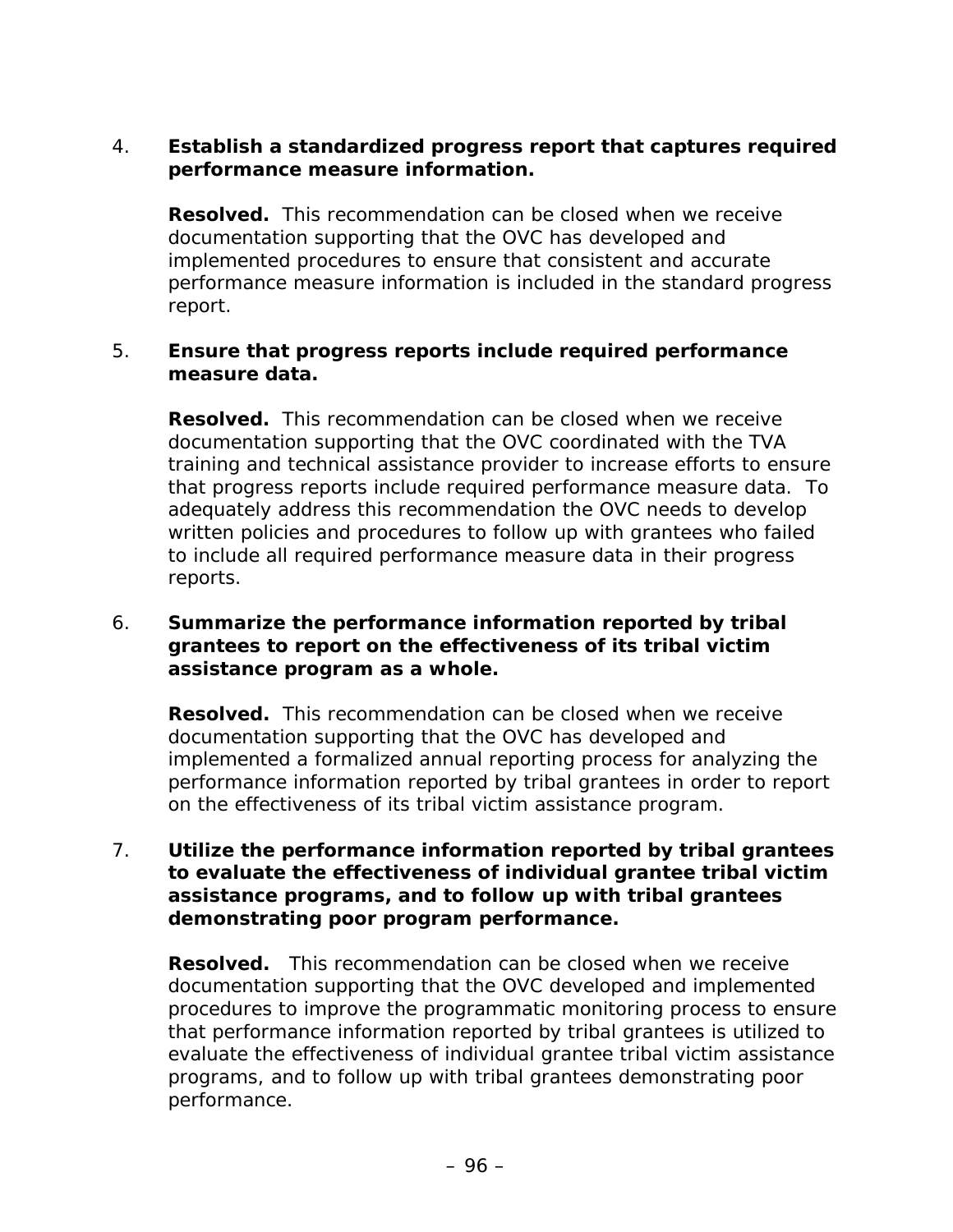4. **Establish a standardized progress report that captures required performance measure information.**

   **Resolved.** This recommendation can be closed when we receive documentation supporting that the OVC has developed and implemented procedures to ensure that consistent and accurate performance measure information is included in the standard progress report.

5. **Ensure that progress reports include required performance measure data.**

   **Resolved.** This recommendation can be closed when we receive documentation supporting that the OVC coordinated with the TVA training and technical assistance provider to increase efforts to ensure that progress reports include required performance measure data. To adequately address this recommendation the OVC needs to develop written policies and procedures to follow up with grantees who failed to include all required performance measure data in their progress reports.

6. **Summarize the performance information reported by tribal grantees to report on the effectiveness of its tribal victim assistance program as a whole.**

   **Resolved.** This recommendation can be closed when we receive documentation supporting that the OVC has developed and implemented a formalized annual reporting process for analyzing the performance information reported by tribal grantees in order to report on the effectiveness of its tribal victim assistance program.

7. **Utilize the performance information reported by tribal grantees to evaluate the effectiveness of individual grantee tribal victim assistance programs, and to follow up with tribal grantees demonstrating poor program performance.**

   **Resolved.** This recommendation can be closed when we receive documentation supporting that the OVC developed and implemented procedures to improve the programmatic monitoring process to ensure that performance information reported by tribal grantees is utilized to evaluate the effectiveness of individual grantee tribal victim assistance programs, and to follow up with tribal grantees demonstrating poor performance.